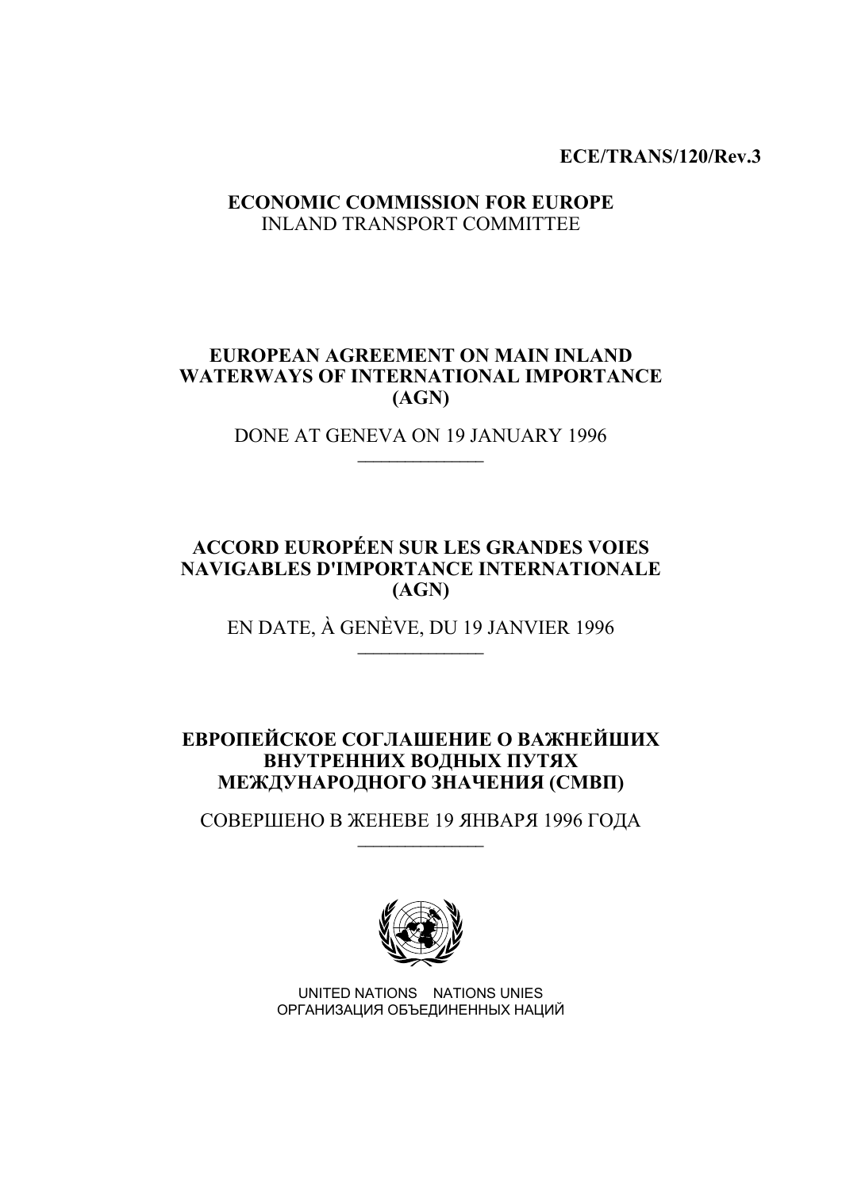**ECE/TRANS/120/Rev.3**

**ECONOMIC COMMISSION FOR EUROPE**
INLAND TRANSPORT COMMITTEE

# EUROPEAN AGREEMENT ON MAIN INLAND WATERWAYS OF INTERNATIONAL IMPORTANCE (AGN)

DONE AT GENEVA ON 19 JANUARY 1996

---

# ACCORD EUROPÉEN SUR LES GRANDES VOIES NAVIGABLES D'IMPORTANCE INTERNATIONALE (AGN)

EN DATE, À GENÈVE, DU 19 JANVIER 1996

---

# ЕВРОПЕЙСКОЕ СОГЛАШЕНИЕ О ВАЖНЕЙШИХ ВНУТРЕННИХ ВОДНЫХ ПУТЯХ МЕЖДУНАРОДНОГО ЗНАЧЕНИЯ (СМВП)

СОВЕРШЕНО В ЖЕНЕВЕ 19 ЯНВАРЯ 1996 ГОДА

---

UNITED NATIONS NATIONS UNIES
ОРГАНИЗАЦИЯ ОБЪЕДИНЕННЫХ НАЦИЙ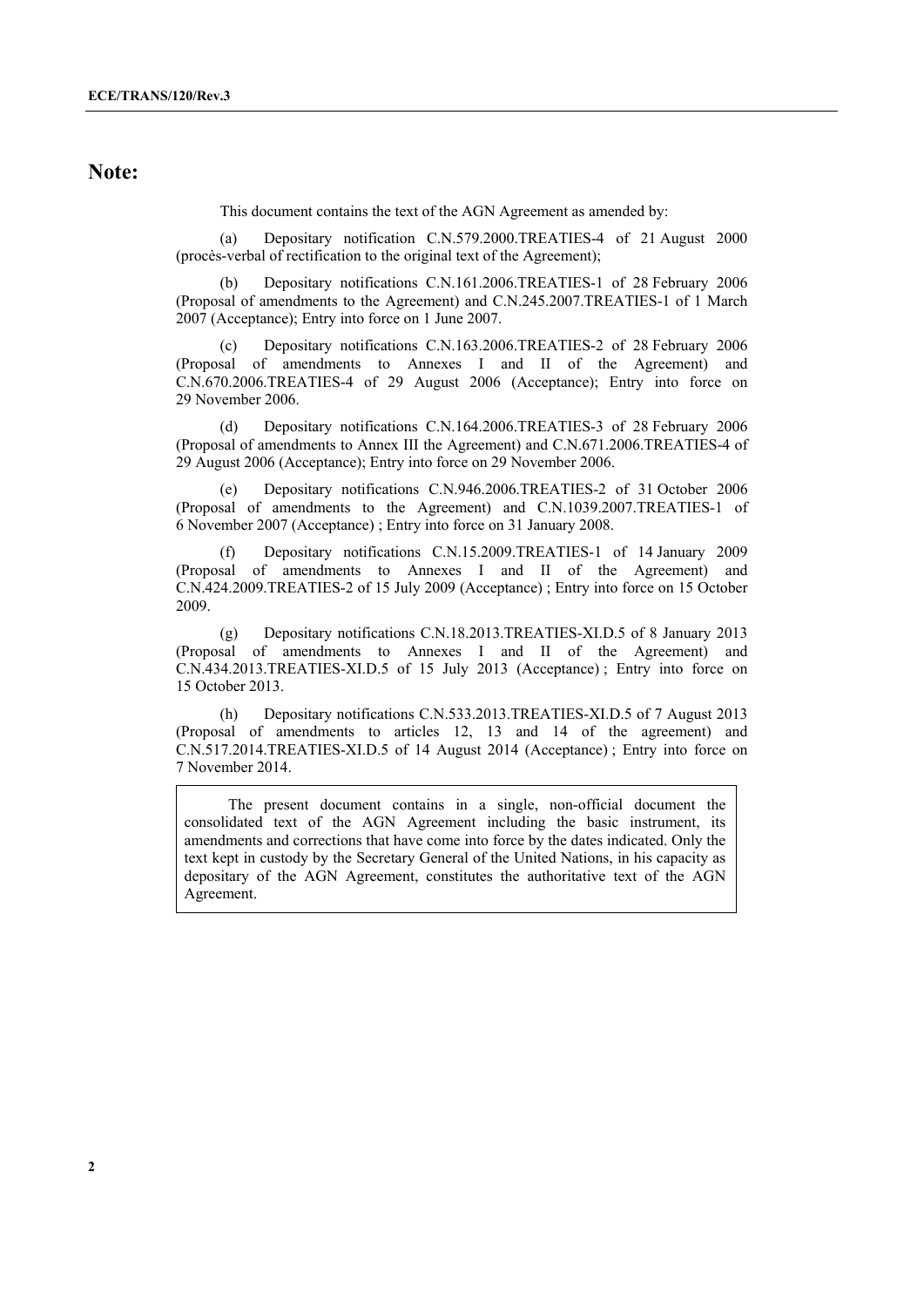# Note:

This document contains the text of the AGN Agreement as amended by:

(a) Depositary notification C.N.579.2000.TREATIES-4 of 21 August 2000 (procès-verbal of rectification to the original text of the Agreement);

(b) Depositary notifications C.N.161.2006.TREATIES-1 of 28 February 2006 (Proposal of amendments to the Agreement) and C.N.245.2007.TREATIES-1 of 1 March 2007 (Acceptance); Entry into force on 1 June 2007.

(c) Depositary notifications C.N.163.2006.TREATIES-2 of 28 February 2006 (Proposal of amendments to Annexes I and II of the Agreement) and C.N.670.2006.TREATIES-4 of 29 August 2006 (Acceptance); Entry into force on 29 November 2006.

(d) Depositary notifications C.N.164.2006.TREATIES-3 of 28 February 2006 (Proposal of amendments to Annex III the Agreement) and C.N.671.2006.TREATIES-4 of 29 August 2006 (Acceptance); Entry into force on 29 November 2006.

(e) Depositary notifications C.N.946.2006.TREATIES-2 of 31 October 2006 (Proposal of amendments to the Agreement) and C.N.1039.2007.TREATIES-1 of 6 November 2007 (Acceptance) ; Entry into force on 31 January 2008.

(f) Depositary notifications C.N.15.2009.TREATIES-1 of 14 January 2009 (Proposal of amendments to Annexes I and II of the Agreement) and C.N.424.2009.TREATIES-2 of 15 July 2009 (Acceptance) ; Entry into force on 15 October 2009.

(g) Depositary notifications C.N.18.2013.TREATIES-XI.D.5 of 8 January 2013 (Proposal of amendments to Annexes I and II of the Agreement) and C.N.434.2013.TREATIES-XI.D.5 of 15 July 2013 (Acceptance) ; Entry into force on 15 October 2013.

(h) Depositary notifications C.N.533.2013.TREATIES-XI.D.5 of 7 August 2013 (Proposal of amendments to articles 12, 13 and 14 of the agreement) and C.N.517.2014.TREATIES-XI.D.5 of 14 August 2014 (Acceptance) ; Entry into force on 7 November 2014.

> The present document contains in a single, non-official document the consolidated text of the AGN Agreement including the basic instrument, its amendments and corrections that have come into force by the dates indicated. Only the text kept in custody by the Secretary General of the United Nations, in his capacity as depositary of the AGN Agreement, constitutes the authoritative text of the AGN Agreement.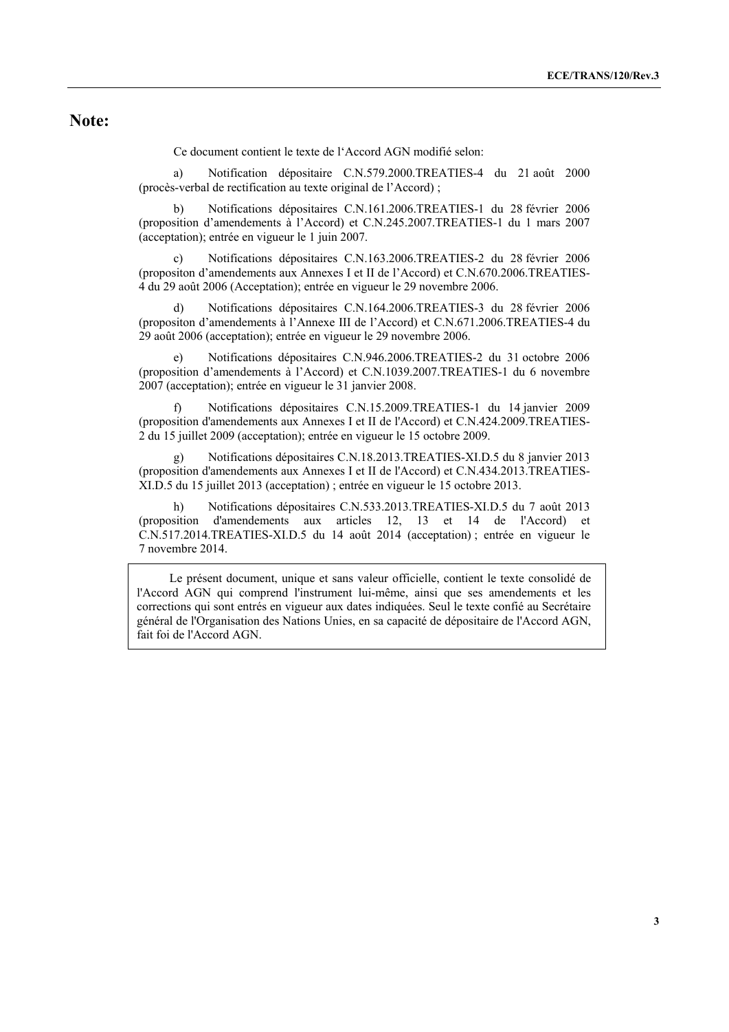# Note:

Ce document contient le texte de l'Accord AGN modifié selon:

a) Notification dépositaire C.N.579.2000.TREATIES-4 du 21 août 2000 (procès-verbal de rectification au texte original de l'Accord) ;

b) Notifications dépositaires C.N.161.2006.TREATIES-1 du 28 février 2006 (proposition d'amendements à l'Accord) et C.N.245.2007.TREATIES-1 du 1 mars 2007 (acceptation); entrée en vigueur le 1 juin 2007.

c) Notifications dépositaires C.N.163.2006.TREATIES-2 du 28 février 2006 (propositon d'amendements aux Annexes I et II de l'Accord) et C.N.670.2006.TREATIES-4 du 29 août 2006 (Acceptation); entrée en vigueur le 29 novembre 2006.

d) Notifications dépositaires C.N.164.2006.TREATIES-3 du 28 février 2006 (propositon d'amendements à l'Annexe III de l'Accord) et C.N.671.2006.TREATIES-4 du 29 août 2006 (acceptation); entrée en vigueur le 29 novembre 2006.

e) Notifications dépositaires C.N.946.2006.TREATIES-2 du 31 octobre 2006 (proposition d'amendements à l'Accord) et C.N.1039.2007.TREATIES-1 du 6 novembre 2007 (acceptation); entrée en vigueur le 31 janvier 2008.

f) Notifications dépositaires C.N.15.2009.TREATIES-1 du 14 janvier 2009 (proposition d'amendements aux Annexes I et II de l'Accord) et C.N.424.2009.TREATIES-2 du 15 juillet 2009 (acceptation); entrée en vigueur le 15 octobre 2009.

g) Notifications dépositaires C.N.18.2013.TREATIES-XI.D.5 du 8 janvier 2013 (proposition d'amendements aux Annexes I et II de l'Accord) et C.N.434.2013.TREATIES-XI.D.5 du 15 juillet 2013 (acceptation) ; entrée en vigueur le 15 octobre 2013.

h) Notifications dépositaires C.N.533.2013.TREATIES-XI.D.5 du 7 août 2013 (proposition d'amendements aux articles 12, 13 et 14 de l'Accord) et C.N.517.2014.TREATIES-XI.D.5 du 14 août 2014 (acceptation) ; entrée en vigueur le 7 novembre 2014.

Le présent document, unique et sans valeur officielle, contient le texte consolidé de l'Accord AGN qui comprend l'instrument lui-même, ainsi que ses amendements et les corrections qui sont entrés en vigueur aux dates indiquées. Seul le texte confié au Secrétaire général de l'Organisation des Nations Unies, en sa capacité de dépositaire de l'Accord AGN, fait foi de l'Accord AGN.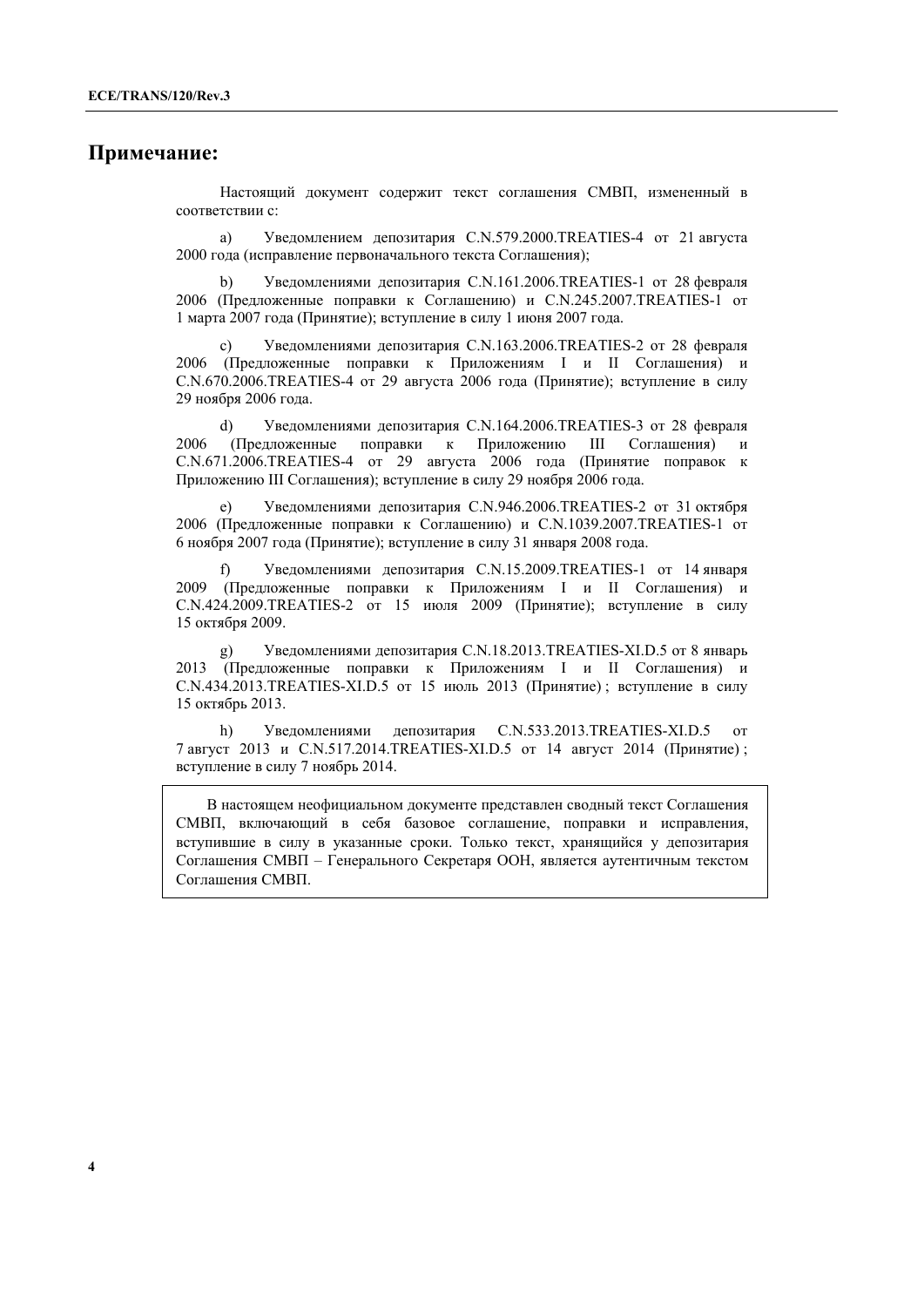## Примечание:

Настоящий документ содержит текст соглашения СМВП, измененный в соответствии с:

a) Уведомлением депозитария C.N.579.2000.TREATIES-4 от 21 августа 2000 года (исправление первоначального текста Соглашения);

b) Уведомлениями депозитария C.N.161.2006.TREATIES-1 от 28 февраля 2006 (Предложенные поправки к Соглашению) и C.N.245.2007.TREATIES-1 от 1 марта 2007 года (Принятие); вступление в силу 1 июня 2007 года.

c) Уведомлениями депозитария C.N.163.2006.TREATIES-2 от 28 февраля 2006 (Предложенные поправки к Приложениям I и II Соглашения) и C.N.670.2006.TREATIES-4 от 29 августа 2006 года (Принятие); вступление в силу 29 ноября 2006 года.

d) Уведомлениями депозитария C.N.164.2006.TREATIES-3 от 28 февраля 2006 (Предложенные поправки к Приложению III Соглашения) и C.N.671.2006.TREATIES-4 от 29 августа 2006 года (Принятие поправок к Приложению III Соглашения); вступление в силу 29 ноября 2006 года.

e) Уведомлениями депозитария C.N.946.2006.TREATIES-2 от 31 октября 2006 (Предложенные поправки к Соглашению) и C.N.1039.2007.TREATIES-1 от 6 ноября 2007 года (Принятие); вступление в силу 31 января 2008 года.

f) Уведомлениями депозитария C.N.15.2009.TREATIES-1 от 14 января 2009 (Предложенные поправки к Приложениям I и II Соглашения) и C.N.424.2009.TREATIES-2 от 15 июля 2009 (Принятие); вступление в силу 15 октября 2009.

g) Уведомлениями депозитария C.N.18.2013.TREATIES-XI.D.5 от 8 январь 2013 (Предложенные поправки к Приложениям I и II Соглашения) и C.N.434.2013.TREATIES-XI.D.5 от 15 июль 2013 (Принятие) ; вступление в силу 15 октябрь 2013.

h) Уведомлениями депозитария C.N.533.2013.TREATIES-XI.D.5 от 7 август 2013 и C.N.517.2014.TREATIES-XI.D.5 от 14 август 2014 (Принятие) ; вступление в силу 7 ноябрь 2014.

> В настоящем неофициальном документе представлен сводный текст Соглашения СМВП, включающий в себя базовое соглашение, поправки и исправления, вступившие в силу в указанные сроки. Только текст, хранящийся у депозитария Соглашения СМВП – Генерального Секретаря ООН, является аутентичным текстом Соглашения СМВП.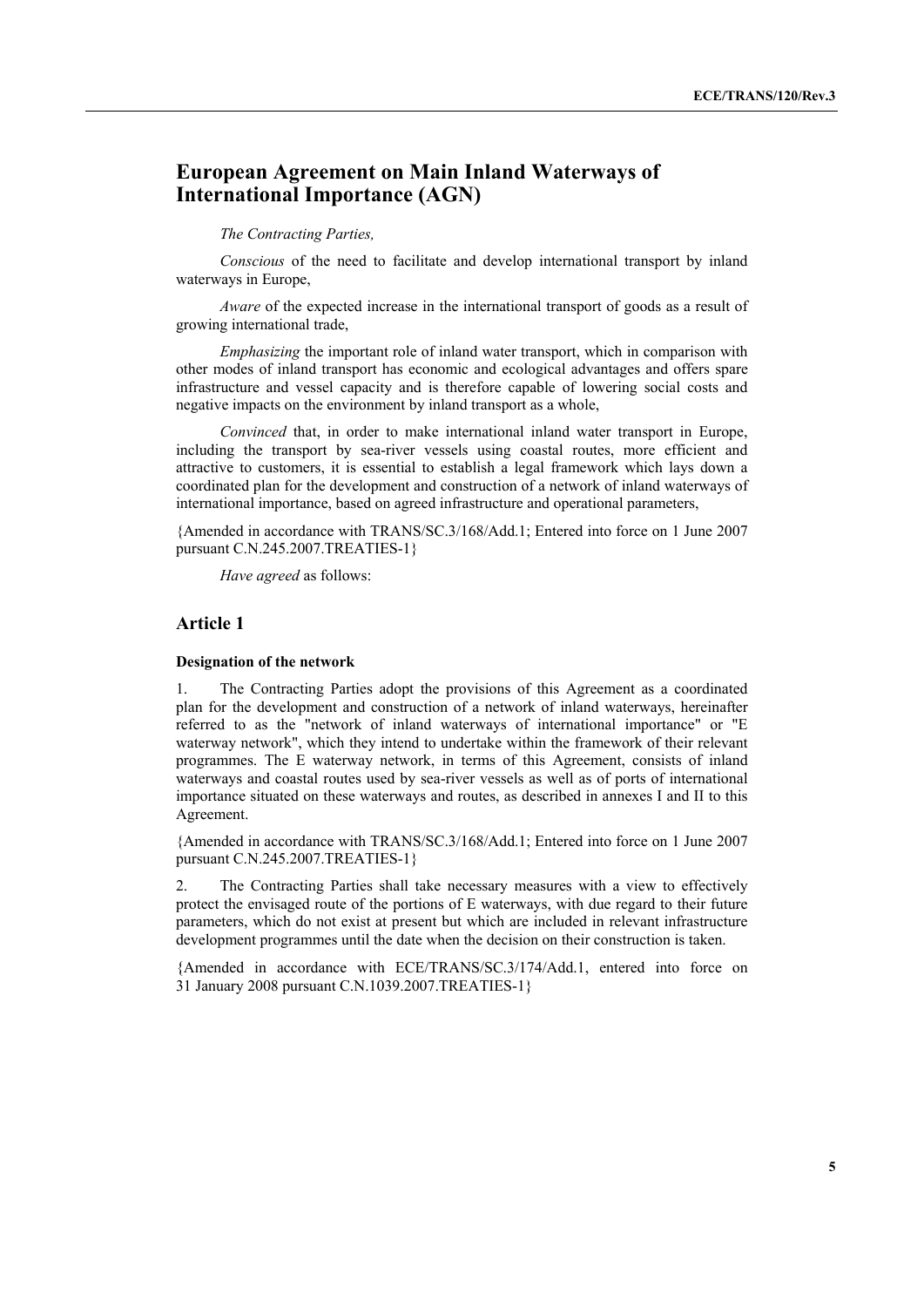# European Agreement on Main Inland Waterways of International Importance (AGN)

*The Contracting Parties,*

*Conscious* of the need to facilitate and develop international transport by inland waterways in Europe,

*Aware* of the expected increase in the international transport of goods as a result of growing international trade,

*Emphasizing* the important role of inland water transport, which in comparison with other modes of inland transport has economic and ecological advantages and offers spare infrastructure and vessel capacity and is therefore capable of lowering social costs and negative impacts on the environment by inland transport as a whole,

*Convinced* that, in order to make international inland water transport in Europe, including the transport by sea-river vessels using coastal routes, more efficient and attractive to customers, it is essential to establish a legal framework which lays down a coordinated plan for the development and construction of a network of inland waterways of international importance, based on agreed infrastructure and operational parameters,

{Amended in accordance with TRANS/SC.3/168/Add.1; Entered into force on 1 June 2007 pursuant C.N.245.2007.TREATIES-1}

*Have agreed* as follows:

## Article 1

**Designation of the network**

1. The Contracting Parties adopt the provisions of this Agreement as a coordinated plan for the development and construction of a network of inland waterways, hereinafter referred to as the "network of inland waterways of international importance" or "E waterway network", which they intend to undertake within the framework of their relevant programmes. The E waterway network, in terms of this Agreement, consists of inland waterways and coastal routes used by sea-river vessels as well as of ports of international importance situated on these waterways and routes, as described in annexes I and II to this Agreement.

{Amended in accordance with TRANS/SC.3/168/Add.1; Entered into force on 1 June 2007 pursuant C.N.245.2007.TREATIES-1}

2. The Contracting Parties shall take necessary measures with a view to effectively protect the envisaged route of the portions of E waterways, with due regard to their future parameters, which do not exist at present but which are included in relevant infrastructure development programmes until the date when the decision on their construction is taken.

{Amended in accordance with ECE/TRANS/SC.3/174/Add.1, entered into force on 31 January 2008 pursuant C.N.1039.2007.TREATIES-1}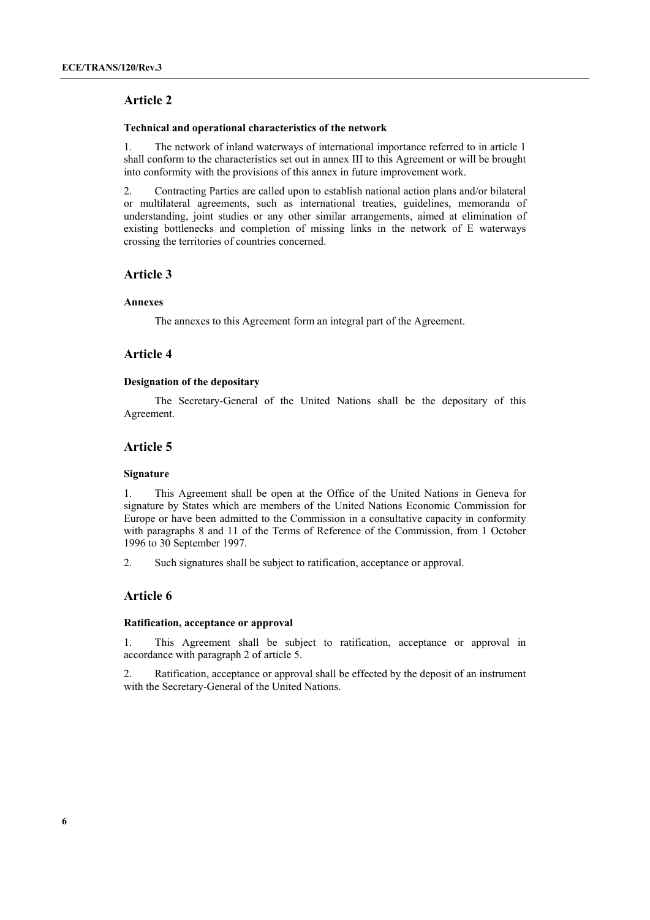## Article 2

### Technical and operational characteristics of the network

1. The network of inland waterways of international importance referred to in article 1 shall conform to the characteristics set out in annex III to this Agreement or will be brought into conformity with the provisions of this annex in future improvement work.

2. Contracting Parties are called upon to establish national action plans and/or bilateral or multilateral agreements, such as international treaties, guidelines, memoranda of understanding, joint studies or any other similar arrangements, aimed at elimination of existing bottlenecks and completion of missing links in the network of E waterways crossing the territories of countries concerned.

## Article 3

### Annexes

The annexes to this Agreement form an integral part of the Agreement.

## Article 4

### Designation of the depositary

The Secretary-General of the United Nations shall be the depositary of this Agreement.

## Article 5

### Signature

1. This Agreement shall be open at the Office of the United Nations in Geneva for signature by States which are members of the United Nations Economic Commission for Europe or have been admitted to the Commission in a consultative capacity in conformity with paragraphs 8 and 11 of the Terms of Reference of the Commission, from 1 October 1996 to 30 September 1997.

2. Such signatures shall be subject to ratification, acceptance or approval.

## Article 6

### Ratification, acceptance or approval

1. This Agreement shall be subject to ratification, acceptance or approval in accordance with paragraph 2 of article 5.

2. Ratification, acceptance or approval shall be effected by the deposit of an instrument with the Secretary-General of the United Nations.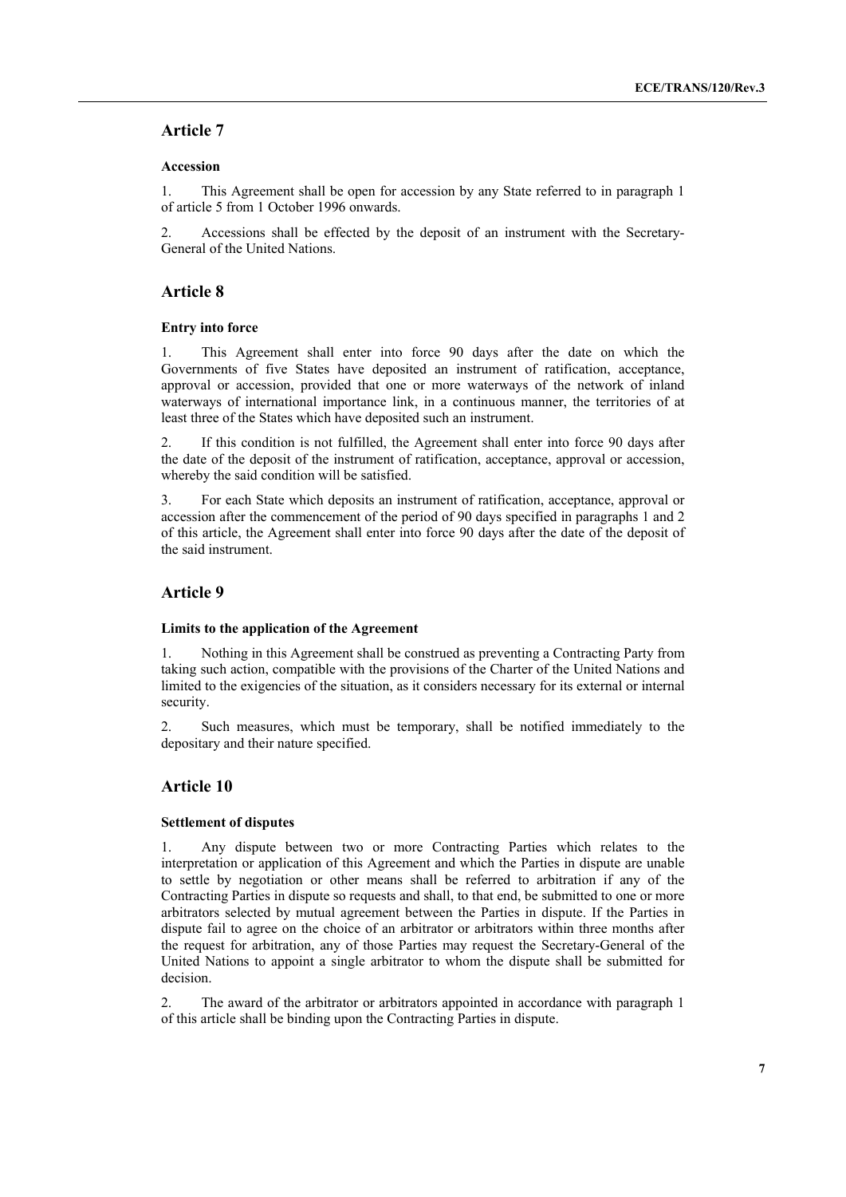## Article 7

### Accession

1. This Agreement shall be open for accession by any State referred to in paragraph 1 of article 5 from 1 October 1996 onwards.

2. Accessions shall be effected by the deposit of an instrument with the Secretary-General of the United Nations.

## Article 8

### Entry into force

1. This Agreement shall enter into force 90 days after the date on which the Governments of five States have deposited an instrument of ratification, acceptance, approval or accession, provided that one or more waterways of the network of inland waterways of international importance link, in a continuous manner, the territories of at least three of the States which have deposited such an instrument.

2. If this condition is not fulfilled, the Agreement shall enter into force 90 days after the date of the deposit of the instrument of ratification, acceptance, approval or accession, whereby the said condition will be satisfied.

3. For each State which deposits an instrument of ratification, acceptance, approval or accession after the commencement of the period of 90 days specified in paragraphs 1 and 2 of this article, the Agreement shall enter into force 90 days after the date of the deposit of the said instrument.

## Article 9

### Limits to the application of the Agreement

1. Nothing in this Agreement shall be construed as preventing a Contracting Party from taking such action, compatible with the provisions of the Charter of the United Nations and limited to the exigencies of the situation, as it considers necessary for its external or internal security.

2. Such measures, which must be temporary, shall be notified immediately to the depositary and their nature specified.

## Article 10

### Settlement of disputes

1. Any dispute between two or more Contracting Parties which relates to the interpretation or application of this Agreement and which the Parties in dispute are unable to settle by negotiation or other means shall be referred to arbitration if any of the Contracting Parties in dispute so requests and shall, to that end, be submitted to one or more arbitrators selected by mutual agreement between the Parties in dispute. If the Parties in dispute fail to agree on the choice of an arbitrator or arbitrators within three months after the request for arbitration, any of those Parties may request the Secretary-General of the United Nations to appoint a single arbitrator to whom the dispute shall be submitted for decision.

2. The award of the arbitrator or arbitrators appointed in accordance with paragraph 1 of this article shall be binding upon the Contracting Parties in dispute.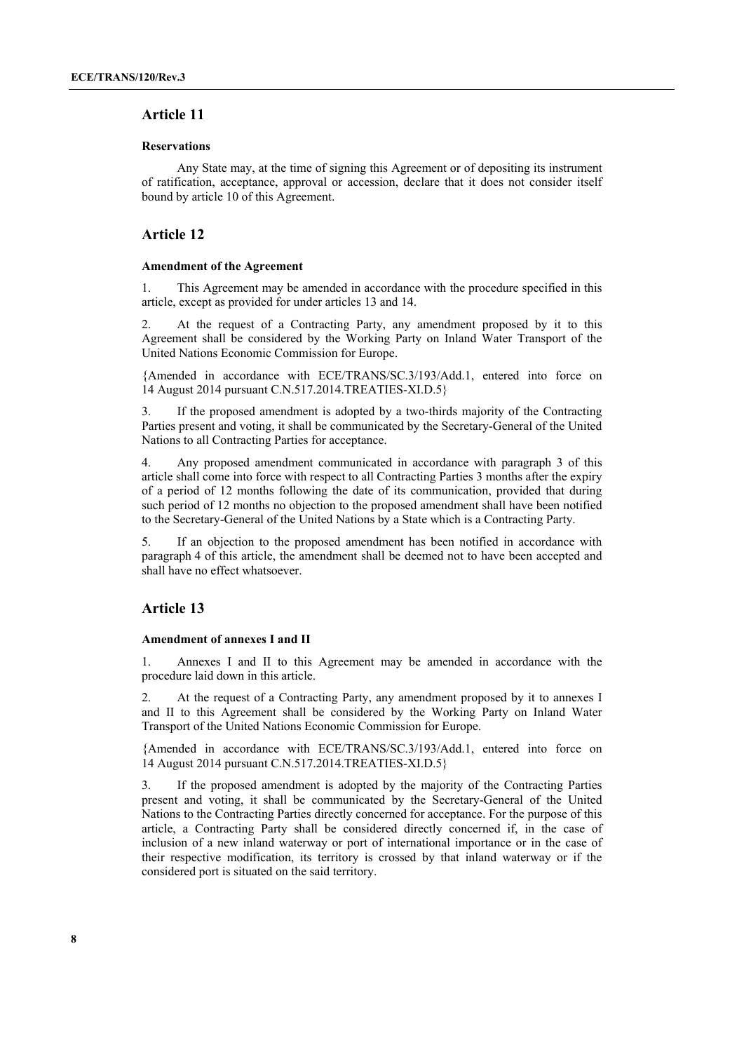## Article 11

**Reservations**

Any State may, at the time of signing this Agreement or of depositing its instrument of ratification, acceptance, approval or accession, declare that it does not consider itself bound by article 10 of this Agreement.

## Article 12

**Amendment of the Agreement**

1. This Agreement may be amended in accordance with the procedure specified in this article, except as provided for under articles 13 and 14.

2. At the request of a Contracting Party, any amendment proposed by it to this Agreement shall be considered by the Working Party on Inland Water Transport of the United Nations Economic Commission for Europe.

{Amended in accordance with ECE/TRANS/SC.3/193/Add.1, entered into force on 14 August 2014 pursuant C.N.517.2014.TREATIES-XI.D.5}

3. If the proposed amendment is adopted by a two-thirds majority of the Contracting Parties present and voting, it shall be communicated by the Secretary-General of the United Nations to all Contracting Parties for acceptance.

4. Any proposed amendment communicated in accordance with paragraph 3 of this article shall come into force with respect to all Contracting Parties 3 months after the expiry of a period of 12 months following the date of its communication, provided that during such period of 12 months no objection to the proposed amendment shall have been notified to the Secretary-General of the United Nations by a State which is a Contracting Party.

5. If an objection to the proposed amendment has been notified in accordance with paragraph 4 of this article, the amendment shall be deemed not to have been accepted and shall have no effect whatsoever.

## Article 13

**Amendment of annexes I and II**

1. Annexes I and II to this Agreement may be amended in accordance with the procedure laid down in this article.

2. At the request of a Contracting Party, any amendment proposed by it to annexes I and II to this Agreement shall be considered by the Working Party on Inland Water Transport of the United Nations Economic Commission for Europe.

{Amended in accordance with ECE/TRANS/SC.3/193/Add.1, entered into force on 14 August 2014 pursuant C.N.517.2014.TREATIES-XI.D.5}

3. If the proposed amendment is adopted by the majority of the Contracting Parties present and voting, it shall be communicated by the Secretary-General of the United Nations to the Contracting Parties directly concerned for acceptance. For the purpose of this article, a Contracting Party shall be considered directly concerned if, in the case of inclusion of a new inland waterway or port of international importance or in the case of their respective modification, its territory is crossed by that inland waterway or if the considered port is situated on the said territory.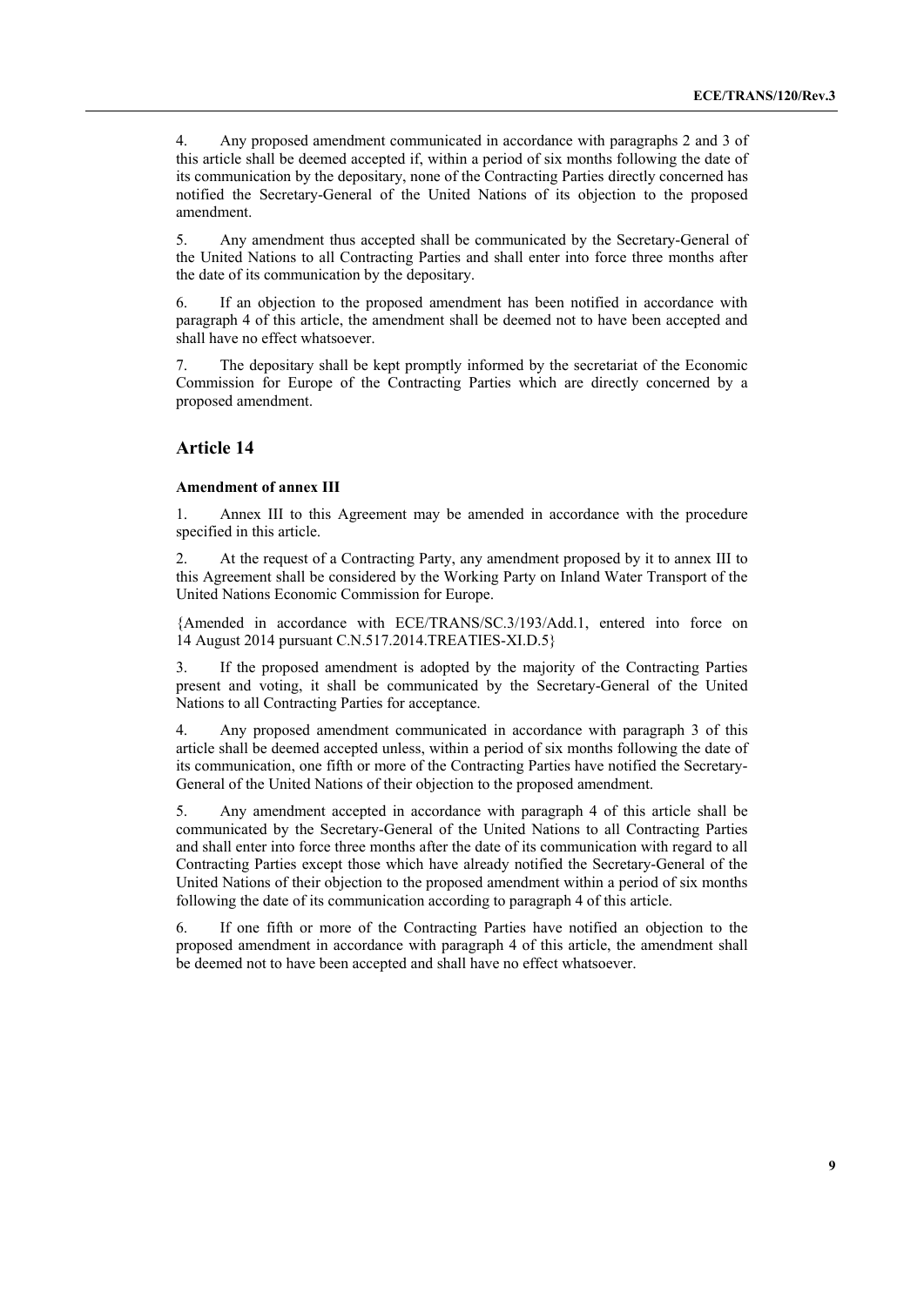4. Any proposed amendment communicated in accordance with paragraphs 2 and 3 of this article shall be deemed accepted if, within a period of six months following the date of its communication by the depositary, none of the Contracting Parties directly concerned has notified the Secretary-General of the United Nations of its objection to the proposed amendment.

5. Any amendment thus accepted shall be communicated by the Secretary-General of the United Nations to all Contracting Parties and shall enter into force three months after the date of its communication by the depositary.

6. If an objection to the proposed amendment has been notified in accordance with paragraph 4 of this article, the amendment shall be deemed not to have been accepted and shall have no effect whatsoever.

7. The depositary shall be kept promptly informed by the secretariat of the Economic Commission for Europe of the Contracting Parties which are directly concerned by a proposed amendment.

## Article 14

### Amendment of annex III

1. Annex III to this Agreement may be amended in accordance with the procedure specified in this article.

2. At the request of a Contracting Party, any amendment proposed by it to annex III to this Agreement shall be considered by the Working Party on Inland Water Transport of the United Nations Economic Commission for Europe.

{Amended in accordance with ECE/TRANS/SC.3/193/Add.1, entered into force on 14 August 2014 pursuant C.N.517.2014.TREATIES-XI.D.5}

3. If the proposed amendment is adopted by the majority of the Contracting Parties present and voting, it shall be communicated by the Secretary-General of the United Nations to all Contracting Parties for acceptance.

4. Any proposed amendment communicated in accordance with paragraph 3 of this article shall be deemed accepted unless, within a period of six months following the date of its communication, one fifth or more of the Contracting Parties have notified the Secretary-General of the United Nations of their objection to the proposed amendment.

5. Any amendment accepted in accordance with paragraph 4 of this article shall be communicated by the Secretary-General of the United Nations to all Contracting Parties and shall enter into force three months after the date of its communication with regard to all Contracting Parties except those which have already notified the Secretary-General of the United Nations of their objection to the proposed amendment within a period of six months following the date of its communication according to paragraph 4 of this article.

6. If one fifth or more of the Contracting Parties have notified an objection to the proposed amendment in accordance with paragraph 4 of this article, the amendment shall be deemed not to have been accepted and shall have no effect whatsoever.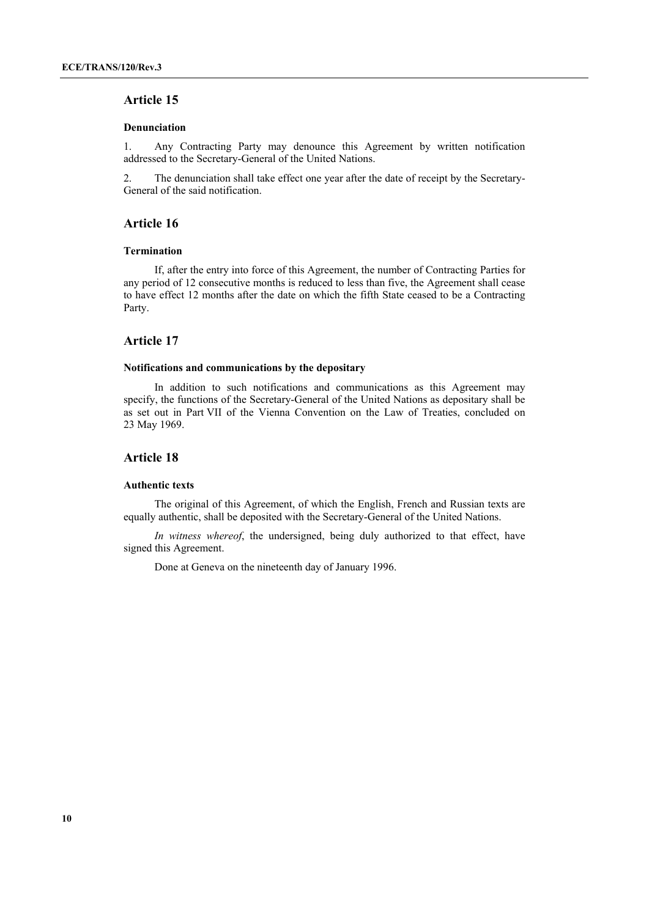## Article 15

### Denunciation

1. Any Contracting Party may denounce this Agreement by written notification addressed to the Secretary-General of the United Nations.

2. The denunciation shall take effect one year after the date of receipt by the Secretary-General of the said notification.

## Article 16

### Termination

If, after the entry into force of this Agreement, the number of Contracting Parties for any period of 12 consecutive months is reduced to less than five, the Agreement shall cease to have effect 12 months after the date on which the fifth State ceased to be a Contracting Party.

## Article 17

### Notifications and communications by the depositary

In addition to such notifications and communications as this Agreement may specify, the functions of the Secretary-General of the United Nations as depositary shall be as set out in Part VII of the Vienna Convention on the Law of Treaties, concluded on 23 May 1969.

## Article 18

### Authentic texts

The original of this Agreement, of which the English, French and Russian texts are equally authentic, shall be deposited with the Secretary-General of the United Nations.

*In witness whereof*, the undersigned, being duly authorized to that effect, have signed this Agreement.

Done at Geneva on the nineteenth day of January 1996.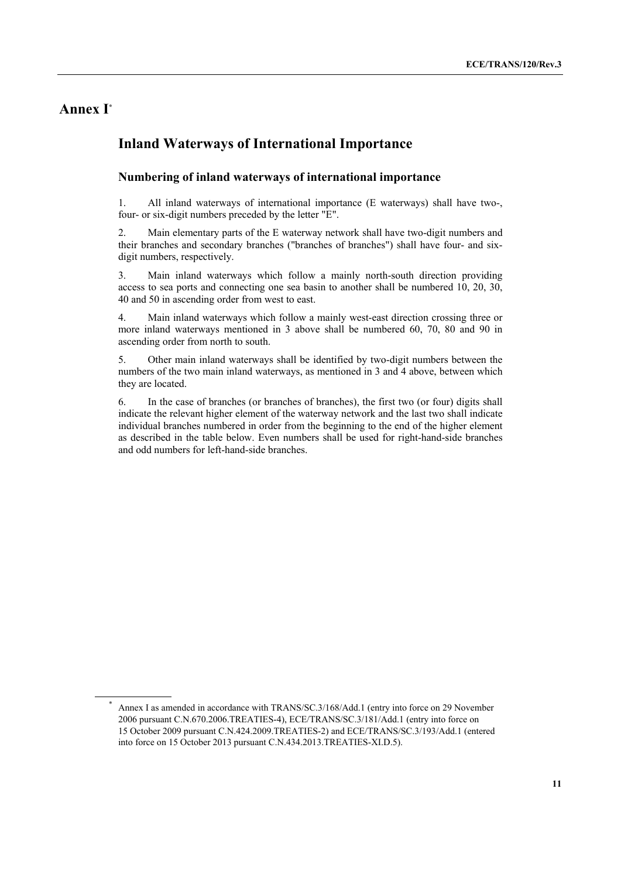# Annex I*

## Inland Waterways of International Importance

### Numbering of inland waterways of international importance

1. All inland waterways of international importance (E waterways) shall have two-, four- or six-digit numbers preceded by the letter "E".

2. Main elementary parts of the E waterway network shall have two-digit numbers and their branches and secondary branches ("branches of branches") shall have four- and six-digit numbers, respectively.

3. Main inland waterways which follow a mainly north-south direction providing access to sea ports and connecting one sea basin to another shall be numbered 10, 20, 30, 40 and 50 in ascending order from west to east.

4. Main inland waterways which follow a mainly west-east direction crossing three or more inland waterways mentioned in 3 above shall be numbered 60, 70, 80 and 90 in ascending order from north to south.

5. Other main inland waterways shall be identified by two-digit numbers between the numbers of the two main inland waterways, as mentioned in 3 and 4 above, between which they are located.

6. In the case of branches (or branches of branches), the first two (or four) digits shall indicate the relevant higher element of the waterway network and the last two shall indicate individual branches numbered in order from the beginning to the end of the higher element as described in the table below. Even numbers shall be used for right-hand-side branches and odd numbers for left-hand-side branches.

---

* Annex I as amended in accordance with TRANS/SC.3/168/Add.1 (entry into force on 29 November 2006 pursuant C.N.670.2006.TREATIES-4), ECE/TRANS/SC.3/181/Add.1 (entry into force on 15 October 2009 pursuant C.N.424.2009.TREATIES-2) and ECE/TRANS/SC.3/193/Add.1 (entered into force on 15 October 2013 pursuant C.N.434.2013.TREATIES-XI.D.5).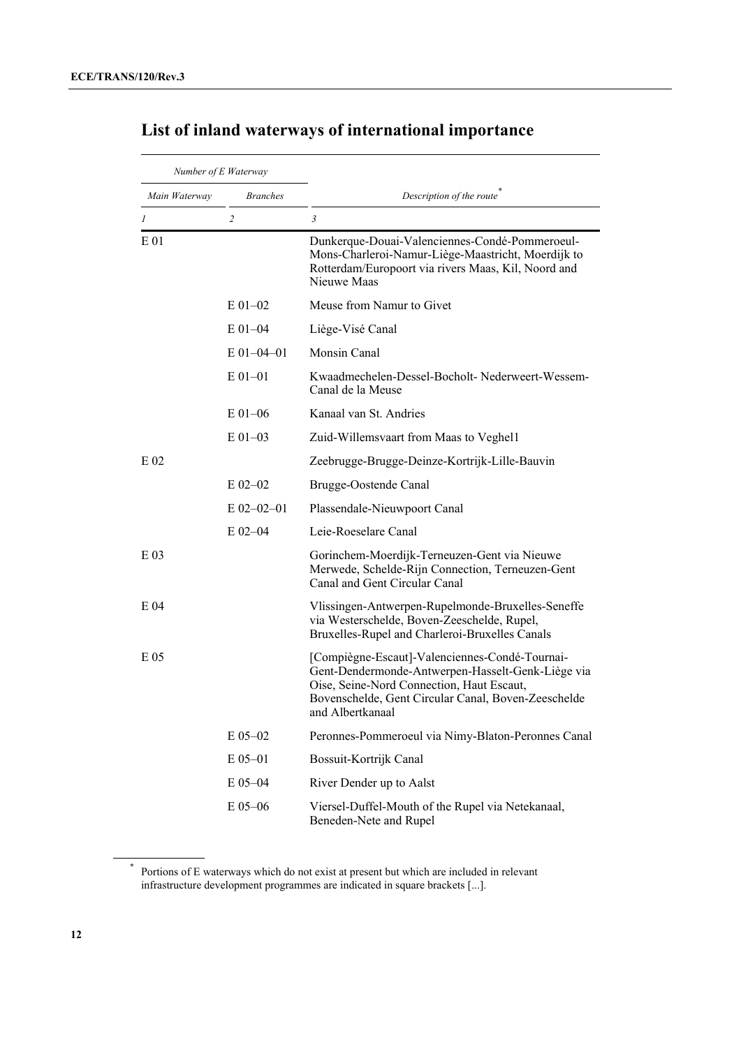## List of inland waterways of international importance

| Number of E Waterway | | |
| --- | --- | --- |
| *Main Waterway* | *Branches* | *Description of the route*[*] |
| *1* | *2* | *3* |
| E 01 | | Dunkerque-Douai-Valenciennes-Condé-Pommeroeul-Mons-Charleroi-Namur-Liège-Maastricht, Moerdijk to Rotterdam/Europoort via rivers Maas, Kil, Noord and Nieuwe Maas |
| | E 01–02 | Meuse from Namur to Givet |
| | E 01–04 | Liège-Visé Canal |
| | E 01–04–01 | Monsin Canal |
| | E 01–01 | Kwaadmechelen-Dessel-Bocholt- Nederweert-Wessem-Canal de la Meuse |
| | E 01–06 | Kanaal van St. Andries |
| | E 01–03 | Zuid-Willemsvaart from Maas to Veghel1 |
| E 02 | | Zeebrugge-Brugge-Deinze-Kortrijk-Lille-Bauvin |
| | E 02–02 | Brugge-Oostende Canal |
| | E 02–02–01 | Plassendale-Nieuwpoort Canal |
| | E 02–04 | Leie-Roeselare Canal |
| E 03 | | Gorinchem-Moerdijk-Terneuzen-Gent via Nieuwe Merwede, Schelde-Rijn Connection, Terneuzen-Gent Canal and Gent Circular Canal |
| E 04 | | Vlissingen-Antwerpen-Rupelmonde-Bruxelles-Seneffe via Westerschelde, Boven-Zeeschelde, Rupel, Bruxelles-Rupel and Charleroi-Bruxelles Canals |
| E 05 | | [Compiègne-Escaut]-Valenciennes-Condé-Tournai-Gent-Dendermonde-Antwerpen-Hasselt-Genk-Liège via Oise, Seine-Nord Connection, Haut Escaut, Bovenschelde, Gent Circular Canal, Boven-Zeeschelde and Albertkanaal |
| | E 05–02 | Peronnes-Pommeroeul via Nimy-Blaton-Peronnes Canal |
| | E 05–01 | Bossuit-Kortrijk Canal |
| | E 05–04 | River Dender up to Aalst |
| | E 05–06 | Viersel-Duffel-Mouth of the Rupel via Netekanaal, Beneden-Nete and Rupel |

[*] Portions of E waterways which do not exist at present but which are included in relevant infrastructure development programmes are indicated in square brackets [...].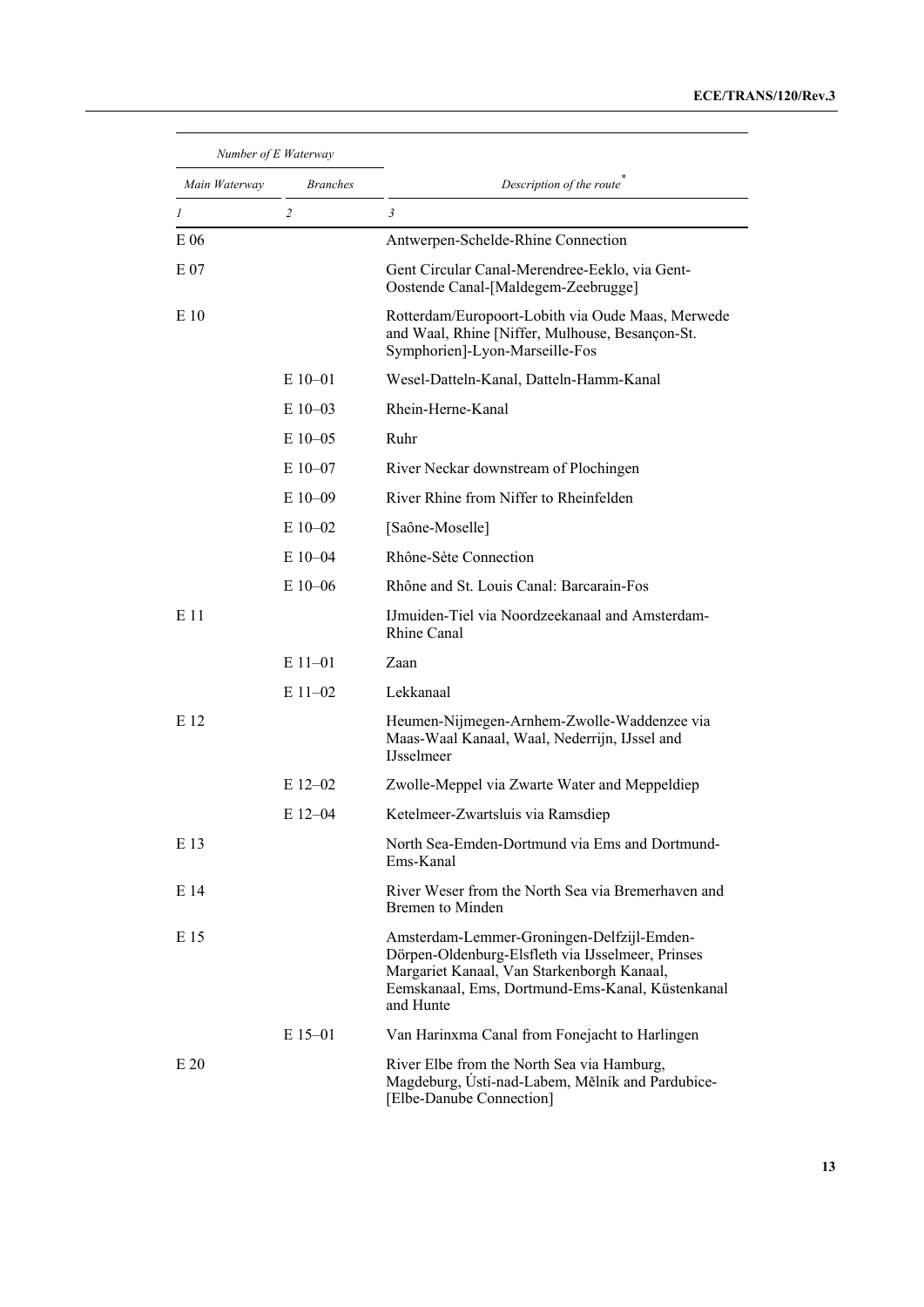| Number of E Waterway | | Description of the route* |
|---|---|---|
| *Main Waterway* | *Branches* | |
| *1* | *2* | *3* |
| E 06 | | Antwerpen-Schelde-Rhine Connection |
| E 07 | | Gent Circular Canal-Merendree-Eeklo, via Gent-Oostende Canal-[Maldegem-Zeebrugge] |
| E 10 | | Rotterdam/Europoort-Lobith via Oude Maas, Merwede and Waal, Rhine [Niffer, Mulhouse, Besançon-St. Symphorien]-Lyon-Marseille-Fos |
| | E 10–01 | Wesel-Datteln-Kanal, Datteln-Hamm-Kanal |
| | E 10–03 | Rhein-Herne-Kanal |
| | E 10–05 | Ruhr |
| | E 10–07 | River Neckar downstream of Plochingen |
| | E 10–09 | River Rhine from Niffer to Rheinfelden |
| | E 10–02 | [Saône-Moselle] |
| | E 10–04 | Rhône-Sète Connection |
| | E 10–06 | Rhône and St. Louis Canal: Barcarain-Fos |
| E 11 | | IJmuiden-Tiel via Noordzeekanaal and Amsterdam-Rhine Canal |
| | E 11–01 | Zaan |
| | E 11–02 | Lekkanaal |
| E 12 | | Heumen-Nijmegen-Arnhem-Zwolle-Waddenzee via Maas-Waal Kanaal, Waal, Nederrijn, IJssel and IJsselmeer |
| | E 12–02 | Zwolle-Meppel via Zwarte Water and Meppeldiep |
| | E 12–04 | Ketelmeer-Zwartsluis via Ramsdiep |
| E 13 | | North Sea-Emden-Dortmund via Ems and Dortmund-Ems-Kanal |
| E 14 | | River Weser from the North Sea via Bremerhaven and Bremen to Minden |
| E 15 | | Amsterdam-Lemmer-Groningen-Delfzijl-Emden-Dörpen-Oldenburg-Elsfleth via IJsselmeer, Prinses Margariet Kanaal, Van Starkenborgh Kanaal, Eemskanaal, Ems, Dortmund-Ems-Kanal, Küstenkanal and Hunte |
| | E 15–01 | Van Harinxma Canal from Fonejacht to Harlingen |
| E 20 | | River Elbe from the North Sea via Hamburg, Magdeburg, Ústí-nad-Labem, Mělník and Pardubice-[Elbe-Danube Connection] |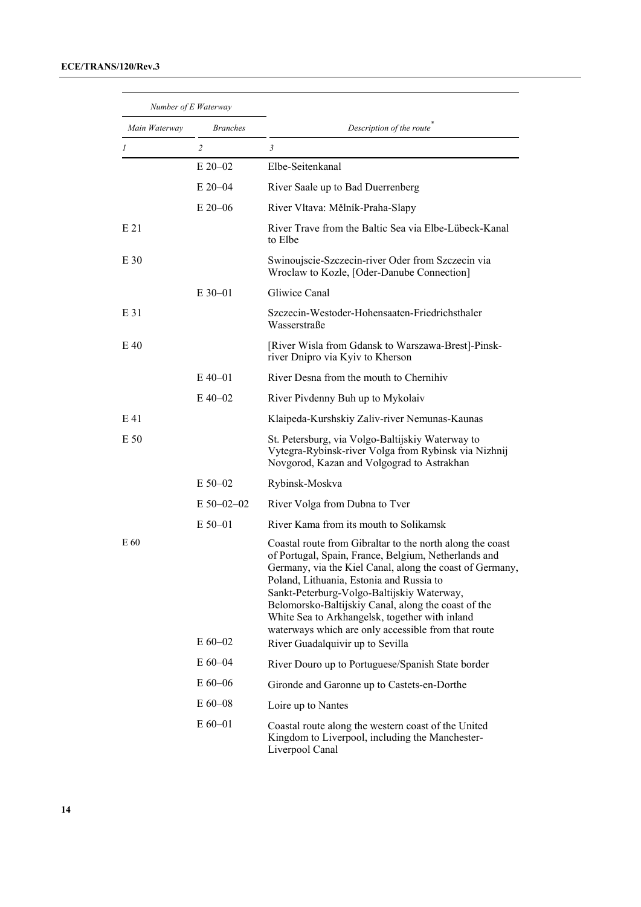| Number of E Waterway | | Description of the route* |
|---|---|---|
| Main Waterway | Branches | |
| 1 | 2 | 3 |
| | E 20–02 | Elbe-Seitenkanal |
| | E 20–04 | River Saale up to Bad Duerrenberg |
| | E 20–06 | River Vltava: Mělník-Praha-Slapy |
| E 21 | | River Trave from the Baltic Sea via Elbe-Lübeck-Kanal to Elbe |
| E 30 | | Swinoujscie-Szczecin-river Oder from Szczecin via Wroclaw to Kozle, [Oder-Danube Connection] |
| | E 30–01 | Gliwice Canal |
| E 31 | | Szczecin-Westoder-Hohensaaten-Friedrichsthaler Wasserstraße |
| E 40 | | [River Wisla from Gdansk to Warszawa-Brest]-Pinsk-river Dnipro via Kyiv to Kherson |
| | E 40–01 | River Desna from the mouth to Chernihiv |
| | E 40–02 | River Pivdenny Buh up to Mykolaiv |
| E 41 | | Klaipeda-Kurshskiy Zaliv-river Nemunas-Kaunas |
| E 50 | | St. Petersburg, via Volgo-Baltijskiy Waterway to Vytegra-Rybinsk-river Volga from Rybinsk via Nizhnij Novgorod, Kazan and Volgograd to Astrakhan |
| | E 50–02 | Rybinsk-Moskva |
| | E 50–02–02 | River Volga from Dubna to Tver |
| | E 50–01 | River Kama from its mouth to Solikamsk |
| E 60 | | Coastal route from Gibraltar to the north along the coast of Portugal, Spain, France, Belgium, Netherlands and Germany, via the Kiel Canal, along the coast of Germany, Poland, Lithuania, Estonia and Russia to Sankt-Peterburg-Volgo-Baltijskiy Waterway, Belomorsko-Baltijskiy Canal, along the coast of the White Sea to Arkhangelsk, together with inland waterways which are only accessible from that route |
| | E 60–02 | River Guadalquivir up to Sevilla |
| | E 60–04 | River Douro up to Portuguese/Spanish State border |
| | E 60–06 | Gironde and Garonne up to Castets-en-Dorthe |
| | E 60–08 | Loire up to Nantes |
| | E 60–01 | Coastal route along the western coast of the United Kingdom to Liverpool, including the Manchester-Liverpool Canal |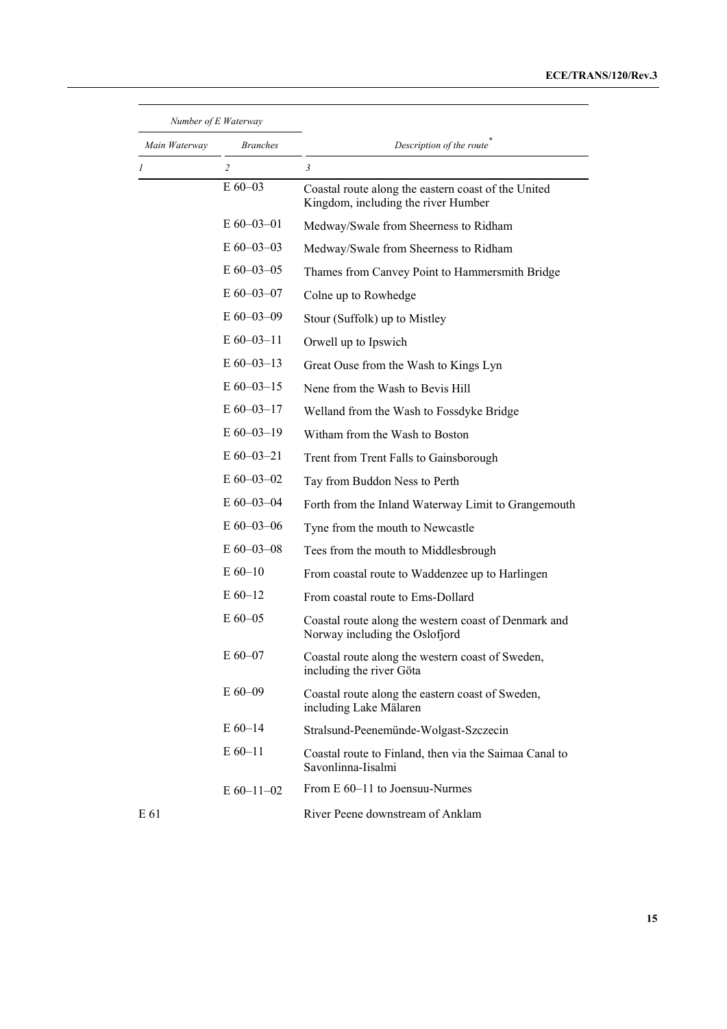| Number of E Waterway | | |
|---|---|---|
| *Main Waterway* | *Branches* | *Description of the route*\* |
| *1* | *2* | *3* |
| | E 60–03 | Coastal route along the eastern coast of the United Kingdom, including the river Humber |
| | E 60–03–01 | Medway/Swale from Sheerness to Ridham |
| | E 60–03–03 | Medway/Swale from Sheerness to Ridham |
| | E 60–03–05 | Thames from Canvey Point to Hammersmith Bridge |
| | E 60–03–07 | Colne up to Rowhedge |
| | E 60–03–09 | Stour (Suffolk) up to Mistley |
| | E 60–03–11 | Orwell up to Ipswich |
| | E 60–03–13 | Great Ouse from the Wash to Kings Lyn |
| | E 60–03–15 | Nene from the Wash to Bevis Hill |
| | E 60–03–17 | Welland from the Wash to Fossdyke Bridge |
| | E 60–03–19 | Witham from the Wash to Boston |
| | E 60–03–21 | Trent from Trent Falls to Gainsborough |
| | E 60–03–02 | Tay from Buddon Ness to Perth |
| | E 60–03–04 | Forth from the Inland Waterway Limit to Grangemouth |
| | E 60–03–06 | Tyne from the mouth to Newcastle |
| | E 60–03–08 | Tees from the mouth to Middlesbrough |
| | E 60–10 | From coastal route to Waddenzee up to Harlingen |
| | E 60–12 | From coastal route to Ems-Dollard |
| | E 60–05 | Coastal route along the western coast of Denmark and Norway including the Oslofjord |
| | E 60–07 | Coastal route along the western coast of Sweden, including the river Göta |
| | E 60–09 | Coastal route along the eastern coast of Sweden, including Lake Mälaren |
| | E 60–14 | Stralsund-Peenemünde-Wolgast-Szczecin |
| | E 60–11 | Coastal route to Finland, then via the Saimaa Canal to Savonlinna-Iisalmi |
| | E 60–11–02 | From E 60–11 to Joensuu-Nurmes |
| E 61 | | River Peene downstream of Anklam |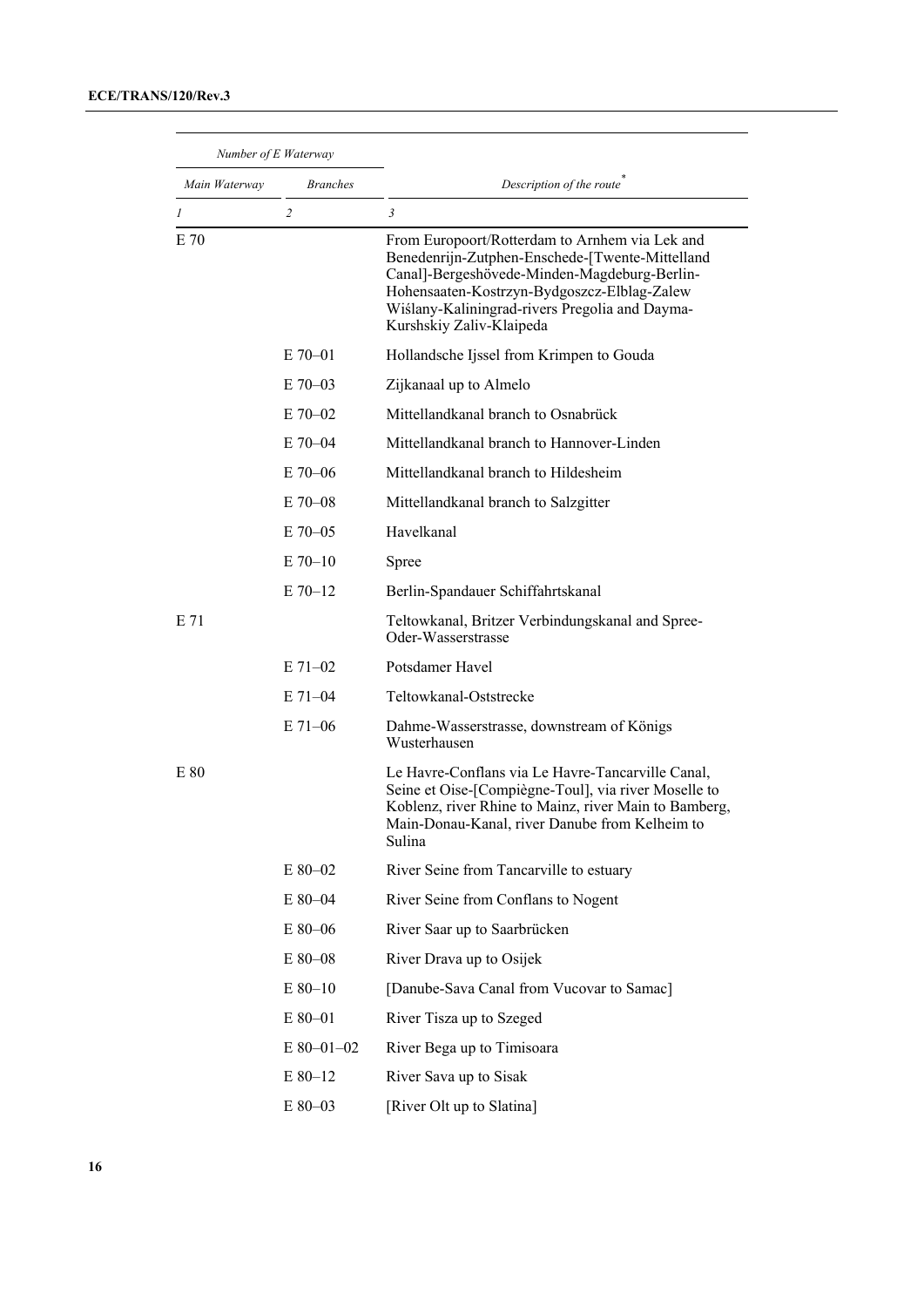| Number of E Waterway | | |
|---|---|---|
| *Main Waterway* | *Branches* | *Description of the route*[*] |
| *1* | *2* | *3* |
| E 70 | | From Europoort/Rotterdam to Arnhem via Lek and Benedenrijn-Zutphen-Enschede-[Twente-Mittelland Canal]-Bergeshövede-Minden-Magdeburg-Berlin-Hohensaaten-Kostrzyn-Bydgoszcz-Elblag-Zalew Wiślany-Kaliningrad-rivers Pregolia and Dayma-Kurshskiy Zaliv-Klaipeda |
| | E 70–01 | Hollandsche Ijssel from Krimpen to Gouda |
| | E 70–03 | Zijkanaal up to Almelo |
| | E 70–02 | Mittellandkanal branch to Osnabrück |
| | E 70–04 | Mittellandkanal branch to Hannover-Linden |
| | E 70–06 | Mittellandkanal branch to Hildesheim |
| | E 70–08 | Mittellandkanal branch to Salzgitter |
| | E 70–05 | Havelkanal |
| | E 70–10 | Spree |
| | E 70–12 | Berlin-Spandauer Schiffahrtskanal |
| E 71 | | Teltowkanal, Britzer Verbindungskanal and Spree-Oder-Wasserstrasse |
| | E 71–02 | Potsdamer Havel |
| | E 71–04 | Teltowkanal-Oststrecke |
| | E 71–06 | Dahme-Wasserstrasse, downstream of Königs Wusterhausen |
| E 80 | | Le Havre-Conflans via Le Havre-Tancarville Canal, Seine et Oise-[Compiègne-Toul], via river Moselle to Koblenz, river Rhine to Mainz, river Main to Bamberg, Main-Donau-Kanal, river Danube from Kelheim to Sulina |
| | E 80–02 | River Seine from Tancarville to estuary |
| | E 80–04 | River Seine from Conflans to Nogent |
| | E 80–06 | River Saar up to Saarbrücken |
| | E 80–08 | River Drava up to Osijek |
| | E 80–10 | [Danube-Sava Canal from Vucovar to Samac] |
| | E 80–01 | River Tisza up to Szeged |
| | E 80–01–02 | River Bega up to Timisoara |
| | E 80–12 | River Sava up to Sisak |
| | E 80–03 | [River Olt up to Slatina] |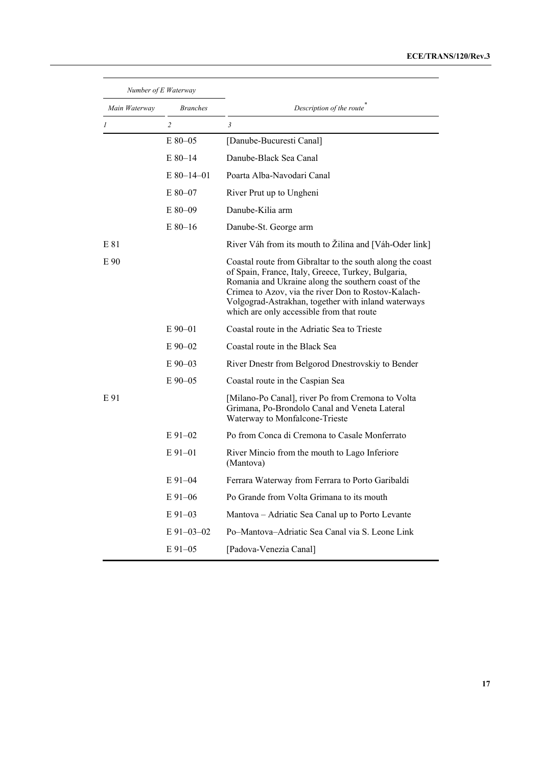| Number of E Waterway | | Description of the route* |
|---|---|---|
| Main Waterway | Branches | |
| 1 | 2 | 3 |
| | E 80–05 | [Danube-Bucuresti Canal] |
| | E 80–14 | Danube-Black Sea Canal |
| | E 80–14–01 | Poarta Alba-Navodari Canal |
| | E 80–07 | River Prut up to Ungheni |
| | E 80–09 | Danube-Kilia arm |
| | E 80–16 | Danube-St. George arm |
| E 81 | | River Váh from its mouth to Žilina and [Váh-Oder link] |
| E 90 | | Coastal route from Gibraltar to the south along the coast of Spain, France, Italy, Greece, Turkey, Bulgaria, Romania and Ukraine along the southern coast of the Crimea to Azov, via the river Don to Rostov-Kalach-Volgograd-Astrakhan, together with inland waterways which are only accessible from that route |
| | E 90–01 | Coastal route in the Adriatic Sea to Trieste |
| | E 90–02 | Coastal route in the Black Sea |
| | E 90–03 | River Dnestr from Belgorod Dnestrovskiy to Bender |
| | E 90–05 | Coastal route in the Caspian Sea |
| E 91 | | [Milano-Po Canal], river Po from Cremona to Volta Grimana, Po-Brondolo Canal and Veneta Lateral Waterway to Monfalcone-Trieste |
| | E 91–02 | Po from Conca di Cremona to Casale Monferrato |
| | E 91–01 | River Mincio from the mouth to Lago Inferiore (Mantova) |
| | E 91–04 | Ferrara Waterway from Ferrara to Porto Garibaldi |
| | E 91–06 | Po Grande from Volta Grimana to its mouth |
| | E 91–03 | Mantova – Adriatic Sea Canal up to Porto Levante |
| | E 91–03–02 | Po–Mantova–Adriatic Sea Canal via S. Leone Link |
| | E 91–05 | [Padova-Venezia Canal] |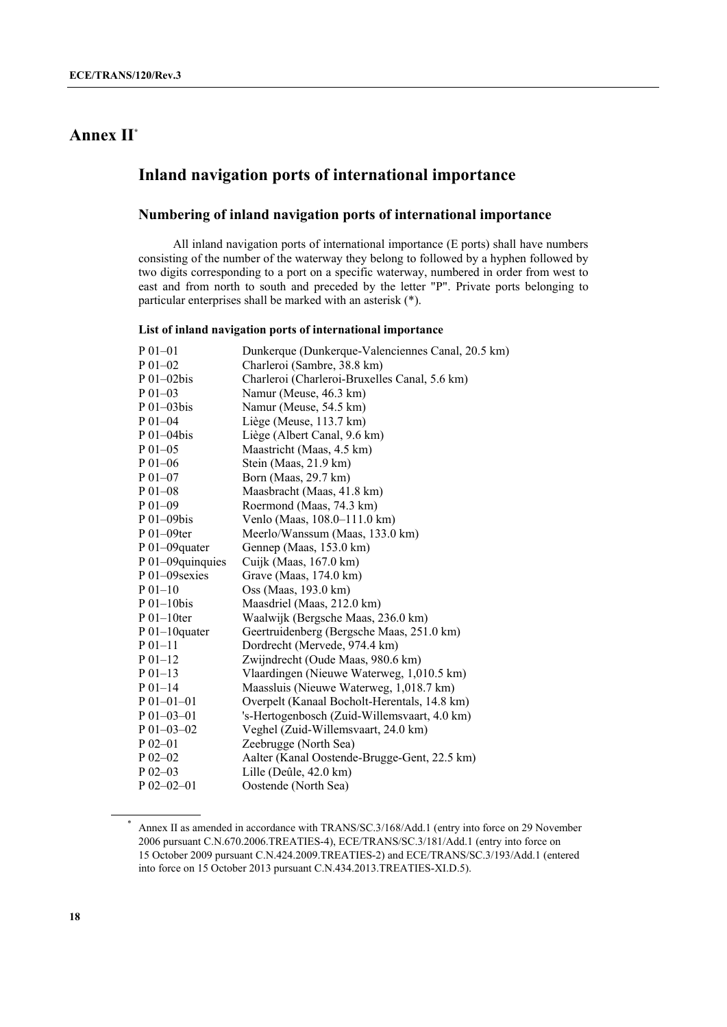# Annex II[*]

## Inland navigation ports of international importance

### Numbering of inland navigation ports of international importance

All inland navigation ports of international importance (E ports) shall have numbers consisting of the number of the waterway they belong to followed by a hyphen followed by two digits corresponding to a port on a specific waterway, numbered in order from west to east and from north to south and preceded by the letter "P". Private ports belonging to particular enterprises shall be marked with an asterisk (*).

**List of inland navigation ports of international importance**

| | |
|---|---|
| P 01–01 | Dunkerque (Dunkerque-Valenciennes Canal, 20.5 km) |
| P 01–02 | Charleroi (Sambre, 38.8 km) |
| P 01–02bis | Charleroi (Charleroi-Bruxelles Canal, 5.6 km) |
| P 01–03 | Namur (Meuse, 46.3 km) |
| P 01–03bis | Namur (Meuse, 54.5 km) |
| P 01–04 | Liège (Meuse, 113.7 km) |
| P 01–04bis | Liège (Albert Canal, 9.6 km) |
| P 01–05 | Maastricht (Maas, 4.5 km) |
| P 01–06 | Stein (Maas, 21.9 km) |
| P 01–07 | Born (Maas, 29.7 km) |
| P 01–08 | Maasbracht (Maas, 41.8 km) |
| P 01–09 | Roermond (Maas, 74.3 km) |
| P 01–09bis | Venlo (Maas, 108.0–111.0 km) |
| P 01–09ter | Meerlo/Wanssum (Maas, 133.0 km) |
| P 01–09quater | Gennep (Maas, 153.0 km) |
| P 01–09quinquies | Cuijk (Maas, 167.0 km) |
| P 01–09sexies | Grave (Maas, 174.0 km) |
| P 01–10 | Oss (Maas, 193.0 km) |
| P 01–10bis | Maasdriel (Maas, 212.0 km) |
| P 01–10ter | Waalwijk (Bergsche Maas, 236.0 km) |
| P 01–10quater | Geertruidenberg (Bergsche Maas, 251.0 km) |
| P 01–11 | Dordrecht (Mervede, 974.4 km) |
| P 01–12 | Zwijndrecht (Oude Maas, 980.6 km) |
| P 01–13 | Vlaardingen (Nieuwe Waterweg, 1,010.5 km) |
| P 01–14 | Maassluis (Nieuwe Waterweg, 1,018.7 km) |
| P 01–01–01 | Overpelt (Kanaal Bocholt-Herentals, 14.8 km) |
| P 01–03–01 | 's-Hertogenbosch (Zuid-Willemsvaart, 4.0 km) |
| P 01–03–02 | Veghel (Zuid-Willemsvaart, 24.0 km) |
| P 02–01 | Zeebrugge (North Sea) |
| P 02–02 | Aalter (Kanal Oostende-Brugge-Gent, 22.5 km) |
| P 02–03 | Lille (Deûle, 42.0 km) |
| P 02–02–01 | Oostende (North Sea) |

[*] Annex II as amended in accordance with TRANS/SC.3/168/Add.1 (entry into force on 29 November 2006 pursuant C.N.670.2006.TREATIES-4), ECE/TRANS/SC.3/181/Add.1 (entry into force on 15 October 2009 pursuant C.N.424.2009.TREATIES-2) and ECE/TRANS/SC.3/193/Add.1 (entered into force on 15 October 2013 pursuant C.N.434.2013.TREATIES-XI.D.5).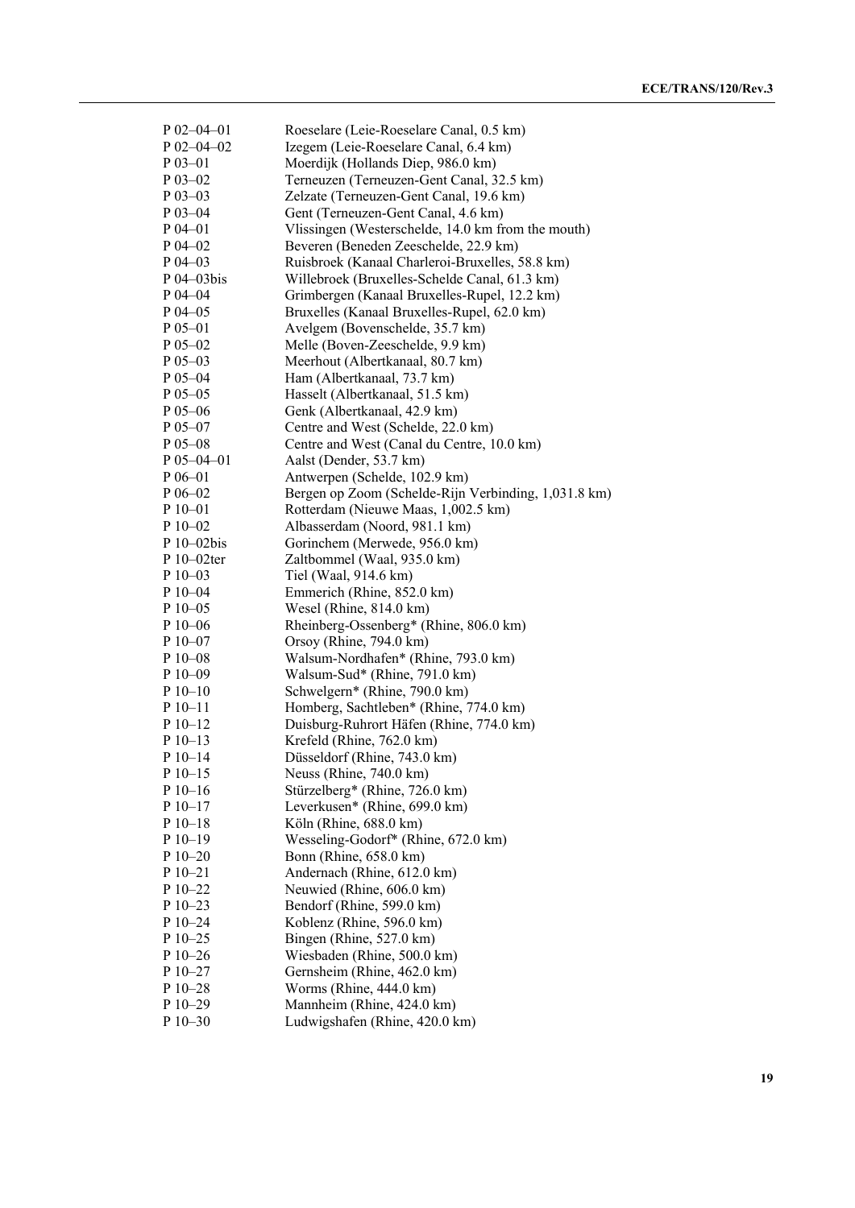| | |
|---|---|
| P 02–04–01 | Roeselare (Leie-Roeselare Canal, 0.5 km) |
| P 02–04–02 | Izegem (Leie-Roeselare Canal, 6.4 km) |
| P 03–01 | Moerdijk (Hollands Diep, 986.0 km) |
| P 03–02 | Terneuzen (Terneuzen-Gent Canal, 32.5 km) |
| P 03–03 | Zelzate (Terneuzen-Gent Canal, 19.6 km) |
| P 03–04 | Gent (Terneuzen-Gent Canal, 4.6 km) |
| P 04–01 | Vlissingen (Westerschelde, 14.0 km from the mouth) |
| P 04–02 | Beveren (Beneden Zeeschelde, 22.9 km) |
| P 04–03 | Ruisbroek (Kanaal Charleroi-Bruxelles, 58.8 km) |
| P 04–03bis | Willebroek (Bruxelles-Schelde Canal, 61.3 km) |
| P 04–04 | Grimbergen (Kanaal Bruxelles-Rupel, 12.2 km) |
| P 04–05 | Bruxelles (Kanaal Bruxelles-Rupel, 62.0 km) |
| P 05–01 | Avelgem (Bovenschelde, 35.7 km) |
| P 05–02 | Melle (Boven-Zeeschelde, 9.9 km) |
| P 05–03 | Meerhout (Albertkanaal, 80.7 km) |
| P 05–04 | Ham (Albertkanaal, 73.7 km) |
| P 05–05 | Hasselt (Albertkanaal, 51.5 km) |
| P 05–06 | Genk (Albertkanaal, 42.9 km) |
| P 05–07 | Centre and West (Schelde, 22.0 km) |
| P 05–08 | Centre and West (Canal du Centre, 10.0 km) |
| P 05–04–01 | Aalst (Dender, 53.7 km) |
| P 06–01 | Antwerpen (Schelde, 102.9 km) |
| P 06–02 | Bergen op Zoom (Schelde-Rijn Verbinding, 1,031.8 km) |
| P 10–01 | Rotterdam (Nieuwe Maas, 1,002.5 km) |
| P 10–02 | Albasserdam (Noord, 981.1 km) |
| P 10–02bis | Gorinchem (Merwede, 956.0 km) |
| P 10–02ter | Zaltbommel (Waal, 935.0 km) |
| P 10–03 | Tiel (Waal, 914.6 km) |
| P 10–04 | Emmerich (Rhine, 852.0 km) |
| P 10–05 | Wesel (Rhine, 814.0 km) |
| P 10–06 | Rheinberg-Ossenberg* (Rhine, 806.0 km) |
| P 10–07 | Orsoy (Rhine, 794.0 km) |
| P 10–08 | Walsum-Nordhafen* (Rhine, 793.0 km) |
| P 10–09 | Walsum-Sud* (Rhine, 791.0 km) |
| P 10–10 | Schwelgern* (Rhine, 790.0 km) |
| P 10–11 | Homberg, Sachtleben* (Rhine, 774.0 km) |
| P 10–12 | Duisburg-Ruhrort Häfen (Rhine, 774.0 km) |
| P 10–13 | Krefeld (Rhine, 762.0 km) |
| P 10–14 | Düsseldorf (Rhine, 743.0 km) |
| P 10–15 | Neuss (Rhine, 740.0 km) |
| P 10–16 | Stürzelberg* (Rhine, 726.0 km) |
| P 10–17 | Leverkusen* (Rhine, 699.0 km) |
| P 10–18 | Köln (Rhine, 688.0 km) |
| P 10–19 | Wesseling-Godorf* (Rhine, 672.0 km) |
| P 10–20 | Bonn (Rhine, 658.0 km) |
| P 10–21 | Andernach (Rhine, 612.0 km) |
| P 10–22 | Neuwied (Rhine, 606.0 km) |
| P 10–23 | Bendorf (Rhine, 599.0 km) |
| P 10–24 | Koblenz (Rhine, 596.0 km) |
| P 10–25 | Bingen (Rhine, 527.0 km) |
| P 10–26 | Wiesbaden (Rhine, 500.0 km) |
| P 10–27 | Gernsheim (Rhine, 462.0 km) |
| P 10–28 | Worms (Rhine, 444.0 km) |
| P 10–29 | Mannheim (Rhine, 424.0 km) |
| P 10–30 | Ludwigshafen (Rhine, 420.0 km) |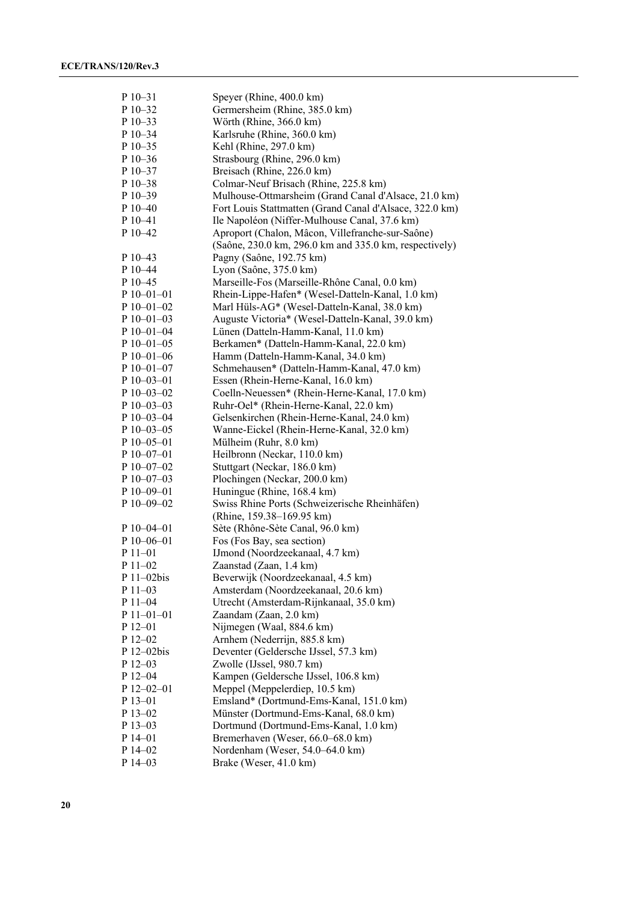| | |
|---|---|
| P 10–31 | Speyer (Rhine, 400.0 km) |
| P 10–32 | Germersheim (Rhine, 385.0 km) |
| P 10–33 | Wörth (Rhine, 366.0 km) |
| P 10–34 | Karlsruhe (Rhine, 360.0 km) |
| P 10–35 | Kehl (Rhine, 297.0 km) |
| P 10–36 | Strasbourg (Rhine, 296.0 km) |
| P 10–37 | Breisach (Rhine, 226.0 km) |
| P 10–38 | Colmar-Neuf Brisach (Rhine, 225.8 km) |
| P 10–39 | Mulhouse-Ottmarsheim (Grand Canal d'Alsace, 21.0 km) |
| P 10–40 | Fort Louis Stattmatten (Grand Canal d'Alsace, 322.0 km) |
| P 10–41 | Ile Napoléon (Niffer-Mulhouse Canal, 37.6 km) |
| P 10–42 | Aproport (Chalon, Mâcon, Villefranche-sur-Saône) (Saône, 230.0 km, 296.0 km and 335.0 km, respectively) |
| P 10–43 | Pagny (Saône, 192.75 km) |
| P 10–44 | Lyon (Saône, 375.0 km) |
| P 10–45 | Marseille-Fos (Marseille-Rhône Canal, 0.0 km) |
| P 10–01–01 | Rhein-Lippe-Hafen* (Wesel-Datteln-Kanal, 1.0 km) |
| P 10–01–02 | Marl Hüls-AG* (Wesel-Datteln-Kanal, 38.0 km) |
| P 10–01–03 | Auguste Victoria* (Wesel-Datteln-Kanal, 39.0 km) |
| P 10–01–04 | Lünen (Datteln-Hamm-Kanal, 11.0 km) |
| P 10–01–05 | Berkamen* (Datteln-Hamm-Kanal, 22.0 km) |
| P 10–01–06 | Hamm (Datteln-Hamm-Kanal, 34.0 km) |
| P 10–01–07 | Schmehausen* (Datteln-Hamm-Kanal, 47.0 km) |
| P 10–03–01 | Essen (Rhein-Herne-Kanal, 16.0 km) |
| P 10–03–02 | Coelln-Neuessen* (Rhein-Herne-Kanal, 17.0 km) |
| P 10–03–03 | Ruhr-Oel* (Rhein-Herne-Kanal, 22.0 km) |
| P 10–03–04 | Gelsenkirchen (Rhein-Herne-Kanal, 24.0 km) |
| P 10–03–05 | Wanne-Eickel (Rhein-Herne-Kanal, 32.0 km) |
| P 10–05–01 | Mülheim (Ruhr, 8.0 km) |
| P 10–07–01 | Heilbronn (Neckar, 110.0 km) |
| P 10–07–02 | Stuttgart (Neckar, 186.0 km) |
| P 10–07–03 | Plochingen (Neckar, 200.0 km) |
| P 10–09–01 | Huningue (Rhine, 168.4 km) |
| P 10–09–02 | Swiss Rhine Ports (Schweizerische Rheinhäfen) (Rhine, 159.38–169.95 km) |
| P 10–04–01 | Sète (Rhône-Sète Canal, 96.0 km) |
| P 10–06–01 | Fos (Fos Bay, sea section) |
| P 11–01 | IJmond (Noordzeekanaal, 4.7 km) |
| P 11–02 | Zaanstad (Zaan, 1.4 km) |
| P 11–02bis | Beverwijk (Noordzeekanaal, 4.5 km) |
| P 11–03 | Amsterdam (Noordzeekanaal, 20.6 km) |
| P 11–04 | Utrecht (Amsterdam-Rijnkanaal, 35.0 km) |
| P 11–01–01 | Zaandam (Zaan, 2.0 km) |
| P 12–01 | Nijmegen (Waal, 884.6 km) |
| P 12–02 | Arnhem (Nederrijn, 885.8 km) |
| P 12–02bis | Deventer (Geldersche IJssel, 57.3 km) |
| P 12–03 | Zwolle (IJssel, 980.7 km) |
| P 12–04 | Kampen (Geldersche IJssel, 106.8 km) |
| P 12–02–01 | Meppel (Meppelerdiep, 10.5 km) |
| P 13–01 | Emsland* (Dortmund-Ems-Kanal, 151.0 km) |
| P 13–02 | Münster (Dortmund-Ems-Kanal, 68.0 km) |
| P 13–03 | Dortmund (Dortmund-Ems-Kanal, 1.0 km) |
| P 14–01 | Bremerhaven (Weser, 66.0–68.0 km) |
| P 14–02 | Nordenham (Weser, 54.0–64.0 km) |
| P 14–03 | Brake (Weser, 41.0 km) |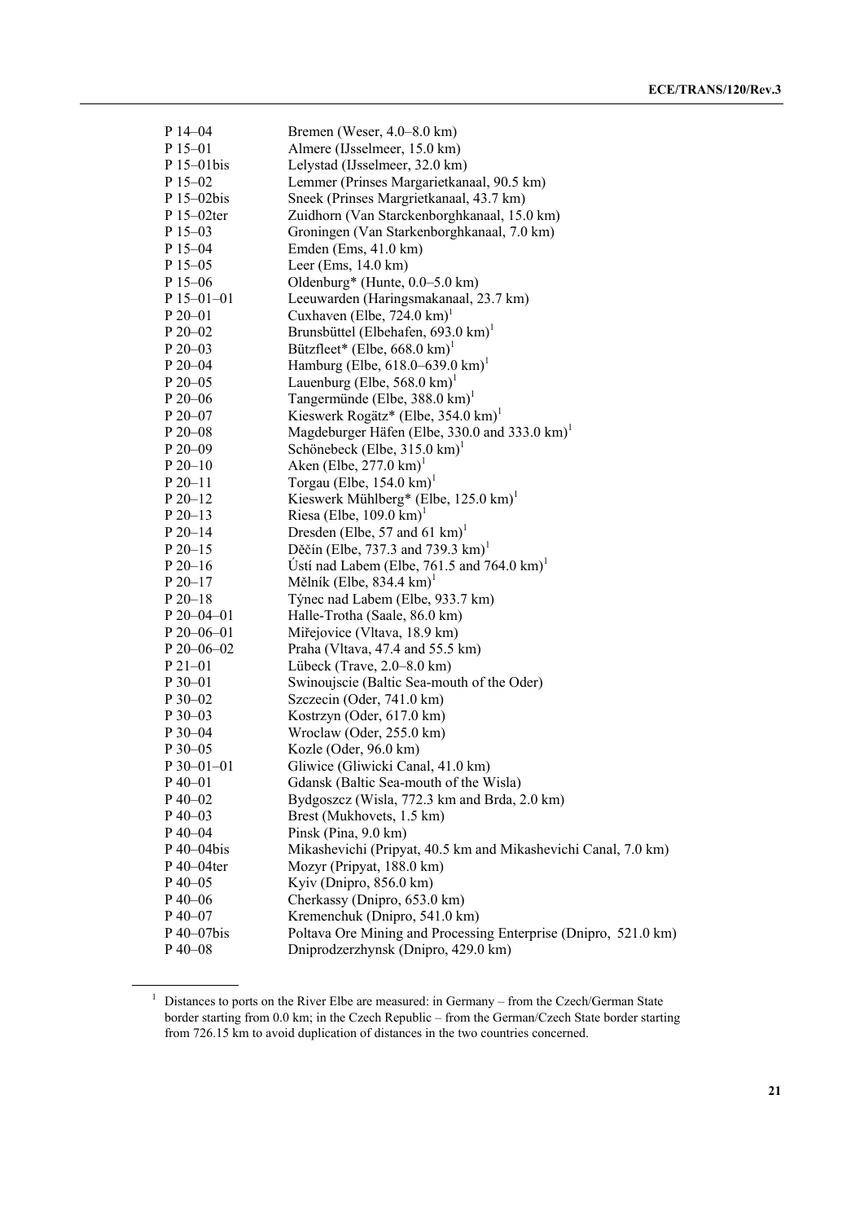| | |
|---|---|
| P 14–04 | Bremen (Weser, 4.0–8.0 km) |
| P 15–01 | Almere (IJsselmeer, 15.0 km) |
| P 15–01bis | Lelystad (IJsselmeer, 32.0 km) |
| P 15–02 | Lemmer (Prinses Margarietkanaal, 90.5 km) |
| P 15–02bis | Sneek (Prinses Margrietkanaal, 43.7 km) |
| P 15–02ter | Zuidhorn (Van Starckenborghkanaal, 15.0 km) |
| P 15–03 | Groningen (Van Starkenborghkanaal, 7.0 km) |
| P 15–04 | Emden (Ems, 41.0 km) |
| P 15–05 | Leer (Ems, 14.0 km) |
| P 15–06 | Oldenburg* (Hunte, 0.0–5.0 km) |
| P 15–01–01 | Leeuwarden (Haringsmakanaal, 23.7 km) |
| P 20–01 | Cuxhaven (Elbe, 724.0 km)[1] |
| P 20–02 | Brunsbüttel (Elbehafen, 693.0 km)[1] |
| P 20–03 | Bützfleet* (Elbe, 668.0 km)[1] |
| P 20–04 | Hamburg (Elbe, 618.0–639.0 km)[1] |
| P 20–05 | Lauenburg (Elbe, 568.0 km)[1] |
| P 20–06 | Tangermünde (Elbe, 388.0 km)[1] |
| P 20–07 | Kieswerk Rogätz* (Elbe, 354.0 km)[1] |
| P 20–08 | Magdeburger Häfen (Elbe, 330.0 and 333.0 km)[1] |
| P 20–09 | Schönebeck (Elbe, 315.0 km)[1] |
| P 20–10 | Aken (Elbe, 277.0 km)[1] |
| P 20–11 | Torgau (Elbe, 154.0 km)[1] |
| P 20–12 | Kieswerk Mühlberg* (Elbe, 125.0 km)[1] |
| P 20–13 | Riesa (Elbe, 109.0 km)[1] |
| P 20–14 | Dresden (Elbe, 57 and 61 km)[1] |
| P 20–15 | Děčín (Elbe, 737.3 and 739.3 km)[1] |
| P 20–16 | Ústí nad Labem (Elbe, 761.5 and 764.0 km)[1] |
| P 20–17 | Mělník (Elbe, 834.4 km)[1] |
| P 20–18 | Týnec nad Labem (Elbe, 933.7 km) |
| P 20–04–01 | Halle-Trotha (Saale, 86.0 km) |
| P 20–06–01 | Miřejovice (Vltava, 18.9 km) |
| P 20–06–02 | Praha (Vltava, 47.4 and 55.5 km) |
| P 21–01 | Lübeck (Trave, 2.0–8.0 km) |
| P 30–01 | Swinoujscie (Baltic Sea-mouth of the Oder) |
| P 30–02 | Szczecin (Oder, 741.0 km) |
| P 30–03 | Kostrzyn (Oder, 617.0 km) |
| P 30–04 | Wroclaw (Oder, 255.0 km) |
| P 30–05 | Kozle (Oder, 96.0 km) |
| P 30–01–01 | Gliwice (Gliwicki Canal, 41.0 km) |
| P 40–01 | Gdansk (Baltic Sea-mouth of the Wisla) |
| P 40–02 | Bydgoszcz (Wisla, 772.3 km and Brda, 2.0 km) |
| P 40–03 | Brest (Mukhovets, 1.5 km) |
| P 40–04 | Pinsk (Pina, 9.0 km) |
| P 40–04bis | Mikashevichi (Pripyat, 40.5 km and Mikashevichi Canal, 7.0 km) |
| P 40–04ter | Mozyr (Pripyat, 188.0 km) |
| P 40–05 | Kyiv (Dnipro, 856.0 km) |
| P 40–06 | Cherkassy (Dnipro, 653.0 km) |
| P 40–07 | Kremenchuk (Dnipro, 541.0 km) |
| P 40–07bis | Poltava Ore Mining and Processing Enterprise (Dnipro, 521.0 km) |
| P 40–08 | Dniprodzerzhynsk (Dnipro, 429.0 km) |

[1] Distances to ports on the River Elbe are measured: in Germany – from the Czech/German State border starting from 0.0 km; in the Czech Republic – from the German/Czech State border starting from 726.15 km to avoid duplication of distances in the two countries concerned.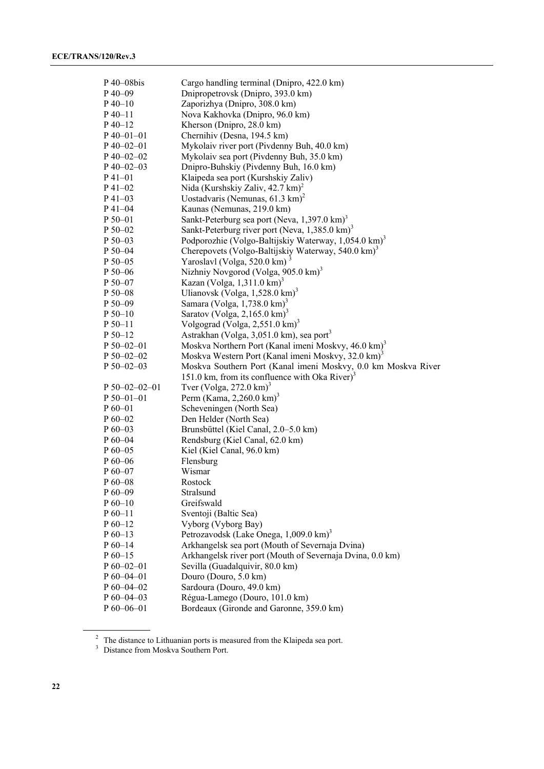| | |
|---|---|
| P 40–08bis | Cargo handling terminal (Dnipro, 422.0 km) |
| P 40–09 | Dnipropetrovsk (Dnipro, 393.0 km) |
| P 40–10 | Zaporizhya (Dnipro, 308.0 km) |
| P 40–11 | Nova Kakhovka (Dnipro, 96.0 km) |
| P 40–12 | Kherson (Dnipro, 28.0 km) |
| P 40–01–01 | Chernihiv (Desna, 194.5 km) |
| P 40–02–01 | Mykolaiv river port (Pivdenny Buh, 40.0 km) |
| P 40–02–02 | Mykolaiv sea port (Pivdenny Buh, 35.0 km) |
| P 40–02–03 | Dnipro-Buhskiy (Pivdenny Buh, 16.0 km) |
| P 41–01 | Klaipeda sea port (Kurshskiy Zaliv) |
| P 41–02 | Nida (Kurshskiy Zaliv, 42.7 km)[2] |
| P 41–03 | Uostadvaris (Nemunas, 61.3 km)[2] |
| P 41–04 | Kaunas (Nemunas, 219.0 km) |
| P 50–01 | Sankt-Peterburg sea port (Neva, 1,397.0 km)[3] |
| P 50–02 | Sankt-Peterburg river port (Neva, 1,385.0 km)[3] |
| P 50–03 | Podporozhie (Volgo-Baltijskiy Waterway, 1,054.0 km)[3] |
| P 50–04 | Cherepovets (Volgo-Baltijskiy Waterway, 540.0 km)[3] |
| P 50–05 | Yaroslavl (Volga, 520.0 km)[3] |
| P 50–06 | Nizhniy Novgorod (Volga, 905.0 km)[3] |
| P 50–07 | Kazan (Volga, 1,311.0 km)[3] |
| P 50–08 | Ulianovsk (Volga, 1,528.0 km)[3] |
| P 50–09 | Samara (Volga, 1,738.0 km)[3] |
| P 50–10 | Saratov (Volga, 2,165.0 km)[3] |
| P 50–11 | Volgograd (Volga, 2,551.0 km)[3] |
| P 50–12 | Astrakhan (Volga, 3,051.0 km), sea port[3] |
| P 50–02–01 | Moskva Northern Port (Kanal imeni Moskvy, 46.0 km)[3] |
| P 50–02–02 | Moskva Western Port (Kanal imeni Moskvy, 32.0 km)[3] |
| P 50–02–03 | Moskva Southern Port (Kanal imeni Moskvy, 0.0 km Moskva River 151.0 km, from its confluence with Oka River)[3] |
| P 50–02–02–01 | Tver (Volga, 272.0 km)[3] |
| P 50–01–01 | Perm (Kama, 2,260.0 km)[3] |
| P 60–01 | Scheveningen (North Sea) |
| P 60–02 | Den Helder (North Sea) |
| P 60–03 | Brunsbüttel (Kiel Canal, 2.0–5.0 km) |
| P 60–04 | Rendsburg (Kiel Canal, 62.0 km) |
| P 60–05 | Kiel (Kiel Canal, 96.0 km) |
| P 60–06 | Flensburg |
| P 60–07 | Wismar |
| P 60–08 | Rostock |
| P 60–09 | Stralsund |
| P 60–10 | Greifswald |
| P 60–11 | Sventoji (Baltic Sea) |
| P 60–12 | Vyborg (Vyborg Bay) |
| P 60–13 | Petrozavodsk (Lake Onega, 1,009.0 km)[3] |
| P 60–14 | Arkhangelsk sea port (Mouth of Severnaja Dvina) |
| P 60–15 | Arkhangelsk river port (Mouth of Severnaja Dvina, 0.0 km) |
| P 60–02–01 | Sevilla (Guadalquivir, 80.0 km) |
| P 60–04–01 | Douro (Douro, 5.0 km) |
| P 60–04–02 | Sardoura (Douro, 49.0 km) |
| P 60–04–03 | Régua-Lamego (Douro, 101.0 km) |
| P 60–06–01 | Bordeaux (Gironde and Garonne, 359.0 km) |

[2] The distance to Lithuanian ports is measured from the Klaipeda sea port.

[3] Distance from Moskva Southern Port.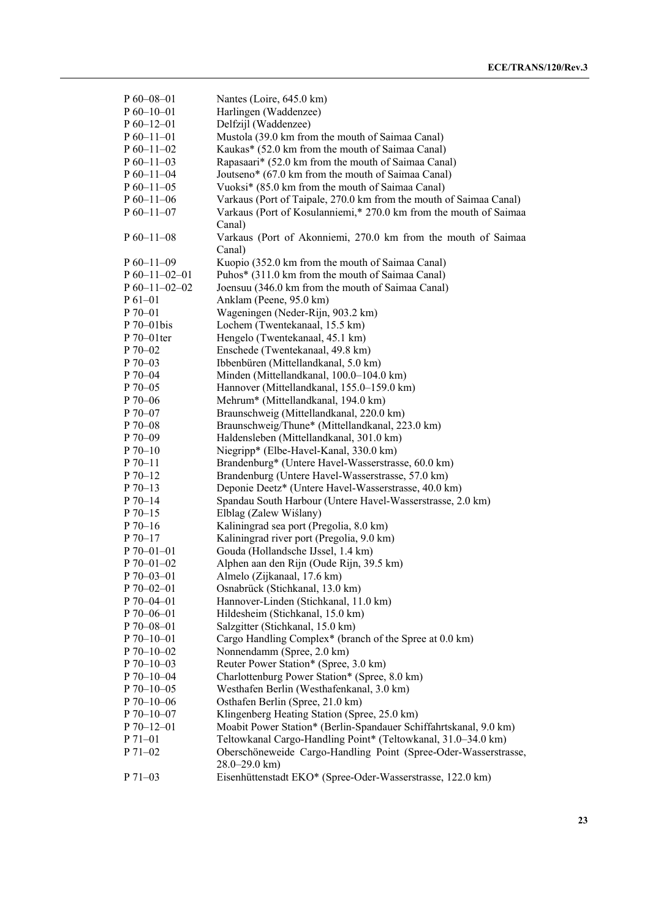| | |
|---|---|
| P 60–08–01 | Nantes (Loire, 645.0 km) |
| P 60–10–01 | Harlingen (Waddenzee) |
| P 60–12–01 | Delfzijl (Waddenzee) |
| P 60–11–01 | Mustola (39.0 km from the mouth of Saimaa Canal) |
| P 60–11–02 | Kaukas* (52.0 km from the mouth of Saimaa Canal) |
| P 60–11–03 | Rapasaari* (52.0 km from the mouth of Saimaa Canal) |
| P 60–11–04 | Joutseno* (67.0 km from the mouth of Saimaa Canal) |
| P 60–11–05 | Vuoksi* (85.0 km from the mouth of Saimaa Canal) |
| P 60–11–06 | Varkaus (Port of Taipale, 270.0 km from the mouth of Saimaa Canal) |
| P 60–11–07 | Varkaus (Port of Kosulanniemi,* 270.0 km from the mouth of Saimaa Canal) |
| P 60–11–08 | Varkaus (Port of Akonniemi, 270.0 km from the mouth of Saimaa Canal) |
| P 60–11–09 | Kuopio (352.0 km from the mouth of Saimaa Canal) |
| P 60–11–02–01 | Puhos* (311.0 km from the mouth of Saimaa Canal) |
| P 60–11–02–02 | Joensuu (346.0 km from the mouth of Saimaa Canal) |
| P 61–01 | Anklam (Peene, 95.0 km) |
| P 70–01 | Wageningen (Neder-Rijn, 903.2 km) |
| P 70–01bis | Lochem (Twentekanaal, 15.5 km) |
| P 70–01ter | Hengelo (Twentekanaal, 45.1 km) |
| P 70–02 | Enschede (Twentekanaal, 49.8 km) |
| P 70–03 | Ibbenbüren (Mittellandkanal, 5.0 km) |
| P 70–04 | Minden (Mittellandkanal, 100.0–104.0 km) |
| P 70–05 | Hannover (Mittellandkanal, 155.0–159.0 km) |
| P 70–06 | Mehrum* (Mittellandkanal, 194.0 km) |
| P 70–07 | Braunschweig (Mittellandkanal, 220.0 km) |
| P 70–08 | Braunschweig/Thune* (Mittellandkanal, 223.0 km) |
| P 70–09 | Haldensleben (Mittellandkanal, 301.0 km) |
| P 70–10 | Niegripp* (Elbe-Havel-Kanal, 330.0 km) |
| P 70–11 | Brandenburg* (Untere Havel-Wasserstrasse, 60.0 km) |
| P 70–12 | Brandenburg (Untere Havel-Wasserstrasse, 57.0 km) |
| P 70–13 | Deponie Deetz* (Untere Havel-Wasserstrasse, 40.0 km) |
| P 70–14 | Spandau South Harbour (Untere Havel-Wasserstrasse, 2.0 km) |
| P 70–15 | Elblag (Zalew Wiślany) |
| P 70–16 | Kaliningrad sea port (Pregolia, 8.0 km) |
| P 70–17 | Kaliningrad river port (Pregolia, 9.0 km) |
| P 70–01–01 | Gouda (Hollandsche IJssel, 1.4 km) |
| P 70–01–02 | Alphen aan den Rijn (Oude Rijn, 39.5 km) |
| P 70–03–01 | Almelo (Zijkanaal, 17.6 km) |
| P 70–02–01 | Osnabrück (Stichkanal, 13.0 km) |
| P 70–04–01 | Hannover-Linden (Stichkanal, 11.0 km) |
| P 70–06–01 | Hildesheim (Stichkanal, 15.0 km) |
| P 70–08–01 | Salzgitter (Stichkanal, 15.0 km) |
| P 70–10–01 | Cargo Handling Complex* (branch of the Spree at 0.0 km) |
| P 70–10–02 | Nonnendamm (Spree, 2.0 km) |
| P 70–10–03 | Reuter Power Station* (Spree, 3.0 km) |
| P 70–10–04 | Charlottenburg Power Station* (Spree, 8.0 km) |
| P 70–10–05 | Westhafen Berlin (Westhafenkanal, 3.0 km) |
| P 70–10–06 | Osthafen Berlin (Spree, 21.0 km) |
| P 70–10–07 | Klingenberg Heating Station (Spree, 25.0 km) |
| P 70–12–01 | Moabit Power Station* (Berlin-Spandauer Schiffahrtskanal, 9.0 km) |
| P 71–01 | Teltowkanal Cargo-Handling Point* (Teltowkanal, 31.0–34.0 km) |
| P 71–02 | Oberschöneweide Cargo-Handling Point (Spree-Oder-Wasserstrasse, 28.0–29.0 km) |
| P 71–03 | Eisenhüttenstadt EKO* (Spree-Oder-Wasserstrasse, 122.0 km) |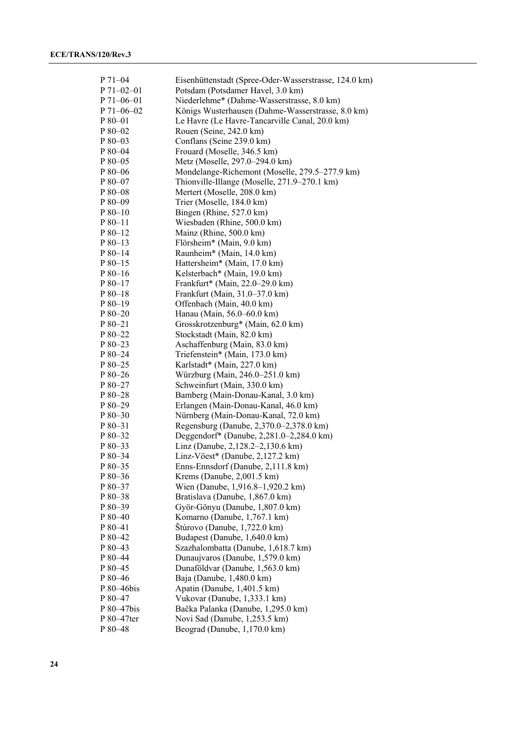| | |
|---|---|
| P 71–04 | Eisenhüttenstadt (Spree-Oder-Wasserstrasse, 124.0 km) |
| P 71–02–01 | Potsdam (Potsdamer Havel, 3.0 km) |
| P 71–06–01 | Niederlehme* (Dahme-Wasserstrasse, 8.0 km) |
| P 71–06–02 | Königs Wusterhausen (Dahme-Wasserstrasse, 8.0 km) |
| P 80–01 | Le Havre (Le Havre-Tancarville Canal, 20.0 km) |
| P 80–02 | Rouen (Seine, 242.0 km) |
| P 80–03 | Conflans (Seine 239.0 km) |
| P 80–04 | Frouard (Moselle, 346.5 km) |
| P 80–05 | Metz (Moselle, 297.0–294.0 km) |
| P 80–06 | Mondelange-Richemont (Moselle, 279.5–277.9 km) |
| P 80–07 | Thionville-Illange (Moselle, 271.9–270.1 km) |
| P 80–08 | Mertert (Moselle, 208.0 km) |
| P 80–09 | Trier (Moselle, 184.0 km) |
| P 80–10 | Bingen (Rhine, 527.0 km) |
| P 80–11 | Wiesbaden (Rhine, 500.0 km) |
| P 80–12 | Mainz (Rhine, 500.0 km) |
| P 80–13 | Flörsheim* (Main, 9.0 km) |
| P 80–14 | Raunheim* (Main, 14.0 km) |
| P 80–15 | Hattersheim* (Main, 17.0 km) |
| P 80–16 | Kelsterbach* (Main, 19.0 km) |
| P 80–17 | Frankfurt* (Main, 22.0–29.0 km) |
| P 80–18 | Frankfurt (Main, 31.0–37.0 km) |
| P 80–19 | Offenbach (Main, 40.0 km) |
| P 80–20 | Hanau (Main, 56.0–60.0 km) |
| P 80–21 | Grosskrotzenburg* (Main, 62.0 km) |
| P 80–22 | Stockstadt (Main, 82.0 km) |
| P 80–23 | Aschaffenburg (Main, 83.0 km) |
| P 80–24 | Triefenstein* (Main, 173.0 km) |
| P 80–25 | Karlstadt* (Main, 227.0 km) |
| P 80–26 | Würzburg (Main, 246.0–251.0 km) |
| P 80–27 | Schweinfurt (Main, 330.0 km) |
| P 80–28 | Bamberg (Main-Donau-Kanal, 3.0 km) |
| P 80–29 | Erlangen (Main-Donau-Kanal, 46.0 km) |
| P 80–30 | Nürnberg (Main-Donau-Kanal, 72.0 km) |
| P 80–31 | Regensburg (Danube, 2,370.0–2,378.0 km) |
| P 80–32 | Deggendorf* (Danube, 2,281.0–2,284.0 km) |
| P 80–33 | Linz (Danube, 2,128.2–2,130.6 km) |
| P 80–34 | Linz-Vöest* (Danube, 2,127.2 km) |
| P 80–35 | Enns-Ennsdorf (Danube, 2,111.8 km) |
| P 80–36 | Krems (Danube, 2,001.5 km) |
| P 80–37 | Wien (Danube, 1,916.8–1,920.2 km) |
| P 80–38 | Bratislava (Danube, 1,867.0 km) |
| P 80–39 | Györ-Gönyu (Danube, 1,807.0 km) |
| P 80–40 | Komarno (Danube, 1,767.1 km) |
| P 80–41 | Štúrovo (Danube, 1,722.0 km) |
| P 80–42 | Budapest (Danube, 1,640.0 km) |
| P 80–43 | Szazhalombatta (Danube, 1,618.7 km) |
| P 80–44 | Dunaujvaros (Danube, 1,579.0 km) |
| P 80–45 | Dunaföldvar (Danube, 1,563.0 km) |
| P 80–46 | Baja (Danube, 1,480.0 km) |
| P 80–46bis | Apatin (Danube, 1,401.5 km) |
| P 80–47 | Vukovar (Danube, 1,333.1 km) |
| P 80–47bis | Bačka Palanka (Danube, 1,295.0 km) |
| P 80–47ter | Novi Sad (Danube, 1,253.5 km) |
| P 80–48 | Beograd (Danube, 1,170.0 km) |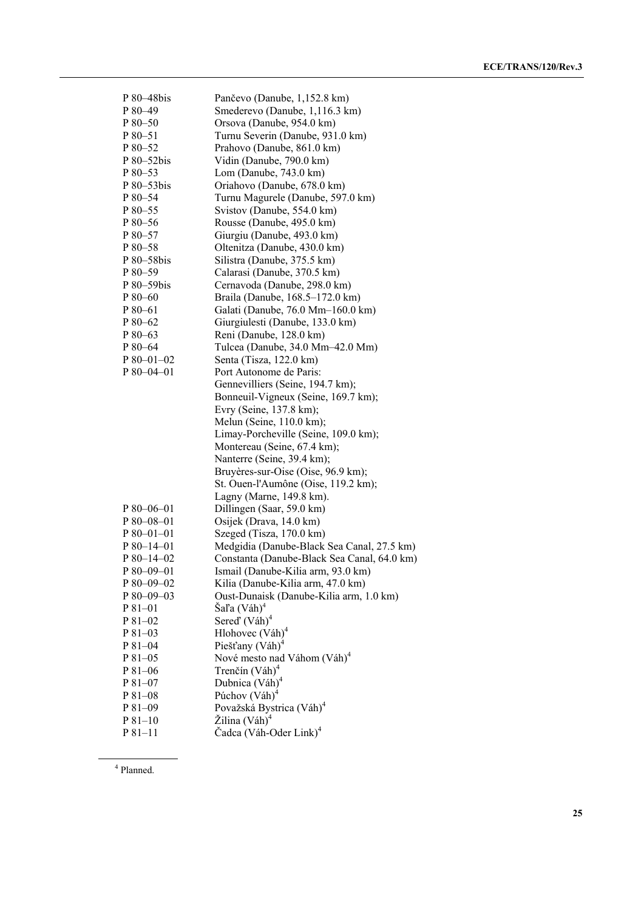| | |
|---|---|
| P 80–48bis | Pančevo (Danube, 1,152.8 km) |
| P 80–49 | Smederevo (Danube, 1,116.3 km) |
| P 80–50 | Orsova (Danube, 954.0 km) |
| P 80–51 | Turnu Severin (Danube, 931.0 km) |
| P 80–52 | Prahovo (Danube, 861.0 km) |
| P 80–52bis | Vidin (Danube, 790.0 km) |
| P 80–53 | Lom (Danube, 743.0 km) |
| P 80–53bis | Oriahovo (Danube, 678.0 km) |
| P 80–54 | Turnu Magurele (Danube, 597.0 km) |
| P 80–55 | Svistov (Danube, 554.0 km) |
| P 80–56 | Rousse (Danube, 495.0 km) |
| P 80–57 | Giurgiu (Danube, 493.0 km) |
| P 80–58 | Oltenitza (Danube, 430.0 km) |
| P 80–58bis | Silistra (Danube, 375.5 km) |
| P 80–59 | Calarasi (Danube, 370.5 km) |
| P 80–59bis | Cernavoda (Danube, 298.0 km) |
| P 80–60 | Braila (Danube, 168.5–172.0 km) |
| P 80–61 | Galati (Danube, 76.0 Mm–160.0 km) |
| P 80–62 | Giurgiulesti (Danube, 133.0 km) |
| P 80–63 | Reni (Danube, 128.0 km) |
| P 80–64 | Tulcea (Danube, 34.0 Mm–42.0 Mm) |
| P 80–01–02 | Senta (Tisza, 122.0 km) |
| P 80–04–01 | Port Autonome de Paris:<br>Gennevilliers (Seine, 194.7 km);<br>Bonneuil-Vigneux (Seine, 169.7 km);<br>Evry (Seine, 137.8 km);<br>Melun (Seine, 110.0 km);<br>Limay-Porcheville (Seine, 109.0 km);<br>Montereau (Seine, 67.4 km);<br>Nanterre (Seine, 39.4 km);<br>Bruyères-sur-Oise (Oise, 96.9 km);<br>St. Ouen-l'Aumône (Oise, 119.2 km);<br>Lagny (Marne, 149.8 km). |
| P 80–06–01 | Dillingen (Saar, 59.0 km) |
| P 80–08–01 | Osijek (Drava, 14.0 km) |
| P 80–01–01 | Szeged (Tisza, 170.0 km) |
| P 80–14–01 | Medgidia (Danube-Black Sea Canal, 27.5 km) |
| P 80–14–02 | Constanta (Danube-Black Sea Canal, 64.0 km) |
| P 80–09–01 | Ismail (Danube-Kilia arm, 93.0 km) |
| P 80–09–02 | Kilia (Danube-Kilia arm, 47.0 km) |
| P 80–09–03 | Oust-Dunaisk (Danube-Kilia arm, 1.0 km) |
| P 81–01 | Šaľa (Váh)[4] |
| P 81–02 | Sereď (Váh)[4] |
| P 81–03 | Hlohovec (Váh)[4] |
| P 81–04 | Piešťany (Váh)[4] |
| P 81–05 | Nové mesto nad Váhom (Váh)[4] |
| P 81–06 | Trenčín (Váh)[4] |
| P 81–07 | Dubnica (Váh)[4] |
| P 81–08 | Púchov (Váh)[4] |
| P 81–09 | Považská Bystrica (Váh)[4] |
| P 81–10 | Žilina (Váh)[4] |
| P 81–11 | Čadca (Váh-Oder Link)[4] |

[4] Planned.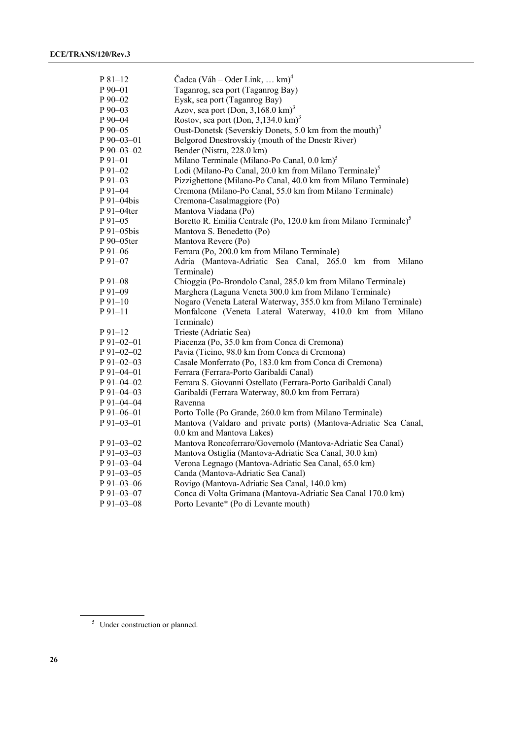| | |
|---|---|
| P 81–12 | Čadca (Váh – Oder Link, … km)[4] |
| P 90–01 | Taganrog, sea port (Taganrog Bay) |
| P 90–02 | Eysk, sea port (Taganrog Bay) |
| P 90–03 | Azov, sea port (Don, 3,168.0 km)[3] |
| P 90–04 | Rostov, sea port (Don, 3,134.0 km)[3] |
| P 90–05 | Oust-Donetsk (Severskiy Donets, 5.0 km from the mouth)[3] |
| P 90–03–01 | Belgorod Dnestrovskiy (mouth of the Dnestr River) |
| P 90–03–02 | Bender (Nistru, 228.0 km) |
| P 91–01 | Milano Terminale (Milano-Po Canal, 0.0 km)[5] |
| P 91–02 | Lodi (Milano-Po Canal, 20.0 km from Milano Terminale)[5] |
| P 91–03 | Pizzighettone (Milano-Po Canal, 40.0 km from Milano Terminale) |
| P 91–04 | Cremona (Milano-Po Canal, 55.0 km from Milano Terminale) |
| P 91–04bis | Cremona-Casalmaggiore (Po) |
| P 91–04ter | Mantova Viadana (Po) |
| P 91–05 | Boretto R. Emilia Centrale (Po, 120.0 km from Milano Terminale)[5] |
| P 91–05bis | Mantova S. Benedetto (Po) |
| P 90–05ter | Mantova Revere (Po) |
| P 91–06 | Ferrara (Po, 200.0 km from Milano Terminale) |
| P 91–07 | Adria (Mantova-Adriatic Sea Canal, 265.0 km from Milano Terminale) |
| P 91–08 | Chioggia (Po-Brondolo Canal, 285.0 km from Milano Terminale) |
| P 91–09 | Marghera (Laguna Veneta 300.0 km from Milano Terminale) |
| P 91–10 | Nogaro (Veneta Lateral Waterway, 355.0 km from Milano Terminale) |
| P 91–11 | Monfalcone (Veneta Lateral Waterway, 410.0 km from Milano Terminale) |
| P 91–12 | Trieste (Adriatic Sea) |
| P 91–02–01 | Piacenza (Po, 35.0 km from Conca di Cremona) |
| P 91–02–02 | Pavia (Ticino, 98.0 km from Conca di Cremona) |
| P 91–02–03 | Casale Monferrato (Po, 183.0 km from Conca di Cremona) |
| P 91–04–01 | Ferrara (Ferrara-Porto Garibaldi Canal) |
| P 91–04–02 | Ferrara S. Giovanni Ostellato (Ferrara-Porto Garibaldi Canal) |
| P 91–04–03 | Garibaldi (Ferrara Waterway, 80.0 km from Ferrara) |
| P 91–04–04 | Ravenna |
| P 91–06–01 | Porto Tolle (Po Grande, 260.0 km from Milano Terminale) |
| P 91–03–01 | Mantova (Valdaro and private ports) (Mantova-Adriatic Sea Canal, 0.0 km and Mantova Lakes) |
| P 91–03–02 | Mantova Roncoferraro/Governolo (Mantova-Adriatic Sea Canal) |
| P 91–03–03 | Mantova Ostiglia (Mantova-Adriatic Sea Canal, 30.0 km) |
| P 91–03–04 | Verona Legnago (Mantova-Adriatic Sea Canal, 65.0 km) |
| P 91–03–05 | Canda (Mantova-Adriatic Sea Canal) |
| P 91–03–06 | Rovigo (Mantova-Adriatic Sea Canal, 140.0 km) |
| P 91–03–07 | Conca di Volta Grimana (Mantova-Adriatic Sea Canal 170.0 km) |
| P 91–03–08 | Porto Levante* (Po di Levante mouth) |

[5] Under construction or planned.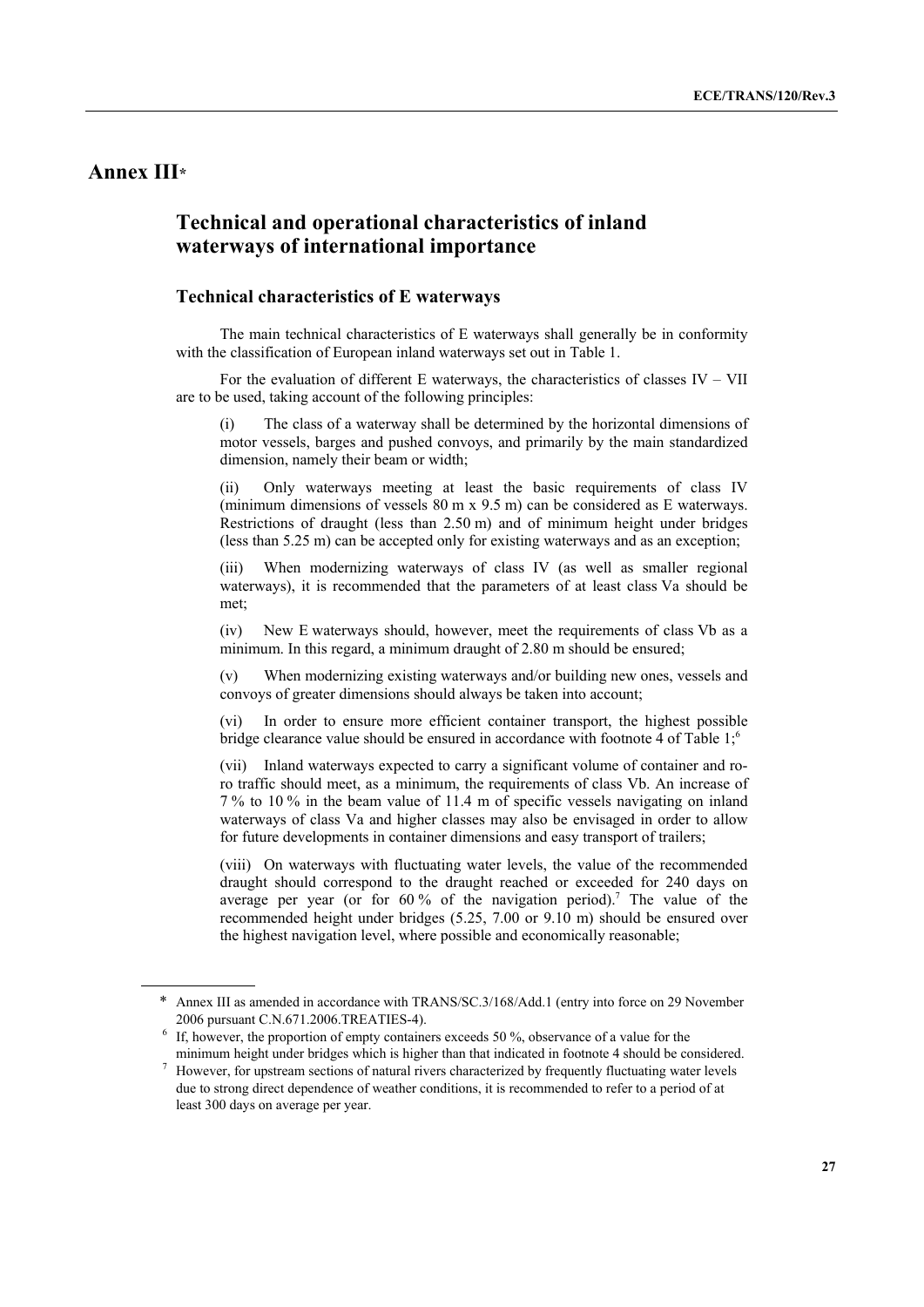# Annex III*

## Technical and operational characteristics of inland waterways of international importance

### Technical characteristics of E waterways

The main technical characteristics of E waterways shall generally be in conformity with the classification of European inland waterways set out in Table 1.

For the evaluation of different E waterways, the characteristics of classes IV – VII are to be used, taking account of the following principles:

(i) The class of a waterway shall be determined by the horizontal dimensions of motor vessels, barges and pushed convoys, and primarily by the main standardized dimension, namely their beam or width;

(ii) Only waterways meeting at least the basic requirements of class IV (minimum dimensions of vessels 80 m x 9.5 m) can be considered as E waterways. Restrictions of draught (less than 2.50 m) and of minimum height under bridges (less than 5.25 m) can be accepted only for existing waterways and as an exception;

(iii) When modernizing waterways of class IV (as well as smaller regional waterways), it is recommended that the parameters of at least class Va should be met;

(iv) New E waterways should, however, meet the requirements of class Vb as a minimum. In this regard, a minimum draught of 2.80 m should be ensured;

(v) When modernizing existing waterways and/or building new ones, vessels and convoys of greater dimensions should always be taken into account;

(vi) In order to ensure more efficient container transport, the highest possible bridge clearance value should be ensured in accordance with footnote 4 of Table 1;[6]

(vii) Inland waterways expected to carry a significant volume of container and ro-ro traffic should meet, as a minimum, the requirements of class Vb. An increase of 7 % to 10 % in the beam value of 11.4 m of specific vessels navigating on inland waterways of class Va and higher classes may also be envisaged in order to allow for future developments in container dimensions and easy transport of trailers;

(viii) On waterways with fluctuating water levels, the value of the recommended draught should correspond to the draught reached or exceeded for 240 days on average per year (or for 60 % of the navigation period).[7] The value of the recommended height under bridges (5.25, 7.00 or 9.10 m) should be ensured over the highest navigation level, where possible and economically reasonable;

---

\* Annex III as amended in accordance with TRANS/SC.3/168/Add.1 (entry into force on 29 November 2006 pursuant C.N.671.2006.TREATIES-4).

[6] If, however, the proportion of empty containers exceeds 50 %, observance of a value for the minimum height under bridges which is higher than that indicated in footnote 4 should be considered.

[7] However, for upstream sections of natural rivers characterized by frequently fluctuating water levels due to strong direct dependence of weather conditions, it is recommended to refer to a period of at least 300 days on average per year.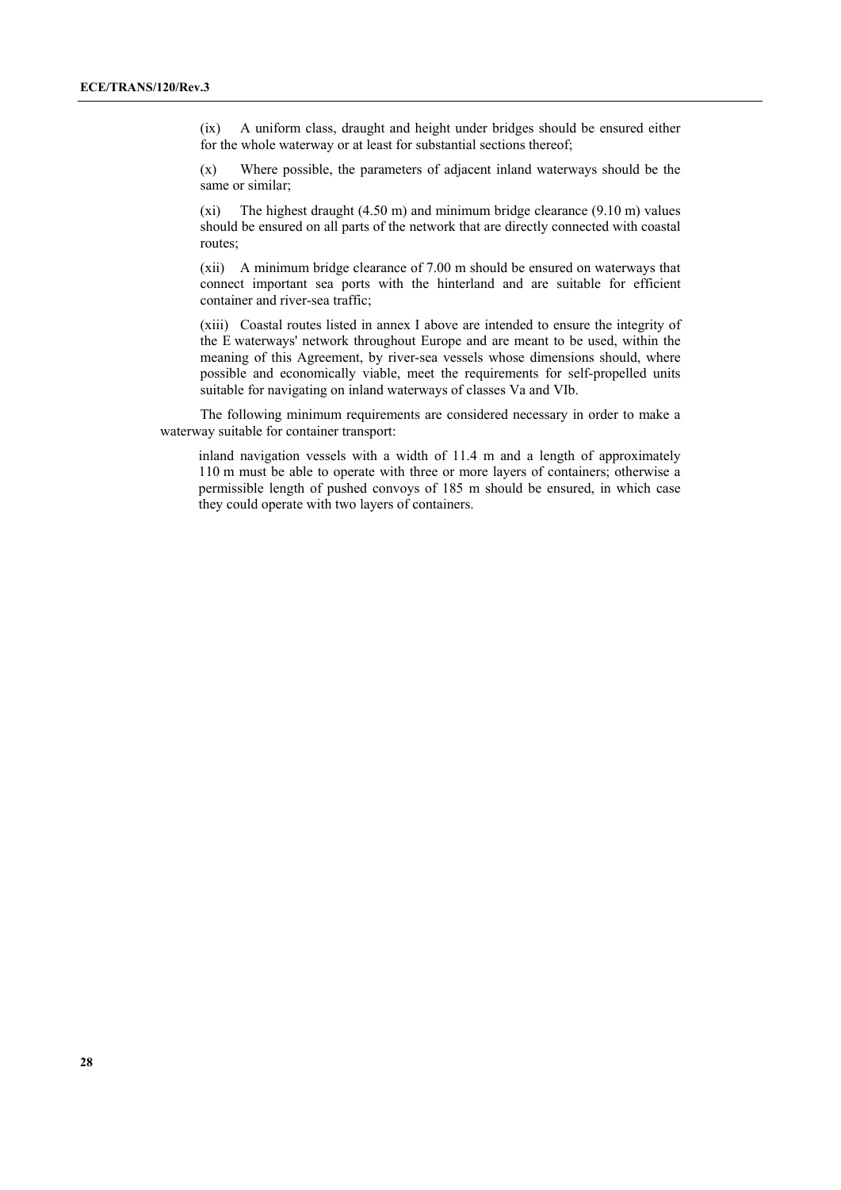(ix) A uniform class, draught and height under bridges should be ensured either for the whole waterway or at least for substantial sections thereof;

(x) Where possible, the parameters of adjacent inland waterways should be the same or similar;

(xi) The highest draught (4.50 m) and minimum bridge clearance (9.10 m) values should be ensured on all parts of the network that are directly connected with coastal routes;

(xii) A minimum bridge clearance of 7.00 m should be ensured on waterways that connect important sea ports with the hinterland and are suitable for efficient container and river-sea traffic;

(xiii) Coastal routes listed in annex I above are intended to ensure the integrity of the E waterways' network throughout Europe and are meant to be used, within the meaning of this Agreement, by river-sea vessels whose dimensions should, where possible and economically viable, meet the requirements for self-propelled units suitable for navigating on inland waterways of classes Va and VIb.

The following minimum requirements are considered necessary in order to make a waterway suitable for container transport:

inland navigation vessels with a width of 11.4 m and a length of approximately 110 m must be able to operate with three or more layers of containers; otherwise a permissible length of pushed convoys of 185 m should be ensured, in which case they could operate with two layers of containers.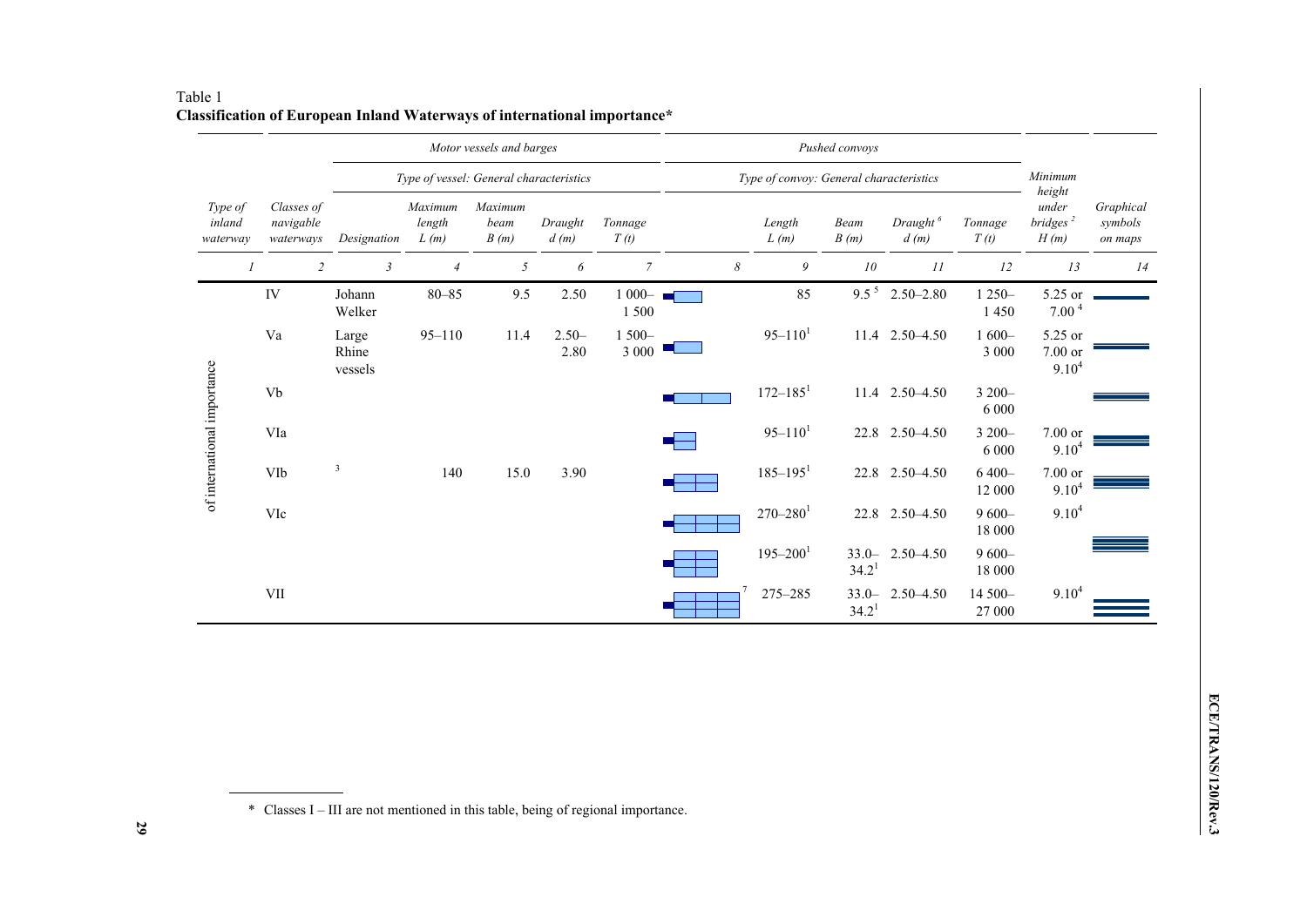Table 1
**Classification of European Inland Waterways of international importance***

| Type of inland waterway | Classes of navigable waterways | Motor vessels and barges | | | | | Pushed convoys | | | | | Minimum height under bridges [2] H (m) | Graphical symbols on maps |
|---|---|---|---|---|---|---|---|---|---|---|---|---|---|
| | | Type of vessel: General characteristics | | | | | Type of convoy: General characteristics | | | | | | |
| | | Designation | Maximum length L (m) | Maximum beam B (m) | Draught d (m) | Tonnage T (t) | | Length L (m) | Beam B (m) | Draught [6] d (m) | Tonnage T (t) | | |
| 1 | 2 | 3 | 4 | 5 | 6 | 7 | 8 | 9 | 10 | 11 | 12 | 13 | 14 |
| of international importance | IV | Johann Welker | 80–85 | 9.5 | 2.50 | 1 000–1 500 | | 85 | 9.5 [5] | 2.50–2.80 | 1 250–1 450 | 5.25 or 7.00 [4] | |
| | Va | Large Rhine vessels | 95–110 | 11.4 | 2.50–2.80 | 1 500–3 000 | | 95–110[1] | 11.4 | 2.50–4.50 | 1 600–3 000 | 5.25 or 7.00 or 9.10[4] | |
| | Vb | | | | | | | 172–185[1] | 11.4 | 2.50–4.50 | 3 200–6 000 | | |
| | VIa | | | | | | | 95–110[1] | 22.8 | 2.50–4.50 | 3 200–6 000 | 7.00 or 9.10[4] | |
| | VIb | [3] | 140 | 15.0 | 3.90 | | | 185–195[1] | 22.8 | 2.50–4.50 | 6 400–12 000 | 7.00 or 9.10[4] | |
| | VIc | | | | | | | 270–280[1] | 22.8 | 2.50–4.50 | 9 600–18 000 | 9.10[4] | |
| | | | | | | | | 195–200[1] | 33.0–34.2[1] | 2.50–4.50 | 9 600–18 000 | | |
| | VII | | | | | | [7] | 275–285 | 33.0–34.2[1] | 2.50–4.50 | 14 500–27 000 | 9.10[4] | |

\* Classes I – III are not mentioned in this table, being of regional importance.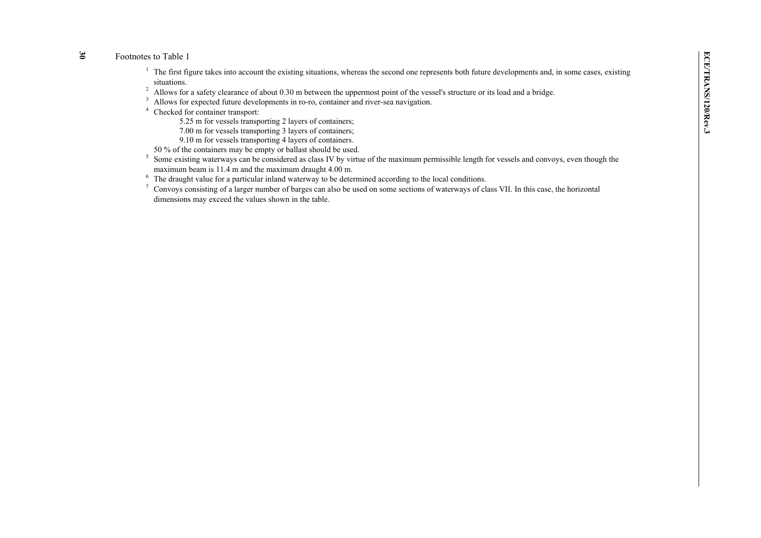Footnotes to Table 1

[1] The first figure takes into account the existing situations, whereas the second one represents both future developments and, in some cases, existing situations.

[2] Allows for a safety clearance of about 0.30 m between the uppermost point of the vessel's structure or its load and a bridge.

[3] Allows for expected future developments in ro-ro, container and river-sea navigation.

[4] Checked for container transport:

- 5.25 m for vessels transporting 2 layers of containers;
- 7.00 m for vessels transporting 3 layers of containers;
- 9.10 m for vessels transporting 4 layers of containers.

50 % of the containers may be empty or ballast should be used.

[5] Some existing waterways can be considered as class IV by virtue of the maximum permissible length for vessels and convoys, even though the maximum beam is 11.4 m and the maximum draught 4.00 m.

[6] The draught value for a particular inland waterway to be determined according to the local conditions.

[7] Convoys consisting of a larger number of barges can also be used on some sections of waterways of class VII. In this case, the horizontal dimensions may exceed the values shown in the table.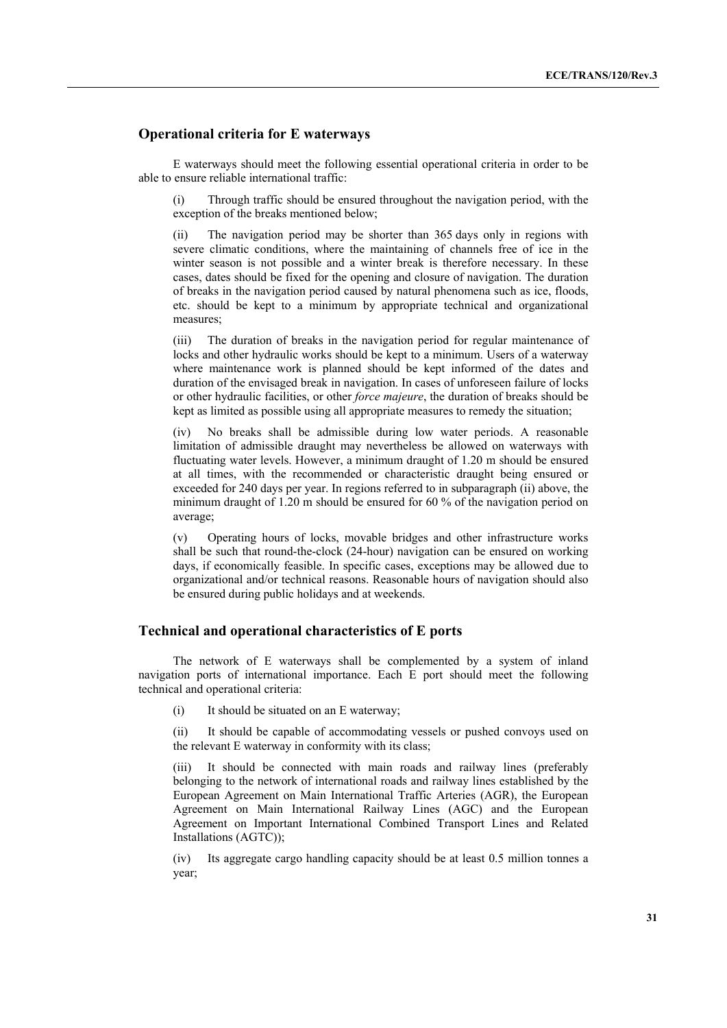## Operational criteria for E waterways

E waterways should meet the following essential operational criteria in order to be able to ensure reliable international traffic:

(i) Through traffic should be ensured throughout the navigation period, with the exception of the breaks mentioned below;

(ii) The navigation period may be shorter than 365 days only in regions with severe climatic conditions, where the maintaining of channels free of ice in the winter season is not possible and a winter break is therefore necessary. In these cases, dates should be fixed for the opening and closure of navigation. The duration of breaks in the navigation period caused by natural phenomena such as ice, floods, etc. should be kept to a minimum by appropriate technical and organizational measures;

(iii) The duration of breaks in the navigation period for regular maintenance of locks and other hydraulic works should be kept to a minimum. Users of a waterway where maintenance work is planned should be kept informed of the dates and duration of the envisaged break in navigation. In cases of unforeseen failure of locks or other hydraulic facilities, or other *force majeure*, the duration of breaks should be kept as limited as possible using all appropriate measures to remedy the situation;

(iv) No breaks shall be admissible during low water periods. A reasonable limitation of admissible draught may nevertheless be allowed on waterways with fluctuating water levels. However, a minimum draught of 1.20 m should be ensured at all times, with the recommended or characteristic draught being ensured or exceeded for 240 days per year. In regions referred to in subparagraph (ii) above, the minimum draught of 1.20 m should be ensured for 60 % of the navigation period on average;

(v) Operating hours of locks, movable bridges and other infrastructure works shall be such that round-the-clock (24-hour) navigation can be ensured on working days, if economically feasible. In specific cases, exceptions may be allowed due to organizational and/or technical reasons. Reasonable hours of navigation should also be ensured during public holidays and at weekends.

## Technical and operational characteristics of E ports

The network of E waterways shall be complemented by a system of inland navigation ports of international importance. Each E port should meet the following technical and operational criteria:

(i) It should be situated on an E waterway;

(ii) It should be capable of accommodating vessels or pushed convoys used on the relevant E waterway in conformity with its class;

(iii) It should be connected with main roads and railway lines (preferably belonging to the network of international roads and railway lines established by the European Agreement on Main International Traffic Arteries (AGR), the European Agreement on Main International Railway Lines (AGC) and the European Agreement on Important International Combined Transport Lines and Related Installations (AGTC));

(iv) Its aggregate cargo handling capacity should be at least 0.5 million tonnes a year;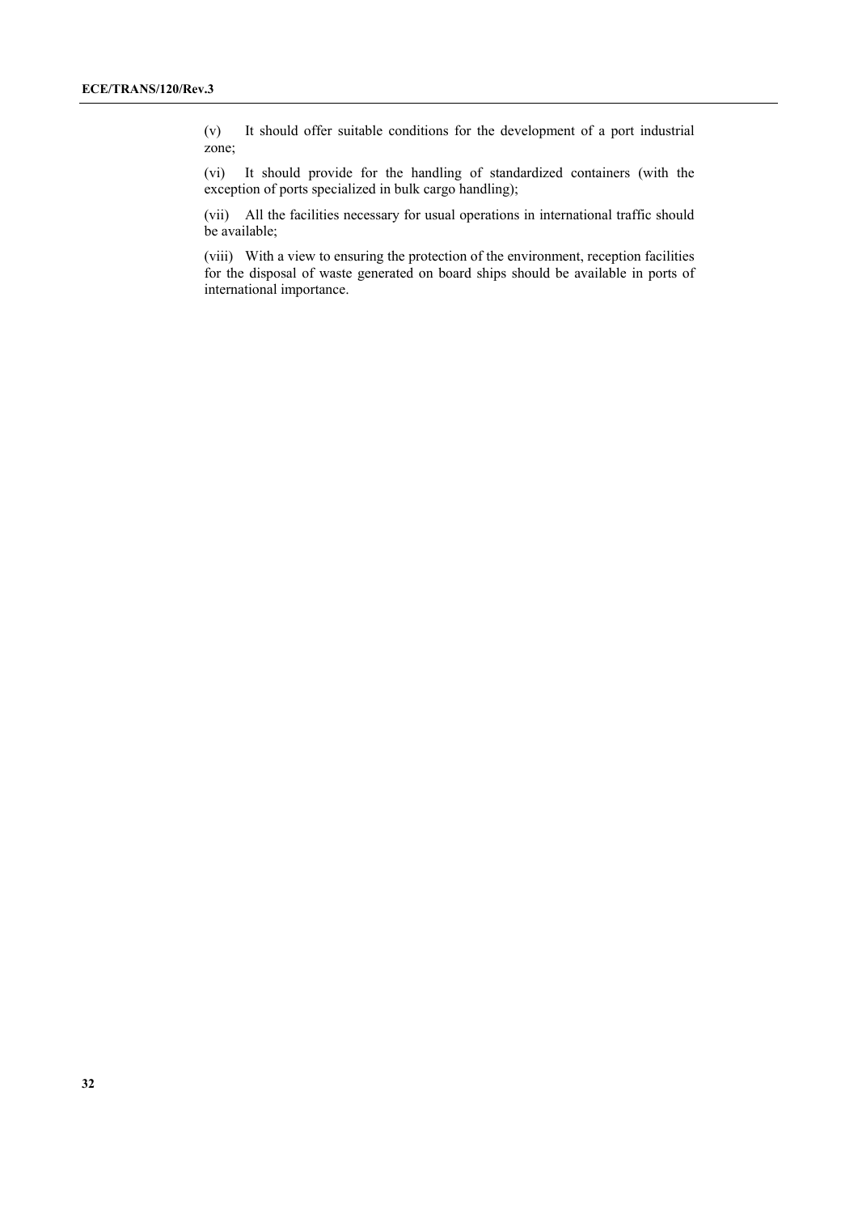(v) It should offer suitable conditions for the development of a port industrial zone;

(vi) It should provide for the handling of standardized containers (with the exception of ports specialized in bulk cargo handling);

(vii) All the facilities necessary for usual operations in international traffic should be available;

(viii) With a view to ensuring the protection of the environment, reception facilities for the disposal of waste generated on board ships should be available in ports of international importance.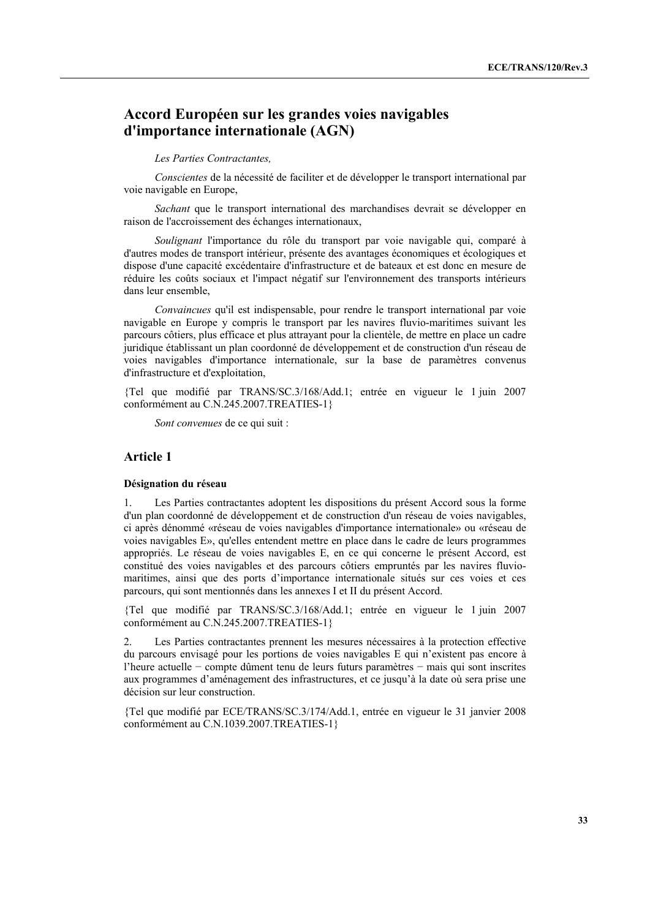# Accord Européen sur les grandes voies navigables d'importance internationale (AGN)

*Les Parties Contractantes,*

*Conscientes* de la nécessité de faciliter et de développer le transport international par voie navigable en Europe,

*Sachant* que le transport international des marchandises devrait se développer en raison de l'accroissement des échanges internationaux,

*Soulignant* l'importance du rôle du transport par voie navigable qui, comparé à d'autres modes de transport intérieur, présente des avantages économiques et écologiques et dispose d'une capacité excédentaire d'infrastructure et de bateaux et est donc en mesure de réduire les coûts sociaux et l'impact négatif sur l'environnement des transports intérieurs dans leur ensemble,

*Convaincues* qu'il est indispensable, pour rendre le transport international par voie navigable en Europe y compris le transport par les navires fluvio-maritimes suivant les parcours côtiers, plus efficace et plus attrayant pour la clientèle, de mettre en place un cadre juridique établissant un plan coordonné de développement et de construction d'un réseau de voies navigables d'importance internationale, sur la base de paramètres convenus d'infrastructure et d'exploitation,

{Tel que modifié par TRANS/SC.3/168/Add.1; entrée en vigueur le 1 juin 2007 conformément au C.N.245.2007.TREATIES-1}

*Sont convenues* de ce qui suit :

## Article 1

### Désignation du réseau

1. Les Parties contractantes adoptent les dispositions du présent Accord sous la forme d'un plan coordonné de développement et de construction d'un réseau de voies navigables, ci après dénommé «réseau de voies navigables d'importance internationale» ou «réseau de voies navigables E», qu'elles entendent mettre en place dans le cadre de leurs programmes appropriés. Le réseau de voies navigables E, en ce qui concerne le présent Accord, est constitué des voies navigables et des parcours côtiers empruntés par les navires fluvio-maritimes, ainsi que des ports d'importance internationale situés sur ces voies et ces parcours, qui sont mentionnés dans les annexes I et II du présent Accord.

{Tel que modifié par TRANS/SC.3/168/Add.1; entrée en vigueur le 1 juin 2007 conformément au C.N.245.2007.TREATIES-1}

2. Les Parties contractantes prennent les mesures nécessaires à la protection effective du parcours envisagé pour les portions de voies navigables E qui n'existent pas encore à l'heure actuelle − compte dûment tenu de leurs futurs paramètres − mais qui sont inscrites aux programmes d'aménagement des infrastructures, et ce jusqu'à la date où sera prise une décision sur leur construction.

{Tel que modifié par ECE/TRANS/SC.3/174/Add.1, entrée en vigueur le 31 janvier 2008 conformément au C.N.1039.2007.TREATIES-1}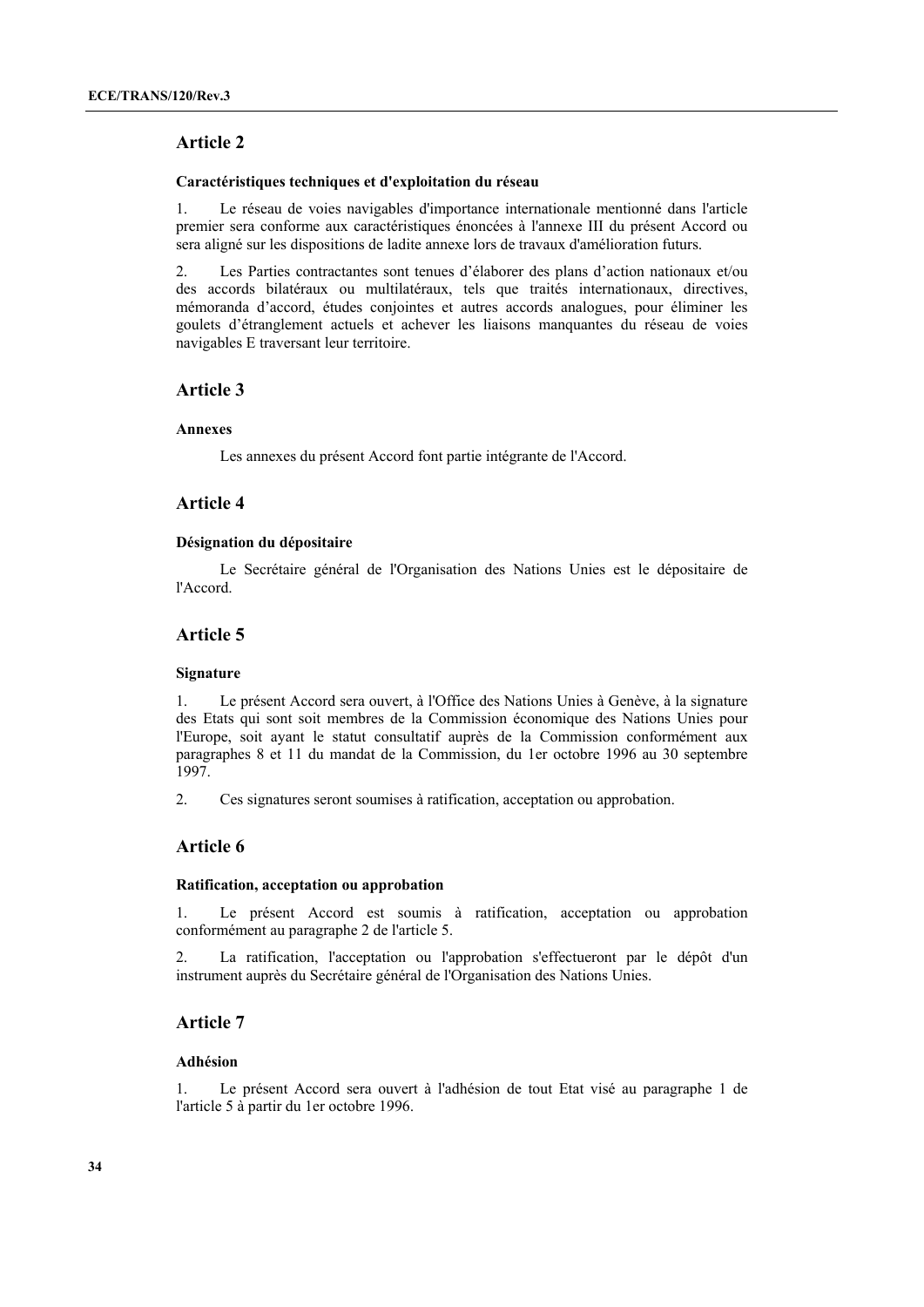## Article 2

**Caractéristiques techniques et d'exploitation du réseau**

1. Le réseau de voies navigables d'importance internationale mentionné dans l'article premier sera conforme aux caractéristiques énoncées à l'annexe III du présent Accord ou sera aligné sur les dispositions de ladite annexe lors de travaux d'amélioration futurs.

2. Les Parties contractantes sont tenues d'élaborer des plans d'action nationaux et/ou des accords bilatéraux ou multilatéraux, tels que traités internationaux, directives, mémoranda d'accord, études conjointes et autres accords analogues, pour éliminer les goulets d'étranglement actuels et achever les liaisons manquantes du réseau de voies navigables E traversant leur territoire.

## Article 3

**Annexes**

Les annexes du présent Accord font partie intégrante de l'Accord.

## Article 4

**Désignation du dépositaire**

Le Secrétaire général de l'Organisation des Nations Unies est le dépositaire de l'Accord.

## Article 5

**Signature**

1. Le présent Accord sera ouvert, à l'Office des Nations Unies à Genève, à la signature des Etats qui sont soit membres de la Commission économique des Nations Unies pour l'Europe, soit ayant le statut consultatif auprès de la Commission conformément aux paragraphes 8 et 11 du mandat de la Commission, du 1er octobre 1996 au 30 septembre 1997.

2. Ces signatures seront soumises à ratification, acceptation ou approbation.

## Article 6

**Ratification, acceptation ou approbation**

1. Le présent Accord est soumis à ratification, acceptation ou approbation conformément au paragraphe 2 de l'article 5.

2. La ratification, l'acceptation ou l'approbation s'effectueront par le dépôt d'un instrument auprès du Secrétaire général de l'Organisation des Nations Unies.

## Article 7

**Adhésion**

1. Le présent Accord sera ouvert à l'adhésion de tout Etat visé au paragraphe 1 de l'article 5 à partir du 1er octobre 1996.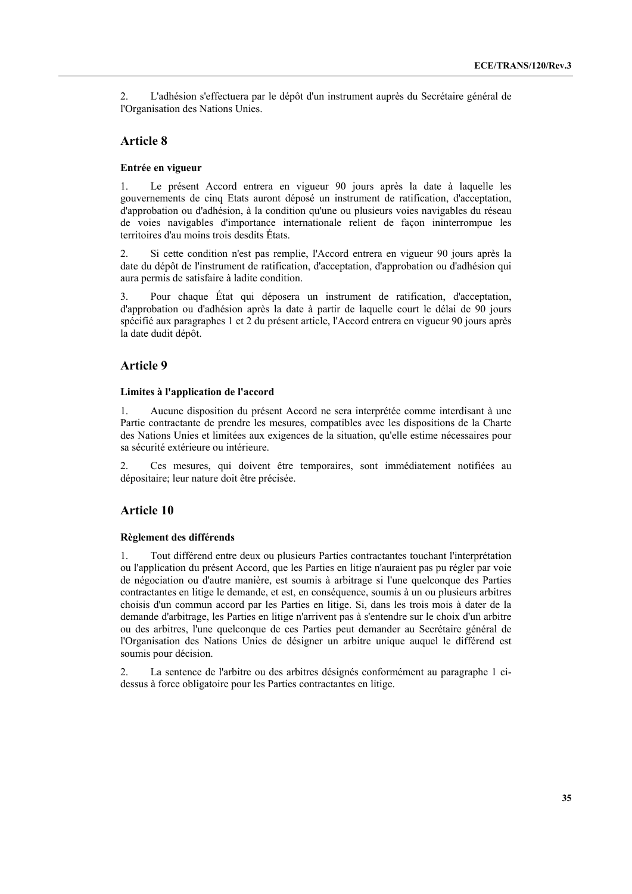2. L'adhésion s'effectuera par le dépôt d'un instrument auprès du Secrétaire général de l'Organisation des Nations Unies.

## Article 8

### Entrée en vigueur

1. Le présent Accord entrera en vigueur 90 jours après la date à laquelle les gouvernements de cinq Etats auront déposé un instrument de ratification, d'acceptation, d'approbation ou d'adhésion, à la condition qu'une ou plusieurs voies navigables du réseau de voies navigables d'importance internationale relient de façon ininterrompue les territoires d'au moins trois desdits États.

2. Si cette condition n'est pas remplie, l'Accord entrera en vigueur 90 jours après la date du dépôt de l'instrument de ratification, d'acceptation, d'approbation ou d'adhésion qui aura permis de satisfaire à ladite condition.

3. Pour chaque État qui déposera un instrument de ratification, d'acceptation, d'approbation ou d'adhésion après la date à partir de laquelle court le délai de 90 jours spécifié aux paragraphes 1 et 2 du présent article, l'Accord entrera en vigueur 90 jours après la date dudit dépôt.

## Article 9

### Limites à l'application de l'accord

1. Aucune disposition du présent Accord ne sera interprétée comme interdisant à une Partie contractante de prendre les mesures, compatibles avec les dispositions de la Charte des Nations Unies et limitées aux exigences de la situation, qu'elle estime nécessaires pour sa sécurité extérieure ou intérieure.

2. Ces mesures, qui doivent être temporaires, sont immédiatement notifiées au dépositaire; leur nature doit être précisée.

## Article 10

### Règlement des différends

1. Tout différend entre deux ou plusieurs Parties contractantes touchant l'interprétation ou l'application du présent Accord, que les Parties en litige n'auraient pas pu régler par voie de négociation ou d'autre manière, est soumis à arbitrage si l'une quelconque des Parties contractantes en litige le demande, et est, en conséquence, soumis à un ou plusieurs arbitres choisis d'un commun accord par les Parties en litige. Si, dans les trois mois à dater de la demande d'arbitrage, les Parties en litige n'arrivent pas à s'entendre sur le choix d'un arbitre ou des arbitres, l'une quelconque de ces Parties peut demander au Secrétaire général de l'Organisation des Nations Unies de désigner un arbitre unique auquel le différend est soumis pour décision.

2. La sentence de l'arbitre ou des arbitres désignés conformément au paragraphe 1 ci-dessus à force obligatoire pour les Parties contractantes en litige.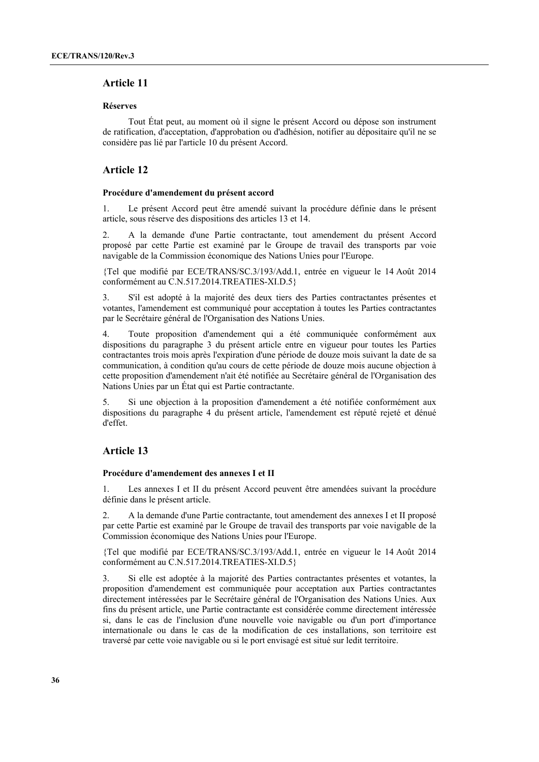## Article 11

**Réserves**

Tout État peut, au moment où il signe le présent Accord ou dépose son instrument de ratification, d'acceptation, d'approbation ou d'adhésion, notifier au dépositaire qu'il ne se considère pas lié par l'article 10 du présent Accord.

## Article 12

**Procédure d'amendement du présent accord**

1. Le présent Accord peut être amendé suivant la procédure définie dans le présent article, sous réserve des dispositions des articles 13 et 14.

2. A la demande d'une Partie contractante, tout amendement du présent Accord proposé par cette Partie est examiné par le Groupe de travail des transports par voie navigable de la Commission économique des Nations Unies pour l'Europe.

{Tel que modifié par ECE/TRANS/SC.3/193/Add.1, entrée en vigueur le 14 Août 2014 conformément au C.N.517.2014.TREATIES-XI.D.5}

3. S'il est adopté à la majorité des deux tiers des Parties contractantes présentes et votantes, l'amendement est communiqué pour acceptation à toutes les Parties contractantes par le Secrétaire général de l'Organisation des Nations Unies.

4. Toute proposition d'amendement qui a été communiquée conformément aux dispositions du paragraphe 3 du présent article entre en vigueur pour toutes les Parties contractantes trois mois après l'expiration d'une période de douze mois suivant la date de sa communication, à condition qu'au cours de cette période de douze mois aucune objection à cette proposition d'amendement n'ait été notifiée au Secrétaire général de l'Organisation des Nations Unies par un État qui est Partie contractante.

5. Si une objection à la proposition d'amendement a été notifiée conformément aux dispositions du paragraphe 4 du présent article, l'amendement est réputé rejeté et dénué d'effet.

## Article 13

**Procédure d'amendement des annexes I et II**

1. Les annexes I et II du présent Accord peuvent être amendées suivant la procédure définie dans le présent article.

2. A la demande d'une Partie contractante, tout amendement des annexes I et II proposé par cette Partie est examiné par le Groupe de travail des transports par voie navigable de la Commission économique des Nations Unies pour l'Europe.

{Tel que modifié par ECE/TRANS/SC.3/193/Add.1, entrée en vigueur le 14 Août 2014 conformément au C.N.517.2014.TREATIES-XI.D.5}

3. Si elle est adoptée à la majorité des Parties contractantes présentes et votantes, la proposition d'amendement est communiquée pour acceptation aux Parties contractantes directement intéressées par le Secrétaire général de l'Organisation des Nations Unies. Aux fins du présent article, une Partie contractante est considérée comme directement intéressée si, dans le cas de l'inclusion d'une nouvelle voie navigable ou d'un port d'importance internationale ou dans le cas de la modification de ces installations, son territoire est traversé par cette voie navigable ou si le port envisagé est situé sur ledit territoire.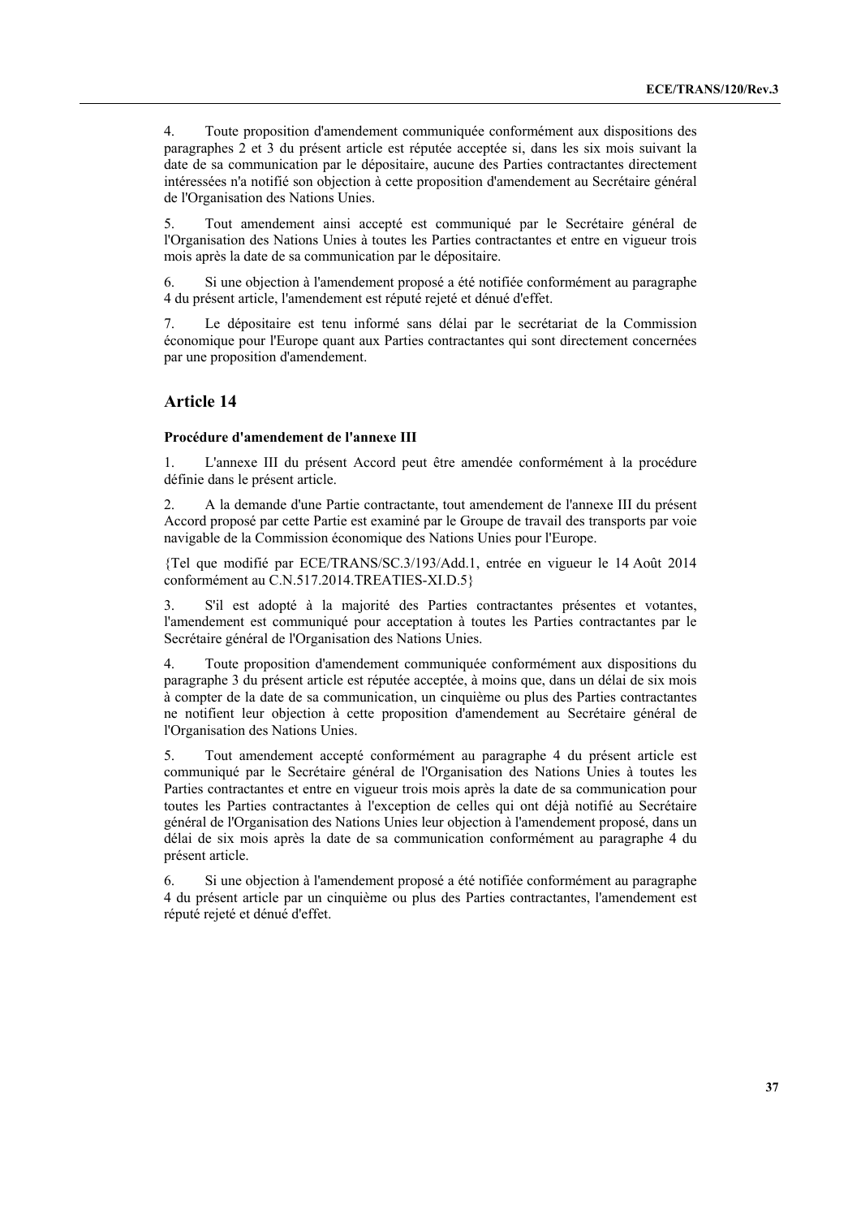4. Toute proposition d'amendement communiquée conformément aux dispositions des paragraphes 2 et 3 du présent article est réputée acceptée si, dans les six mois suivant la date de sa communication par le dépositaire, aucune des Parties contractantes directement intéressées n'a notifié son objection à cette proposition d'amendement au Secrétaire général de l'Organisation des Nations Unies.

5. Tout amendement ainsi accepté est communiqué par le Secrétaire général de l'Organisation des Nations Unies à toutes les Parties contractantes et entre en vigueur trois mois après la date de sa communication par le dépositaire.

6. Si une objection à l'amendement proposé a été notifiée conformément au paragraphe 4 du présent article, l'amendement est réputé rejeté et dénué d'effet.

7. Le dépositaire est tenu informé sans délai par le secrétariat de la Commission économique pour l'Europe quant aux Parties contractantes qui sont directement concernées par une proposition d'amendement.

## Article 14

**Procédure d'amendement de l'annexe III**

1. L'annexe III du présent Accord peut être amendée conformément à la procédure définie dans le présent article.

2. A la demande d'une Partie contractante, tout amendement de l'annexe III du présent Accord proposé par cette Partie est examiné par le Groupe de travail des transports par voie navigable de la Commission économique des Nations Unies pour l'Europe.

{Tel que modifié par ECE/TRANS/SC.3/193/Add.1, entrée en vigueur le 14 Août 2014 conformément au C.N.517.2014.TREATIES-XI.D.5}

3. S'il est adopté à la majorité des Parties contractantes présentes et votantes, l'amendement est communiqué pour acceptation à toutes les Parties contractantes par le Secrétaire général de l'Organisation des Nations Unies.

4. Toute proposition d'amendement communiquée conformément aux dispositions du paragraphe 3 du présent article est réputée acceptée, à moins que, dans un délai de six mois à compter de la date de sa communication, un cinquième ou plus des Parties contractantes ne notifient leur objection à cette proposition d'amendement au Secrétaire général de l'Organisation des Nations Unies.

5. Tout amendement accepté conformément au paragraphe 4 du présent article est communiqué par le Secrétaire général de l'Organisation des Nations Unies à toutes les Parties contractantes et entre en vigueur trois mois après la date de sa communication pour toutes les Parties contractantes à l'exception de celles qui ont déjà notifié au Secrétaire général de l'Organisation des Nations Unies leur objection à l'amendement proposé, dans un délai de six mois après la date de sa communication conformément au paragraphe 4 du présent article.

6. Si une objection à l'amendement proposé a été notifiée conformément au paragraphe 4 du présent article par un cinquième ou plus des Parties contractantes, l'amendement est réputé rejeté et dénué d'effet.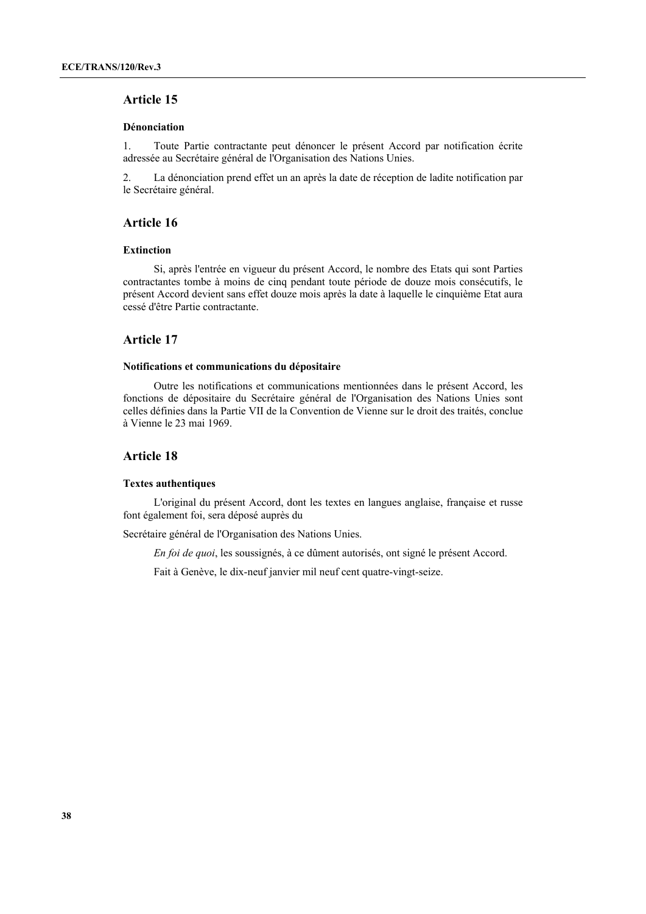## Article 15

### Dénonciation

1. Toute Partie contractante peut dénoncer le présent Accord par notification écrite adressée au Secrétaire général de l'Organisation des Nations Unies.

2. La dénonciation prend effet un an après la date de réception de ladite notification par le Secrétaire général.

## Article 16

### Extinction

Si, après l'entrée en vigueur du présent Accord, le nombre des Etats qui sont Parties contractantes tombe à moins de cinq pendant toute période de douze mois consécutifs, le présent Accord devient sans effet douze mois après la date à laquelle le cinquième Etat aura cessé d'être Partie contractante.

## Article 17

### Notifications et communications du dépositaire

Outre les notifications et communications mentionnées dans le présent Accord, les fonctions de dépositaire du Secrétaire général de l'Organisation des Nations Unies sont celles définies dans la Partie VII de la Convention de Vienne sur le droit des traités, conclue à Vienne le 23 mai 1969.

## Article 18

### Textes authentiques

L'original du présent Accord, dont les textes en langues anglaise, française et russe font également foi, sera déposé auprès du

Secrétaire général de l'Organisation des Nations Unies.

*En foi de quoi*, les soussignés, à ce dûment autorisés, ont signé le présent Accord.

Fait à Genève, le dix-neuf janvier mil neuf cent quatre-vingt-seize.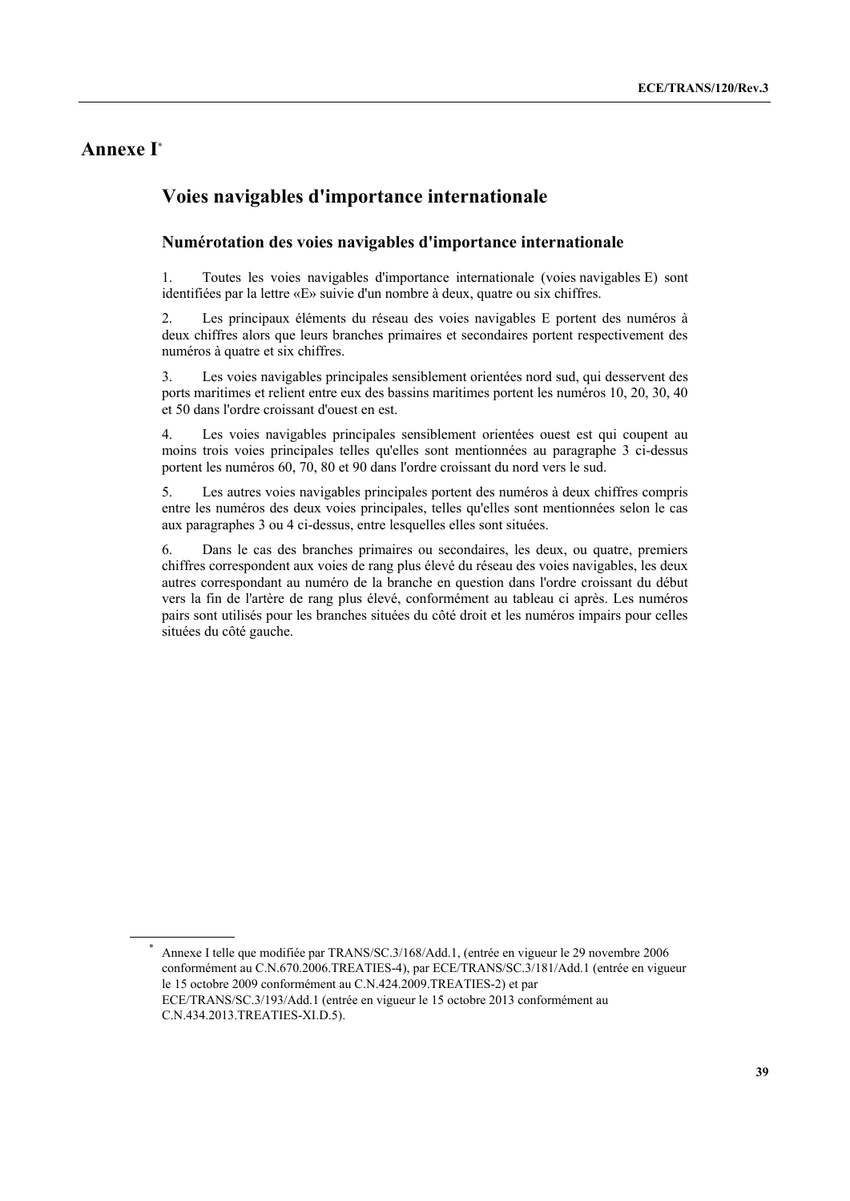# Annexe I[*]

## Voies navigables d'importance internationale

### Numérotation des voies navigables d'importance internationale

1. Toutes les voies navigables d'importance internationale (voies navigables E) sont identifiées par la lettre «E» suivie d'un nombre à deux, quatre ou six chiffres.

2. Les principaux éléments du réseau des voies navigables E portent des numéros à deux chiffres alors que leurs branches primaires et secondaires portent respectivement des numéros à quatre et six chiffres.

3. Les voies navigables principales sensiblement orientées nord sud, qui desservent des ports maritimes et relient entre eux des bassins maritimes portent les numéros 10, 20, 30, 40 et 50 dans l'ordre croissant d'ouest en est.

4. Les voies navigables principales sensiblement orientées ouest est qui coupent au moins trois voies principales telles qu'elles sont mentionnées au paragraphe 3 ci-dessus portent les numéros 60, 70, 80 et 90 dans l'ordre croissant du nord vers le sud.

5. Les autres voies navigables principales portent des numéros à deux chiffres compris entre les numéros des deux voies principales, telles qu'elles sont mentionnées selon le cas aux paragraphes 3 ou 4 ci-dessus, entre lesquelles elles sont situées.

6. Dans le cas des branches primaires ou secondaires, les deux, ou quatre, premiers chiffres correspondent aux voies de rang plus élevé du réseau des voies navigables, les deux autres correspondant au numéro de la branche en question dans l'ordre croissant du début vers la fin de l'artère de rang plus élevé, conformément au tableau ci après. Les numéros pairs sont utilisés pour les branches situées du côté droit et les numéros impairs pour celles situées du côté gauche.

---

[*] Annexe I telle que modifiée par TRANS/SC.3/168/Add.1, (entrée en vigueur le 29 novembre 2006 conformément au C.N.670.2006.TREATIES-4), par ECE/TRANS/SC.3/181/Add.1 (entrée en vigueur le 15 octobre 2009 conformément au C.N.424.2009.TREATIES-2) et par ECE/TRANS/SC.3/193/Add.1 (entrée en vigueur le 15 octobre 2013 conformément au C.N.434.2013.TREATIES-XI.D.5).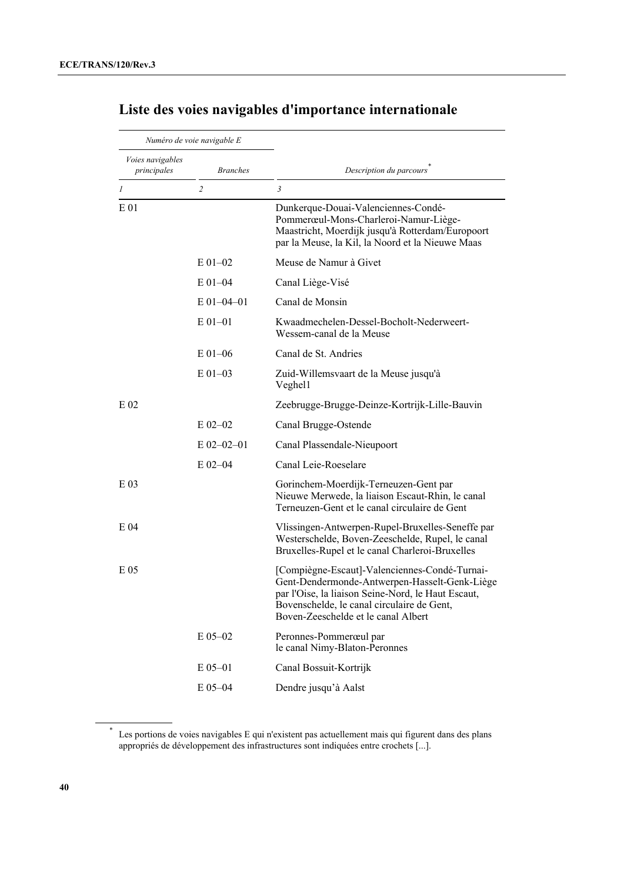## Liste des voies navigables d'importance internationale

| *Numéro de voie navigable E* | | |
|---|---|---|
| *Voies navigables principales* | *Branches* | *Description du parcours*[*] |
| *1* | *2* | *3* |
| E 01 | | Dunkerque-Douai-Valenciennes-Condé-Pommerœul-Mons-Charleroi-Namur-Liège-Maastricht, Moerdijk jusqu'à Rotterdam/Europoort par la Meuse, la Kil, la Noord et la Nieuwe Maas |
| | E 01–02 | Meuse de Namur à Givet |
| | E 01–04 | Canal Liège-Visé |
| | E 01–04–01 | Canal de Monsin |
| | E 01–01 | Kwaadmechelen-Dessel-Bocholt-Nederweert-Wessem-canal de la Meuse |
| | E 01–06 | Canal de St. Andries |
| | E 01–03 | Zuid-Willemsvaart de la Meuse jusqu'à Veghel1 |
| E 02 | | Zeebrugge-Brugge-Deinze-Kortrijk-Lille-Bauvin |
| | E 02–02 | Canal Brugge-Ostende |
| | E 02–02–01 | Canal Plassendale-Nieupoort |
| | E 02–04 | Canal Leie-Roeselare |
| E 03 | | Gorinchem-Moerdijk-Terneuzen-Gent par Nieuwe Merwede, la liaison Escaut-Rhin, le canal Terneuzen-Gent et le canal circulaire de Gent |
| E 04 | | Vlissingen-Antwerpen-Rupel-Bruxelles-Seneffe par Westerschelde, Boven-Zeeschelde, Rupel, le canal Bruxelles-Rupel et le canal Charleroi-Bruxelles |
| E 05 | | [Compiègne-Escaut]-Valenciennes-Condé-Turnai-Gent-Dendermonde-Antwerpen-Hasselt-Genk-Liège par l'Oise, la liaison Seine-Nord, le Haut Escaut, Bovenschelde, le canal circulaire de Gent, Boven-Zeeschelde et le canal Albert |
| | E 05–02 | Peronnes-Pommerœul par le canal Nimy-Blaton-Peronnes |
| | E 05–01 | Canal Bossuit-Kortrijk |
| | E 05–04 | Dendre jusqu'à Aalst |

[*] Les portions de voies navigables E qui n'existent pas actuellement mais qui figurent dans des plans appropriés de développement des infrastructures sont indiquées entre crochets [...].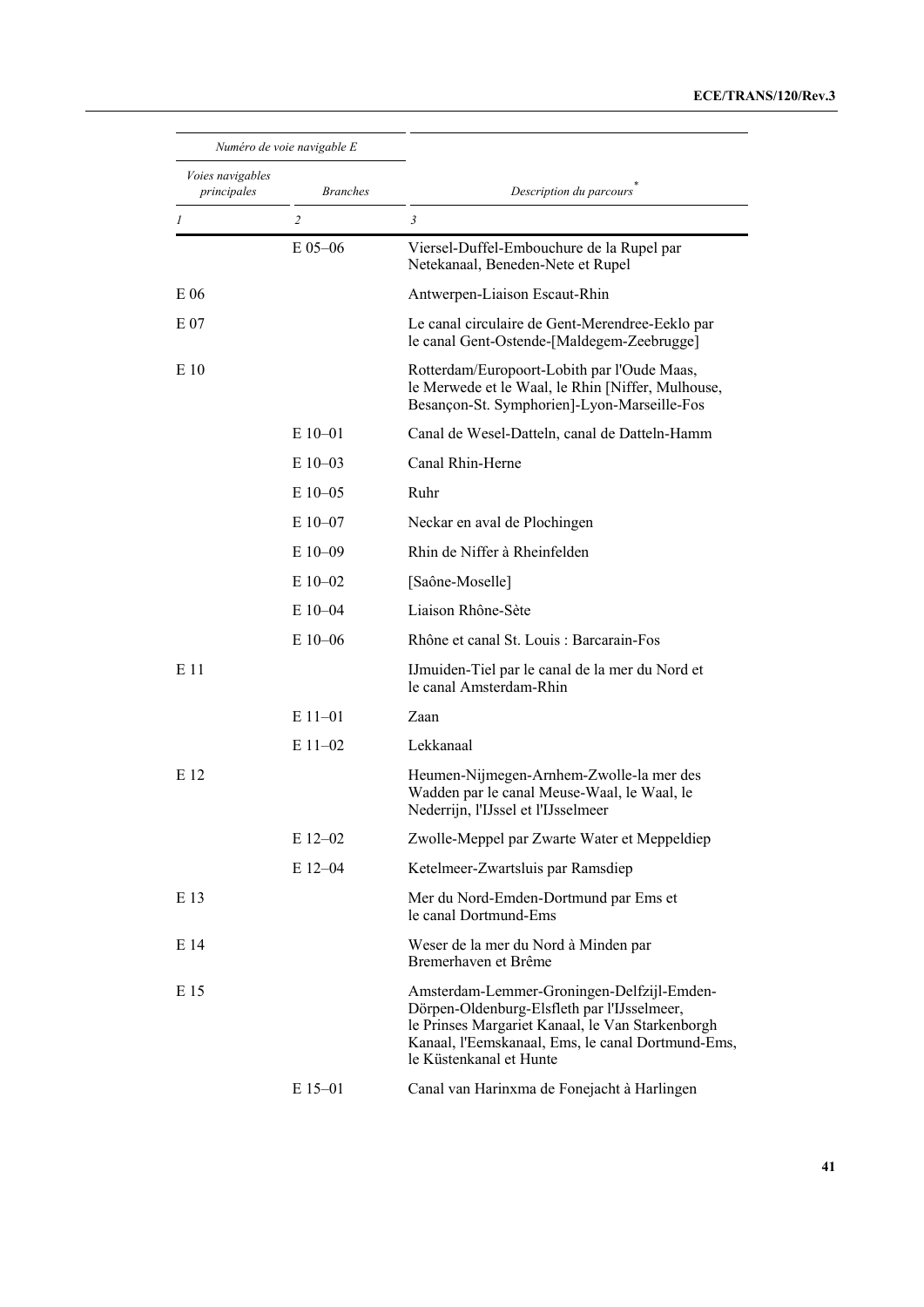| *Numéro de voie navigable E* | | |
|---|---|---|
| *Voies navigables principales* | *Branches* | *Description du parcours*[*] |
| *1* | *2* | *3* |
| | E 05–06 | Viersel-Duffel-Embouchure de la Rupel par Netekanaal, Beneden-Nete et Rupel |
| E 06 | | Antwerpen-Liaison Escaut-Rhin |
| E 07 | | Le canal circulaire de Gent-Merendree-Eeklo par le canal Gent-Ostende-[Maldegem-Zeebrugge] |
| E 10 | | Rotterdam/Europoort-Lobith par l'Oude Maas, le Merwede et le Waal, le Rhin [Niffer, Mulhouse, Besançon-St. Symphorien]-Lyon-Marseille-Fos |
| | E 10–01 | Canal de Wesel-Datteln, canal de Datteln-Hamm |
| | E 10–03 | Canal Rhin-Herne |
| | E 10–05 | Ruhr |
| | E 10–07 | Neckar en aval de Plochingen |
| | E 10–09 | Rhin de Niffer à Rheinfelden |
| | E 10–02 | [Saône-Moselle] |
| | E 10–04 | Liaison Rhône-Sète |
| | E 10–06 | Rhône et canal St. Louis : Barcarain-Fos |
| E 11 | | IJmuiden-Tiel par le canal de la mer du Nord et le canal Amsterdam-Rhin |
| | E 11–01 | Zaan |
| | E 11–02 | Lekkanaal |
| E 12 | | Heumen-Nijmegen-Arnhem-Zwolle-la mer des Wadden par le canal Meuse-Waal, le Waal, le Nederrijn, l'IJssel et l'IJsselmeer |
| | E 12–02 | Zwolle-Meppel par Zwarte Water et Meppeldiep |
| | E 12–04 | Ketelmeer-Zwartsluis par Ramsdiep |
| E 13 | | Mer du Nord-Emden-Dortmund par Ems et le canal Dortmund-Ems |
| E 14 | | Weser de la mer du Nord à Minden par Bremerhaven et Brême |
| E 15 | | Amsterdam-Lemmer-Groningen-Delfzijl-Emden-Dörpen-Oldenburg-Elsfleth par l'IJsselmeer, le Prinses Margariet Kanaal, le Van Starkenborgh Kanaal, l'Eemskanaal, Ems, le canal Dortmund-Ems, le Küstenkanal et Hunte |
| | E 15–01 | Canal van Harinxma de Fonejacht à Harlingen |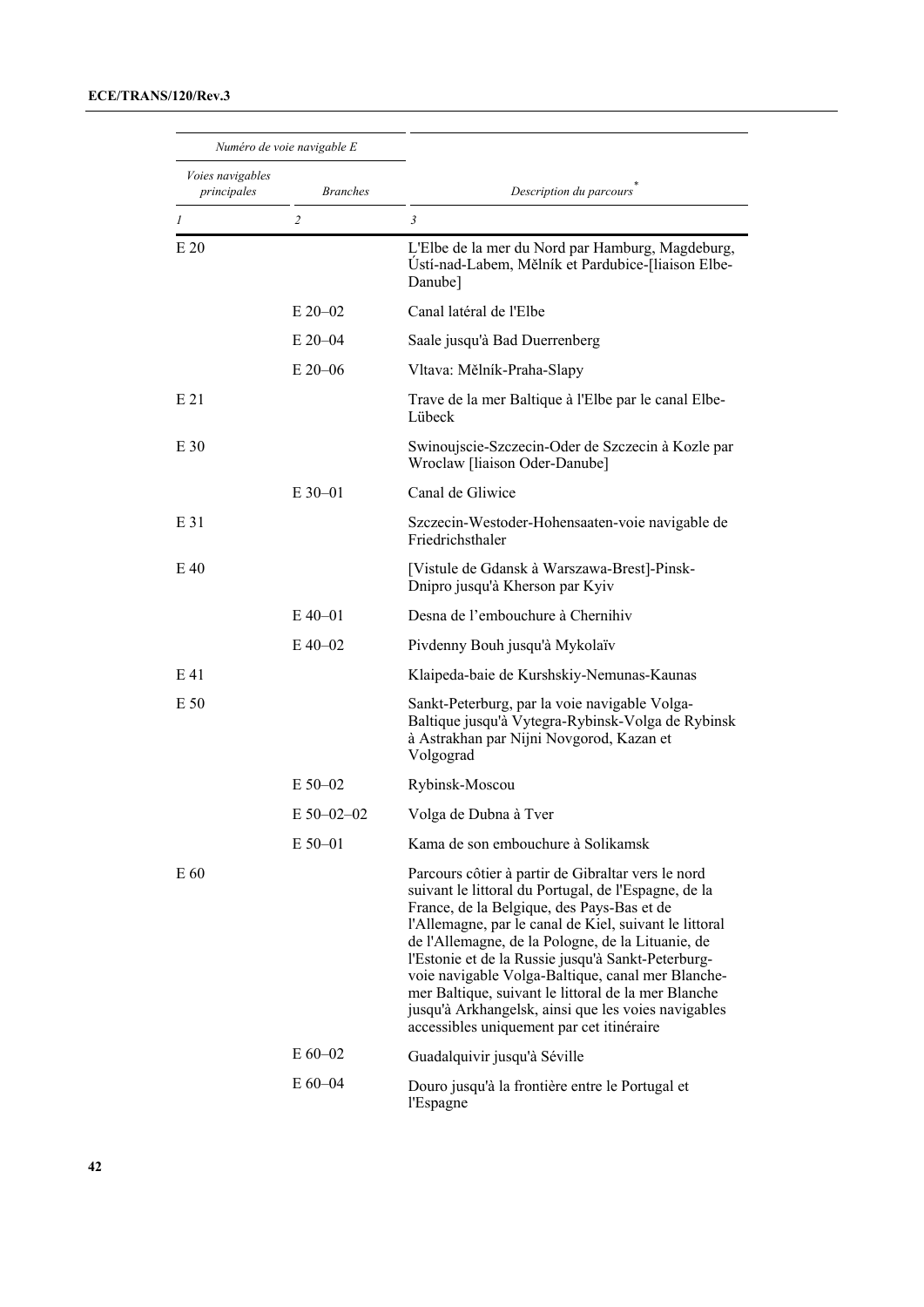| *Numéro de voie navigable E* | | |
|---|---|---|
| *Voies navigables principales* | *Branches* | *Description du parcours*[*] |
| *1* | *2* | *3* |
| E 20 | | L'Elbe de la mer du Nord par Hamburg, Magdeburg, Ústí-nad-Labem, Mělník et Pardubice-[liaison Elbe-Danube] |
| | E 20–02 | Canal latéral de l'Elbe |
| | E 20–04 | Saale jusqu'à Bad Duerrenberg |
| | E 20–06 | Vltava: Mělník-Praha-Slapy |
| E 21 | | Trave de la mer Baltique à l'Elbe par le canal Elbe-Lübeck |
| E 30 | | Swinoujscie-Szczecin-Oder de Szczecin à Kozle par Wroclaw [liaison Oder-Danube] |
| | E 30–01 | Canal de Gliwice |
| E 31 | | Szczecin-Westoder-Hohensaaten-voie navigable de Friedrichsthaler |
| E 40 | | [Vistule de Gdansk à Warszawa-Brest]-Pinsk-Dnipro jusqu'à Kherson par Kyiv |
| | E 40–01 | Desna de l'embouchure à Chernihiv |
| | E 40–02 | Pivdenny Bouh jusqu'à Mykolaïv |
| E 41 | | Klaipeda-baie de Kurshskiy-Nemunas-Kaunas |
| E 50 | | Sankt-Peterburg, par la voie navigable Volga-Baltique jusqu'à Vytegra-Rybinsk-Volga de Rybinsk à Astrakhan par Nijni Novgorod, Kazan et Volgograd |
| | E 50–02 | Rybinsk-Moscou |
| | E 50–02–02 | Volga de Dubna à Tver |
| | E 50–01 | Kama de son embouchure à Solikamsk |
| E 60 | | Parcours côtier à partir de Gibraltar vers le nord suivant le littoral du Portugal, de l'Espagne, de la France, de la Belgique, des Pays-Bas et de l'Allemagne, par le canal de Kiel, suivant le littoral de l'Allemagne, de la Pologne, de la Lituanie, de l'Estonie et de la Russie jusqu'à Sankt-Peterburg-voie navigable Volga-Baltique, canal mer Blanche-mer Baltique, suivant le littoral de la mer Blanche jusqu'à Arkhangelsk, ainsi que les voies navigables accessibles uniquement par cet itinéraire |
| | E 60–02 | Guadalquivir jusqu'à Séville |
| | E 60–04 | Douro jusqu'à la frontière entre le Portugal et l'Espagne |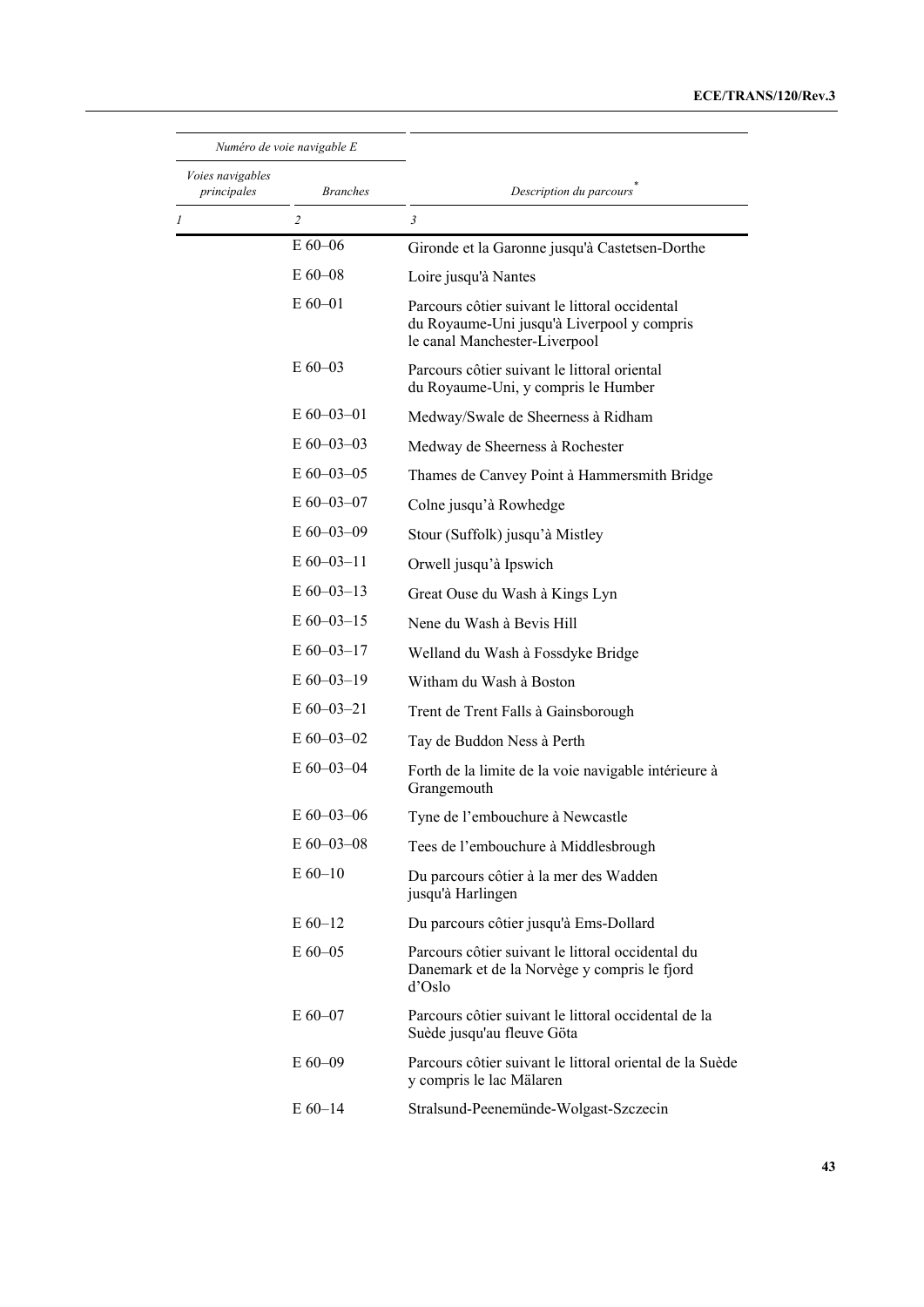| Numéro de voie navigable E | | |
|---|---|---|
| *Voies navigables principales* | *Branches* | *Description du parcours*[*] |
| *1* | *2* | *3* |
| | E 60–06 | Gironde et la Garonne jusqu'à Castetsen-Dorthe |
| | E 60–08 | Loire jusqu'à Nantes |
| | E 60–01 | Parcours côtier suivant le littoral occidental du Royaume-Uni jusqu'à Liverpool y compris le canal Manchester-Liverpool |
| | E 60–03 | Parcours côtier suivant le littoral oriental du Royaume-Uni, y compris le Humber |
| | E 60–03–01 | Medway/Swale de Sheerness à Ridham |
| | E 60–03–03 | Medway de Sheerness à Rochester |
| | E 60–03–05 | Thames de Canvey Point à Hammersmith Bridge |
| | E 60–03–07 | Colne jusqu'à Rowhedge |
| | E 60–03–09 | Stour (Suffolk) jusqu'à Mistley |
| | E 60–03–11 | Orwell jusqu'à Ipswich |
| | E 60–03–13 | Great Ouse du Wash à Kings Lyn |
| | E 60–03–15 | Nene du Wash à Bevis Hill |
| | E 60–03–17 | Welland du Wash à Fossdyke Bridge |
| | E 60–03–19 | Witham du Wash à Boston |
| | E 60–03–21 | Trent de Trent Falls à Gainsborough |
| | E 60–03–02 | Tay de Buddon Ness à Perth |
| | E 60–03–04 | Forth de la limite de la voie navigable intérieure à Grangemouth |
| | E 60–03–06 | Tyne de l'embouchure à Newcastle |
| | E 60–03–08 | Tees de l'embouchure à Middlesbrough |
| | E 60–10 | Du parcours côtier à la mer des Wadden jusqu'à Harlingen |
| | E 60–12 | Du parcours côtier jusqu'à Ems-Dollard |
| | E 60–05 | Parcours côtier suivant le littoral occidental du Danemark et de la Norvège y compris le fjord d'Oslo |
| | E 60–07 | Parcours côtier suivant le littoral occidental de la Suède jusqu'au fleuve Göta |
| | E 60–09 | Parcours côtier suivant le littoral oriental de la Suède y compris le lac Mälaren |
| | E 60–14 | Stralsund-Peenemünde-Wolgast-Szczecin |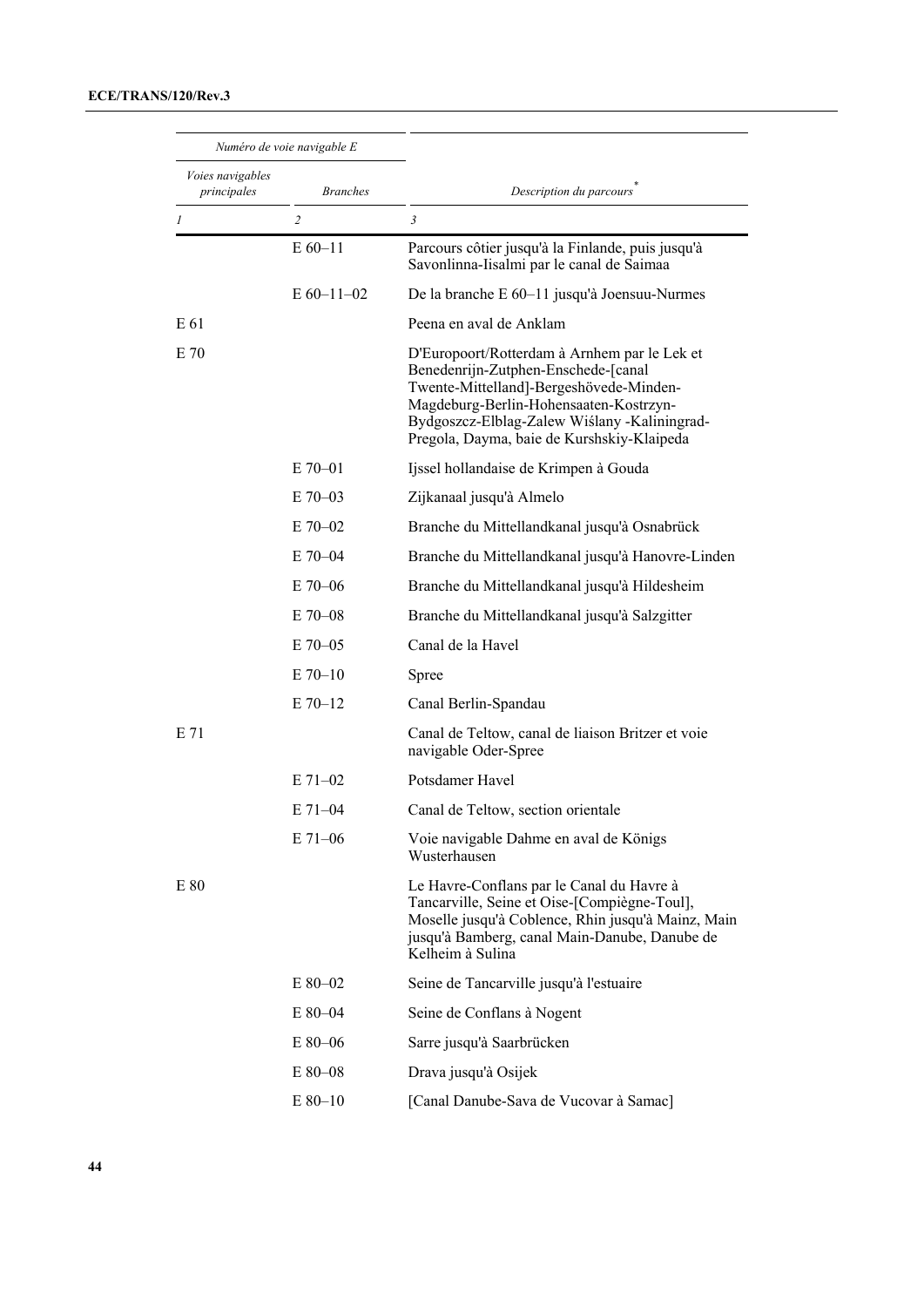| Numéro de voie navigable E | | |
|---|---|---|
| *Voies navigables principales* | *Branches* | *Description du parcours*[*] |
| *1* | *2* | *3* |
| | E 60–11 | Parcours côtier jusqu'à la Finlande, puis jusqu'à Savonlinna-Iisalmi par le canal de Saimaa |
| | E 60–11–02 | De la branche E 60–11 jusqu'à Joensuu-Nurmes |
| E 61 | | Peena en aval de Anklam |
| E 70 | | D'Europoort/Rotterdam à Arnhem par le Lek et Benedenrijn-Zutphen-Enschede-[canal Twente-Mittelland]-Bergeshövede-Minden-Magdeburg-Berlin-Hohensaaten-Kostrzyn-Bydgoszcz-Elblag-Zalew Wiślany -Kaliningrad-Pregola, Dayma, baie de Kurshskiy-Klaipeda |
| | E 70–01 | Ijssel hollandaise de Krimpen à Gouda |
| | E 70–03 | Zijkanaal jusqu'à Almelo |
| | E 70–02 | Branche du Mittellandkanal jusqu'à Osnabrück |
| | E 70–04 | Branche du Mittellandkanal jusqu'à Hanovre-Linden |
| | E 70–06 | Branche du Mittellandkanal jusqu'à Hildesheim |
| | E 70–08 | Branche du Mittellandkanal jusqu'à Salzgitter |
| | E 70–05 | Canal de la Havel |
| | E 70–10 | Spree |
| | E 70–12 | Canal Berlin-Spandau |
| E 71 | | Canal de Teltow, canal de liaison Britzer et voie navigable Oder-Spree |
| | E 71–02 | Potsdamer Havel |
| | E 71–04 | Canal de Teltow, section orientale |
| | E 71–06 | Voie navigable Dahme en aval de Königs Wusterhausen |
| E 80 | | Le Havre-Conflans par le Canal du Havre à Tancarville, Seine et Oise-[Compiègne-Toul], Moselle jusqu'à Coblence, Rhin jusqu'à Mainz, Main jusqu'à Bamberg, canal Main-Danube, Danube de Kelheim à Sulina |
| | E 80–02 | Seine de Tancarville jusqu'à l'estuaire |
| | E 80–04 | Seine de Conflans à Nogent |
| | E 80–06 | Sarre jusqu'à Saarbrücken |
| | E 80–08 | Drava jusqu'à Osijek |
| | E 80–10 | [Canal Danube-Sava de Vucovar à Samac] |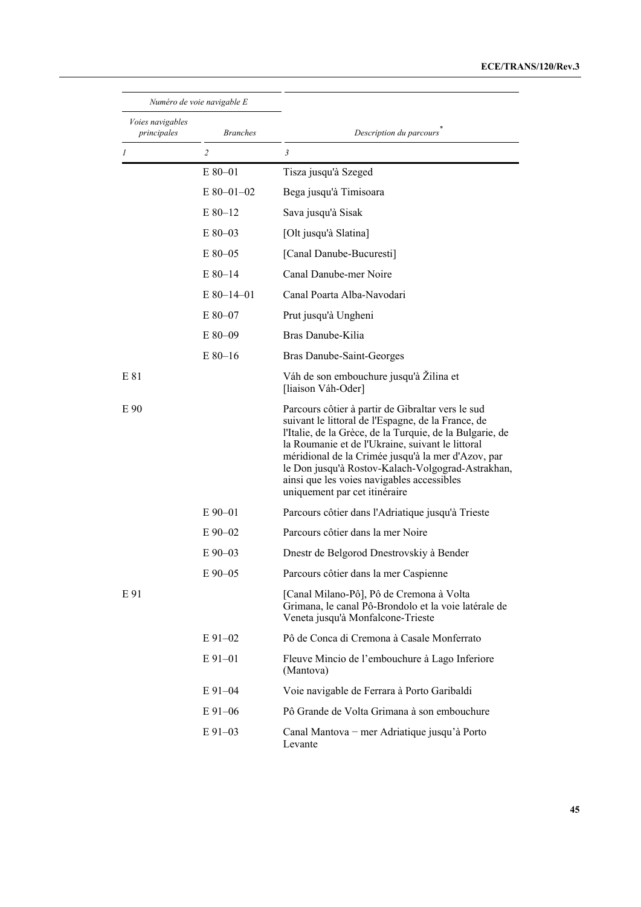| *Numéro de voie navigable E* | | |
|---|---|---|
| *Voies navigables principales* | *Branches* | *Description du parcours*[*] |
| *1* | *2* | *3* |
| | E 80–01 | Tisza jusqu'à Szeged |
| | E 80–01–02 | Bega jusqu'à Timisoara |
| | E 80–12 | Sava jusqu'à Sisak |
| | E 80–03 | [Olt jusqu'à Slatina] |
| | E 80–05 | [Canal Danube-Bucuresti] |
| | E 80–14 | Canal Danube-mer Noire |
| | E 80–14–01 | Canal Poarta Alba-Navodari |
| | E 80–07 | Prut jusqu'à Ungheni |
| | E 80–09 | Bras Danube-Kilia |
| | E 80–16 | Bras Danube-Saint-Georges |
| E 81 | | Váh de son embouchure jusqu'à Žilina et [liaison Váh-Oder] |
| E 90 | | Parcours côtier à partir de Gibraltar vers le sud suivant le littoral de l'Espagne, de la France, de l'Italie, de la Grèce, de la Turquie, de la Bulgarie, de la Roumanie et de l'Ukraine, suivant le littoral méridional de la Crimée jusqu'à la mer d'Azov, par le Don jusqu'à Rostov-Kalach-Volgograd-Astrakhan, ainsi que les voies navigables accessibles uniquement par cet itinéraire |
| | E 90–01 | Parcours côtier dans l'Adriatique jusqu'à Trieste |
| | E 90–02 | Parcours côtier dans la mer Noire |
| | E 90–03 | Dnestr de Belgorod Dnestrovskiy à Bender |
| | E 90–05 | Parcours côtier dans la mer Caspienne |
| E 91 | | [Canal Milano-Pô], Pô de Cremona à Volta Grimana, le canal Pô-Brondolo et la voie latérale de Veneta jusqu'à Monfalcone-Trieste |
| | E 91–02 | Pô de Conca di Cremona à Casale Monferrato |
| | E 91–01 | Fleuve Mincio de l'embouchure à Lago Inferiore (Mantova) |
| | E 91–04 | Voie navigable de Ferrara à Porto Garibaldi |
| | E 91–06 | Pô Grande de Volta Grimana à son embouchure |
| | E 91–03 | Canal Mantova − mer Adriatique jusqu'à Porto Levante |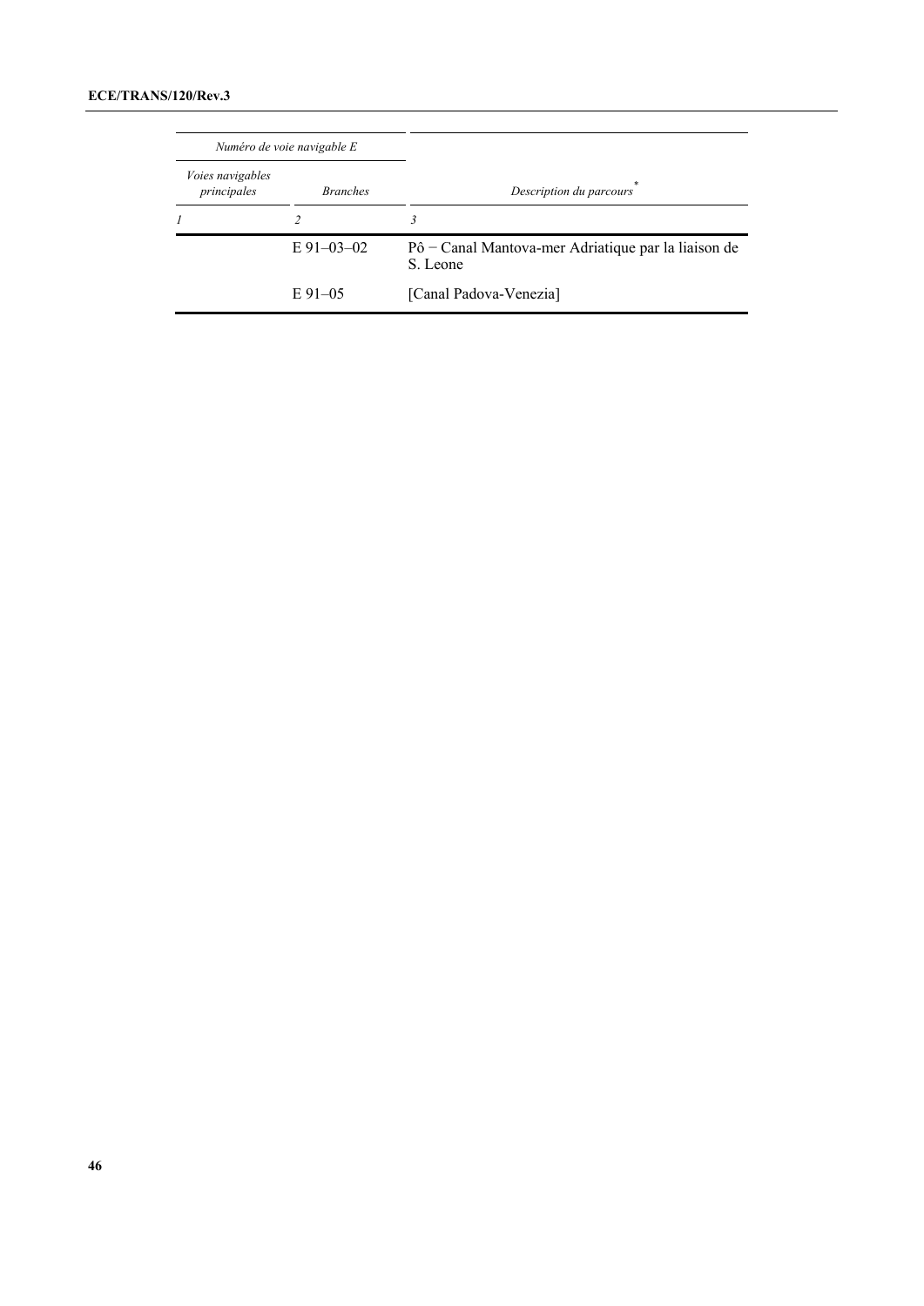| *Numéro de voie navigable E* | | |
|---|---|---|
| *Voies navigables principales* | *Branches* | *Description du parcours*[*] |
| *1* | *2* | *3* |
| | E 91–03–02 | Pô − Canal Mantova-mer Adriatique par la liaison de S. Leone |
| | E 91–05 | [Canal Padova-Venezia] |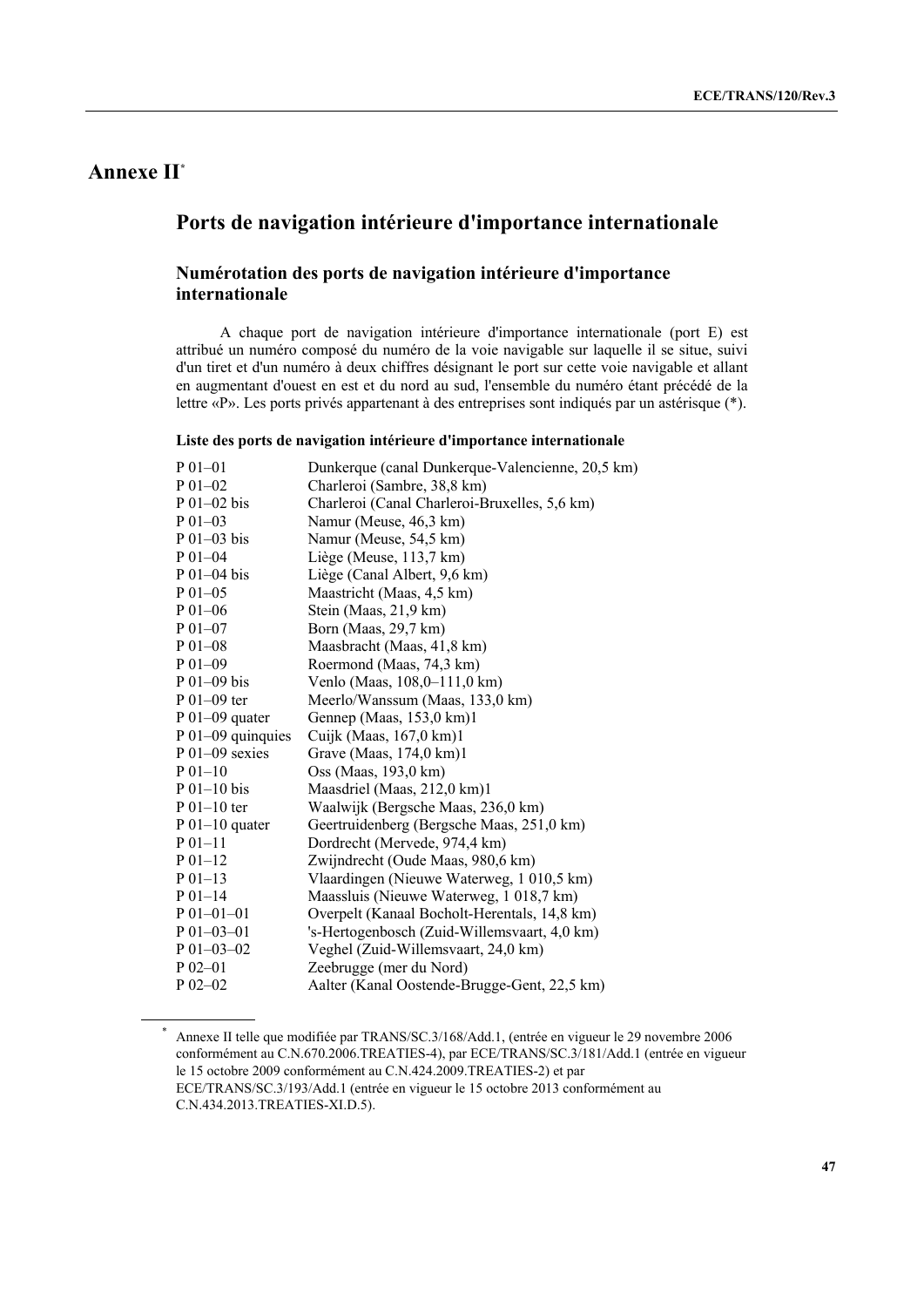# Annexe II[*]

## Ports de navigation intérieure d'importance internationale

### Numérotation des ports de navigation intérieure d'importance internationale

A chaque port de navigation intérieure d'importance internationale (port E) est attribué un numéro composé du numéro de la voie navigable sur laquelle il se situe, suivi d'un tiret et d'un numéro à deux chiffres désignant le port sur cette voie navigable et allant en augmentant d'ouest en est et du nord au sud, l'ensemble du numéro étant précédé de la lettre «P». Les ports privés appartenant à des entreprises sont indiqués par un astérisque (*).

**Liste des ports de navigation intérieure d'importance internationale**

| | |
|---|---|
| P 01–01 | Dunkerque (canal Dunkerque-Valencienne, 20,5 km) |
| P 01–02 | Charleroi (Sambre, 38,8 km) |
| P 01–02 bis | Charleroi (Canal Charleroi-Bruxelles, 5,6 km) |
| P 01–03 | Namur (Meuse, 46,3 km) |
| P 01–03 bis | Namur (Meuse, 54,5 km) |
| P 01–04 | Liège (Meuse, 113,7 km) |
| P 01–04 bis | Liège (Canal Albert, 9,6 km) |
| P 01–05 | Maastricht (Maas, 4,5 km) |
| P 01–06 | Stein (Maas, 21,9 km) |
| P 01–07 | Born (Maas, 29,7 km) |
| P 01–08 | Maasbracht (Maas, 41,8 km) |
| P 01–09 | Roermond (Maas, 74,3 km) |
| P 01–09 bis | Venlo (Maas, 108,0–111,0 km) |
| P 01–09 ter | Meerlo/Wanssum (Maas, 133,0 km) |
| P 01–09 quater | Gennep (Maas, 153,0 km)1 |
| P 01–09 quinquies | Cuijk (Maas, 167,0 km)1 |
| P 01–09 sexies | Grave (Maas, 174,0 km)1 |
| P 01–10 | Oss (Maas, 193,0 km) |
| P 01–10 bis | Maasdriel (Maas, 212,0 km)1 |
| P 01–10 ter | Waalwijk (Bergsche Maas, 236,0 km) |
| P 01–10 quater | Geertruidenberg (Bergsche Maas, 251,0 km) |
| P 01–11 | Dordrecht (Mervede, 974,4 km) |
| P 01–12 | Zwijndrecht (Oude Maas, 980,6 km) |
| P 01–13 | Vlaardingen (Nieuwe Waterweg, 1 010,5 km) |
| P 01–14 | Maassluis (Nieuwe Waterweg, 1 018,7 km) |
| P 01–01–01 | Overpelt (Kanaal Bocholt-Herentals, 14,8 km) |
| P 01–03–01 | 's-Hertogenbosch (Zuid-Willemsvaart, 4,0 km) |
| P 01–03–02 | Veghel (Zuid-Willemsvaart, 24,0 km) |
| P 02–01 | Zeebrugge (mer du Nord) |
| P 02–02 | Aalter (Kanal Oostende-Brugge-Gent, 22,5 km) |

[*] Annexe II telle que modifiée par TRANS/SC.3/168/Add.1, (entrée en vigueur le 29 novembre 2006 conformément au C.N.670.2006.TREATIES-4), par ECE/TRANS/SC.3/181/Add.1 (entrée en vigueur le 15 octobre 2009 conformément au C.N.424.2009.TREATIES-2) et par ECE/TRANS/SC.3/193/Add.1 (entrée en vigueur le 15 octobre 2013 conformément au C.N.434.2013.TREATIES-XI.D.5).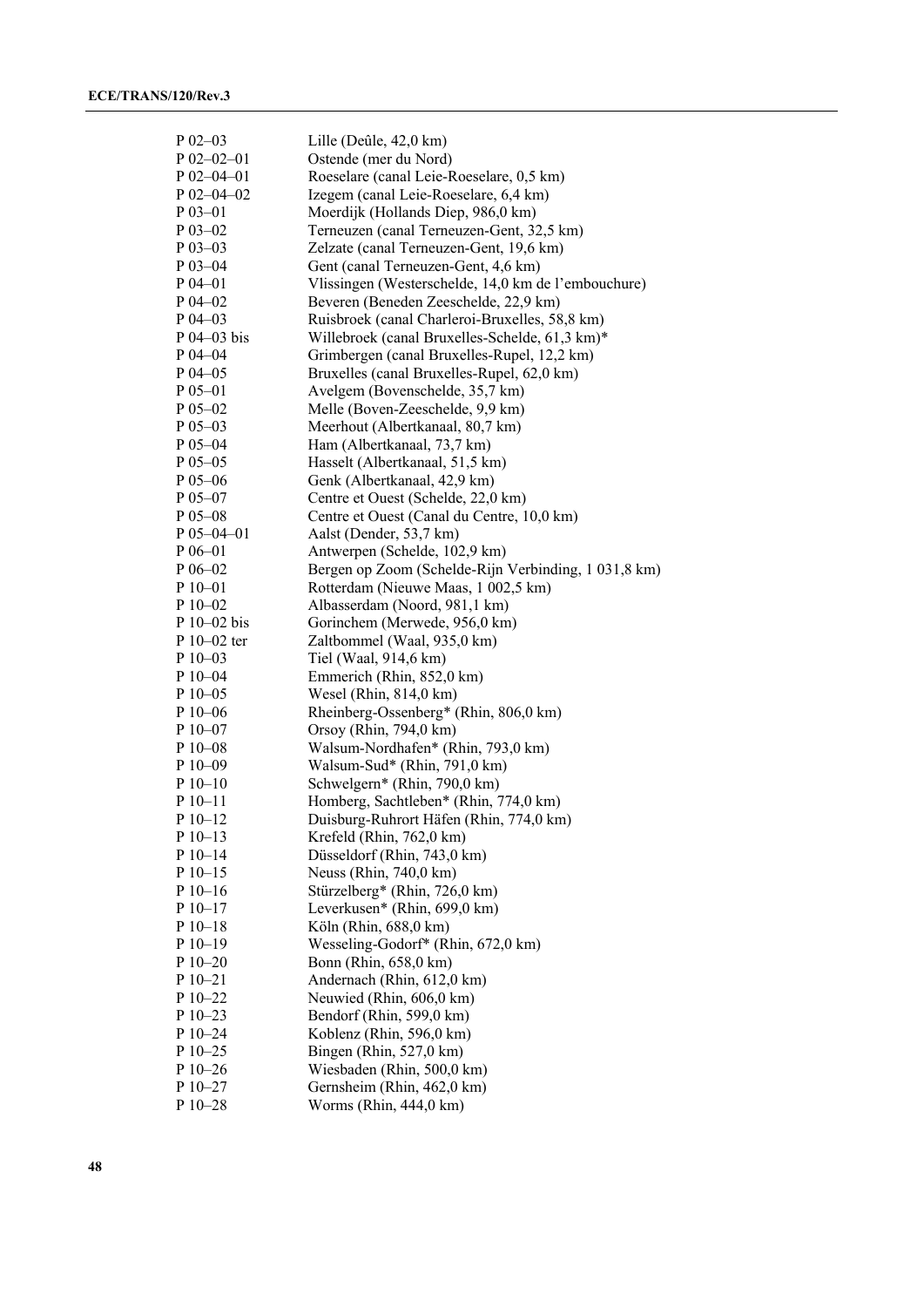| | |
|---|---|
| P 02–03 | Lille (Deûle, 42,0 km) |
| P 02–02–01 | Ostende (mer du Nord) |
| P 02–04–01 | Roeselare (canal Leie-Roeselare, 0,5 km) |
| P 02–04–02 | Izegem (canal Leie-Roeselare, 6,4 km) |
| P 03–01 | Moerdijk (Hollands Diep, 986,0 km) |
| P 03–02 | Terneuzen (canal Terneuzen-Gent, 32,5 km) |
| P 03–03 | Zelzate (canal Terneuzen-Gent, 19,6 km) |
| P 03–04 | Gent (canal Terneuzen-Gent, 4,6 km) |
| P 04–01 | Vlissingen (Westerschelde, 14,0 km de l'embouchure) |
| P 04–02 | Beveren (Beneden Zeeschelde, 22,9 km) |
| P 04–03 | Ruisbroek (canal Charleroi-Bruxelles, 58,8 km) |
| P 04–03 bis | Willebroek (canal Bruxelles-Schelde, 61,3 km)* |
| P 04–04 | Grimbergen (canal Bruxelles-Rupel, 12,2 km) |
| P 04–05 | Bruxelles (canal Bruxelles-Rupel, 62,0 km) |
| P 05–01 | Avelgem (Bovenschelde, 35,7 km) |
| P 05–02 | Melle (Boven-Zeeschelde, 9,9 km) |
| P 05–03 | Meerhout (Albertkanaal, 80,7 km) |
| P 05–04 | Ham (Albertkanaal, 73,7 km) |
| P 05–05 | Hasselt (Albertkanaal, 51,5 km) |
| P 05–06 | Genk (Albertkanaal, 42,9 km) |
| P 05–07 | Centre et Ouest (Schelde, 22,0 km) |
| P 05–08 | Centre et Ouest (Canal du Centre, 10,0 km) |
| P 05–04–01 | Aalst (Dender, 53,7 km) |
| P 06–01 | Antwerpen (Schelde, 102,9 km) |
| P 06–02 | Bergen op Zoom (Schelde-Rijn Verbinding, 1 031,8 km) |
| P 10–01 | Rotterdam (Nieuwe Maas, 1 002,5 km) |
| P 10–02 | Albasserdam (Noord, 981,1 km) |
| P 10–02 bis | Gorinchem (Merwede, 956,0 km) |
| P 10–02 ter | Zaltbommel (Waal, 935,0 km) |
| P 10–03 | Tiel (Waal, 914,6 km) |
| P 10–04 | Emmerich (Rhin, 852,0 km) |
| P 10–05 | Wesel (Rhin, 814,0 km) |
| P 10–06 | Rheinberg-Ossenberg* (Rhin, 806,0 km) |
| P 10–07 | Orsoy (Rhin, 794,0 km) |
| P 10–08 | Walsum-Nordhafen* (Rhin, 793,0 km) |
| P 10–09 | Walsum-Sud* (Rhin, 791,0 km) |
| P 10–10 | Schwelgern* (Rhin, 790,0 km) |
| P 10–11 | Homberg, Sachtleben* (Rhin, 774,0 km) |
| P 10–12 | Duisburg-Ruhrort Häfen (Rhin, 774,0 km) |
| P 10–13 | Krefeld (Rhin, 762,0 km) |
| P 10–14 | Düsseldorf (Rhin, 743,0 km) |
| P 10–15 | Neuss (Rhin, 740,0 km) |
| P 10–16 | Stürzelberg* (Rhin, 726,0 km) |
| P 10–17 | Leverkusen* (Rhin, 699,0 km) |
| P 10–18 | Köln (Rhin, 688,0 km) |
| P 10–19 | Wesseling-Godorf* (Rhin, 672,0 km) |
| P 10–20 | Bonn (Rhin, 658,0 km) |
| P 10–21 | Andernach (Rhin, 612,0 km) |
| P 10–22 | Neuwied (Rhin, 606,0 km) |
| P 10–23 | Bendorf (Rhin, 599,0 km) |
| P 10–24 | Koblenz (Rhin, 596,0 km) |
| P 10–25 | Bingen (Rhin, 527,0 km) |
| P 10–26 | Wiesbaden (Rhin, 500,0 km) |
| P 10–27 | Gernsheim (Rhin, 462,0 km) |
| P 10–28 | Worms (Rhin, 444,0 km) |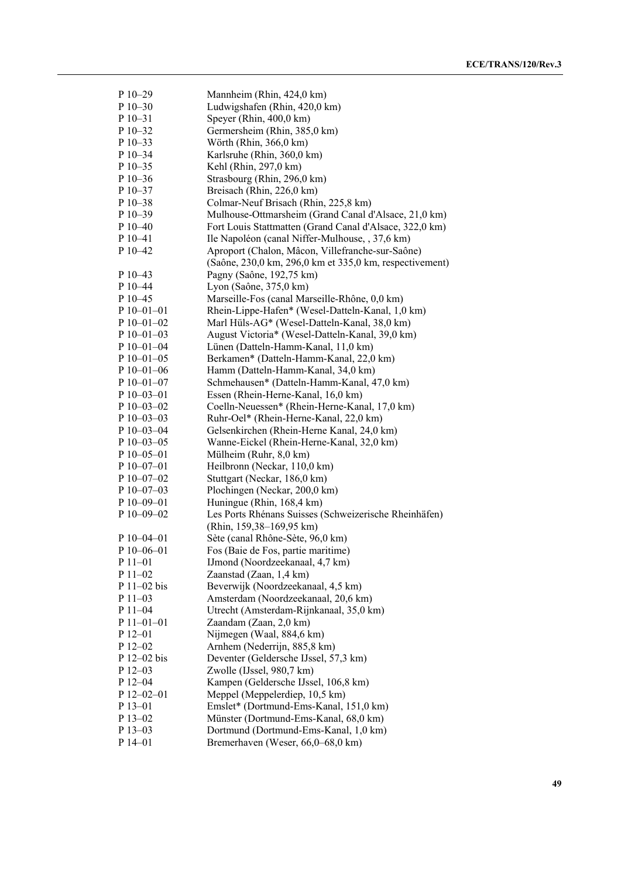| | |
|---|---|
| P 10–29 | Mannheim (Rhin, 424,0 km) |
| P 10–30 | Ludwigshafen (Rhin, 420,0 km) |
| P 10–31 | Speyer (Rhin, 400,0 km) |
| P 10–32 | Germersheim (Rhin, 385,0 km) |
| P 10–33 | Wörth (Rhin, 366,0 km) |
| P 10–34 | Karlsruhe (Rhin, 360,0 km) |
| P 10–35 | Kehl (Rhin, 297,0 km) |
| P 10–36 | Strasbourg (Rhin, 296,0 km) |
| P 10–37 | Breisach (Rhin, 226,0 km) |
| P 10–38 | Colmar-Neuf Brisach (Rhin, 225,8 km) |
| P 10–39 | Mulhouse-Ottmarsheim (Grand Canal d'Alsace, 21,0 km) |
| P 10–40 | Fort Louis Stattmatten (Grand Canal d'Alsace, 322,0 km) |
| P 10–41 | Ile Napoléon (canal Niffer-Mulhouse, , 37,6 km) |
| P 10–42 | Aproport (Chalon, Mâcon, Villefranche-sur-Saône) (Saône, 230,0 km, 296,0 km et 335,0 km, respectivement) |
| P 10–43 | Pagny (Saône, 192,75 km) |
| P 10–44 | Lyon (Saône, 375,0 km) |
| P 10–45 | Marseille-Fos (canal Marseille-Rhône, 0,0 km) |
| P 10–01–01 | Rhein-Lippe-Hafen* (Wesel-Datteln-Kanal, 1,0 km) |
| P 10–01–02 | Marl Hüls-AG* (Wesel-Datteln-Kanal, 38,0 km) |
| P 10–01–03 | August Victoria* (Wesel-Datteln-Kanal, 39,0 km) |
| P 10–01–04 | Lünen (Datteln-Hamm-Kanal, 11,0 km) |
| P 10–01–05 | Berkamen* (Datteln-Hamm-Kanal, 22,0 km) |
| P 10–01–06 | Hamm (Datteln-Hamm-Kanal, 34,0 km) |
| P 10–01–07 | Schmehausen* (Datteln-Hamm-Kanal, 47,0 km) |
| P 10–03–01 | Essen (Rhein-Herne-Kanal, 16,0 km) |
| P 10–03–02 | Coelln-Neuessen* (Rhein-Herne-Kanal, 17,0 km) |
| P 10–03–03 | Ruhr-Oel* (Rhein-Herne-Kanal, 22,0 km) |
| P 10–03–04 | Gelsenkirchen (Rhein-Herne Kanal, 24,0 km) |
| P 10–03–05 | Wanne-Eickel (Rhein-Herne-Kanal, 32,0 km) |
| P 10–05–01 | Mülheim (Ruhr, 8,0 km) |
| P 10–07–01 | Heilbronn (Neckar, 110,0 km) |
| P 10–07–02 | Stuttgart (Neckar, 186,0 km) |
| P 10–07–03 | Plochingen (Neckar, 200,0 km) |
| P 10–09–01 | Huningue (Rhin, 168,4 km) |
| P 10–09–02 | Les Ports Rhénans Suisses (Schweizerische Rheinhäfen) (Rhin, 159,38–169,95 km) |
| P 10–04–01 | Sète (canal Rhône-Sète, 96,0 km) |
| P 10–06–01 | Fos (Baie de Fos, partie maritime) |
| P 11–01 | IJmond (Noordzeekanaal, 4,7 km) |
| P 11–02 | Zaanstad (Zaan, 1,4 km) |
| P 11–02 bis | Beverwijk (Noordzeekanaal, 4,5 km) |
| P 11–03 | Amsterdam (Noordzeekanaal, 20,6 km) |
| P 11–04 | Utrecht (Amsterdam-Rijnkanaal, 35,0 km) |
| P 11–01–01 | Zaandam (Zaan, 2,0 km) |
| P 12–01 | Nijmegen (Waal, 884,6 km) |
| P 12–02 | Arnhem (Nederrijn, 885,8 km) |
| P 12–02 bis | Deventer (Geldersche IJssel, 57,3 km) |
| P 12–03 | Zwolle (IJssel, 980,7 km) |
| P 12–04 | Kampen (Geldersche IJssel, 106,8 km) |
| P 12–02–01 | Meppel (Meppelerdiep, 10,5 km) |
| P 13–01 | Emslet* (Dortmund-Ems-Kanal, 151,0 km) |
| P 13–02 | Münster (Dortmund-Ems-Kanal, 68,0 km) |
| P 13–03 | Dortmund (Dortmund-Ems-Kanal, 1,0 km) |
| P 14–01 | Bremerhaven (Weser, 66,0–68,0 km) |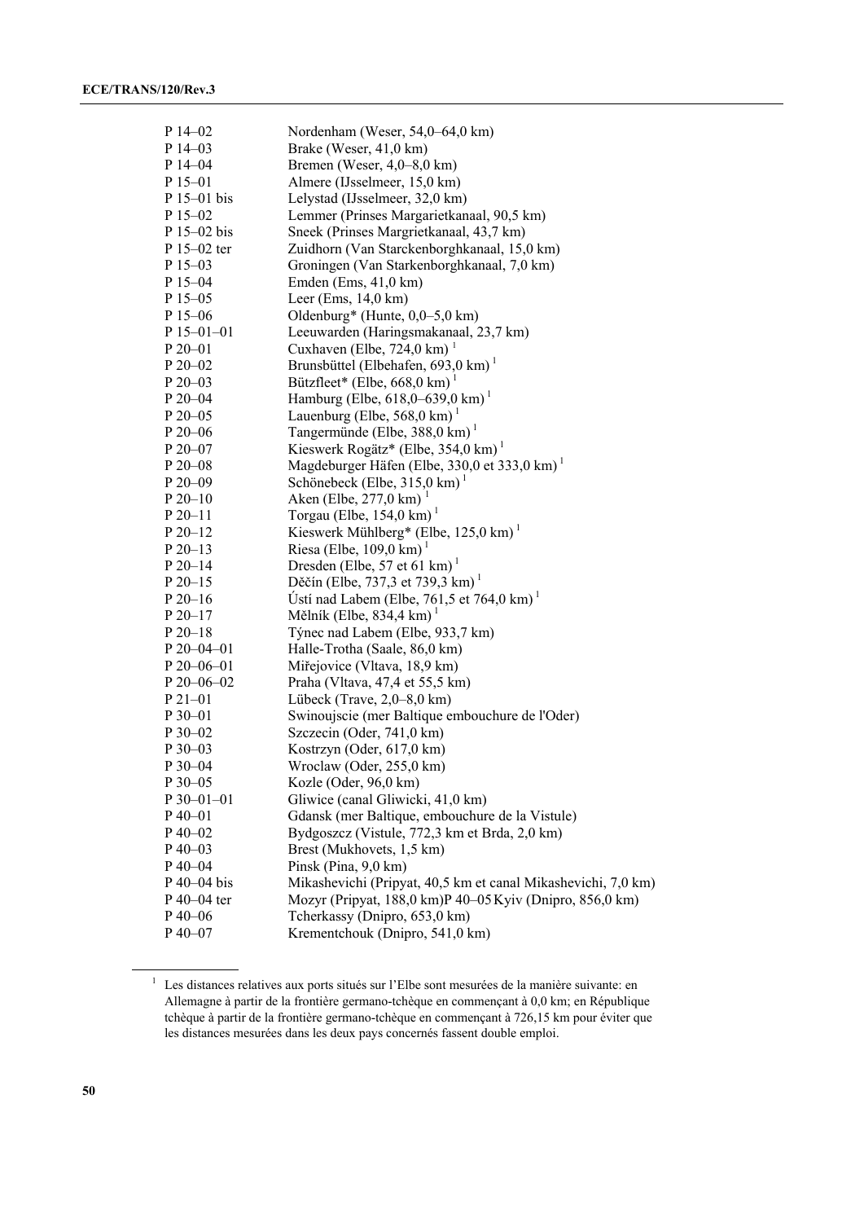| | |
|---|---|
| P 14–02 | Nordenham (Weser, 54,0–64,0 km) |
| P 14–03 | Brake (Weser, 41,0 km) |
| P 14–04 | Bremen (Weser, 4,0–8,0 km) |
| P 15–01 | Almere (IJsselmeer, 15,0 km) |
| P 15–01 bis | Lelystad (IJsselmeer, 32,0 km) |
| P 15–02 | Lemmer (Prinses Margarietkanaal, 90,5 km) |
| P 15–02 bis | Sneek (Prinses Margrietkanaal, 43,7 km) |
| P 15–02 ter | Zuidhorn (Van Starckenborghkanaal, 15,0 km) |
| P 15–03 | Groningen (Van Starkenborghkanaal, 7,0 km) |
| P 15–04 | Emden (Ems, 41,0 km) |
| P 15–05 | Leer (Ems, 14,0 km) |
| P 15–06 | Oldenburg* (Hunte, 0,0–5,0 km) |
| P 15–01–01 | Leeuwarden (Haringsmakanaal, 23,7 km) |
| P 20–01 | Cuxhaven (Elbe, 724,0 km) [1] |
| P 20–02 | Brunsbüttel (Elbehafen, 693,0 km) [1] |
| P 20–03 | Bützfleet* (Elbe, 668,0 km) [1] |
| P 20–04 | Hamburg (Elbe, 618,0–639,0 km) [1] |
| P 20–05 | Lauenburg (Elbe, 568,0 km) [1] |
| P 20–06 | Tangermünde (Elbe, 388,0 km) [1] |
| P 20–07 | Kieswerk Rogätz* (Elbe, 354,0 km) [1] |
| P 20–08 | Magdeburger Häfen (Elbe, 330,0 et 333,0 km) [1] |
| P 20–09 | Schönebeck (Elbe, 315,0 km) [1] |
| P 20–10 | Aken (Elbe, 277,0 km) [1] |
| P 20–11 | Torgau (Elbe, 154,0 km) [1] |
| P 20–12 | Kieswerk Mühlberg* (Elbe, 125,0 km) [1] |
| P 20–13 | Riesa (Elbe, 109,0 km) [1] |
| P 20–14 | Dresden (Elbe, 57 et 61 km) [1] |
| P 20–15 | Děčín (Elbe, 737,3 et 739,3 km) [1] |
| P 20–16 | Ústí nad Labem (Elbe, 761,5 et 764,0 km) [1] |
| P 20–17 | Mělník (Elbe, 834,4 km) [1] |
| P 20–18 | Týnec nad Labem (Elbe, 933,7 km) |
| P 20–04–01 | Halle-Trotha (Saale, 86,0 km) |
| P 20–06–01 | Mířejovice (Vltava, 18,9 km) |
| P 20–06–02 | Praha (Vltava, 47,4 et 55,5 km) |
| P 21–01 | Lübeck (Trave, 2,0–8,0 km) |
| P 30–01 | Swinoujscie (mer Baltique embouchure de l'Oder) |
| P 30–02 | Szczecin (Oder, 741,0 km) |
| P 30–03 | Kostrzyn (Oder, 617,0 km) |
| P 30–04 | Wroclaw (Oder, 255,0 km) |
| P 30–05 | Kozle (Oder, 96,0 km) |
| P 30–01–01 | Gliwice (canal Gliwicki, 41,0 km) |
| P 40–01 | Gdansk (mer Baltique, embouchure de la Vistule) |
| P 40–02 | Bydgoszcz (Vistule, 772,3 km et Brda, 2,0 km) |
| P 40–03 | Brest (Mukhovets, 1,5 km) |
| P 40–04 | Pinsk (Pina, 9,0 km) |
| P 40–04 bis | Mikashevichi (Pripyat, 40,5 km et canal Mikashevichi, 7,0 km) |
| P 40–04 ter | Mozyr (Pripyat, 188,0 km)P 40–05 Kyiv (Dnipro, 856,0 km) |
| P 40–06 | Tcherkassy (Dnipro, 653,0 km) |
| P 40–07 | Krementchouk (Dnipro, 541,0 km) |

[1] Les distances relatives aux ports situés sur l'Elbe sont mesurées de la manière suivante: en Allemagne à partir de la frontière germano-tchèque en commençant à 0,0 km; en République tchèque à partir de la frontière germano-tchèque en commençant à 726,15 km pour éviter que les distances mesurées dans les deux pays concernés fassent double emploi.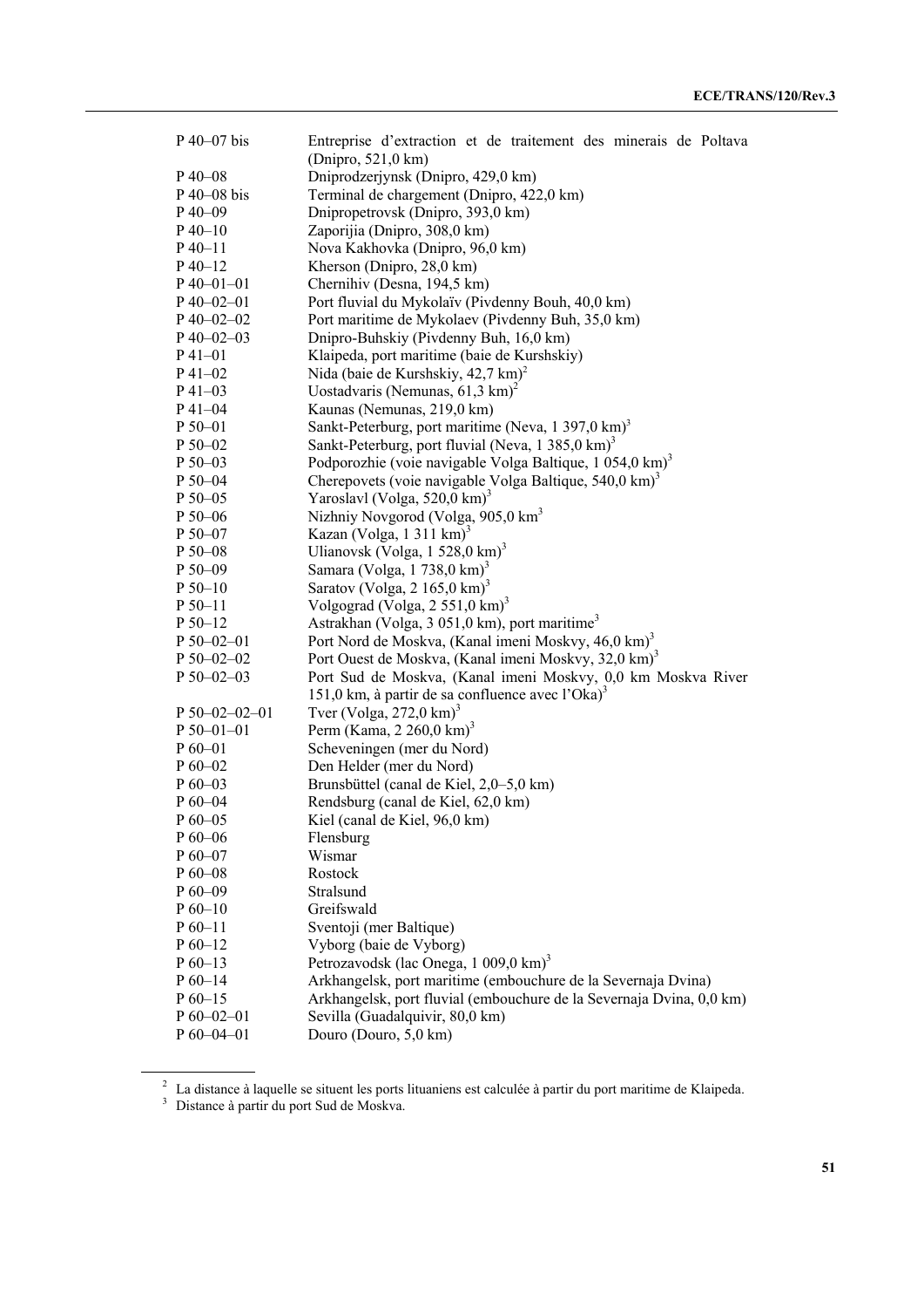| | |
|---|---|
| P 40–07 bis | Entreprise d'extraction et de traitement des minerais de Poltava (Dnipro, 521,0 km) |
| P 40–08 | Dniprodzerjynsk (Dnipro, 429,0 km) |
| P 40–08 bis | Terminal de chargement (Dnipro, 422,0 km) |
| P 40–09 | Dnipropetrovsk (Dnipro, 393,0 km) |
| P 40–10 | Zaporijia (Dnipro, 308,0 km) |
| P 40–11 | Nova Kakhovka (Dnipro, 96,0 km) |
| P 40–12 | Kherson (Dnipro, 28,0 km) |
| P 40–01–01 | Chernihiv (Desna, 194,5 km) |
| P 40–02–01 | Port fluvial du Mykolaïv (Pivdenny Bouh, 40,0 km) |
| P 40–02–02 | Port maritime de Mykolaev (Pivdenny Buh, 35,0 km) |
| P 40–02–03 | Dnipro-Buhskiy (Pivdenny Buh, 16,0 km) |
| P 41–01 | Klaipeda, port maritime (baie de Kurshskiy) |
| P 41–02 | Nida (baie de Kurshskiy, 42,7 km)[2] |
| P 41–03 | Uostadvaris (Nemunas, 61,3 km)[2] |
| P 41–04 | Kaunas (Nemunas, 219,0 km) |
| P 50–01 | Sankt-Peterburg, port maritime (Neva, 1 397,0 km)[3] |
| P 50–02 | Sankt-Peterburg, port fluvial (Neva, 1 385,0 km)[3] |
| P 50–03 | Podporozhie (voie navigable Volga Baltique, 1 054,0 km)[3] |
| P 50–04 | Cherepovets (voie navigable Volga Baltique, 540,0 km)[3] |
| P 50–05 | Yaroslavl (Volga, 520,0 km)[3] |
| P 50–06 | Nizhniy Novgorod (Volga, 905,0 km[3] |
| P 50–07 | Kazan (Volga, 1 311 km)[3] |
| P 50–08 | Ulianovsk (Volga, 1 528,0 km)[3] |
| P 50–09 | Samara (Volga, 1 738,0 km)[3] |
| P 50–10 | Saratov (Volga, 2 165,0 km)[3] |
| P 50–11 | Volgograd (Volga, 2 551,0 km)[3] |
| P 50–12 | Astrakhan (Volga, 3 051,0 km), port maritime[3] |
| P 50–02–01 | Port Nord de Moskva, (Kanal imeni Moskvy, 46,0 km)[3] |
| P 50–02–02 | Port Ouest de Moskva, (Kanal imeni Moskvy, 32,0 km)[3] |
| P 50–02–03 | Port Sud de Moskva, (Kanal imeni Moskvy, 0,0 km Moskva River 151,0 km, à partir de sa confluence avec l'Oka)[3] |
| P 50–02–02–01 | Tver (Volga, 272,0 km)[3] |
| P 50–01–01 | Perm (Kama, 2 260,0 km)[3] |
| P 60–01 | Scheveningen (mer du Nord) |
| P 60–02 | Den Helder (mer du Nord) |
| P 60–03 | Brunsbüttel (canal de Kiel, 2,0–5,0 km) |
| P 60–04 | Rendsburg (canal de Kiel, 62,0 km) |
| P 60–05 | Kiel (canal de Kiel, 96,0 km) |
| P 60–06 | Flensburg |
| P 60–07 | Wismar |
| P 60–08 | Rostock |
| P 60–09 | Stralsund |
| P 60–10 | Greifswald |
| P 60–11 | Sventoji (mer Baltique) |
| P 60–12 | Vyborg (baie de Vyborg) |
| P 60–13 | Petrozavodsk (lac Onega, 1 009,0 km)[3] |
| P 60–14 | Arkhangelsk, port maritime (embouchure de la Severnaja Dvina) |
| P 60–15 | Arkhangelsk, port fluvial (embouchure de la Severnaja Dvina, 0,0 km) |
| P 60–02–01 | Sevilla (Guadalquivir, 80,0 km) |
| P 60–04–01 | Douro (Douro, 5,0 km) |

[2] La distance à laquelle se situent les ports lituaniens est calculée à partir du port maritime de Klaipeda.

[3] Distance à partir du port Sud de Moskva.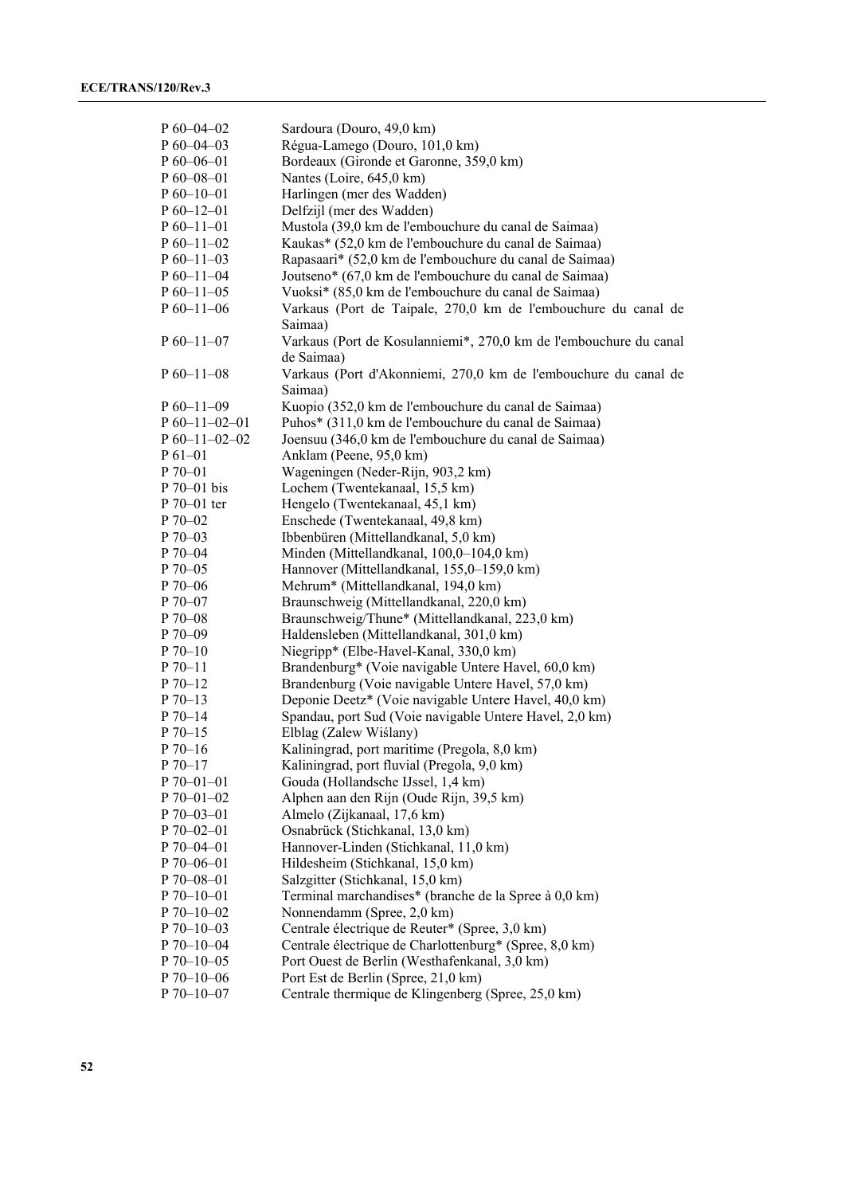| | |
|---|---|
| P 60–04–02 | Sardoura (Douro, 49,0 km) |
| P 60–04–03 | Régua-Lamego (Douro, 101,0 km) |
| P 60–06–01 | Bordeaux (Gironde et Garonne, 359,0 km) |
| P 60–08–01 | Nantes (Loire, 645,0 km) |
| P 60–10–01 | Harlingen (mer des Wadden) |
| P 60–12–01 | Delfzijl (mer des Wadden) |
| P 60–11–01 | Mustola (39,0 km de l'embouchure du canal de Saimaa) |
| P 60–11–02 | Kaukas* (52,0 km de l'embouchure du canal de Saimaa) |
| P 60–11–03 | Rapasaari* (52,0 km de l'embouchure du canal de Saimaa) |
| P 60–11–04 | Joutseno* (67,0 km de l'embouchure du canal de Saimaa) |
| P 60–11–05 | Vuoksi* (85,0 km de l'embouchure du canal de Saimaa) |
| P 60–11–06 | Varkaus (Port de Taipale, 270,0 km de l'embouchure du canal de Saimaa) |
| P 60–11–07 | Varkaus (Port de Kosulanniemi*, 270,0 km de l'embouchure du canal de Saimaa) |
| P 60–11–08 | Varkaus (Port d'Akonniemi, 270,0 km de l'embouchure du canal de Saimaa) |
| P 60–11–09 | Kuopio (352,0 km de l'embouchure du canal de Saimaa) |
| P 60–11–02–01 | Puhos* (311,0 km de l'embouchure du canal de Saimaa) |
| P 60–11–02–02 | Joensuu (346,0 km de l'embouchure du canal de Saimaa) |
| P 61–01 | Anklam (Peene, 95,0 km) |
| P 70–01 | Wageningen (Neder-Rijn, 903,2 km) |
| P 70–01 bis | Lochem (Twentekanaal, 15,5 km) |
| P 70–01 ter | Hengelo (Twentekanaal, 45,1 km) |
| P 70–02 | Enschede (Twentekanaal, 49,8 km) |
| P 70–03 | Ibbenbüren (Mittellandkanal, 5,0 km) |
| P 70–04 | Minden (Mittellandkanal, 100,0–104,0 km) |
| P 70–05 | Hannover (Mittellandkanal, 155,0–159,0 km) |
| P 70–06 | Mehrum* (Mittellandkanal, 194,0 km) |
| P 70–07 | Braunschweig (Mittellandkanal, 220,0 km) |
| P 70–08 | Braunschweig/Thune* (Mittellandkanal, 223,0 km) |
| P 70–09 | Haldensleben (Mittellandkanal, 301,0 km) |
| P 70–10 | Niegripp* (Elbe-Havel-Kanal, 330,0 km) |
| P 70–11 | Brandenburg* (Voie navigable Untere Havel, 60,0 km) |
| P 70–12 | Brandenburg (Voie navigable Untere Havel, 57,0 km) |
| P 70–13 | Deponie Deetz* (Voie navigable Untere Havel, 40,0 km) |
| P 70–14 | Spandau, port Sud (Voie navigable Untere Havel, 2,0 km) |
| P 70–15 | Elblag (Zalew Wiślany) |
| P 70–16 | Kaliningrad, port maritime (Pregola, 8,0 km) |
| P 70–17 | Kaliningrad, port fluvial (Pregola, 9,0 km) |
| P 70–01–01 | Gouda (Hollandsche IJssel, 1,4 km) |
| P 70–01–02 | Alphen aan den Rijn (Oude Rijn, 39,5 km) |
| P 70–03–01 | Almelo (Zijkanaal, 17,6 km) |
| P 70–02–01 | Osnabrück (Stichkanal, 13,0 km) |
| P 70–04–01 | Hannover-Linden (Stichkanal, 11,0 km) |
| P 70–06–01 | Hildesheim (Stichkanal, 15,0 km) |
| P 70–08–01 | Salzgitter (Stichkanal, 15,0 km) |
| P 70–10–01 | Terminal marchandises* (branche de la Spree à 0,0 km) |
| P 70–10–02 | Nonnendamm (Spree, 2,0 km) |
| P 70–10–03 | Centrale électrique de Reuter* (Spree, 3,0 km) |
| P 70–10–04 | Centrale électrique de Charlottenburg* (Spree, 8,0 km) |
| P 70–10–05 | Port Ouest de Berlin (Westhafenkanal, 3,0 km) |
| P 70–10–06 | Port Est de Berlin (Spree, 21,0 km) |
| P 70–10–07 | Centrale thermique de Klingenberg (Spree, 25,0 km) |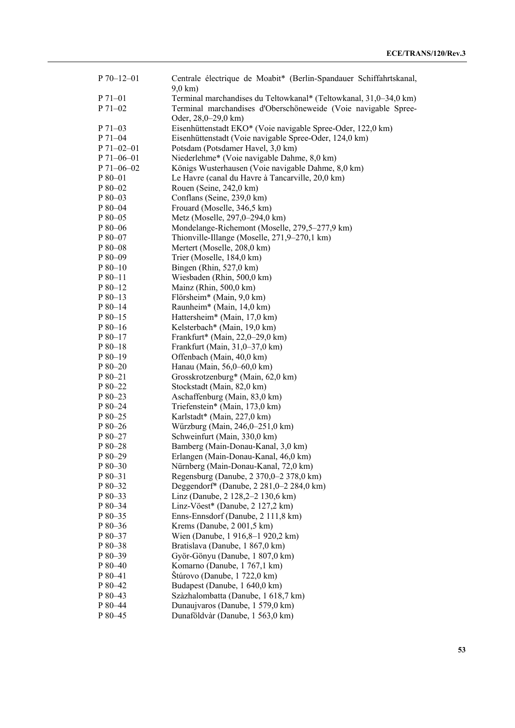| | |
|---|---|
| P 70–12–01 | Centrale électrique de Moabit* (Berlin-Spandauer Schiffahrtskanal, 9,0 km) |
| P 71–01 | Terminal marchandises du Teltowkanal* (Teltowkanal, 31,0–34,0 km) |
| P 71–02 | Terminal marchandises d'Oberschöneweide (Voie navigable Spree-Oder, 28,0–29,0 km) |
| P 71–03 | Eisenhüttenstadt EKO* (Voie navigable Spree-Oder, 122,0 km) |
| P 71–04 | Eisenhüttenstadt (Voie navigable Spree-Oder, 124,0 km) |
| P 71–02–01 | Potsdam (Potsdamer Havel, 3,0 km) |
| P 71–06–01 | Niederlehme* (Voie navigable Dahme, 8,0 km) |
| P 71–06–02 | Königs Wusterhausen (Voie navigable Dahme, 8,0 km) |
| P 80–01 | Le Havre (canal du Havre à Tancarville, 20,0 km) |
| P 80–02 | Rouen (Seine, 242,0 km) |
| P 80–03 | Conflans (Seine, 239,0 km) |
| P 80–04 | Frouard (Moselle, 346,5 km) |
| P 80–05 | Metz (Moselle, 297,0–294,0 km) |
| P 80–06 | Mondelange-Richemont (Moselle, 279,5–277,9 km) |
| P 80–07 | Thionville-Illange (Moselle, 271,9–270,1 km) |
| P 80–08 | Mertert (Moselle, 208,0 km) |
| P 80–09 | Trier (Moselle, 184,0 km) |
| P 80–10 | Bingen (Rhin, 527,0 km) |
| P 80–11 | Wiesbaden (Rhin, 500,0 km) |
| P 80–12 | Mainz (Rhin, 500,0 km) |
| P 80–13 | Flörsheim* (Main, 9,0 km) |
| P 80–14 | Raunheim* (Main, 14,0 km) |
| P 80–15 | Hattersheim* (Main, 17,0 km) |
| P 80–16 | Kelsterbach* (Main, 19,0 km) |
| P 80–17 | Frankfurt* (Main, 22,0–29,0 km) |
| P 80–18 | Frankfurt (Main, 31,0–37,0 km) |
| P 80–19 | Offenbach (Main, 40,0 km) |
| P 80–20 | Hanau (Main, 56,0–60,0 km) |
| P 80–21 | Grosskrotzenburg* (Main, 62,0 km) |
| P 80–22 | Stockstadt (Main, 82,0 km) |
| P 80–23 | Aschaffenburg (Main, 83,0 km) |
| P 80–24 | Triefenstein* (Main, 173,0 km) |
| P 80–25 | Karlstadt* (Main, 227,0 km) |
| P 80–26 | Würzburg (Main, 246,0–251,0 km) |
| P 80–27 | Schweinfurt (Main, 330,0 km) |
| P 80–28 | Bamberg (Main-Donau-Kanal, 3,0 km) |
| P 80–29 | Erlangen (Main-Donau-Kanal, 46,0 km) |
| P 80–30 | Nürnberg (Main-Donau-Kanal, 72,0 km) |
| P 80–31 | Regensburg (Danube, 2 370,0–2 378,0 km) |
| P 80–32 | Deggendorf* (Danube, 2 281,0–2 284,0 km) |
| P 80–33 | Linz (Danube, 2 128,2–2 130,6 km) |
| P 80–34 | Linz-Vöest* (Danube, 2 127,2 km) |
| P 80–35 | Enns-Ennsdorf (Danube, 2 111,8 km) |
| P 80–36 | Krems (Danube, 2 001,5 km) |
| P 80–37 | Wien (Danube, 1 916,8–1 920,2 km) |
| P 80–38 | Bratislava (Danube, 1 867,0 km) |
| P 80–39 | Györ-Gönyu (Danube, 1 807,0 km) |
| P 80–40 | Komarno (Danube, 1 767,1 km) |
| P 80–41 | Štúrovo (Danube, 1 722,0 km) |
| P 80–42 | Budapest (Danube, 1 640,0 km) |
| P 80–43 | Szàzhalombatta (Danube, 1 618,7 km) |
| P 80–44 | Dunaujvaros (Danube, 1 579,0 km) |
| P 80–45 | Dunaföldvàr (Danube, 1 563,0 km) |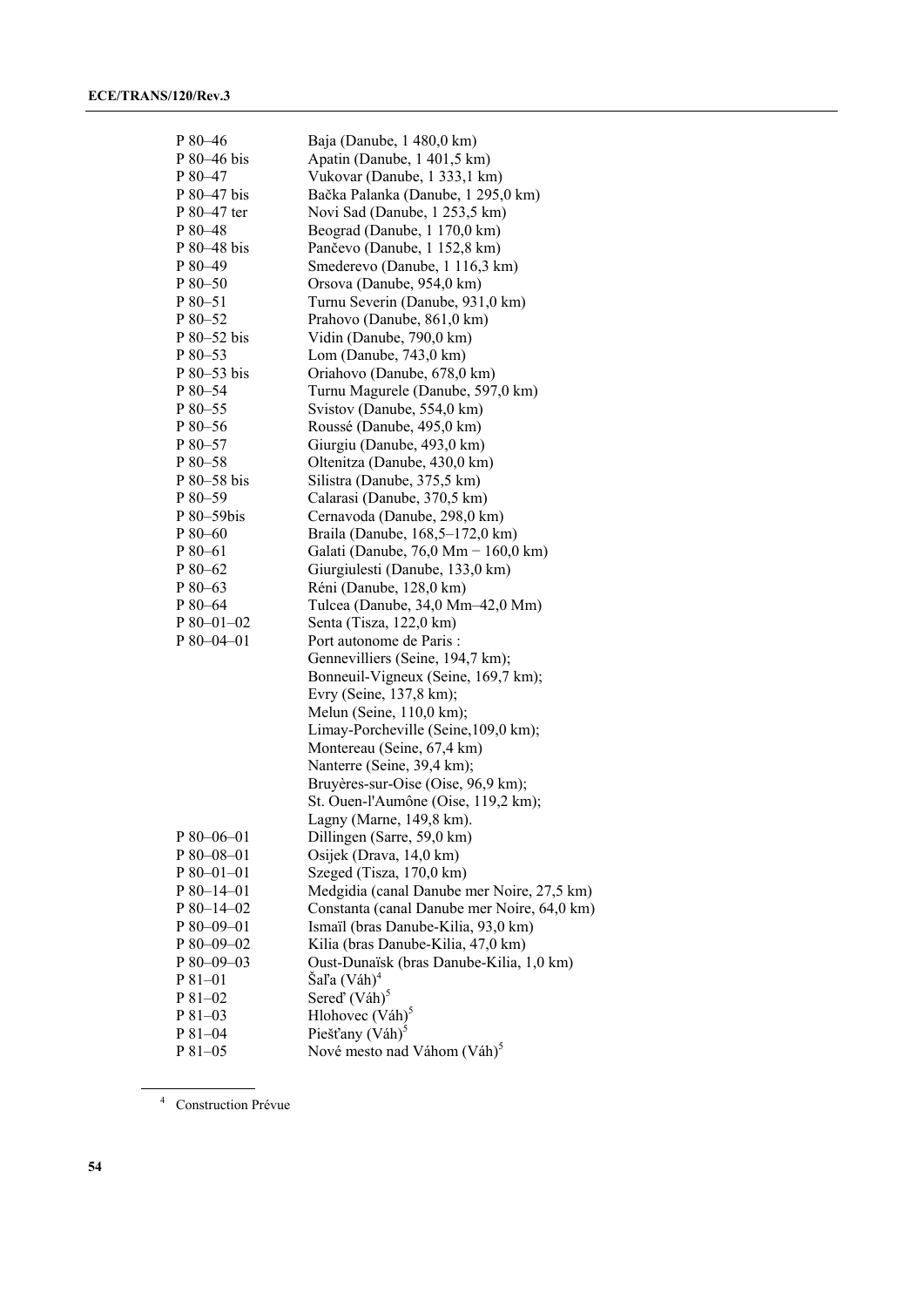| | |
|---|---|
| P 80–46 | Baja (Danube, 1 480,0 km) |
| P 80–46 bis | Apatin (Danube, 1 401,5 km) |
| P 80–47 | Vukovar (Danube, 1 333,1 km) |
| P 80–47 bis | Bačka Palanka (Danube, 1 295,0 km) |
| P 80–47 ter | Novi Sad (Danube, 1 253,5 km) |
| P 80–48 | Beograd (Danube, 1 170,0 km) |
| P 80–48 bis | Pančevo (Danube, 1 152,8 km) |
| P 80–49 | Smederevo (Danube, 1 116,3 km) |
| P 80–50 | Orsova (Danube, 954,0 km) |
| P 80–51 | Turnu Severin (Danube, 931,0 km) |
| P 80–52 | Prahovo (Danube, 861,0 km) |
| P 80–52 bis | Vidin (Danube, 790,0 km) |
| P 80–53 | Lom (Danube, 743,0 km) |
| P 80–53 bis | Oriahovo (Danube, 678,0 km) |
| P 80–54 | Turnu Magurele (Danube, 597,0 km) |
| P 80–55 | Svistov (Danube, 554,0 km) |
| P 80–56 | Roussé (Danube, 495,0 km) |
| P 80–57 | Giurgiu (Danube, 493,0 km) |
| P 80–58 | Oltenitza (Danube, 430,0 km) |
| P 80–58 bis | Silistra (Danube, 375,5 km) |
| P 80–59 | Calarasi (Danube, 370,5 km) |
| P 80–59bis | Cernavoda (Danube, 298,0 km) |
| P 80–60 | Braila (Danube, 168,5–172,0 km) |
| P 80–61 | Galati (Danube, 76,0 Mm − 160,0 km) |
| P 80–62 | Giurgiulesti (Danube, 133,0 km) |
| P 80–63 | Réni (Danube, 128,0 km) |
| P 80–64 | Tulcea (Danube, 34,0 Mm–42,0 Mm) |
| P 80–01–02 | Senta (Tisza, 122,0 km) |
| P 80–04–01 | Port autonome de Paris :<br>Gennevilliers (Seine, 194,7 km);<br>Bonneuil-Vigneux (Seine, 169,7 km);<br>Evry (Seine, 137,8 km);<br>Melun (Seine, 110,0 km);<br>Limay-Porcheville (Seine,109,0 km);<br>Montereau (Seine, 67,4 km)<br>Nanterre (Seine, 39,4 km);<br>Bruyères-sur-Oise (Oise, 96,9 km);<br>St. Ouen-l'Aumône (Oise, 119,2 km);<br>Lagny (Marne, 149,8 km). |
| P 80–06–01 | Dillingen (Sarre, 59,0 km) |
| P 80–08–01 | Osijek (Drava, 14,0 km) |
| P 80–01–01 | Szeged (Tisza, 170,0 km) |
| P 80–14–01 | Medgidia (canal Danube mer Noire, 27,5 km) |
| P 80–14–02 | Constanta (canal Danube mer Noire, 64,0 km) |
| P 80–09–01 | Ismaïl (bras Danube-Kilia, 93,0 km) |
| P 80–09–02 | Kilia (bras Danube-Kilia, 47,0 km) |
| P 80–09–03 | Oust-Dunaïsk (bras Danube-Kilia, 1,0 km) |
| P 81–01 | Šaľa (Váh)[4] |
| P 81–02 | Sereď (Váh)[5] |
| P 81–03 | Hlohovec (Váh)[5] |
| P 81–04 | Piešťany (Váh)[5] |
| P 81–05 | Nové mesto nad Váhom (Váh)[5] |

[4] Construction Prévue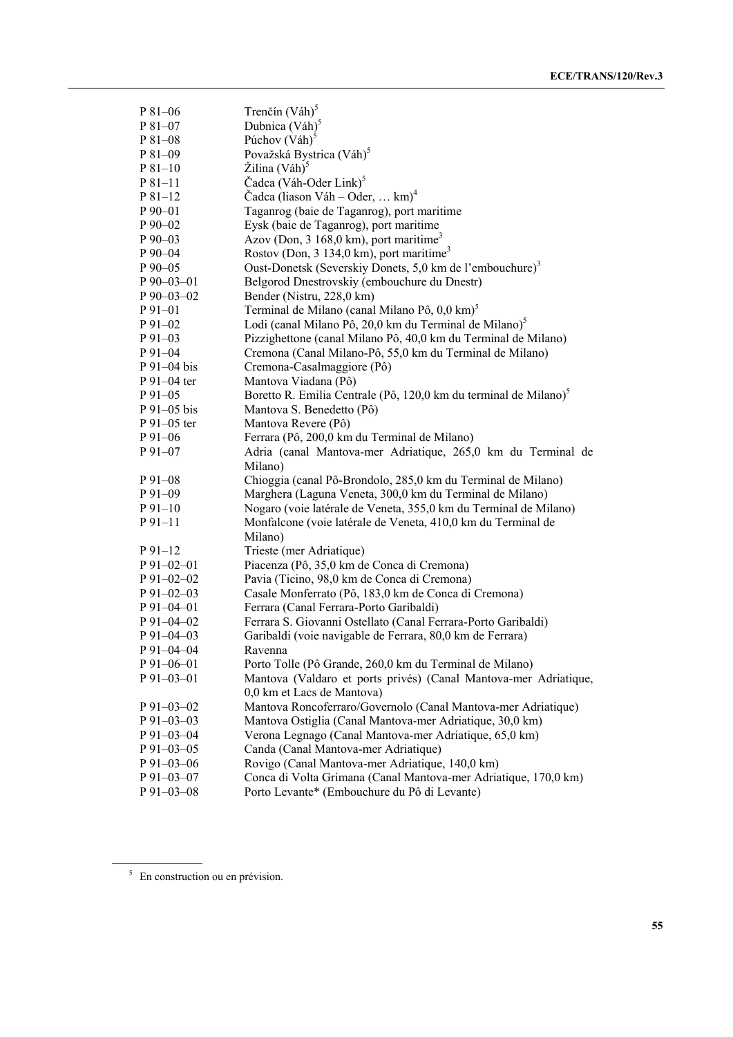| | |
|---|---|
| P 81–06 | Trenčín (Váh)[5] |
| P 81–07 | Dubnica (Váh)[5] |
| P 81–08 | Púchov (Váh)[5] |
| P 81–09 | Považská Bystrica (Váh)[5] |
| P 81–10 | Žilina (Váh)[5] |
| P 81–11 | Čadca (Váh-Oder Link)[5] |
| P 81–12 | Čadca (liason Váh – Oder, … km)[4] |
| P 90–01 | Taganrog (baie de Taganrog), port maritime |
| P 90–02 | Eysk (baie de Taganrog), port maritime |
| P 90–03 | Azov (Don, 3 168,0 km), port maritime[3] |
| P 90–04 | Rostov (Don, 3 134,0 km), port maritime[3] |
| P 90–05 | Oust-Donetsk (Severskiy Donets, 5,0 km de l'embouchure)[3] |
| P 90–03–01 | Belgorod Dnestrovskiy (embouchure du Dnestr) |
| P 90–03–02 | Bender (Nistru, 228,0 km) |
| P 91–01 | Terminal de Milano (canal Milano Pô, 0,0 km)[5] |
| P 91–02 | Lodi (canal Milano Pô, 20,0 km du Terminal de Milano)[5] |
| P 91–03 | Pizzighettone (canal Milano Pô, 40,0 km du Terminal de Milano) |
| P 91–04 | Cremona (Canal Milano-Pô, 55,0 km du Terminal de Milano) |
| P 91–04 bis | Cremona-Casalmaggiore (Pô) |
| P 91–04 ter | Mantova Viadana (Pô) |
| P 91–05 | Boretto R. Emilia Centrale (Pô, 120,0 km du terminal de Milano)[5] |
| P 91–05 bis | Mantova S. Benedetto (Pô) |
| P 91–05 ter | Mantova Revere (Pô) |
| P 91–06 | Ferrara (Pô, 200,0 km du Terminal de Milano) |
| P 91–07 | Adria (canal Mantova-mer Adriatique, 265,0 km du Terminal de Milano) |
| P 91–08 | Chioggia (canal Pô-Brondolo, 285,0 km du Terminal de Milano) |
| P 91–09 | Marghera (Laguna Veneta, 300,0 km du Terminal de Milano) |
| P 91–10 | Nogaro (voie latérale de Veneta, 355,0 km du Terminal de Milano) |
| P 91–11 | Monfalcone (voie latérale de Veneta, 410,0 km du Terminal de Milano) |
| P 91–12 | Trieste (mer Adriatique) |
| P 91–02–01 | Piacenza (Pô, 35,0 km de Conca di Cremona) |
| P 91–02–02 | Pavia (Ticino, 98,0 km de Conca di Cremona) |
| P 91–02–03 | Casale Monferrato (Pô, 183,0 km de Conca di Cremona) |
| P 91–04–01 | Ferrara (Canal Ferrara-Porto Garibaldi) |
| P 91–04–02 | Ferrara S. Giovanni Ostellato (Canal Ferrara-Porto Garibaldi) |
| P 91–04–03 | Garibaldi (voie navigable de Ferrara, 80,0 km de Ferrara) |
| P 91–04–04 | Ravenna |
| P 91–06–01 | Porto Tolle (Pô Grande, 260,0 km du Terminal de Milano) |
| P 91–03–01 | Mantova (Valdaro et ports privés) (Canal Mantova-mer Adriatique, 0,0 km et Lacs de Mantova) |
| P 91–03–02 | Mantova Roncoferraro/Governolo (Canal Mantova-mer Adriatique) |
| P 91–03–03 | Mantova Ostiglia (Canal Mantova-mer Adriatique, 30,0 km) |
| P 91–03–04 | Verona Legnago (Canal Mantova-mer Adriatique, 65,0 km) |
| P 91–03–05 | Canda (Canal Mantova-mer Adriatique) |
| P 91–03–06 | Rovigo (Canal Mantova-mer Adriatique, 140,0 km) |
| P 91–03–07 | Conca di Volta Grimana (Canal Mantova-mer Adriatique, 170,0 km) |
| P 91–03–08 | Porto Levante* (Embouchure du Pô di Levante) |

[5] En construction ou en prévision.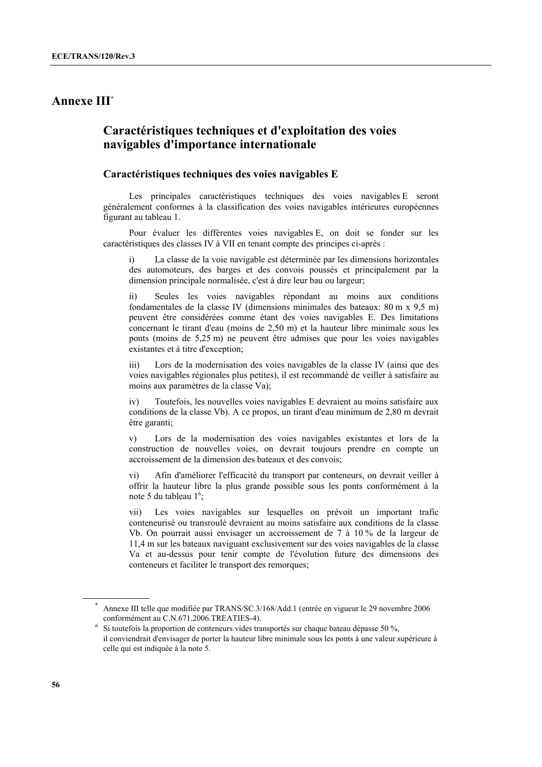# Annexe III[*]

## Caractéristiques techniques et d'exploitation des voies navigables d'importance internationale

### Caractéristiques techniques des voies navigables E

Les principales caractéristiques techniques des voies navigables E seront généralement conformes à la classification des voies navigables intérieures européennes figurant au tableau 1.

Pour évaluer les différentes voies navigables E, on doit se fonder sur les caractéristiques des classes IV à VII en tenant compte des principes ci-après :

i) La classe de la voie navigable est déterminée par les dimensions horizontales des automoteurs, des barges et des convois poussés et principalement par la dimension principale normalisée, c'est à dire leur bau ou largeur;

ii) Seules les voies navigables répondant au moins aux conditions fondamentales de la classe IV (dimensions minimales des bateaux: 80 m x 9,5 m) peuvent être considérées comme étant des voies navigables E. Des limitations concernant le tirant d'eau (moins de 2,50 m) et la hauteur libre minimale sous les ponts (moins de 5,25 m) ne peuvent être admises que pour les voies navigables existantes et à titre d'exception;

iii) Lors de la modernisation des voies navigables de la classe IV (ainsi que des voies navigables régionales plus petites), il est recommandé de veiller à satisfaire au moins aux paramètres de la classe Va);

iv) Toutefois, les nouvelles voies navigables E devraient au moins satisfaire aux conditions de la classe Vb). A ce propos, un tirant d'eau minimum de 2,80 m devrait être garanti;

v) Lors de la modernisation des voies navigables existantes et lors de la construction de nouvelles voies, on devrait toujours prendre en compte un accroissement de la dimension des bateaux et des convois;

vi) Afin d'améliorer l'efficacité du transport par conteneurs, on devrait veiller à offrir la hauteur libre la plus grande possible sous les ponts conformément à la note 5 du tableau 1[6];

vii) Les voies navigables sur lesquelles on prévoit un important trafic conteneurisé ou transroulé devraient au moins satisfaire aux conditions de la classe Vb. On pourrait aussi envisager un accroissement de 7 à 10 % de la largeur de 11,4 m sur les bateaux naviguant exclusivement sur des voies navigables de la classe Va et au-dessus pour tenir compte de l'évolution future des dimensions des conteneurs et faciliter le transport des remorques;

---

[*] Annexe III telle que modifiée par TRANS/SC.3/168/Add.1 (entrée en vigueur le 29 novembre 2006 conformément au C.N.671.2006.TREATIES-4).

[6] Si toutefois la proportion de conteneurs vides transportés sur chaque bateau dépasse 50 %, il conviendrait d'envisager de porter la hauteur libre minimale sous les ponts à une valeur supérieure à celle qui est indiquée à la note 5.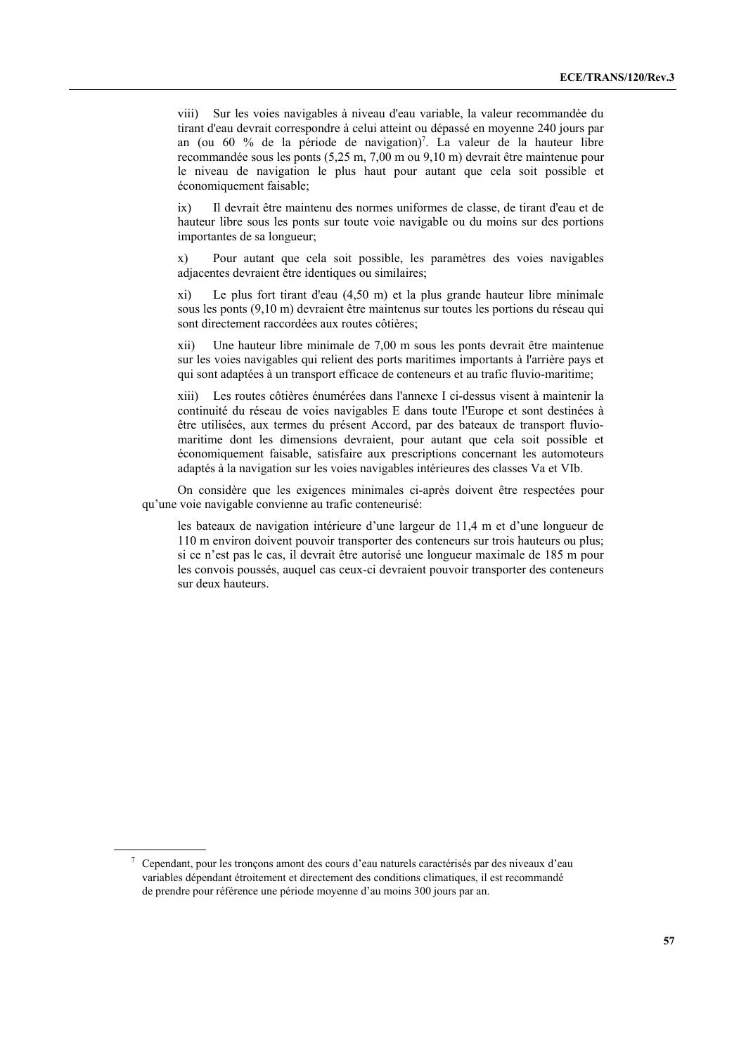viii) Sur les voies navigables à niveau d'eau variable, la valeur recommandée du tirant d'eau devrait correspondre à celui atteint ou dépassé en moyenne 240 jours par an (ou 60 % de la période de navigation)[7]. La valeur de la hauteur libre recommandée sous les ponts (5,25 m, 7,00 m ou 9,10 m) devrait être maintenue pour le niveau de navigation le plus haut pour autant que cela soit possible et économiquement faisable;

ix) Il devrait être maintenu des normes uniformes de classe, de tirant d'eau et de hauteur libre sous les ponts sur toute voie navigable ou du moins sur des portions importantes de sa longueur;

x) Pour autant que cela soit possible, les paramètres des voies navigables adjacentes devraient être identiques ou similaires;

xi) Le plus fort tirant d'eau (4,50 m) et la plus grande hauteur libre minimale sous les ponts (9,10 m) devraient être maintenus sur toutes les portions du réseau qui sont directement raccordées aux routes côtières;

xii) Une hauteur libre minimale de 7,00 m sous les ponts devrait être maintenue sur les voies navigables qui relient des ports maritimes importants à l'arrière pays et qui sont adaptées à un transport efficace de conteneurs et au trafic fluvio-maritime;

xiii) Les routes côtières énumérées dans l'annexe I ci-dessus visent à maintenir la continuité du réseau de voies navigables E dans toute l'Europe et sont destinées à être utilisées, aux termes du présent Accord, par des bateaux de transport fluvio-maritime dont les dimensions devraient, pour autant que cela soit possible et économiquement faisable, satisfaire aux prescriptions concernant les automoteurs adaptés à la navigation sur les voies navigables intérieures des classes Va et VIb.

On considère que les exigences minimales ci-après doivent être respectées pour qu'une voie navigable convienne au trafic conteneurisé:

les bateaux de navigation intérieure d'une largeur de 11,4 m et d'une longueur de 110 m environ doivent pouvoir transporter des conteneurs sur trois hauteurs ou plus; si ce n'est pas le cas, il devrait être autorisé une longueur maximale de 185 m pour les convois poussés, auquel cas ceux-ci devraient pouvoir transporter des conteneurs sur deux hauteurs.

---

[7] Cependant, pour les tronçons amont des cours d'eau naturels caractérisés par des niveaux d'eau variables dépendant étroitement et directement des conditions climatiques, il est recommandé de prendre pour référence une période moyenne d'au moins 300 jours par an.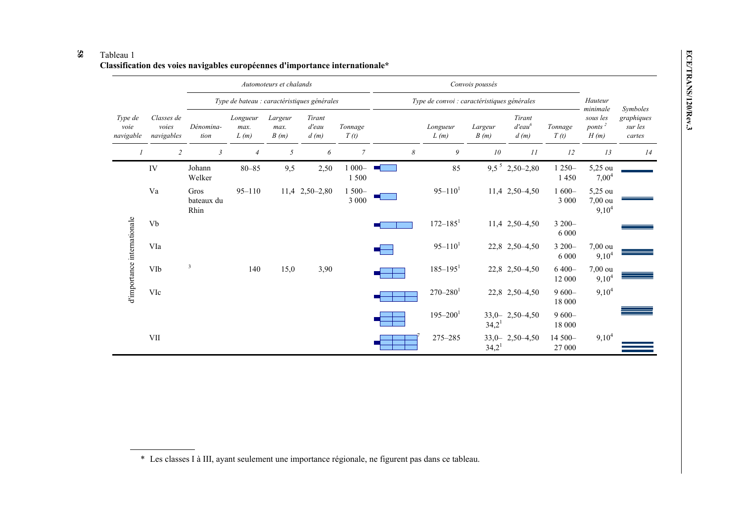Tableau 1
**Classification des voies navigables européennes d'importance internationale***

| *Type de voie navigable* | *Classes de voies navigables* | *Automoteurs et chalands* | | | | | *Convois poussés* | | | | | | *Hauteur minimale sous les ponts* [2] *H (m)* | *Symboles graphiques sur les cartes* |
|---|---|---|---|---|---|---|---|---|---|---|---|---|---|---|
| | | *Type de bateau : caractéristiques générales* | | | | | *Type de convoi : caractéristiques générales* | | | | | | | |
| | | *Dénomination* | *Longueur max. L (m)* | *Largeur max. B (m)* | *Tirant d'eau d (m)* | *Tonnage T (t)* | | *Longueur L (m)* | *Largeur B (m)* | *Tirant d'eau*[6] *d (m)* | *Tonnage T (t)* | | | |
| *1* | *2* | *3* | *4* | *5* | *6* | *7* | *8* | *9* | *10* | *11* | *12* | | *13* | *14* |
| d'importance internationale | IV | Johann Welker | 80–85 | 9,5 | 2,50 | 1 000–1 500 | | 85 | 9,5 [5] | 2,50–2,80 | 1 250–1 450 | | 5,25 ou 7,00[4] | |
| | Va | Gros bateaux du Rhin | 95–110 | 11,4 | 2,50–2,80 | 1 500–3 000 | | 95–110[1] | 11,4 | 2,50–4,50 | 1 600–3 000 | | 5,25 ou 7,00 ou 9,10[4] | |
| | Vb | | | | | | | 172–185[1] | 11,4 | 2,50–4,50 | 3 200–6 000 | | | |
| | VIa | | | | | | | 95–110[1] | 22,8 | 2,50–4,50 | 3 200–6 000 | | 7,00 ou 9,10[4] | |
| | VIb | [3] | 140 | 15,0 | 3,90 | | | 185–195[1] | 22,8 | 2,50–4,50 | 6 400–12 000 | | 7,00 ou 9,10[4] | |
| | VIc | | | | | | | 270–280[1] | 22,8 | 2,50–4,50 | 9 600–18 000 | | 9,10[4] | |
| | | | | | | | | 195–200[1] | 33,0–34,2[1] | 2,50–4,50 | 9 600–18 000 | | | |
| | VII | | | | | | [7] | 275–285 | 33,0–34,2[1] | 2,50–4,50 | 14 500–27 000 | | 9,10[4] | |

\* Les classes I à III, ayant seulement une importance régionale, ne figurent pas dans ce tableau.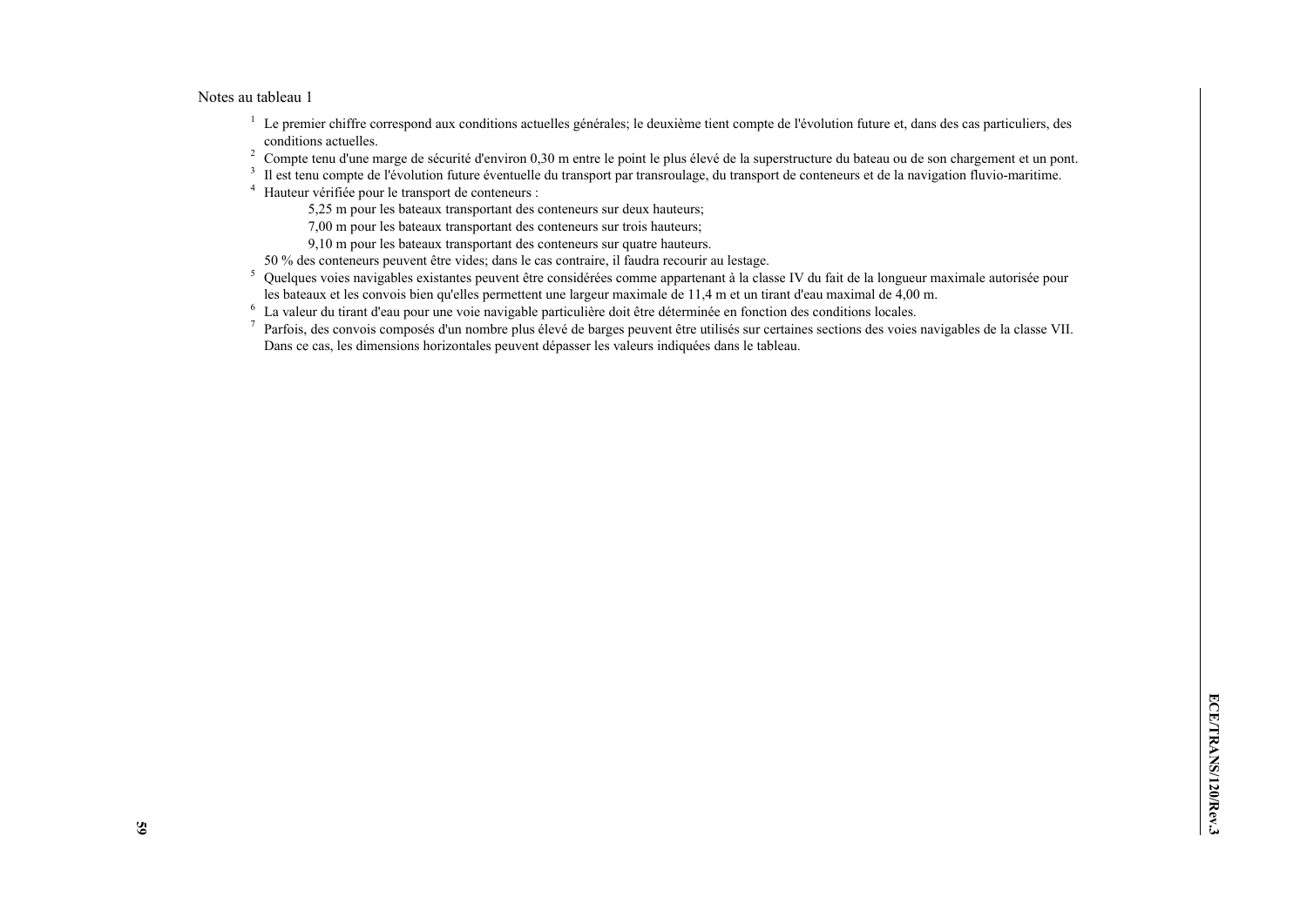Notes au tableau 1

[1] Le premier chiffre correspond aux conditions actuelles générales; le deuxième tient compte de l'évolution future et, dans des cas particuliers, des conditions actuelles.

[2] Compte tenu d'une marge de sécurité d'environ 0,30 m entre le point le plus élevé de la superstructure du bateau ou de son chargement et un pont.

[3] Il est tenu compte de l'évolution future éventuelle du transport par transroulage, du transport de conteneurs et de la navigation fluvio-maritime.

[4] Hauteur vérifiée pour le transport de conteneurs :

> 5,25 m pour les bateaux transportant des conteneurs sur deux hauteurs;
>
> 7,00 m pour les bateaux transportant des conteneurs sur trois hauteurs;
>
> 9,10 m pour les bateaux transportant des conteneurs sur quatre hauteurs.

50 % des conteneurs peuvent être vides; dans le cas contraire, il faudra recourir au lestage.

[5] Quelques voies navigables existantes peuvent être considérées comme appartenant à la classe IV du fait de la longueur maximale autorisée pour les bateaux et les convois bien qu'elles permettent une largeur maximale de 11,4 m et un tirant d'eau maximal de 4,00 m.

[6] La valeur du tirant d'eau pour une voie navigable particulière doit être déterminée en fonction des conditions locales.

[7] Parfois, des convois composés d'un nombre plus élevé de barges peuvent être utilisés sur certaines sections des voies navigables de la classe VII. Dans ce cas, les dimensions horizontales peuvent dépasser les valeurs indiquées dans le tableau.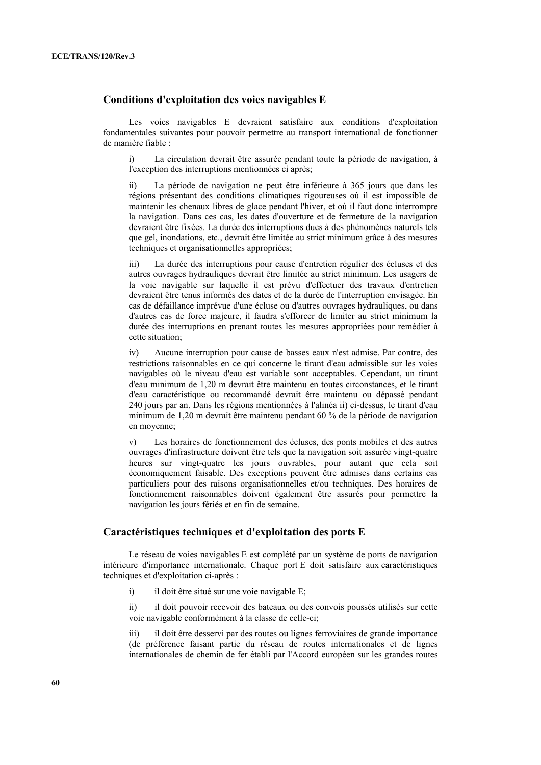## Conditions d'exploitation des voies navigables E

Les voies navigables E devraient satisfaire aux conditions d'exploitation fondamentales suivantes pour pouvoir permettre au transport international de fonctionner de manière fiable :

i) La circulation devrait être assurée pendant toute la période de navigation, à l'exception des interruptions mentionnées ci après;

ii) La période de navigation ne peut être inférieure à 365 jours que dans les régions présentant des conditions climatiques rigoureuses où il est impossible de maintenir les chenaux libres de glace pendant l'hiver, et où il faut donc interrompre la navigation. Dans ces cas, les dates d'ouverture et de fermeture de la navigation devraient être fixées. La durée des interruptions dues à des phénomènes naturels tels que gel, inondations, etc., devrait être limitée au strict minimum grâce à des mesures techniques et organisationnelles appropriées;

iii) La durée des interruptions pour cause d'entretien régulier des écluses et des autres ouvrages hydrauliques devrait être limitée au strict minimum. Les usagers de la voie navigable sur laquelle il est prévu d'effectuer des travaux d'entretien devraient être tenus informés des dates et de la durée de l'interruption envisagée. En cas de défaillance imprévue d'une écluse ou d'autres ouvrages hydrauliques, ou dans d'autres cas de force majeure, il faudra s'efforcer de limiter au strict minimum la durée des interruptions en prenant toutes les mesures appropriées pour remédier à cette situation;

iv) Aucune interruption pour cause de basses eaux n'est admise. Par contre, des restrictions raisonnables en ce qui concerne le tirant d'eau admissible sur les voies navigables où le niveau d'eau est variable sont acceptables. Cependant, un tirant d'eau minimum de 1,20 m devrait être maintenu en toutes circonstances, et le tirant d'eau caractéristique ou recommandé devrait être maintenu ou dépassé pendant 240 jours par an. Dans les régions mentionnées à l'alinéa ii) ci-dessus, le tirant d'eau minimum de 1,20 m devrait être maintenu pendant 60 % de la période de navigation en moyenne;

v) Les horaires de fonctionnement des écluses, des ponts mobiles et des autres ouvrages d'infrastructure doivent être tels que la navigation soit assurée vingt-quatre heures sur vingt-quatre les jours ouvrables, pour autant que cela soit économiquement faisable. Des exceptions peuvent être admises dans certains cas particuliers pour des raisons organisationnelles et/ou techniques. Des horaires de fonctionnement raisonnables doivent également être assurés pour permettre la navigation les jours fériés et en fin de semaine.

## Caractéristiques techniques et d'exploitation des ports E

Le réseau de voies navigables E est complété par un système de ports de navigation intérieure d'importance internationale. Chaque port E doit satisfaire aux caractéristiques techniques et d'exploitation ci-après :

i) il doit être situé sur une voie navigable E;

ii) il doit pouvoir recevoir des bateaux ou des convois poussés utilisés sur cette voie navigable conformément à la classe de celle-ci;

iii) il doit être desservi par des routes ou lignes ferroviaires de grande importance (de préférence faisant partie du réseau de routes internationales et de lignes internationales de chemin de fer établi par l'Accord européen sur les grandes routes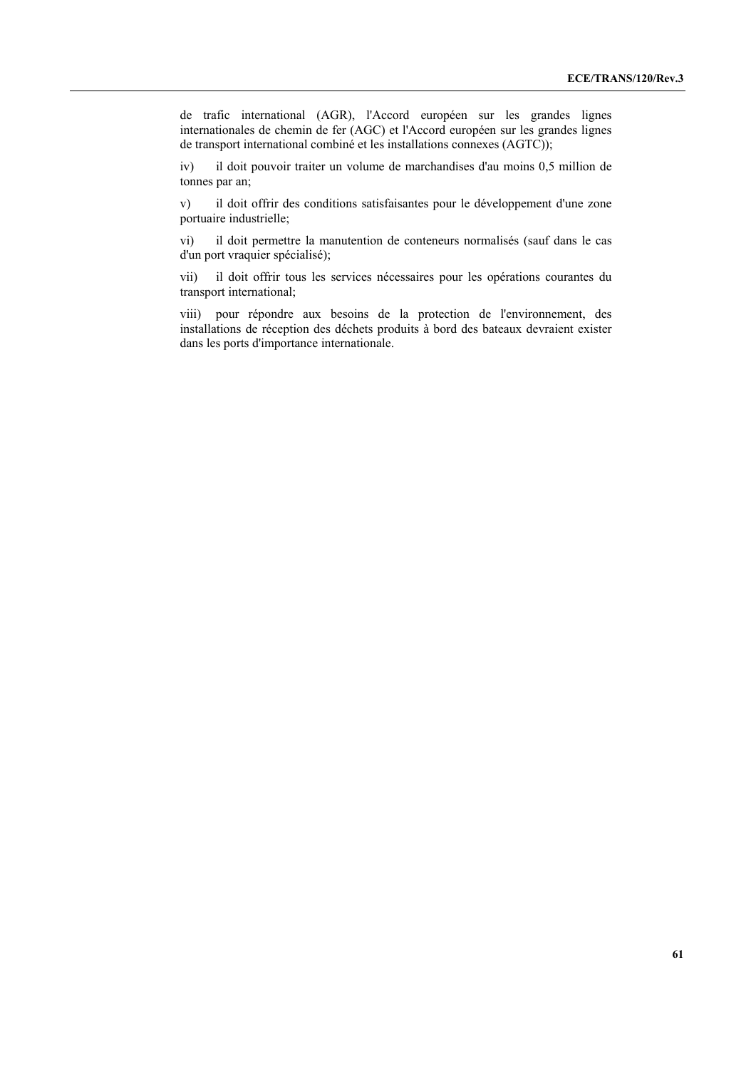de trafic international (AGR), l'Accord européen sur les grandes lignes internationales de chemin de fer (AGC) et l'Accord européen sur les grandes lignes de transport international combiné et les installations connexes (AGTC));

iv) il doit pouvoir traiter un volume de marchandises d'au moins 0,5 million de tonnes par an;

v) il doit offrir des conditions satisfaisantes pour le développement d'une zone portuaire industrielle;

vi) il doit permettre la manutention de conteneurs normalisés (sauf dans le cas d'un port vraquier spécialisé);

vii) il doit offrir tous les services nécessaires pour les opérations courantes du transport international;

viii) pour répondre aux besoins de la protection de l'environnement, des installations de réception des déchets produits à bord des bateaux devraient exister dans les ports d'importance internationale.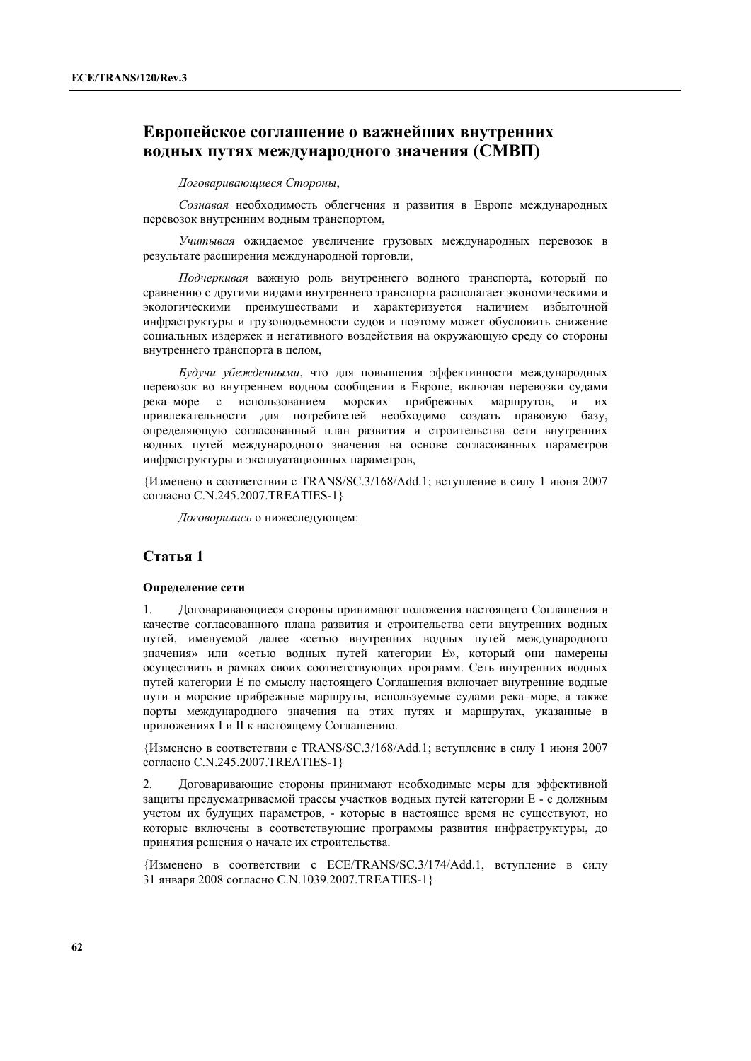# Европейское соглашение о важнейших внутренних водных путях международного значения (СМВП)

*Договаривающиеся Стороны*,

*Сознавая* необходимость облегчения и развития в Европе международных перевозок внутренним водным транспортом,

*Учитывая* ожидаемое увеличение грузовых международных перевозок в результате расширения международной торговли,

*Подчеркивая* важную роль внутреннего водного транспорта, который по сравнению с другими видами внутреннего транспорта располагает экономическими и экологическими преимуществами и характеризуется наличием избыточной инфраструктуры и грузоподъемности судов и поэтому может обусловить снижение социальных издержек и негативного воздействия на окружающую среду со стороны внутреннего транспорта в целом,

*Будучи убежденными*, что для повышения эффективности международных перевозок во внутреннем водном сообщении в Европе, включая перевозки судами река–море с использованием морских прибрежных маршрутов, и их привлекательности для потребителей необходимо создать правовую базу, определяющую согласованный план развития и строительства сети внутренних водных путей международного значения на основе согласованных параметров инфраструктуры и эксплуатационных параметров,

{Изменено в соответствии с TRANS/SC.3/168/Add.1; вступление в силу 1 июня 2007 согласно C.N.245.2007.TREATIES-1}

*Договорились* о нижеследующем:

## Статья 1

### Определение сети

1. Договаривающиеся стороны принимают положения настоящего Соглашения в качестве согласованного плана развития и строительства сети внутренних водных путей, именуемой далее «сетью внутренних водных путей международного значения» или «сетью водных путей категории Е», который они намерены осуществить в рамках своих соответствующих программ. Сеть внутренних водных путей категории Е по смыслу настоящего Соглашения включает внутренние водные пути и морские прибрежные маршруты, используемые судами река–море, а также порты международного значения на этих путях и маршрутах, указанные в приложениях I и II к настоящему Соглашению.

{Изменено в соответствии с TRANS/SC.3/168/Add.1; вступление в силу 1 июня 2007 согласно C.N.245.2007.TREATIES-1}

2. Договаривающие стороны принимают необходимые меры для эффективной защиты предусматриваемой трассы участков водных путей категории Е - с должным учетом их будущих параметров, - которые в настоящее время не существуют, но которые включены в соответствующие программы развития инфраструктуры, до принятия решения о начале их строительства.

{Изменено в соответствии с ECE/TRANS/SC.3/174/Add.1, вступление в силу 31 января 2008 согласно C.N.1039.2007.TREATIES-1}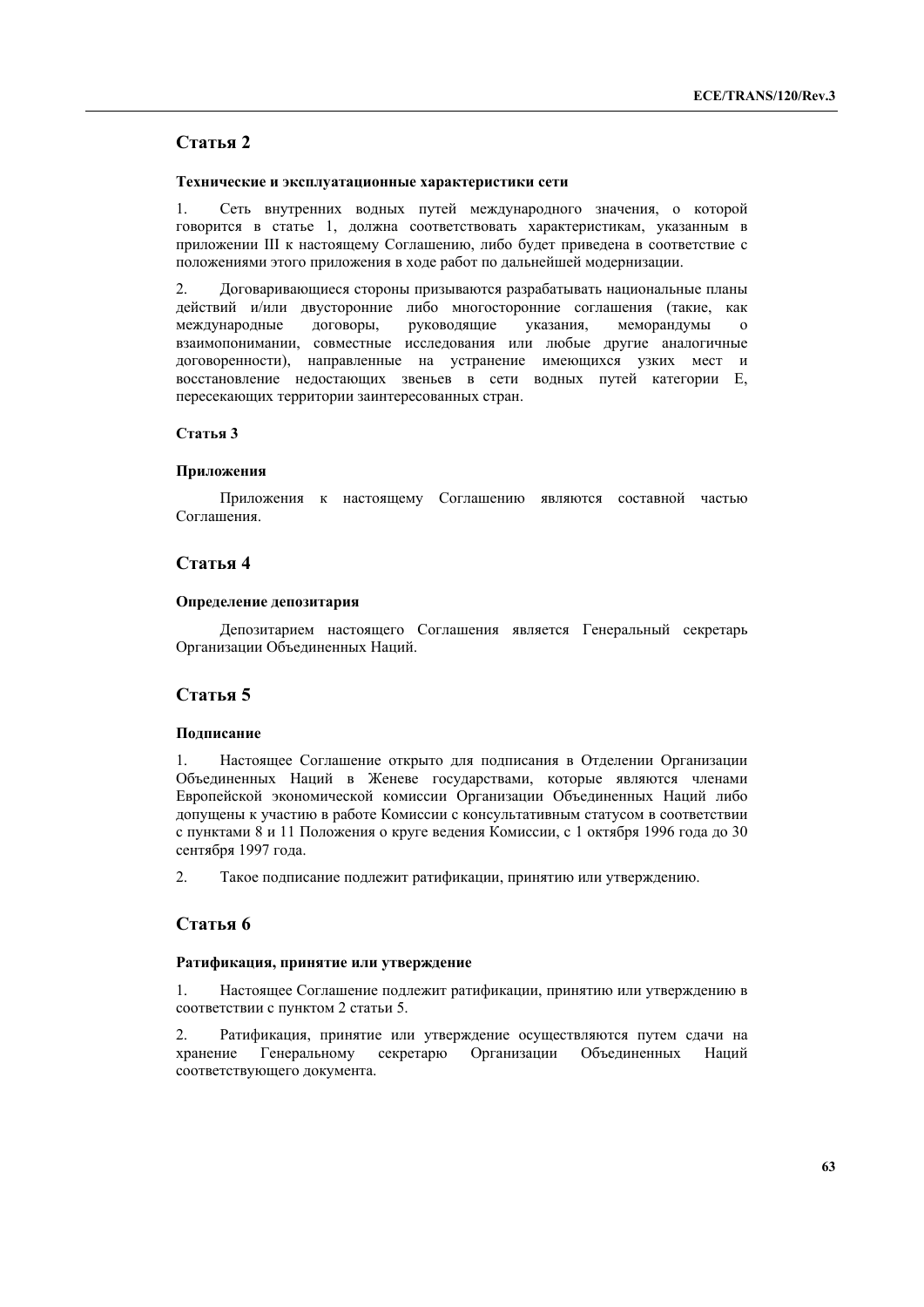## Статья 2

#### Технические и эксплуатационные характеристики сети

1. Сеть внутренних водных путей международного значения, о которой говорится в статье 1, должна соответствовать характеристикам, указанным в приложении III к настоящему Соглашению, либо будет приведена в соответствие с положениями этого приложения в ходе работ по дальнейшей модернизации.

2. Договаривающиеся стороны призываются разрабатывать национальные планы действий и/или двусторонние либо многосторонние соглашения (такие, как международные договоры, руководящие указания, меморандумы о взаимопонимании, совместные исследования или любые другие аналогичные договоренности), направленные на устранение имеющихся узких мест и восстановление недостающих звеньев в сети водных путей категории Е, пересекающих территории заинтересованных стран.

#### Статья 3

#### Приложения

Приложения к настоящему Соглашению являются составной частью Соглашения.

## Статья 4

#### Определение депозитария

Депозитарием настоящего Соглашения является Генеральный секретарь Организации Объединенных Наций.

## Статья 5

#### Подписание

1. Настоящее Соглашение открыто для подписания в Отделении Организации Объединенных Наций в Женеве государствами, которые являются членами Европейской экономической комиссии Организации Объединенных Наций либо допущены к участию в работе Комиссии с консультативным статусом в соответствии с пунктами 8 и 11 Положения о круге ведения Комиссии, с 1 октября 1996 года до 30 сентября 1997 года.

2. Такое подписание подлежит ратификации, принятию или утверждению.

## Статья 6

#### Ратификация, принятие или утверждение

1. Настоящее Соглашение подлежит ратификации, принятию или утверждению в соответствии с пунктом 2 статьи 5.

2. Ратификация, принятие или утверждение осуществляются путем сдачи на хранение Генеральному секретарю Организации Объединенных Наций соответствующего документа.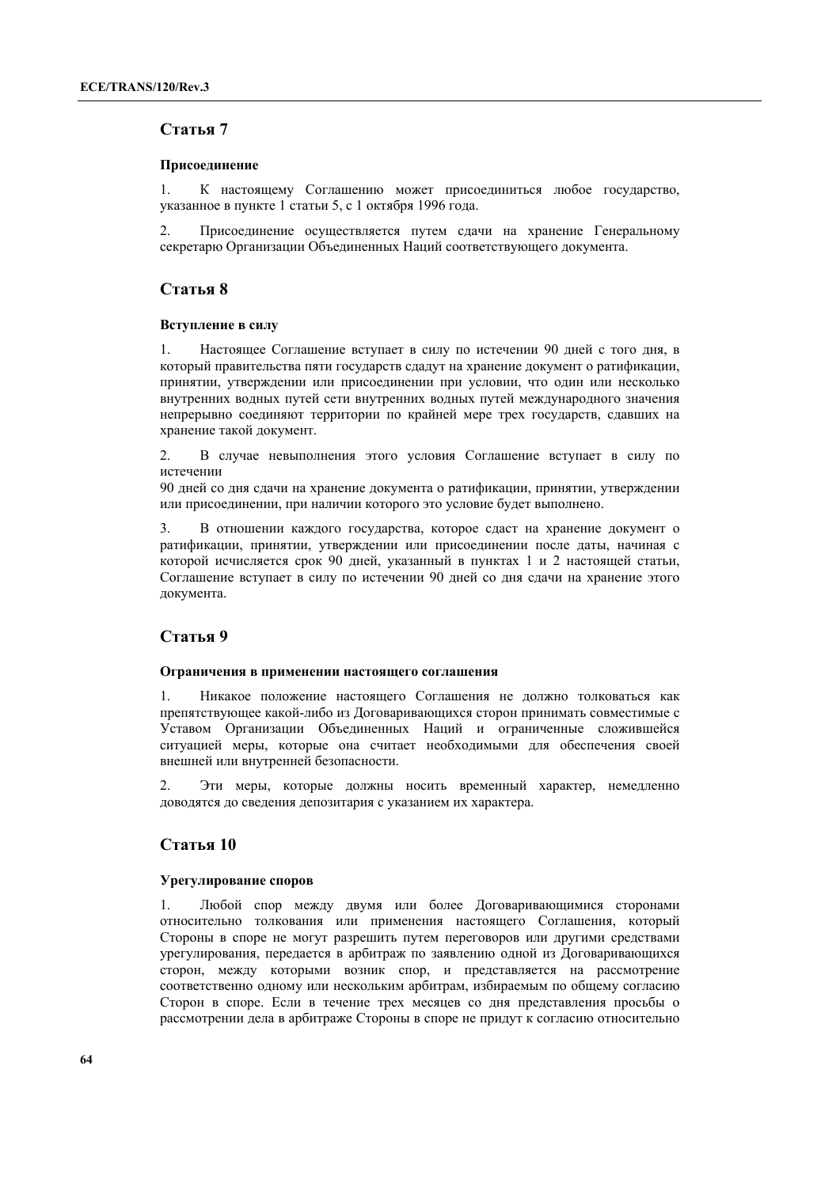## Статья 7

### Присоединение

1. К настоящему Соглашению может присоединиться любое государство, указанное в пункте 1 статьи 5, с 1 октября 1996 года.

2. Присоединение осуществляется путем сдачи на хранение Генеральному секретарю Организации Объединенных Наций соответствующего документа.

## Статья 8

### Вступление в силу

1. Настоящее Соглашение вступает в силу по истечении 90 дней с того дня, в который правительства пяти государств сдадут на хранение документ о ратификации, принятии, утверждении или присоединении при условии, что один или несколько внутренних водных путей сети внутренних водных путей международного значения непрерывно соединяют территории по крайней мере трех государств, сдавших на хранение такой документ.

2. В случае невыполнения этого условия Соглашение вступает в силу по истечении 90 дней со дня сдачи на хранение документа о ратификации, принятии, утверждении или присоединении, при наличии которого это условие будет выполнено.

3. В отношении каждого государства, которое сдаст на хранение документ о ратификации, принятии, утверждении или присоединении после даты, начиная с которой исчисляется срок 90 дней, указанный в пунктах 1 и 2 настоящей статьи, Соглашение вступает в силу по истечении 90 дней со дня сдачи на хранение этого документа.

## Статья 9

### Ограничения в применении настоящего соглашения

1. Никакое положение настоящего Соглашения не должно толковаться как препятствующее какой-либо из Договаривающихся сторон принимать совместимые с Уставом Организации Объединенных Наций и ограниченные сложившейся ситуацией меры, которые она считает необходимыми для обеспечения своей внешней или внутренней безопасности.

2. Эти меры, которые должны носить временный характер, немедленно доводятся до сведения депозитария с указанием их характера.

## Статья 10

### Урегулирование споров

1. Любой спор между двумя или более Договаривающимися сторонами относительно толкования или применения настоящего Соглашения, который Стороны в споре не могут разрешить путем переговоров или другими средствами урегулирования, передается в арбитраж по заявлению одной из Договаривающихся сторон, между которыми возник спор, и представляется на рассмотрение соответственно одному или нескольким арбитрам, избираемым по общему согласию Сторон в споре. Если в течение трех месяцев со дня представления просьбы о рассмотрении дела в арбитраже Стороны в споре не придут к согласию относительно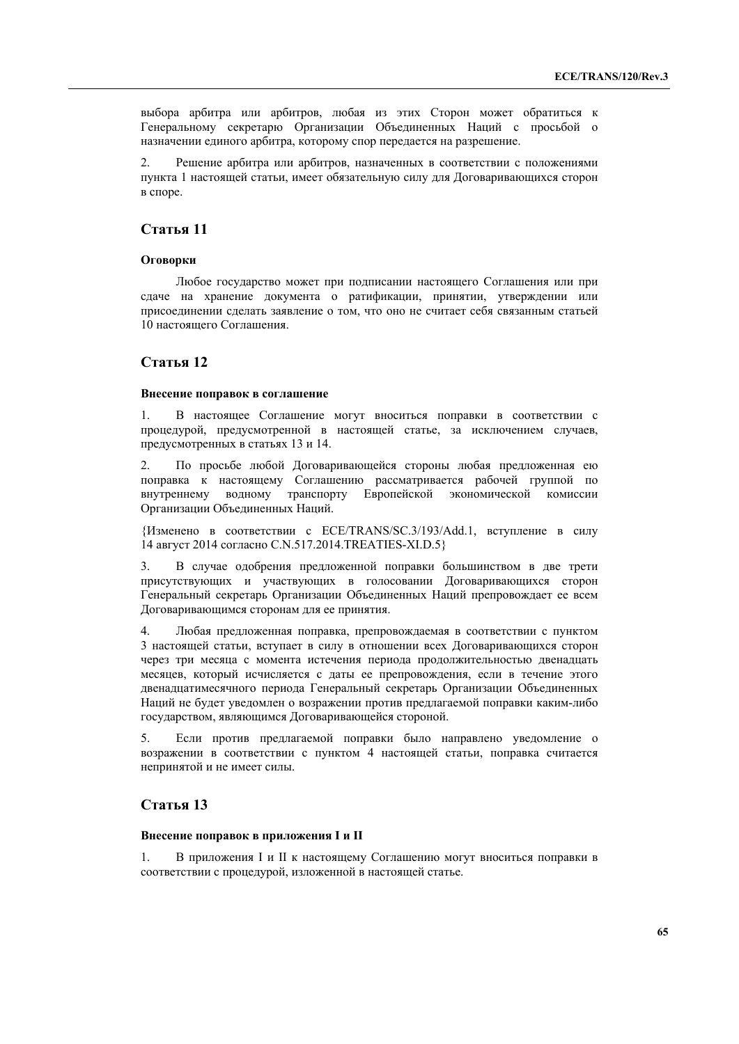выбора арбитра или арбитров, любая из этих Сторон может обратиться к Генеральному секретарю Организации Объединенных Наций с просьбой о назначении единого арбитра, которому спор передается на разрешение.

2. Решение арбитра или арбитров, назначенных в соответствии с положениями пункта 1 настоящей статьи, имеет обязательную силу для Договаривающихся сторон в споре.

## Статья 11

### Оговорки

Любое государство может при подписании настоящего Соглашения или при сдаче на хранение документа о ратификации, принятии, утверждении или присоединении сделать заявление о том, что оно не считает себя связанным статьей 10 настоящего Соглашения.

## Статья 12

### Внесение поправок в соглашение

1. В настоящее Соглашение могут вноситься поправки в соответствии с процедурой, предусмотренной в настоящей статье, за исключением случаев, предусмотренных в статьях 13 и 14.

2. По просьбе любой Договаривающейся стороны любая предложенная ею поправка к настоящему Соглашению рассматривается рабочей группой по внутреннему водному транспорту Европейской экономической комиссии Организации Объединенных Наций.

{Изменено в соответствии с ECE/TRANS/SC.3/193/Add.1, вступление в силу 14 август 2014 согласно C.N.517.2014.TREATIES-XI.D.5}

3. В случае одобрения предложенной поправки большинством в две трети присутствующих и участвующих в голосовании Договаривающихся сторон Генеральный секретарь Организации Объединенных Наций препровождает ее всем Договаривающимся сторонам для ее принятия.

4. Любая предложенная поправка, препровождаемая в соответствии с пунктом 3 настоящей статьи, вступает в силу в отношении всех Договаривающихся сторон через три месяца с момента истечения периода продолжительностью двенадцать месяцев, который исчисляется с даты ее препровождения, если в течение этого двенадцатимесячного периода Генеральный секретарь Организации Объединенных Наций не будет уведомлен о возражении против предлагаемой поправки каким-либо государством, являющимся Договаривающейся стороной.

5. Если против предлагаемой поправки было направлено уведомление о возражении в соответствии с пунктом 4 настоящей статьи, поправка считается непринятой и не имеет силы.

## Статья 13

### Внесение поправок в приложения I и II

1. В приложения I и II к настоящему Соглашению могут вноситься поправки в соответствии с процедурой, изложенной в настоящей статье.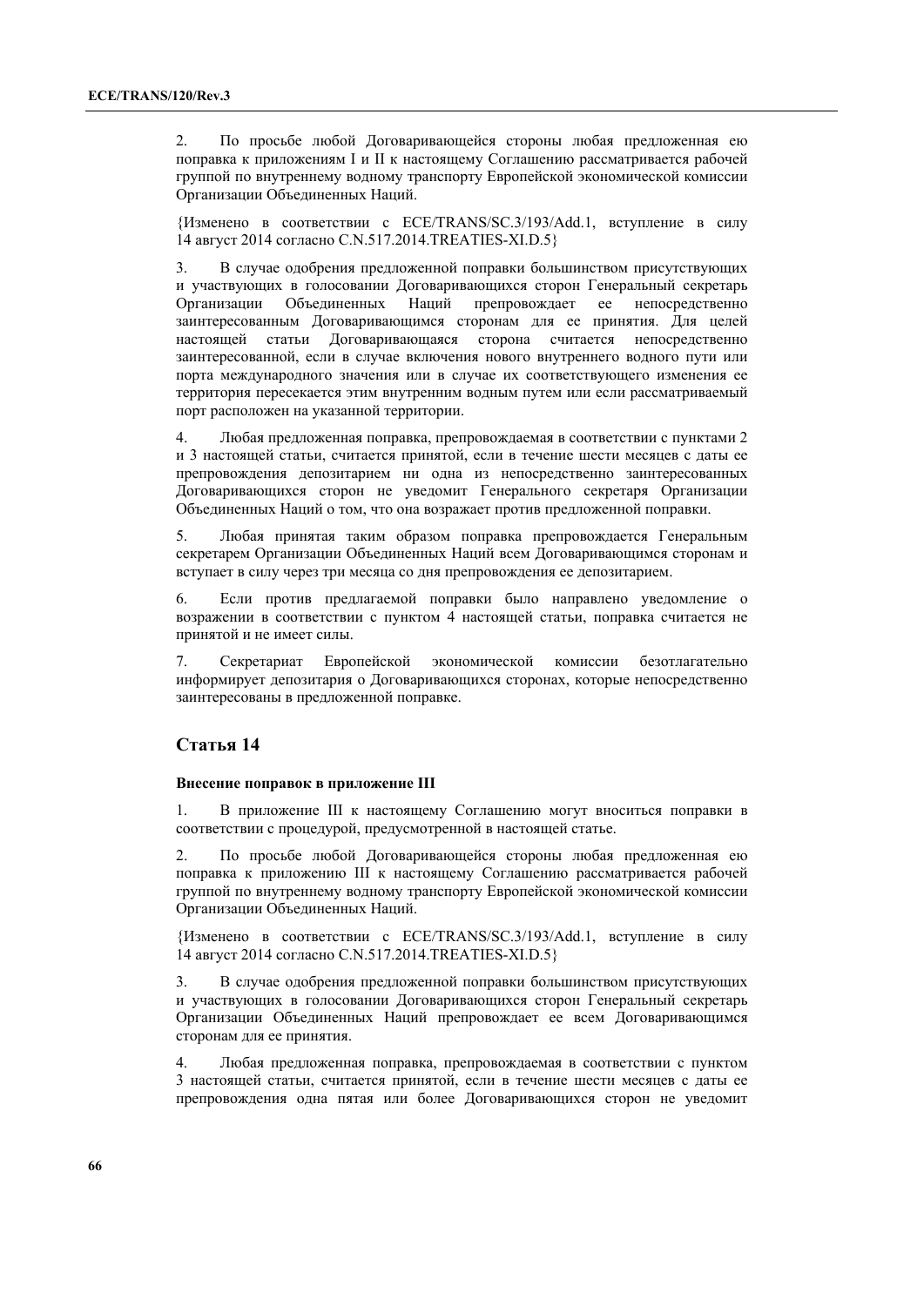2. По просьбе любой Договаривающейся стороны любая предложенная ею поправка к приложениям I и II к настоящему Соглашению рассматривается рабочей группой по внутреннему водному транспорту Европейской экономической комиссии Организации Объединенных Наций.

{Изменено в соответствии с ECE/TRANS/SC.3/193/Add.1, вступление в силу 14 август 2014 согласно C.N.517.2014.TREATIES-XI.D.5}

3. В случае одобрения предложенной поправки большинством присутствующих и участвующих в голосовании Договаривающихся сторон Генеральный секретарь Организации Объединенных Наций препровождает ее непосредственно заинтересованным Договаривающимся сторонам для ее принятия. Для целей настоящей статьи Договаривающаяся сторона считается непосредственно заинтересованной, если в случае включения нового внутреннего водного пути или порта международного значения или в случае их соответствующего изменения ее территория пересекается этим внутренним водным путем или если рассматриваемый порт расположен на указанной территории.

4. Любая предложенная поправка, препровождаемая в соответствии с пунктами 2 и 3 настоящей статьи, считается принятой, если в течение шести месяцев с даты ее препровождения депозитарием ни одна из непосредственно заинтересованных Договаривающихся сторон не уведомит Генерального секретаря Организации Объединенных Наций о том, что она возражает против предложенной поправки.

5. Любая принятая таким образом поправка препровождается Генеральным секретарем Организации Объединенных Наций всем Договаривающимся сторонам и вступает в силу через три месяца со дня препровождения ее депозитарием.

6. Если против предлагаемой поправки было направлено уведомление о возражении в соответствии с пунктом 4 настоящей статьи, поправка считается не принятой и не имеет силы.

7. Секретариат Европейской экономической комиссии безотлагательно информирует депозитария о Договаривающихся сторонах, которые непосредственно заинтересованы в предложенной поправке.

## Статья 14

**Внесение поправок в приложение III**

1. В приложение III к настоящему Соглашению могут вноситься поправки в соответствии с процедурой, предусмотренной в настоящей статье.

2. По просьбе любой Договаривающейся стороны любая предложенная ею поправка к приложению III к настоящему Соглашению рассматривается рабочей группой по внутреннему водному транспорту Европейской экономической комиссии Организации Объединенных Наций.

{Изменено в соответствии с ECE/TRANS/SC.3/193/Add.1, вступление в силу 14 август 2014 согласно C.N.517.2014.TREATIES-XI.D.5}

3. В случае одобрения предложенной поправки большинством присутствующих и участвующих в голосовании Договаривающихся сторон Генеральный секретарь Организации Объединенных Наций препровождает ее всем Договаривающимся сторонам для ее принятия.

4. Любая предложенная поправка, препровождаемая в соответствии с пунктом 3 настоящей статьи, считается принятой, если в течение шести месяцев с даты ее препровождения одна пятая или более Договаривающихся сторон не уведомит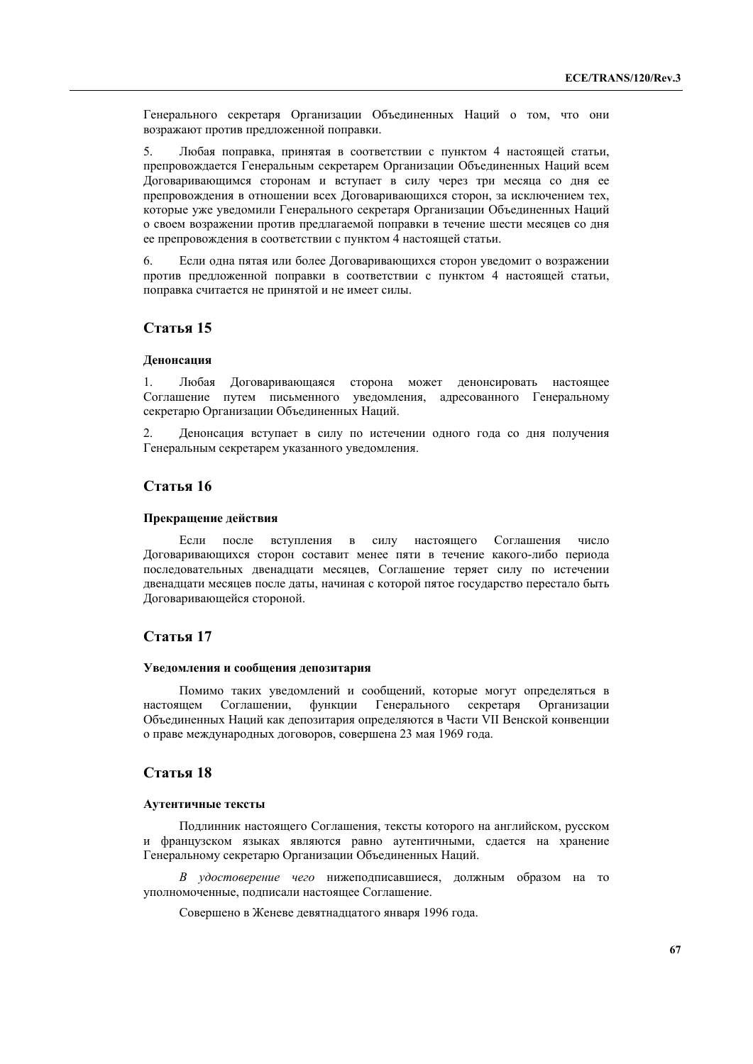Генерального секретаря Организации Объединенных Наций о том, что они возражают против предложенной поправки.

5. Любая поправка, принятая в соответствии с пунктом 4 настоящей статьи, препровождается Генеральным секретарем Организации Объединенных Наций всем Договаривающимся сторонам и вступает в силу через три месяца со дня ее препровождения в отношении всех Договаривающихся сторон, за исключением тех, которые уже уведомили Генерального секретаря Организации Объединенных Наций о своем возражении против предлагаемой поправки в течение шести месяцев со дня ее препровождения в соответствии с пунктом 4 настоящей статьи.

6. Если одна пятая или более Договаривающихся сторон уведомит о возражении против предложенной поправки в соответствии с пунктом 4 настоящей статьи, поправка считается не принятой и не имеет силы.

## Статья 15

### Денонсация

1. Любая Договаривающаяся сторона может денонсировать настоящее Соглашение путем письменного уведомления, адресованного Генеральному секретарю Организации Объединенных Наций.

2. Денонсация вступает в силу по истечении одного года со дня получения Генеральным секретарем указанного уведомления.

## Статья 16

### Прекращение действия

Если после вступления в силу настоящего Соглашения число Договаривающихся сторон составит менее пяти в течение какого-либо периода последовательных двенадцати месяцев, Соглашение теряет силу по истечении двенадцати месяцев после даты, начиная с которой пятое государство перестало быть Договаривающейся стороной.

## Статья 17

### Уведомления и сообщения депозитария

Помимо таких уведомлений и сообщений, которые могут определяться в настоящем Соглашении, функции Генерального секретаря Организации Объединенных Наций как депозитария определяются в Части VII Венской конвенции о праве международных договоров, совершена 23 мая 1969 года.

## Статья 18

### Аутентичные тексты

Подлинник настоящего Соглашения, тексты которого на английском, русском и французском языках являются равно аутентичными, сдается на хранение Генеральному секретарю Организации Объединенных Наций.

*В удостоверение чего* нижеподписавшиеся, должным образом на то уполномоченные, подписали настоящее Соглашение.

Совершено в Женеве девятнадцатого января 1996 года.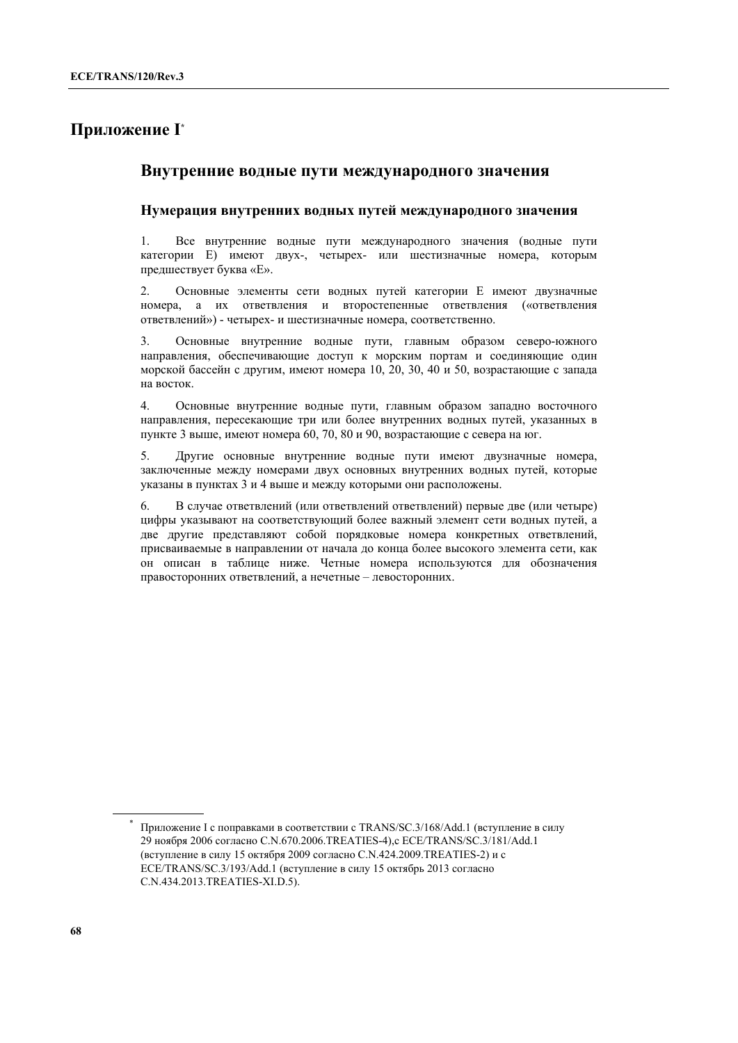# Приложение I[*]

## Внутренние водные пути международного значения

### Нумерация внутренних водных путей международного значения

1. Все внутренние водные пути международного значения (водные пути категории Е) имеют двух-, четырех- или шестизначные номера, которым предшествует буква «Е».

2. Основные элементы сети водных путей категории Е имеют двузначные номера, а их ответвления и второстепенные ответвления («ответвления ответвлений») - четырех- и шестизначные номера, соответственно.

3. Основные внутренние водные пути, главным образом северо-южного направления, обеспечивающие доступ к морским портам и соединяющие один морской бассейн с другим, имеют номера 10, 20, 30, 40 и 50, возрастающие с запада на восток.

4. Основные внутренние водные пути, главным образом западно восточного направления, пересекающие три или более внутренних водных путей, указанных в пункте 3 выше, имеют номера 60, 70, 80 и 90, возрастающие с севера на юг.

5. Другие основные внутренние водные пути имеют двузначные номера, заключенные между номерами двух основных внутренних водных путей, которые указаны в пунктах 3 и 4 выше и между которыми они расположены.

6. В случае ответвлений (или ответвлений ответвлений) первые две (или четыре) цифры указывают на соответствующий более важный элемент сети водных путей, а две другие представляют собой порядковые номера конкретных ответвлений, присваиваемые в направлении от начала до конца более высокого элемента сети, как он описан в таблице ниже. Четные номера используются для обозначения правосторонних ответвлений, а нечетные – левосторонних.

---

[*] Приложение I с поправками в соответствии с TRANS/SC.3/168/Add.1 (вступление в силу 29 ноября 2006 согласно C.N.670.2006.TREATIES-4),с ECE/TRANS/SC.3/181/Add.1 (вступление в силу 15 октября 2009 согласно C.N.424.2009.TREATIES-2) и с ECE/TRANS/SC.3/193/Add.1 (вступление в силу 15 октябрь 2013 согласно C.N.434.2013.TREATIES-XI.D.5).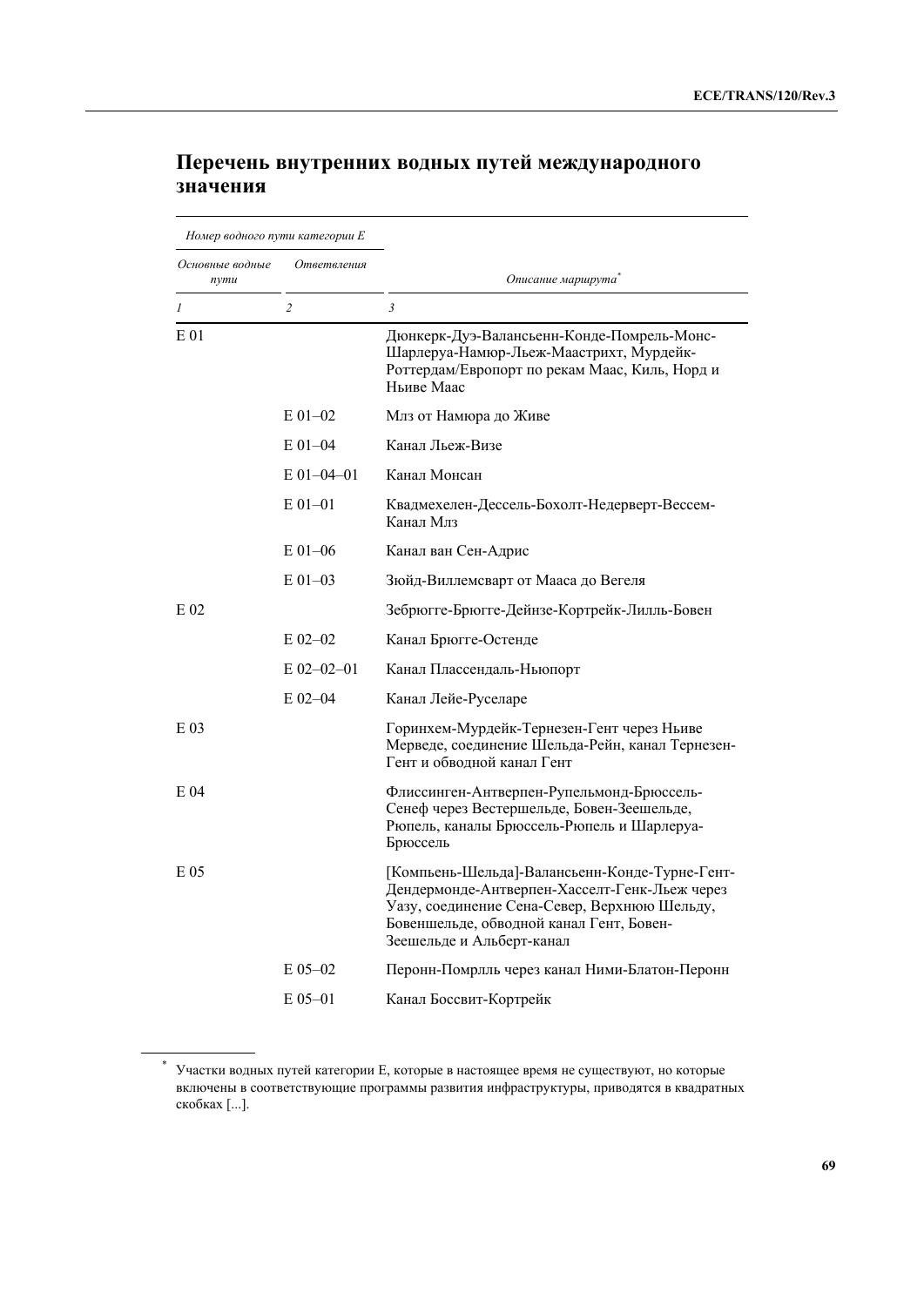## Перечень внутренних водных путей международного значения

| *Номер водного пути категории E* | | |
|---|---|---|
| *Основные водные пути* | *Ответвления* | *Описание маршрута*[*] |
| *1* | *2* | *3* |
| E 01 | | Дюнкерк-Дуэ-Валансьенн-Конде-Помрель-Монс-Шарлеруа-Намюр-Льеж-Маастрихт, Мурдейк-Роттердам/Европорт по рекам Маас, Киль, Норд и Ньиве Маас |
| | E 01–02 | Млз от Намюра до Живе |
| | E 01–04 | Канал Льеж-Визе |
| | E 01–04–01 | Канал Монсан |
| | E 01–01 | Квадмехелен-Дессель-Бохолт-Недерверт-Вессем-Канал Млз |
| | E 01–06 | Канал ван Сен-Адрис |
| | E 01–03 | Зюйд-Виллемсварт от Мааса до Вегеля |
| E 02 | | Зебрюгге-Брюгге-Дейнзе-Кортрейк-Лилль-Бовен |
| | E 02–02 | Канал Брюгге-Остенде |
| | E 02–02–01 | Канал Плассендаль-Ньюпорт |
| | E 02–04 | Канал Лейе-Руселаре |
| E 03 | | Горинхем-Мурдейк-Тернезен-Гент через Ньиве Мерведе, соединение Шельда-Рейн, канал Тернезен-Гент и обводной канал Гент |
| E 04 | | Флиссинген-Антверпен-Рупельмонд-Брюссель-Сенеф через Вестершельде, Бовен-Зеешельде, Рюпель, каналы Брюссель-Рюпель и Шарлеруа-Брюссель |
| E 05 | | [Компьень-Шельда]-Валансьенн-Конде-Турне-Гент-Дендермонде-Антверпен-Хасселт-Генк-Льеж через Уазу, соединение Сена-Север, Верхнюю Шельду, Бовеншельде, обводной канал Гент, Бовен-Зеешельде и Альберт-канал |
| | E 05–02 | Перонн-Помрлль через канал Ними-Блатон-Перонн |
| | E 05–01 | Канал Боссвит-Кортрейк |

[*] Участки водных путей категории E, которые в настоящее время не существуют, но которые включены в соответствующие программы развития инфраструктуры, приводятся в квадратных скобках [...].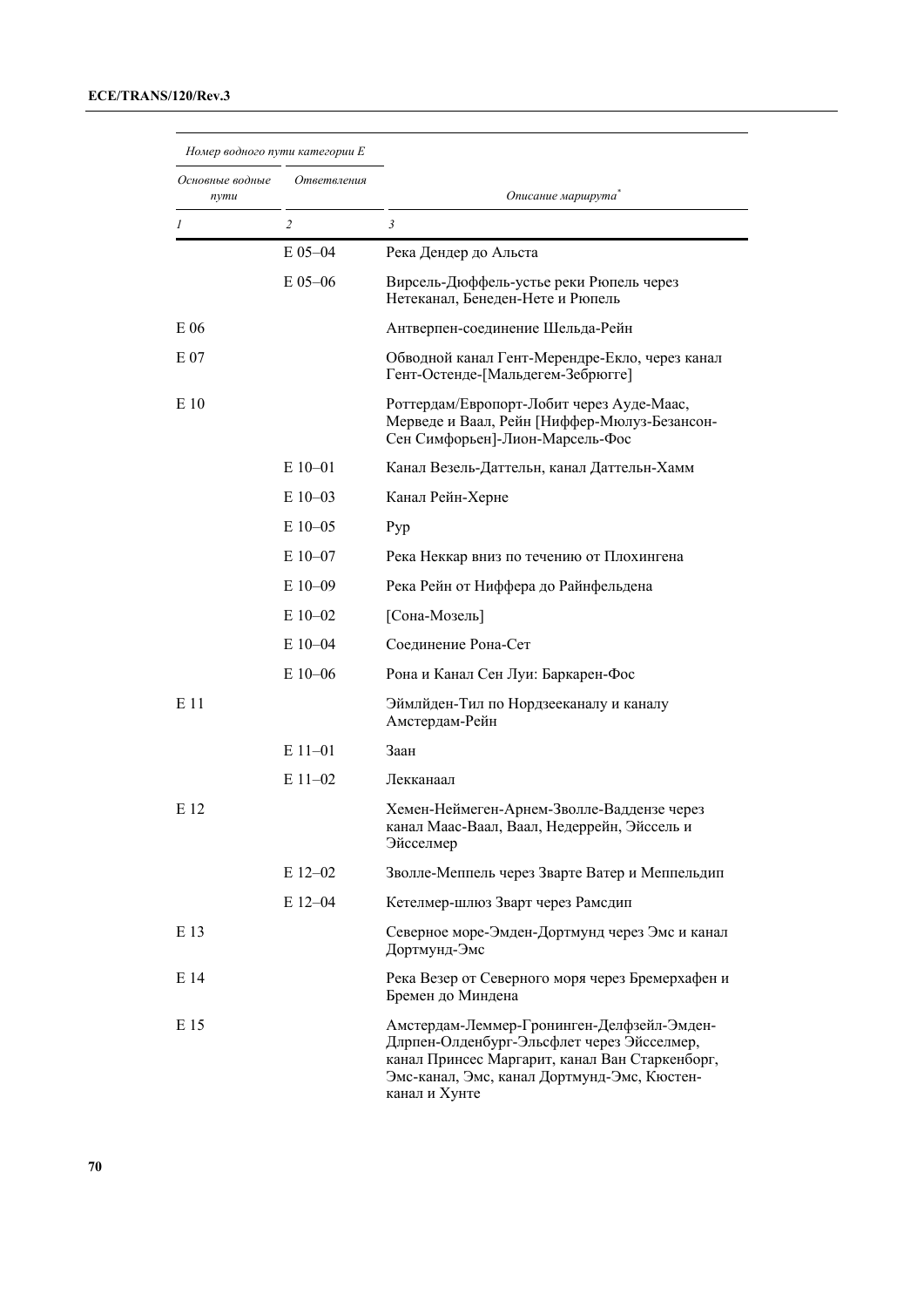| Номер водного пути категории E | | |
|---|---|---|
| *Основные водные пути* | *Ответвления* | *Описание маршрута*[*] |
| *1* | *2* | *3* |
| | E 05–04 | Река Дендер до Альста |
| | E 05–06 | Вирсель-Дюффель-устье реки Рюпель через Нетеканал, Бенеден-Нете и Рюпель |
| E 06 | | Антверпен-соединение Шельда-Рейн |
| E 07 | | Обводной канал Гент-Мерендре-Екло, через канал Гент-Остенде-[Мальдегем-Зебрюгге] |
| E 10 | | Роттердам/Европорт-Лобит через Ауде-Маас, Мерведе и Ваал, Рейн [Ниффер-Мюлуз-Безансон-Сен Симфорьен]-Лион-Марсель-Фос |
| | E 10–01 | Канал Везель-Даттельн, канал Даттельн-Хамм |
| | E 10–03 | Канал Рейн-Херне |
| | E 10–05 | Рур |
| | E 10–07 | Река Неккар вниз по течению от Плохингена |
| | E 10–09 | Река Рейн от Ниффера до Райнфельдена |
| | E 10–02 | [Сона-Мозель] |
| | E 10–04 | Соединение Рона-Сет |
| | E 10–06 | Рона и Канал Сен Луи: Баркарен-Фос |
| E 11 | | Эймлйден-Тил по Нордзееканалу и каналу Амстердам-Рейн |
| | E 11–01 | Заан |
| | E 11–02 | Лекканаал |
| E 12 | | Хемен-Неймеген-Арнем-Зволле-Ваддензе через канал Маас-Ваал, Ваал, Недеррейн, Эйссель и Эйсселмер |
| | E 12–02 | Зволле-Меппель через Зварте Ватер и Меппельдип |
| | E 12–04 | Кетелмер-шлюз Зварт через Рамсдип |
| E 13 | | Северное море-Эмден-Дортмунд через Эмс и канал Дортмунд-Эмс |
| E 14 | | Река Везер от Северного моря через Бремерхафен и Бремен до Миндена |
| E 15 | | Амстердам-Леммер-Гронинген-Делфзейл-Эмден-Длрпен-Олденбург-Эльсфлет через Эйсселмер, канал Принсес Маргарит, канал Ван Старкенборг, Эмс-канал, Эмс, канал Дортмунд-Эмс, Кюстен-канал и Хунте |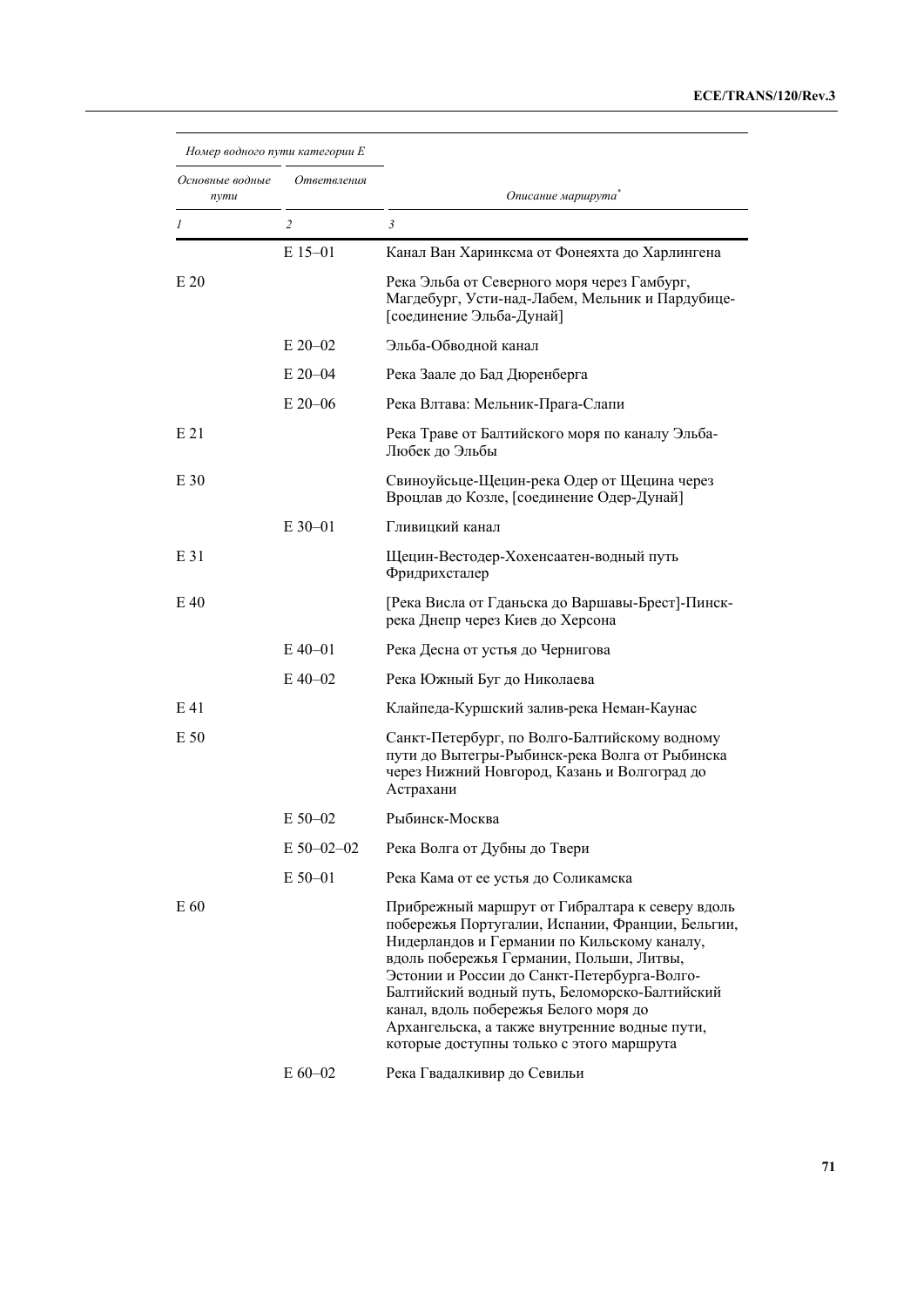| Номер водного пути категории Е | | |
|---|---|---|
| *Основные водные пути* | *Ответвления* | *Описание маршрута*[*] |
| *1* | *2* | *3* |
| | E 15–01 | Канал Ван Харинксма от Фонеяхта до Харлингена |
| E 20 | | Река Эльба от Северного моря через Гамбург, Магдебург, Усти-над-Лабем, Мельник и Пардубице-[соединение Эльба-Дунай] |
| | E 20–02 | Эльба-Обводной канал |
| | E 20–04 | Река Заале до Бад Дюренберга |
| | E 20–06 | Река Влтава: Мельник-Прага-Слапи |
| E 21 | | Река Траве от Балтийского моря по каналу Эльба-Любек до Эльбы |
| E 30 | | Свиноуйсьце-Щецин-река Одер от Щецина через Вроцлав до Козле, [соединение Одер-Дунай] |
| | E 30–01 | Гливицкий канал |
| E 31 | | Щецин-Вестодер-Хохенсаатен-водный путь Фридрихсталер |
| E 40 | | [Река Висла от Гданьска до Варшавы-Брест]-Пинск-река Днепр через Киев до Херсона |
| | E 40–01 | Река Десна от устья до Чернигова |
| | E 40–02 | Река Южный Буг до Николаева |
| E 41 | | Клайпеда-Куршский залив-река Неман-Каунас |
| E 50 | | Санкт-Петербург, по Волго-Балтийскому водному пути до Вытегры-Рыбинск-река Волга от Рыбинска через Нижний Новгород, Казань и Волгоград до Астрахани |
| | E 50–02 | Рыбинск-Москва |
| | E 50–02–02 | Река Волга от Дубны до Твери |
| | E 50–01 | Река Кама от ее устья до Соликамска |
| E 60 | | Прибрежный маршрут от Гибралтара к северу вдоль побережья Португалии, Испании, Франции, Бельгии, Нидерландов и Германии по Кильскому каналу, вдоль побережья Германии, Польши, Литвы, Эстонии и России до Санкт-Петербурга-Волго-Балтийский водный путь, Беломорско-Балтийский канал, вдоль побережья Белого моря до Архангельска, а также внутренние водные пути, которые доступны только с этого маршрута |
| | E 60–02 | Река Гвадалкивир до Севильи |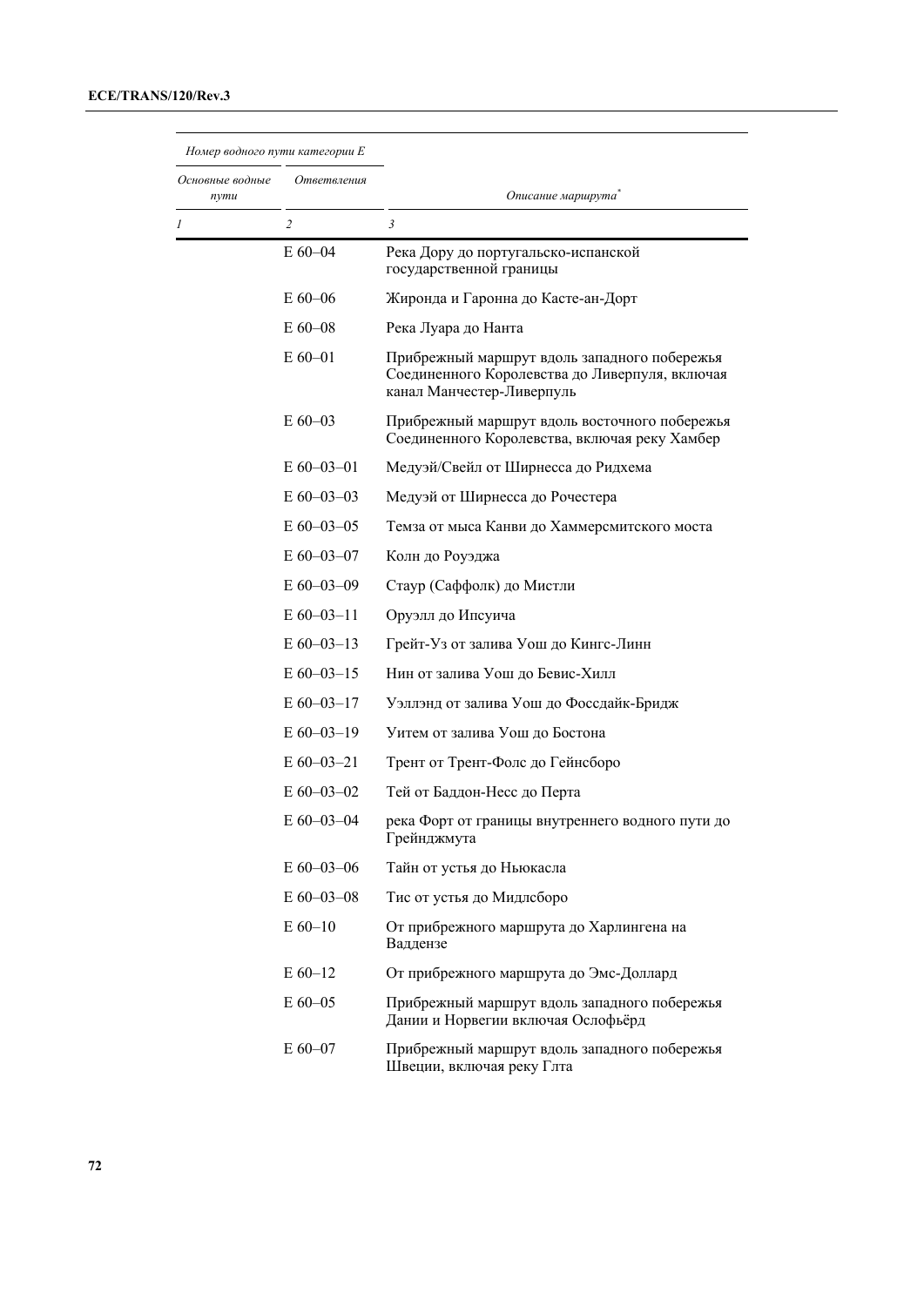| Номер водного пути категории E | | |
|---|---|---|
| *Основные водные пути* | *Ответвления* | *Описание маршрута*[*] |
| *1* | *2* | *3* |
| | E 60–04 | Река Дору до португальско-испанской государственной границы |
| | E 60–06 | Жиронда и Гаронна до Касте-ан-Дорт |
| | E 60–08 | Река Луара до Нанта |
| | E 60–01 | Прибрежный маршрут вдоль западного побережья Соединенного Королевства до Ливерпуля, включая канал Манчестер-Ливерпуль |
| | E 60–03 | Прибрежный маршрут вдоль восточного побережья Соединенного Королевства, включая реку Хамбер |
| | E 60–03–01 | Медуэй/Свейл от Ширнесса до Ридхема |
| | E 60–03–03 | Медуэй от Ширнесса до Рочестера |
| | E 60–03–05 | Темза от мыса Канви до Хаммерсмитского моста |
| | E 60–03–07 | Колн до Роуэджа |
| | E 60–03–09 | Стаур (Саффолк) до Мистли |
| | E 60–03–11 | Оруэлл до Ипсуича |
| | E 60–03–13 | Грейт-Уз от залива Уош до Кингс-Линн |
| | E 60–03–15 | Нин от залива Уош до Бевис-Хилл |
| | E 60–03–17 | Уэллэнд от залива Уош до Фоссдайк-Бридж |
| | E 60–03–19 | Уитем от залива Уош до Бостона |
| | E 60–03–21 | Трент от Трент-Фолс до Гейнсборо |
| | E 60–03–02 | Тей от Баддон-Несс до Перта |
| | E 60–03–04 | река Форт от границы внутреннего водного пути до Грейнджмута |
| | E 60–03–06 | Тайн от устья до Ньюкасла |
| | E 60–03–08 | Тис от устья до Мидлсборо |
| | E 60–10 | От прибрежного маршрута до Харлингена на Ваддензе |
| | E 60–12 | От прибрежного маршрута до Эмс-Доллард |
| | E 60–05 | Прибрежный маршрут вдоль западного побережья Дании и Норвегии включая Ослофьёрд |
| | E 60–07 | Прибрежный маршрут вдоль западного побережья Швеции, включая реку Глта |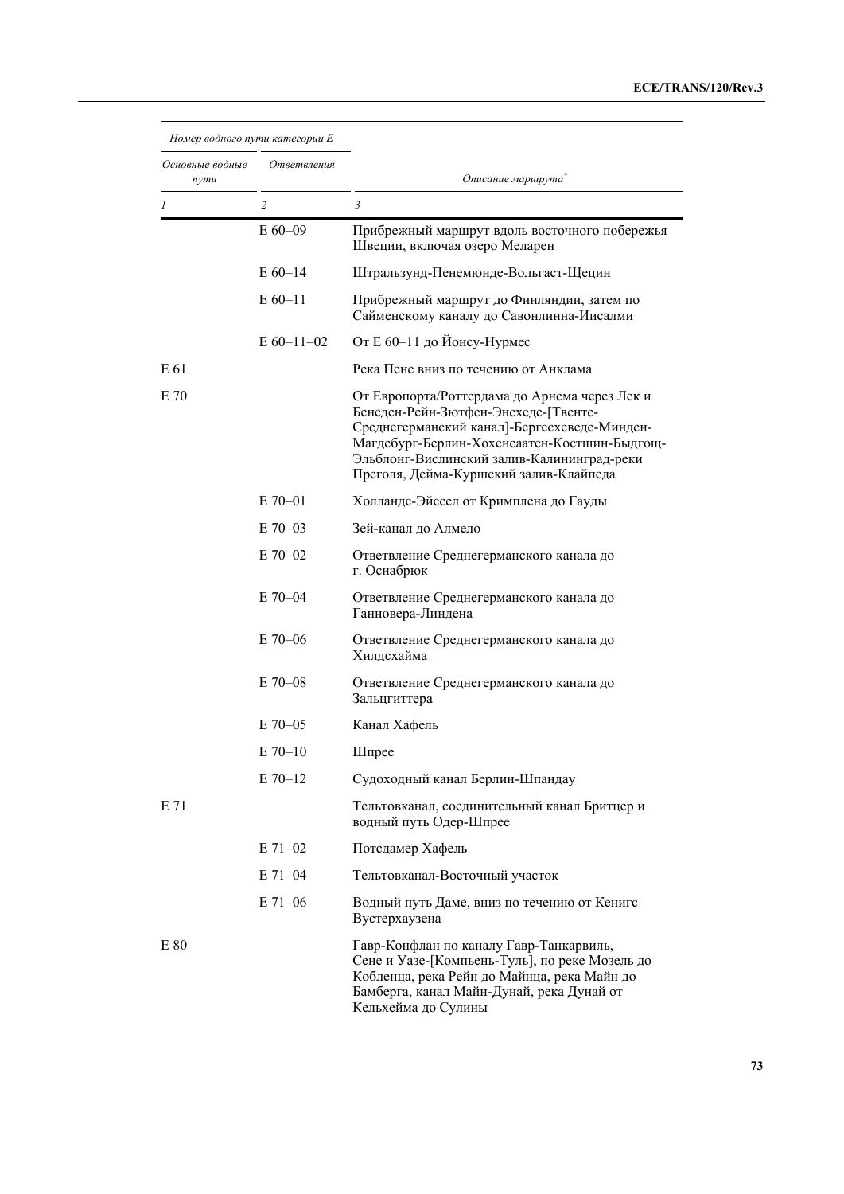| Номер водного пути категории E | | |
|---|---|---|
| Основные водные пути | Ответвления | Описание маршрута* |
| 1 | 2 | 3 |
| | E 60–09 | Прибрежный маршрут вдоль восточного побережья Швеции, включая озеро Меларен |
| | E 60–14 | Штральзунд-Пенемюнде-Вольгаст-Щецин |
| | E 60–11 | Прибрежный маршрут до Финляндии, затем по Сайменскому каналу до Савонлинна-Иисалми |
| | E 60–11–02 | От E 60–11 до Йонсу-Нурмес |
| E 61 | | Река Пене вниз по течению от Анклама |
| E 70 | | От Европорта/Роттердама до Арнема через Лек и Бенеден-Рейн-Зютфен-Энсхеде-[Твенте-Среднегерманский канал]-Бергесхеведе-Минден-Магдебург-Берлин-Хохенсаатен-Костшин-Быдгощ-Эльблонг-Вислинский залив-Калининград-реки Преголя, Дейма-Куршский залив-Клайпеда |
| | E 70–01 | Холландс-Эйссел от Кримплена до Гауды |
| | E 70–03 | Зей-канал до Алмело |
| | E 70–02 | Ответвление Среднегерманского канала до г. Оснабрюк |
| | E 70–04 | Ответвление Среднегерманского канала до Ганновера-Линдена |
| | E 70–06 | Ответвление Среднегерманского канала до Хилдсхайма |
| | E 70–08 | Ответвление Среднегерманского канала до Зальцгиттера |
| | E 70–05 | Канал Хафель |
| | E 70–10 | Шпрее |
| | E 70–12 | Судоходный канал Берлин-Шпандау |
| E 71 | | Тельтовканал, соединительный канал Бритцер и водный путь Одер-Шпрее |
| | E 71–02 | Потсдамер Хафель |
| | E 71–04 | Тельтовканал-Восточный участок |
| | E 71–06 | Водный путь Даме, вниз по течению от Кенигс Вустерхаузена |
| E 80 | | Гавр-Конфлан по каналу Гавр-Танкарвиль, Сене и Уазе-[Компьень-Туль], по реке Мозель до Кобленца, река Рейн до Майнца, река Майн до Бамберга, канал Майн-Дунай, река Дунай от Кельхейма до Сулины |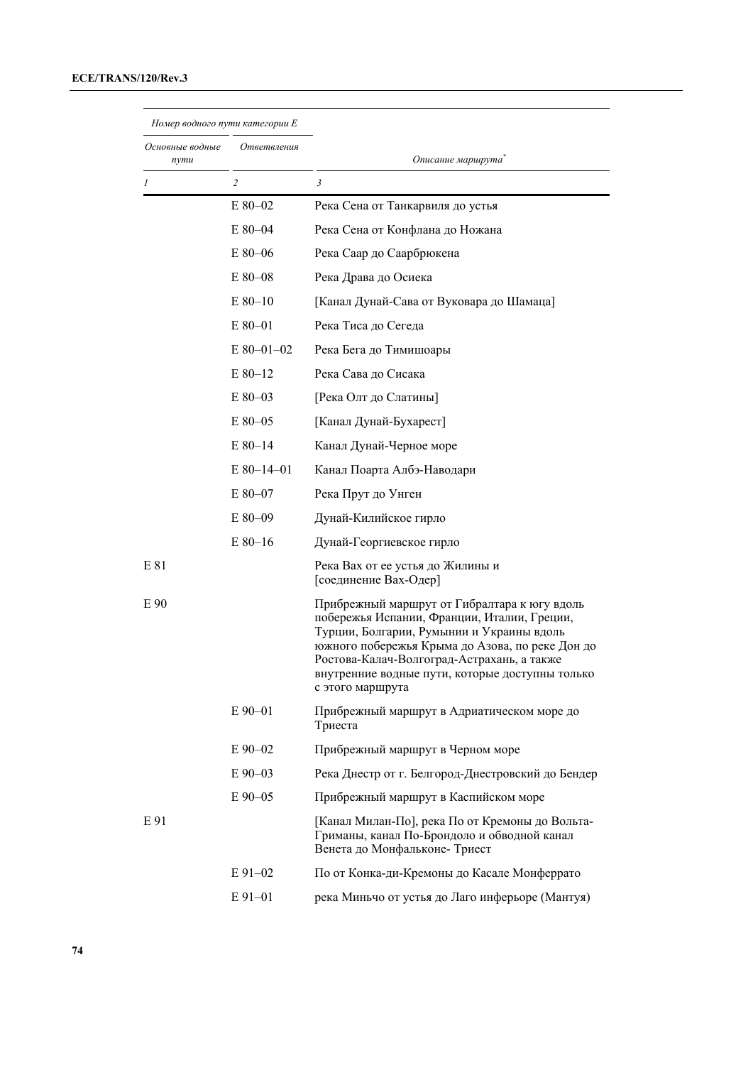| Номер водного пути категории Е | | Описание маршрута* |
|---|---|---|
| Основные водные пути | Ответвления | |
| 1 | 2 | 3 |
| | E 80–02 | Река Сена от Танкарвиля до устья |
| | E 80–04 | Река Сена от Конфлана до Ножана |
| | E 80–06 | Река Саар до Саарбрюкена |
| | E 80–08 | Река Драва до Осиека |
| | E 80–10 | [Канал Дунай-Сава от Вуковара до Шамаца] |
| | E 80–01 | Река Тиса до Сегеда |
| | E 80–01–02 | Река Бега до Тимишоары |
| | E 80–12 | Река Сава до Сисака |
| | E 80–03 | [Река Олт до Слатины] |
| | E 80–05 | [Канал Дунай-Бухарест] |
| | E 80–14 | Канал Дунай-Черное море |
| | E 80–14–01 | Канал Поарта Албэ-Наводари |
| | E 80–07 | Река Прут до Унген |
| | E 80–09 | Дунай-Килийское гирло |
| | E 80–16 | Дунай-Георгиевское гирло |
| E 81 | | Река Вах от ее устья до Жилины и [соединение Вах-Одер] |
| E 90 | | Прибрежный маршрут от Гибралтара к югу вдоль побережья Испании, Франции, Италии, Греции, Турции, Болгарии, Румынии и Украины вдоль южного побережья Крыма до Азова, по реке Дон до Ростова-Калач-Волгоград-Астрахань, а также внутренние водные пути, которые доступны только с этого маршрута |
| | E 90–01 | Прибрежный маршрут в Адриатическом море до Триеста |
| | E 90–02 | Прибрежный маршрут в Черном море |
| | E 90–03 | Река Днестр от г. Белгород-Днестровский до Бендер |
| | E 90–05 | Прибрежный маршрут в Каспийском море |
| E 91 | | [Канал Милан-По], река По от Кремоны до Вольта-Гриманы, канал По-Брондоло и обводной канал Венета до Монфальконе- Триест |
| | E 91–02 | По от Конка-ди-Кремоны до Касале Монферрато |
| | E 91–01 | река Миньчо от устья до Лаго инферьоре (Мантуя) |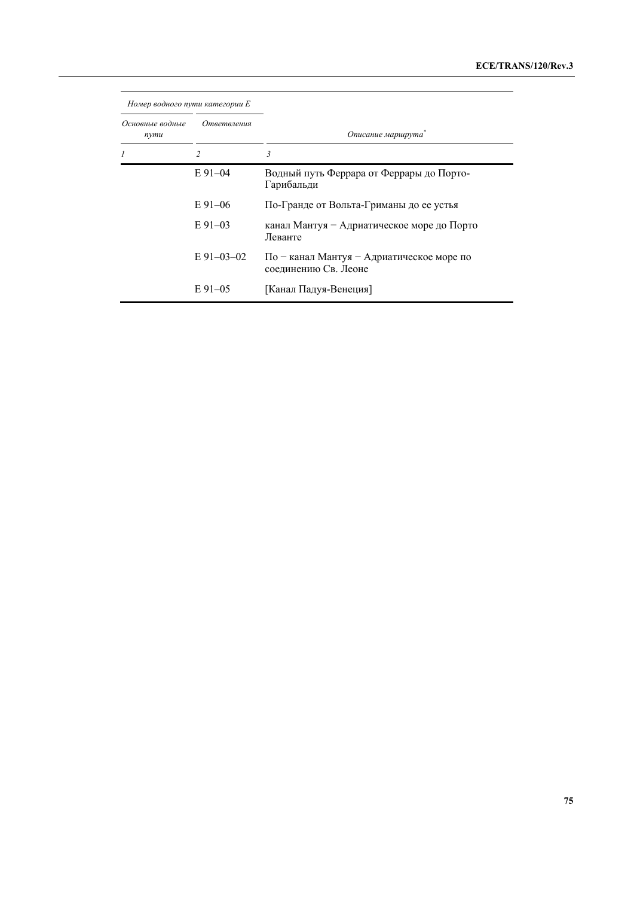| *Номер водного пути категории E* | | |
| --- | --- | --- |
| *Основные водные пути* | *Ответвления* | *Описание маршрута*[*] |
| *1* | *2* | *3* |
| | E 91–04 | Водный путь Феррара от Феррары до Порто-Гарибальди |
| | E 91–06 | По-Гранде от Вольта-Гриманы до ее устья |
| | E 91–03 | канал Мантуя − Адриатическое море до Порто Леванте |
| | E 91–03–02 | По − канал Мантуя − Адриатическое море по соединению Св. Леоне |
| | E 91–05 | [Канал Падуя-Венеция] |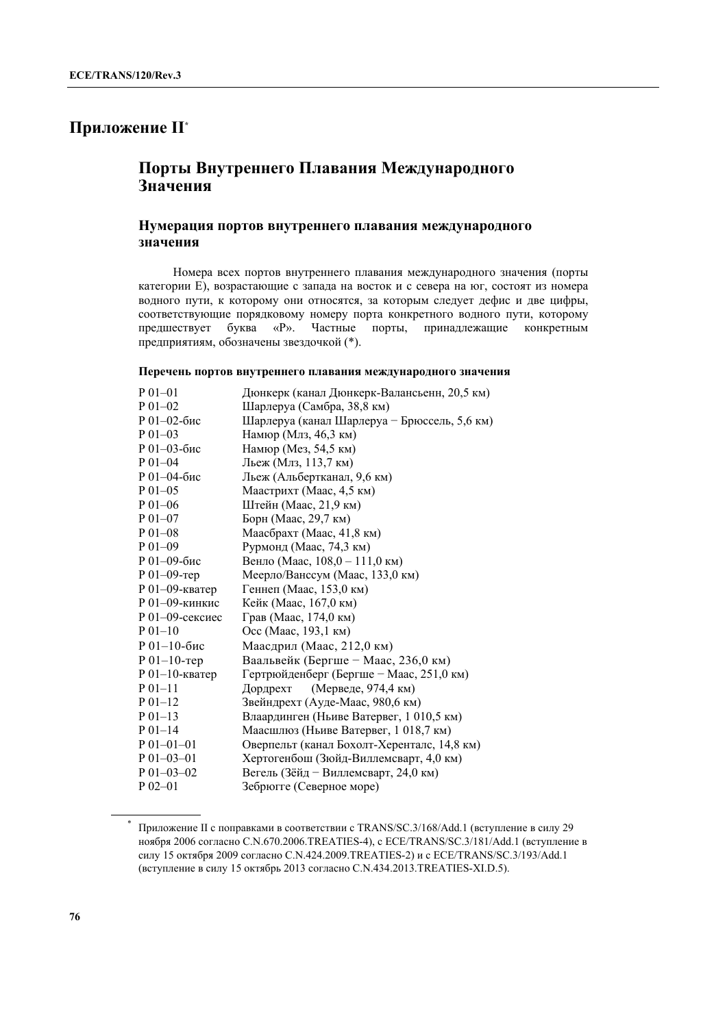# Приложение II*

## Порты Внутреннего Плавания Международного Значения

### Нумерация портов внутреннего плавания международного значения

Номера всех портов внутреннего плавания международного значения (порты категории Е), возрастающие с запада на восток и с севера на юг, состоят из номера водного пути, к которому они относятся, за которым следует дефис и две цифры, соответствующие порядковому номеру порта конкретного водного пути, которому предшествует буква «Р». Частные порты, принадлежащие конкретным предприятиям, обозначены звездочкой (*).

**Перечень портов внутреннего плавания международного значения**

| | |
|---|---|
| P 01–01 | Дюнкерк (канал Дюнкерк-Валансьенн, 20,5 км) |
| P 01–02 | Шарлеруа (Самбра, 38,8 км) |
| P 01–02-бис | Шарлеруа (канал Шарлеруа − Брюссель, 5,6 км) |
| P 01–03 | Намюр (Млз, 46,3 км) |
| P 01–03-бис | Намюр (Мез, 54,5 км) |
| P 01–04 | Льеж (Млз, 113,7 км) |
| P 01–04-бис | Льеж (Альбертканал, 9,6 км) |
| P 01–05 | Маастрихт (Маас, 4,5 км) |
| P 01–06 | Штейн (Маас, 21,9 км) |
| P 01–07 | Борн (Маас, 29,7 км) |
| P 01–08 | Маасбрахт (Маас, 41,8 км) |
| P 01–09 | Рурмонд (Маас, 74,3 км) |
| P 01–09-бис | Венло (Маас, 108,0 – 111,0 км) |
| P 01–09-тер | Меерло/Ванссум (Маас, 133,0 км) |
| P 01–09-кватер | Геннеп (Маас, 153,0 км) |
| P 01–09-кинкис | Кейк (Маас, 167,0 км) |
| P 01–09-сексиес | Грав (Маас, 174,0 км) |
| P 01–10 | Осс (Маас, 193,1 км) |
| P 01–10-бис | Маасдрил (Маас, 212,0 км) |
| P 01–10-тер | Ваальвейк (Бергше − Маас, 236,0 км) |
| P 01–10-кватер | Гертрюйденберг (Бергше − Маас, 251,0 км) |
| P 01–11 | Дордрехт (Мерведе, 974,4 км) |
| P 01–12 | Звейндрехт (Ауде-Маас, 980,6 км) |
| P 01–13 | Влаардинген (Ньиве Ватервег, 1 010,5 км) |
| P 01–14 | Маасшлюз (Ньиве Ватервег, 1 018,7 км) |
| P 01–01–01 | Оверпельт (канал Бохолт-Херенталс, 14,8 км) |
| P 01–03–01 | Хертогенбош (Зюйд-Виллемсварт, 4,0 км) |
| P 01–03–02 | Вегель (Зёйд − Виллемсварт, 24,0 км) |
| P 02–01 | Зебрюгге (Северное море) |

* Приложение II с поправками в соответствии с TRANS/SC.3/168/Add.1 (вступление в силу 29 ноября 2006 согласно C.N.670.2006.TREATIES-4), с ECE/TRANS/SC.3/181/Add.1 (вступление в силу 15 октября 2009 согласно C.N.424.2009.TREATIES-2) и с ECE/TRANS/SC.3/193/Add.1 (вступление в силу 15 октябрь 2013 согласно C.N.434.2013.TREATIES-XI.D.5).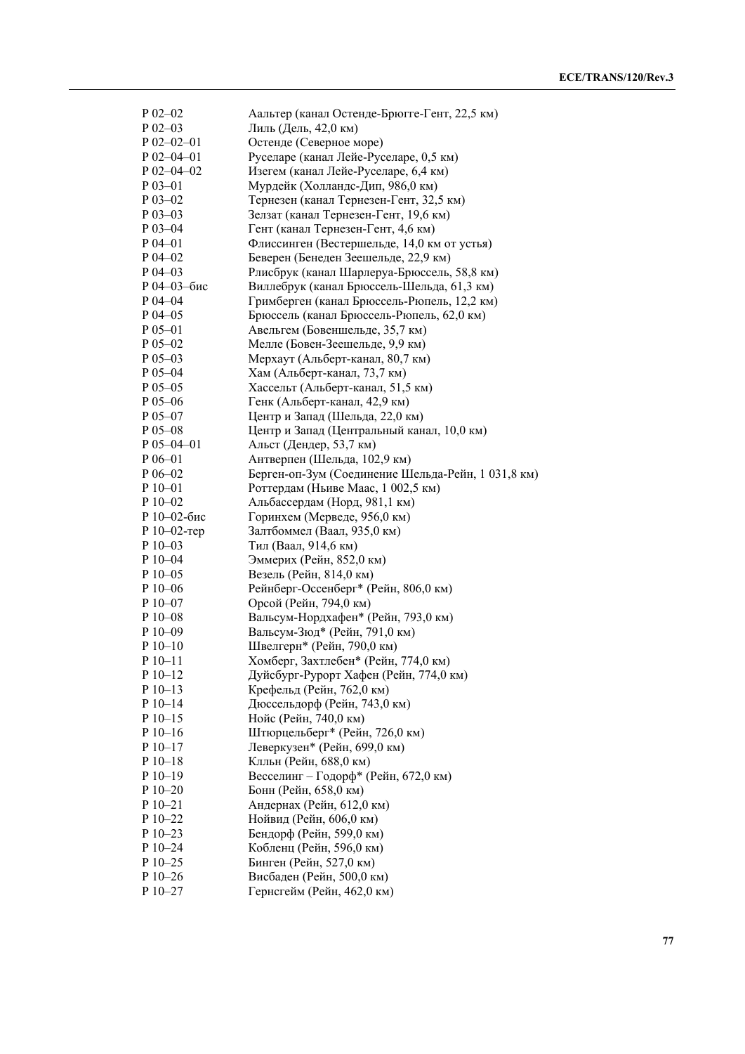| | |
|---|---|
| P 02–02 | Аальтер (канал Остенде-Брюгге-Гент, 22,5 км) |
| P 02–03 | Лиль (Дель, 42,0 км) |
| P 02–02–01 | Остенде (Северное море) |
| P 02–04–01 | Руселаре (канал Лейе-Руселаре, 0,5 км) |
| P 02–04–02 | Изегем (канал Лейе-Руселаре, 6,4 км) |
| P 03–01 | Мурдейк (Холландс-Дип, 986,0 км) |
| P 03–02 | Тернезен (канал Тернезен-Гент, 32,5 км) |
| P 03–03 | Зелзат (канал Тернезен-Гент, 19,6 км) |
| P 03–04 | Гент (канал Тернезен-Гент, 4,6 км) |
| P 04–01 | Флиссинген (Вестершельде, 14,0 км от устья) |
| P 04–02 | Беверен (Бенеден Зеешельде, 22,9 км) |
| P 04–03 | Рлисбрук (канал Шарлеруа-Брюссель, 58,8 км) |
| P 04–03–бис | Виллебрук (канал Брюссель-Шельда, 61,3 км) |
| P 04–04 | Гримберген (канал Брюссель-Рюпель, 12,2 км) |
| P 04–05 | Брюссель (канал Брюссель-Рюпель, 62,0 км) |
| P 05–01 | Авельгем (Бовеншельде, 35,7 км) |
| P 05–02 | Мелле (Бовен-Зеешельде, 9,9 км) |
| P 05–03 | Мерхаут (Альберт-канал, 80,7 км) |
| P 05–04 | Хам (Альберт-канал, 73,7 км) |
| P 05–05 | Хассельт (Альберт-канал, 51,5 км) |
| P 05–06 | Генк (Альберт-канал, 42,9 км) |
| P 05–07 | Центр и Запад (Шельда, 22,0 км) |
| P 05–08 | Центр и Запад (Центральный канал, 10,0 км) |
| P 05–04–01 | Альст (Дендер, 53,7 км) |
| P 06–01 | Антверпен (Шельда, 102,9 км) |
| P 06–02 | Берген-оп-Зум (Соединение Шельда-Рейн, 1 031,8 км) |
| P 10–01 | Роттердам (Ньиве Маас, 1 002,5 км) |
| P 10–02 | Альбассердам (Норд, 981,1 км) |
| P 10–02-бис | Горинхем (Мерведе, 956,0 км) |
| P 10–02-тер | Залтбоммел (Ваал, 935,0 км) |
| P 10–03 | Тил (Ваал, 914,6 км) |
| P 10–04 | Эммерих (Рейн, 852,0 км) |
| P 10–05 | Везель (Рейн, 814,0 км) |
| P 10–06 | Рейнберг-Оссенберг* (Рейн, 806,0 км) |
| P 10–07 | Орсой (Рейн, 794,0 км) |
| P 10–08 | Вальсум-Нордхафен* (Рейн, 793,0 км) |
| P 10–09 | Вальсум-Зюд* (Рейн, 791,0 км) |
| P 10–10 | Швелгерн* (Рейн, 790,0 км) |
| P 10–11 | Хомберг, Захтлебен* (Рейн, 774,0 км) |
| P 10–12 | Дуйсбург-Рурорт Хафен (Рейн, 774,0 км) |
| P 10–13 | Крефельд (Рейн, 762,0 км) |
| P 10–14 | Дюссельдорф (Рейн, 743,0 км) |
| P 10–15 | Нойс (Рейн, 740,0 км) |
| P 10–16 | Штюрцельберг* (Рейн, 726,0 км) |
| P 10–17 | Леверкузен* (Рейн, 699,0 км) |
| P 10–18 | Клльн (Рейн, 688,0 км) |
| P 10–19 | Весселинг – Годорф* (Рейн, 672,0 км) |
| P 10–20 | Бонн (Рейн, 658,0 км) |
| P 10–21 | Андернах (Рейн, 612,0 км) |
| P 10–22 | Нойвид (Рейн, 606,0 км) |
| P 10–23 | Бендорф (Рейн, 599,0 км) |
| P 10–24 | Кобленц (Рейн, 596,0 км) |
| P 10–25 | Бинген (Рейн, 527,0 км) |
| P 10–26 | Висбаден (Рейн, 500,0 км) |
| P 10–27 | Гернсгейм (Рейн, 462,0 км) |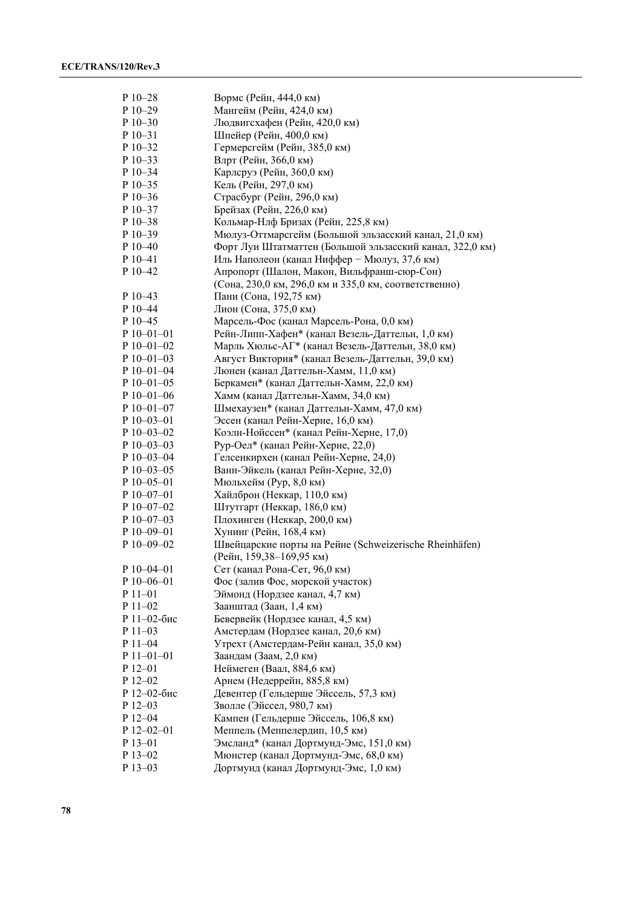| | |
|---|---|
| P 10–28 | Вормс (Рейн, 444,0 км) |
| P 10–29 | Мангейм (Рейн, 424,0 км) |
| P 10–30 | Людвигсхафен (Рейн, 420,0 км) |
| P 10–31 | Шпейер (Рейн, 400,0 км) |
| P 10–32 | Гермерсгейм (Рейн, 385,0 км) |
| P 10–33 | Влрт (Рейн, 366,0 км) |
| P 10–34 | Карлсруэ (Рейн, 360,0 км) |
| P 10–35 | Кель (Рейн, 297,0 км) |
| P 10–36 | Страсбург (Рейн, 296,0 км) |
| P 10–37 | Брейзах (Рейн, 226,0 км) |
| P 10–38 | Кольмар-Нлф Бризах (Рейн, 225,8 км) |
| P 10–39 | Мюлуз-Оттмарсгейм (Большой эльзасский канал, 21,0 км) |
| P 10–40 | Форт Луи Штатматтен (Большой эльзасский канал, 322,0 км) |
| P 10–41 | Иль Наполеон (канал Ниффер − Мюлуз, 37,6 км) |
| P 10–42 | Апропорт (Шалон, Макон, Вильфранш-сюр-Сон) (Сона, 230,0 км, 296,0 км и 335,0 км, соответственно) |
| P 10–43 | Пани (Сона, 192,75 км) |
| P 10–44 | Лион (Сона, 375,0 км) |
| P 10–45 | Марсель-Фос (канал Марсель-Рона, 0,0 км) |
| P 10–01–01 | Рейн-Липп-Хафен* (канал Везель-Даттельн, 1,0 км) |
| P 10–01–02 | Марль Хюльс-АГ* (канал Везель-Даттельн, 38,0 км) |
| P 10–01–03 | Август Виктория* (канал Везель-Даттельн, 39,0 км) |
| P 10–01–04 | Люнен (канал Даттельн-Хамм, 11,0 км) |
| P 10–01–05 | Беркамен* (канал Даттельн-Хамм, 22,0 км) |
| P 10–01–06 | Хамм (канал Даттельн-Хамм, 34,0 км) |
| P 10–01–07 | Шмехаузен* (канал Даттельн-Хамм, 47,0 км) |
| P 10–03–01 | Эссен (канал Рейн-Херне, 16,0 км) |
| P 10–03–02 | Коэлн-Нойссен* (канал Рейн-Херне, 17,0) |
| P 10–03–03 | Рур-Оел* (канал Рейн-Херне, 22,0) |
| P 10–03–04 | Гелсенкирхен (канал Рейн-Херне, 24,0) |
| P 10–03–05 | Ванн-Эйкель (канал Рейн-Херне, 32,0) |
| P 10–05–01 | Мюльхейм (Рур, 8,0 км) |
| P 10–07–01 | Хайлброн (Неккар, 110,0 км) |
| P 10–07–02 | Штутгарт (Неккар, 186,0 км) |
| P 10–07–03 | Плохинген (Неккар, 200,0 км) |
| P 10–09–01 | Хунинг (Рейн, 168,4 км) |
| P 10–09–02 | Швейцарские порты на Рейне (Schweizerische Rheinhäfen) (Рейн, 159,38–169,95 км) |
| P 10–04–01 | Сет (канал Рона-Сет, 96,0 км) |
| P 10–06–01 | Фос (залив Фос, морской участок) |
| P 11–01 | Эймонд (Нордзее канал, 4,7 км) |
| P 11–02 | Заанштад (Заан, 1,4 км) |
| P 11–02-бис | Бевервейк (Нордзее канал, 4,5 км) |
| P 11–03 | Амстердам (Нордзее канал, 20,6 км) |
| P 11–04 | Утрехт (Амстердам-Рейн канал, 35,0 км) |
| P 11–01–01 | Заандам (Заам, 2,0 км) |
| P 12–01 | Неймеген (Ваал, 884,6 км) |
| P 12–02 | Арнем (Недеррейн, 885,8 км) |
| P 12–02-бис | Девентер (Гельдерше Эйссель, 57,3 км) |
| P 12–03 | Зволле (Эйссел, 980,7 км) |
| P 12–04 | Кампен (Гельдерше Эйссель, 106,8 км) |
| P 12–02–01 | Меппель (Меппелердип, 10,5 км) |
| P 13–01 | Эмсланд* (канал Дортмунд-Эмс, 151,0 км) |
| P 13–02 | Мюнстер (канал Дортмунд-Эмс, 68,0 км) |
| P 13–03 | Дортмунд (канал Дортмунд-Эмс, 1,0 км) |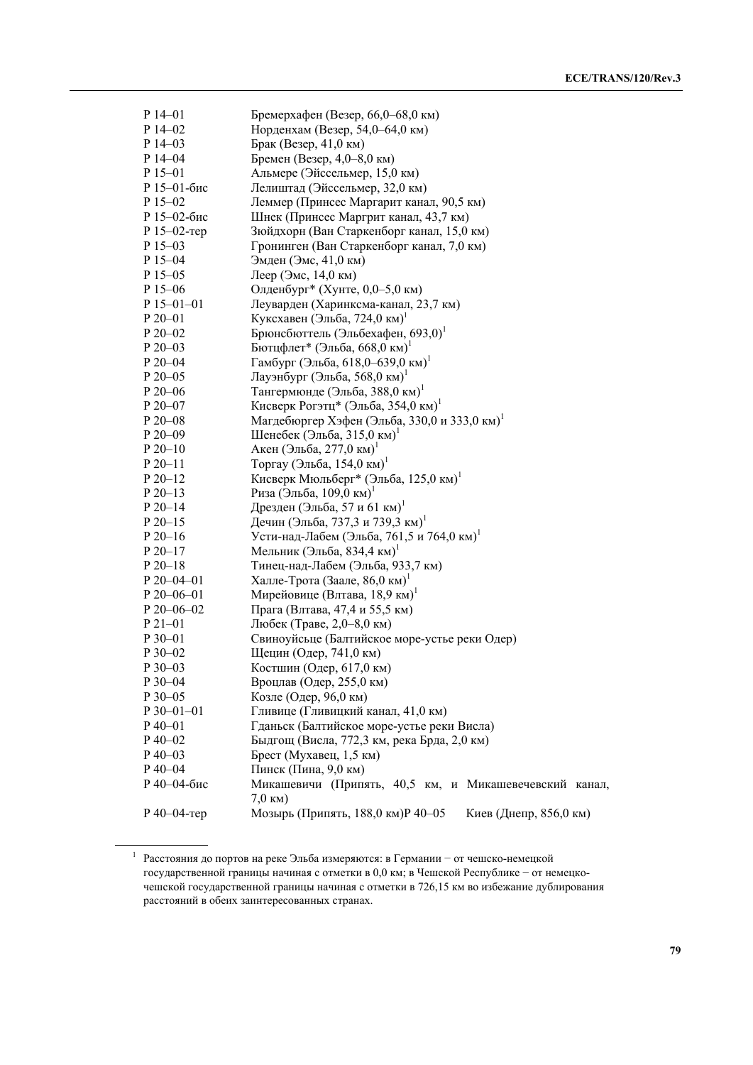P 14–01 Бремерхафен (Везер, 66,0–68,0 км)

P 14–02 Норденхам (Везер, 54,0–64,0 км)

P 14–03 Брак (Везер, 41,0 км)

P 14–04 Бремен (Везер, 4,0–8,0 км)

P 15–01 Альмере (Эйссельмер, 15,0 км)

P 15–01-бис Лелиштад (Эйссельмер, 32,0 км)

P 15–02 Леммер (Принсес Маргарит канал, 90,5 км)

P 15–02-бис Шнек (Принсес Маргрит канал, 43,7 км)

P 15–02-тер Зюйдхорн (Ван Старкенборг канал, 15,0 км)

P 15–03 Гронинген (Ван Старкенборг канал, 7,0 км)

P 15–04 Эмден (Эмс, 41,0 км)

P 15–05 Леер (Эмс, 14,0 км)

P 15–06 Олденбург* (Хунте, 0,0–5,0 км)

P 15–01–01 Леуварден (Харинксма-канал, 23,7 км)

P 20–01 Куксхавен (Эльба, 724,0 км)[1]

P 20–02 Брюнсбюттель (Эльбехафен, 693,0)[1]

P 20–03 Бютцфлет* (Эльба, 668,0 км)[1]

P 20–04 Гамбург (Эльба, 618,0–639,0 км)[1]

P 20–05 Лауэнбург (Эльба, 568,0 км)[1]

P 20–06 Тангермюнде (Эльба, 388,0 км)[1]

P 20–07 Кисверк Рогэтц* (Эльба, 354,0 км)[1]

P 20–08 Магдебюргер Хэфен (Эльба, 330,0 и 333,0 км)[1]

P 20–09 Шенебек (Эльба, 315,0 км)[1]

P 20–10 Акен (Эльба, 277,0 км)[1]

P 20–11 Торгау (Эльба, 154,0 км)[1]

P 20–12 Кисверк Мюльберг* (Эльба, 125,0 км)[1]

P 20–13 Риза (Эльба, 109,0 км)[1]

P 20–14 Дрезден (Эльба, 57 и 61 км)[1]

P 20–15 Дечин (Эльба, 737,3 и 739,3 км)[1]

P 20–16 Усти-над-Лабем (Эльба, 761,5 и 764,0 км)[1]

P 20–17 Мельник (Эльба, 834,4 км)[1]

P 20–18 Тинец-над-Лабем (Эльба, 933,7 км)

P 20–04–01 Халле-Трота (Заале, 86,0 км)[1]

P 20–06–01 Мирейовице (Влтава, 18,9 км)[1]

P 20–06–02 Прага (Влтава, 47,4 и 55,5 км)

P 21–01 Любек (Траве, 2,0–8,0 км)

P 30–01 Свиноуйсьце (Балтийское море-устье реки Одер)

P 30–02 Щецин (Одер, 741,0 км)

P 30–03 Костшин (Одер, 617,0 км)

P 30–04 Вроцлав (Одер, 255,0 км)

P 30–05 Козле (Одер, 96,0 км)

P 30–01–01 Гливице (Гливицкий канал, 41,0 км)

P 40–01 Гданьск (Балтийское море-устье реки Висла)

P 40–02 Быдгощ (Висла, 772,3 км, река Брда, 2,0 км)

P 40–03 Брест (Мухавец, 1,5 км)

P 40–04 Пинск (Пина, 9,0 км)

P 40–04-бис Микашевичи (Припять, 40,5 км, и Микашевечевский канал, 7,0 км)

P 40–04-тер Мозырь (Припять, 188,0 км)P 40–05 Киев (Днепр, 856,0 км)

---

[1] Расстояния до портов на реке Эльба измеряются: в Германии − от чешско-немецкой государственной границы начиная с отметки в 0,0 км; в Чешской Республике − от немецко-чешской государственной границы начиная с отметки в 726,15 км во избежание дублирования расстояний в обеих заинтересованных странах.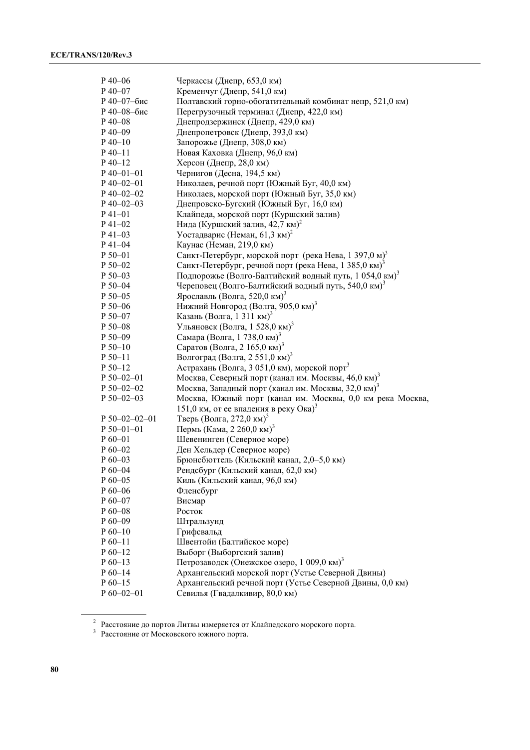| | |
|---|---|
| P 40–06 | Черкассы (Днепр, 653,0 км) |
| P 40–07 | Кременчуг (Днепр, 541,0 км) |
| P 40–07–бис | Полтавский горно-обогатительный комбинат непр, 521,0 км) |
| P 40–08–бис | Перегрузочный терминал (Днепр, 422,0 км) |
| P 40–08 | Днепродзержинск (Днепр, 429,0 км) |
| P 40–09 | Днепропетровск (Днепр, 393,0 км) |
| P 40–10 | Запорожье (Днепр, 308,0 км) |
| P 40–11 | Новая Каховка (Днепр, 96,0 км) |
| P 40–12 | Херсон (Днепр, 28,0 км) |
| P 40–01–01 | Чернигов (Десна, 194,5 км) |
| P 40–02–01 | Николаев, речной порт (Южный Буг, 40,0 км) |
| P 40–02–02 | Николаев, морской порт (Южный Буг, 35,0 км) |
| P 40–02–03 | Днепровско-Бугский (Южный Буг, 16,0 км) |
| P 41–01 | Клайпеда, морской порт (Куршский залив) |
| P 41–02 | Нида (Куршский залив, 42,7 км)[2] |
| P 41–03 | Уостадварис (Неман, 61,3 км)[2] |
| P 41–04 | Каунас (Неман, 219,0 км) |
| P 50–01 | Санкт-Петербург, морской порт (река Нева, 1 397,0 м)[3] |
| P 50–02 | Санкт-Петербург, речной порт (река Нева, 1 385,0 км)[3] |
| P 50–03 | Подпорожье (Волго-Балтийский водный путь, 1 054,0 км)[3] |
| P 50–04 | Череповец (Волго-Балтийский водный путь, 540,0 км)[3] |
| P 50–05 | Ярославль (Волга, 520,0 км)[3] |
| P 50–06 | Нижний Новгород (Волга, 905,0 км)[3] |
| P 50–07 | Казань (Волга, 1 311 км)[3] |
| P 50–08 | Ульяновск (Волга, 1 528,0 км)[3] |
| P 50–09 | Самара (Волга, 1 738,0 км)[3] |
| P 50–10 | Саратов (Волга, 2 165,0 км)[3] |
| P 50–11 | Волгоград (Волга, 2 551,0 км)[3] |
| P 50–12 | Астрахань (Волга, 3 051,0 км), морской порт[3] |
| P 50–02–01 | Москва, Северный порт (канал им. Москвы, 46,0 км)[3] |
| P 50–02–02 | Москва, Западный порт (канал им. Москвы, 32,0 км)[3] |
| P 50–02–03 | Москва, Южный порт (канал им. Москвы, 0,0 км река Москва, 151,0 км, от ее впадения в реку Ока)[3] |
| P 50–02–02–01 | Тверь (Волга, 272,0 км)[3] |
| P 50–01–01 | Пермь (Кама, 2 260,0 км)[3] |
| P 60–01 | Шевенинген (Северное море) |
| P 60–02 | Ден Хельдер (Северное море) |
| P 60–03 | Брюнсбюттель (Кильский канал, 2,0–5,0 км) |
| P 60–04 | Рендсбург (Кильский канал, 62,0 км) |
| P 60–05 | Киль (Кильский канал, 96,0 км) |
| P 60–06 | Фленсбург |
| P 60–07 | Висмар |
| P 60–08 | Росток |
| P 60–09 | Штральзунд |
| P 60–10 | Грифсвальд |
| P 60–11 | Швентойи (Балтийское море) |
| P 60–12 | Выборг (Выборгский залив) |
| P 60–13 | Петрозаводск (Онежское озеро, 1 009,0 км)[3] |
| P 60–14 | Архангельский морской порт (Устье Северной Двины) |
| P 60–15 | Архангельский речной порт (Устье Северной Двины, 0,0 км) |
| P 60–02–01 | Севилья (Гвадалкивир, 80,0 км) |

---

[2] Расстояние до портов Литвы измеряется от Клайпедского морского порта.

[3] Расстояние от Московского южного порта.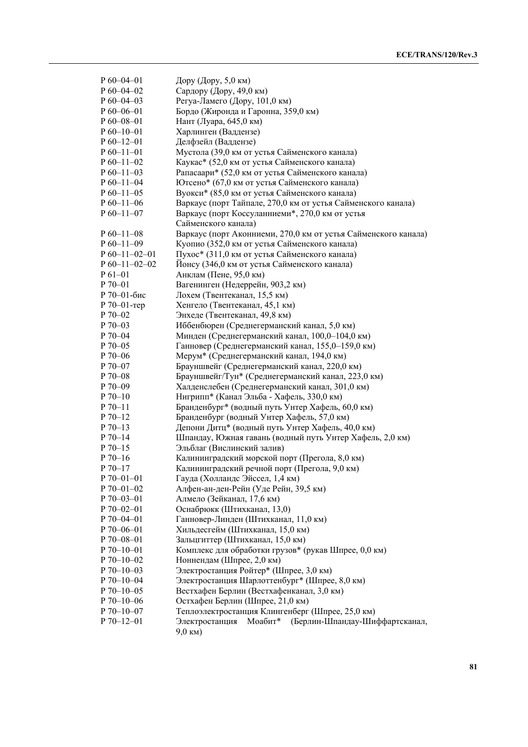| | |
|---|---|
| P 60–04–01 | Дору (Дору, 5,0 км) |
| P 60–04–02 | Сардору (Дору, 49,0 км) |
| P 60–04–03 | Регуа-Ламего (Дору, 101,0 км) |
| P 60–06–01 | Бордо (Жиронда и Гаронна, 359,0 км) |
| P 60–08–01 | Нант (Луара, 645,0 км) |
| P 60–10–01 | Харлинген (Ваддензе) |
| P 60–12–01 | Делфзейл (Ваддензе) |
| P 60–11–01 | Мустола (39,0 км от устья Сайменского канала) |
| P 60–11–02 | Каукас* (52,0 км от устья Сайменского канала) |
| P 60–11–03 | Рапасаари* (52,0 км от устья Сайменского канала) |
| P 60–11–04 | Ютсено* (67,0 км от устья Сайменского канала) |
| P 60–11–05 | Вуокси* (85,0 км от устья Сайменского канала) |
| P 60–11–06 | Варкаус (порт Тайпале, 270,0 км от устья Сайменского канала) |
| P 60–11–07 | Варкаус (порт Коссуланниеми*, 270,0 км от устья Сайменского канала) |
| P 60–11–08 | Варкаус (порт Аконниеми, 270,0 км от устья Сайменского канала) |
| P 60–11–09 | Куопио (352,0 км от устья Сайменского канала) |
| P 60–11–02–01 | Пухос* (311,0 км от устья Сайменского канала) |
| P 60–11–02–02 | Йонсу (346,0 км от устья Сайменского канала) |
| P 61–01 | Анклам (Пене, 95,0 км) |
| P 70–01 | Вагенинген (Недеррейн, 903,2 км) |
| P 70–01-бис | Лохем (Твентеканал, 15,5 км) |
| P 70–01-тер | Хенгело (Твентеканал, 45,1 км) |
| P 70–02 | Энхеде (Твентеканал, 49,8 км) |
| P 70–03 | Иббенбюрен (Среднегерманский канал, 5,0 км) |
| P 70–04 | Минден (Среднегерманский канал, 100,0–104,0 км) |
| P 70–05 | Ганновер (Среднегерманский канал, 155,0–159,0 км) |
| P 70–06 | Мерум* (Среднегерманский канал, 194,0 км) |
| P 70–07 | Брауншвейг (Среднегерманский канал, 220,0 км) |
| P 70–08 | Брауншвейг/Тун* (Среднегерманский канал, 223,0 км) |
| P 70–09 | Халденслебен (Среднегерманский канал, 301,0 км) |
| P 70–10 | Нигрипп* (Канал Эльба - Хафель, 330,0 км) |
| P 70–11 | Бранденбург* (водный путь Унтер Хафель, 60,0 км) |
| P 70–12 | Бранденбург (водный Унтер Хафель, 57,0 км) |
| P 70–13 | Депони Дитц* (водный путь Унтер Хафель, 40,0 км) |
| P 70–14 | Шпандау, Южная гавань (водный путь Унтер Хафель, 2,0 км) |
| P 70–15 | Эльблаг (Вислинский залив) |
| P 70–16 | Калининградский морской порт (Прегола, 8,0 км) |
| P 70–17 | Калининградский речной порт (Прегола, 9,0 км) |
| P 70–01–01 | Гауда (Холландс Эйссел, 1,4 км) |
| P 70–01–02 | Алфен-ан-ден-Рейн (Уде Рейн, 39,5 км) |
| P 70–03–01 | Алмело (Зейканал, 17,6 км) |
| P 70–02–01 | Оснабрюкк (Штихканал, 13,0) |
| P 70–04–01 | Ганновер-Линден (Штихканал, 11,0 км) |
| P 70–06–01 | Хильдесгейм (Штихканал, 15,0 км) |
| P 70–08–01 | Зальцгиттер (Штихканал, 15,0 км) |
| P 70–10–01 | Комплекс для обработки грузов* (рукав Шпрее, 0,0 км) |
| P 70–10–02 | Ноннендам (Шпрее, 2,0 км) |
| P 70–10–03 | Электростанция Ройтер* (Шпрее, 3,0 км) |
| P 70–10–04 | Электростанция Шарлоттенбург* (Шпрее, 8,0 км) |
| P 70–10–05 | Вестхафен Берлин (Вестхафенканал, 3,0 км) |
| P 70–10–06 | Остхафен Берлин (Шпрее, 21,0 км) |
| P 70–10–07 | Теплоэлектростанция Клингенберг (Шпрее, 25,0 км) |
| P 70–12–01 | Электростанция Моабит* (Берлин-Шпандау-Шиффартсканал, 9,0 км) |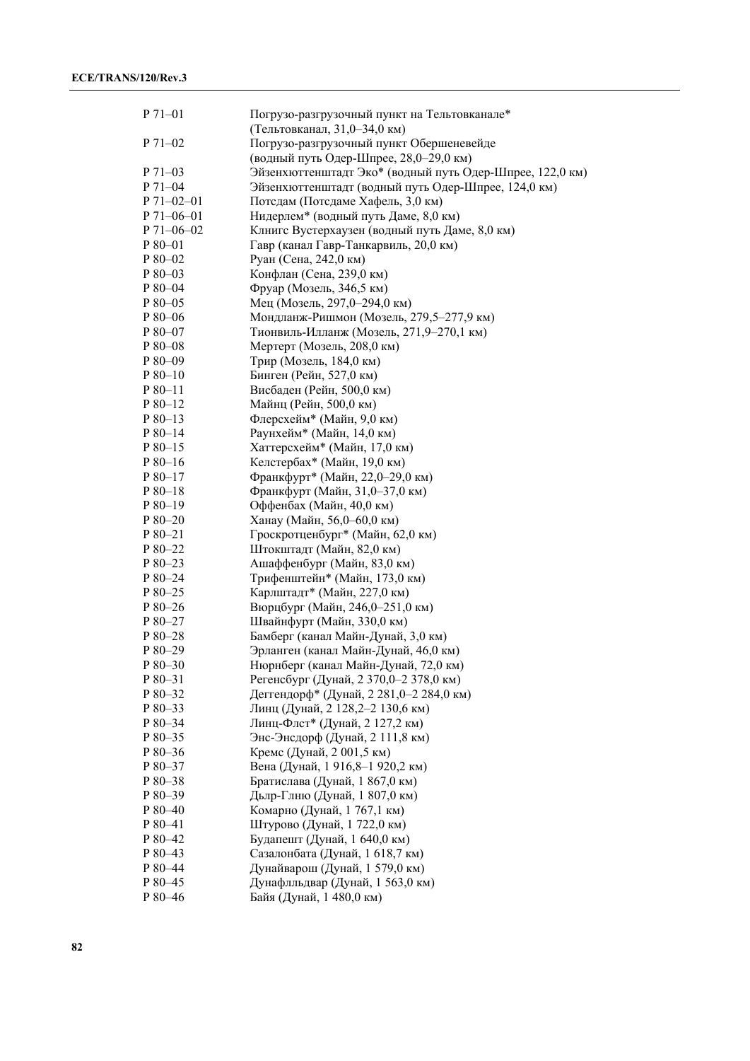| | |
|---|---|
| P 71–01 | Погрузо-разгрузочный пункт на Тельтовканале* (Тельтовканал, 31,0–34,0 км) |
| P 71–02 | Погрузо-разгрузочный пункт Обершеневейде (водный путь Одер-Шпрее, 28,0–29,0 км) |
| P 71–03 | Эйзенхюттенштадт Эко* (водный путь Одер-Шпрее, 122,0 км) |
| P 71–04 | Эйзенхюттенштадт (водный путь Одер-Шпрее, 124,0 км) |
| P 71–02–01 | Потсдам (Потсдаме Хафель, 3,0 км) |
| P 71–06–01 | Нидерлем* (водный путь Даме, 8,0 км) |
| P 71–06–02 | Клнигс Вустерхаузен (водный путь Даме, 8,0 км) |
| P 80–01 | Гавр (канал Гавр-Танкарвиль, 20,0 км) |
| P 80–02 | Руан (Сена, 242,0 км) |
| P 80–03 | Конфлан (Сена, 239,0 км) |
| P 80–04 | Фруар (Мозель, 346,5 км) |
| P 80–05 | Мец (Мозель, 297,0–294,0 км) |
| P 80–06 | Мондланж-Ришмон (Мозель, 279,5–277,9 км) |
| P 80–07 | Тионвиль-Илланж (Мозель, 271,9–270,1 км) |
| P 80–08 | Мертерт (Мозель, 208,0 км) |
| P 80–09 | Трир (Мозель, 184,0 км) |
| P 80–10 | Бинген (Рейн, 527,0 км) |
| P 80–11 | Висбаден (Рейн, 500,0 км) |
| P 80–12 | Майнц (Рейн, 500,0 км) |
| P 80–13 | Флерсхейм* (Майн, 9,0 км) |
| P 80–14 | Раунхейм* (Майн, 14,0 км) |
| P 80–15 | Хаттерсхейм* (Майн, 17,0 км) |
| P 80–16 | Келстербах* (Майн, 19,0 км) |
| P 80–17 | Франкфурт* (Майн, 22,0–29,0 км) |
| P 80–18 | Франкфурт (Майн, 31,0–37,0 км) |
| P 80–19 | Оффенбах (Майн, 40,0 км) |
| P 80–20 | Ханау (Майн, 56,0–60,0 км) |
| P 80–21 | Гроскротценбург* (Майн, 62,0 км) |
| P 80–22 | Штокштадт (Майн, 82,0 км) |
| P 80–23 | Ашаффенбург (Майн, 83,0 км) |
| P 80–24 | Трифенштейн* (Майн, 173,0 км) |
| P 80–25 | Карлштадт* (Майн, 227,0 км) |
| P 80–26 | Вюрцбург (Майн, 246,0–251,0 км) |
| P 80–27 | Швайнфурт (Майн, 330,0 км) |
| P 80–28 | Бамберг (канал Майн-Дунай, 3,0 км) |
| P 80–29 | Эрланген (канал Майн-Дунай, 46,0 км) |
| P 80–30 | Нюрнберг (канал Майн-Дунай, 72,0 км) |
| P 80–31 | Регенсбург (Дунай, 2 370,0–2 378,0 км) |
| P 80–32 | Деггендорф* (Дунай, 2 281,0–2 284,0 км) |
| P 80–33 | Линц (Дунай, 2 128,2–2 130,6 км) |
| P 80–34 | Линц-Флст* (Дунай, 2 127,2 км) |
| P 80–35 | Энс-Энсдорф (Дунай, 2 111,8 км) |
| P 80–36 | Кремс (Дунай, 2 001,5 км) |
| P 80–37 | Вена (Дунай, 1 916,8–1 920,2 км) |
| P 80–38 | Братислава (Дунай, 1 867,0 км) |
| P 80–39 | Дьлр-Глню (Дунай, 1 807,0 км) |
| P 80–40 | Комарно (Дунай, 1 767,1 км) |
| P 80–41 | Штурово (Дунай, 1 722,0 км) |
| P 80–42 | Будапешт (Дунай, 1 640,0 км) |
| P 80–43 | Сазалонбата (Дунай, 1 618,7 км) |
| P 80–44 | Дунайварош (Дунай, 1 579,0 км) |
| P 80–45 | Дунафлльдвар (Дунай, 1 563,0 км) |
| P 80–46 | Байя (Дунай, 1 480,0 км) |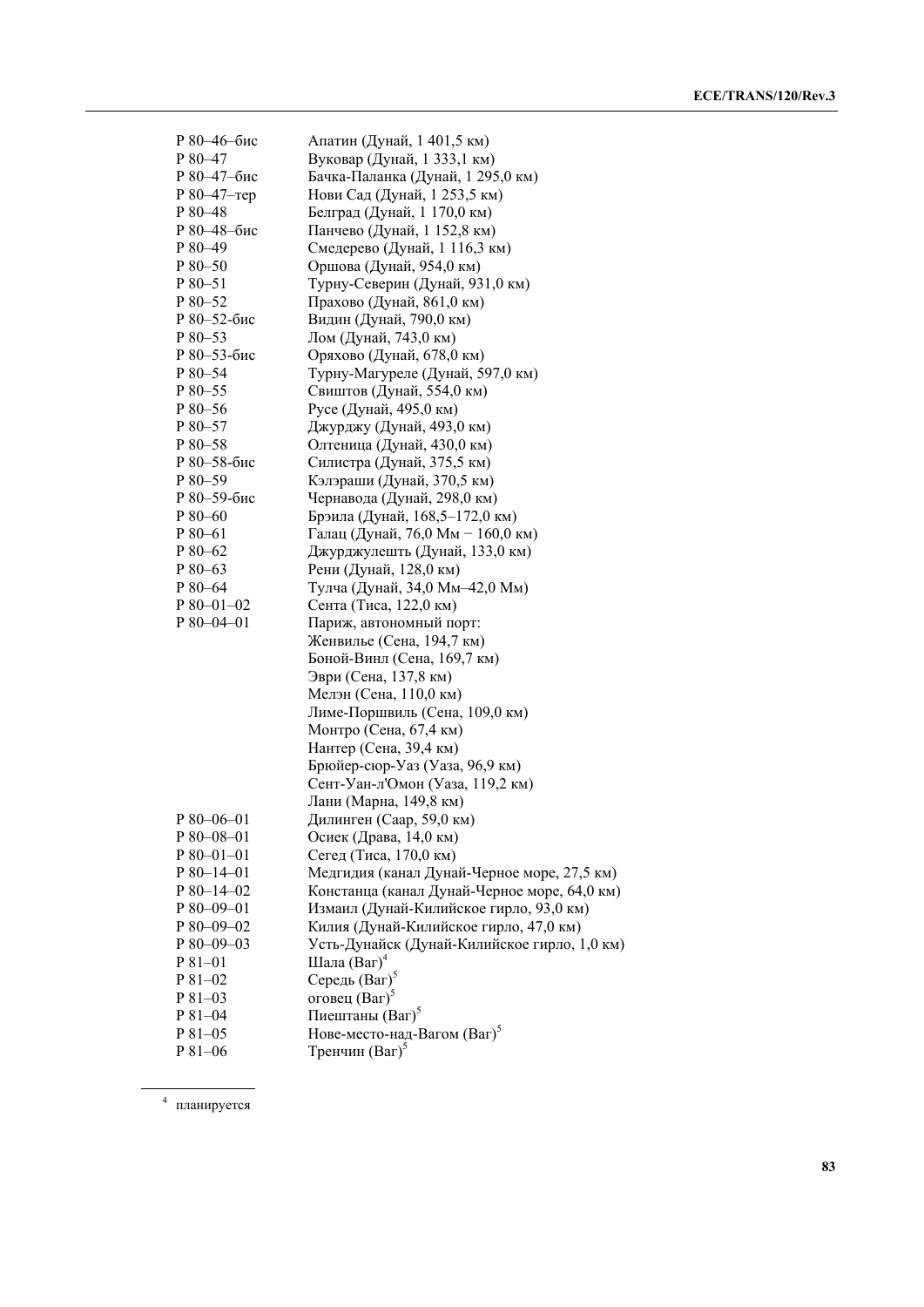| | |
|---|---|
| P 80–46–бис | Апатин (Дунай, 1 401,5 км) |
| P 80–47 | Вуковар (Дунай, 1 333,1 км) |
| P 80–47–бис | Бачка-Паланка (Дунай, 1 295,0 км) |
| P 80–47–тер | Нови Сад (Дунай, 1 253,5 км) |
| P 80–48 | Белград (Дунай, 1 170,0 км) |
| P 80–48–бис | Панчево (Дунай, 1 152,8 км) |
| P 80–49 | Смедерево (Дунай, 1 116,3 км) |
| P 80–50 | Оршова (Дунай, 954,0 км) |
| P 80–51 | Турну-Северин (Дунай, 931,0 км) |
| P 80–52 | Прахово (Дунай, 861,0 км) |
| P 80–52-бис | Видин (Дунай, 790,0 км) |
| P 80–53 | Лом (Дунай, 743,0 км) |
| P 80–53-бис | Оряхово (Дунай, 678,0 км) |
| P 80–54 | Турну-Магуреле (Дунай, 597,0 км) |
| P 80–55 | Свиштов (Дунай, 554,0 км) |
| P 80–56 | Русе (Дунай, 495,0 км) |
| P 80–57 | Джурджу (Дунай, 493,0 км) |
| P 80–58 | Олтеница (Дунай, 430,0 км) |
| P 80–58-бис | Силистра (Дунай, 375,5 км) |
| P 80–59 | Кэлэраши (Дунай, 370,5 км) |
| P 80–59-бис | Чернавода (Дунай, 298,0 км) |
| P 80–60 | Брэила (Дунай, 168,5–172,0 км) |
| P 80–61 | Галац (Дунай, 76,0 Мм – 160,0 км) |
| P 80–62 | Джурджулешть (Дунай, 133,0 км) |
| P 80–63 | Рени (Дунай, 128,0 км) |
| P 80–64 | Тулча (Дунай, 34,0 Мм–42,0 Мм) |
| P 80–01–02 | Сента (Тиса, 122,0 км) |
| P 80–04–01 | Париж, автономный порт:<br>Женвилье (Сена, 194,7 км)<br>Боной-Винл (Сена, 169,7 км)<br>Эври (Сена, 137,8 км)<br>Мелэн (Сена, 110,0 км)<br>Лиме-Поршвиль (Сена, 109,0 км)<br>Монтро (Сена, 67,4 км)<br>Нантер (Сена, 39,4 км)<br>Брюйер-сюр-Уаз (Уаза, 96,9 км)<br>Сент-Уан-л'Омон (Уаза, 119,2 км)<br>Лани (Марна, 149,8 км) |
| P 80–06–01 | Дилинген (Саар, 59,0 км) |
| P 80–08–01 | Осиек (Драва, 14,0 км) |
| P 80–01–01 | Сегед (Тиса, 170,0 км) |
| P 80–14–01 | Медгидия (канал Дунай-Черное море, 27,5 км) |
| P 80–14–02 | Констанца (канал Дунай-Черное море, 64,0 км) |
| P 80–09–01 | Измаил (Дунай-Килийское гирло, 93,0 км) |
| P 80–09–02 | Килия (Дунай-Килийское гирло, 47,0 км) |
| P 80–09–03 | Усть-Дунайск (Дунай-Килийское гирло, 1,0 км) |
| P 81–01 | Шала (Ваг)[4] |
| P 81–02 | Середь (Ваг)[5] |
| P 81–03 | оговец (Ваг)[5] |
| P 81–04 | Пиештаны (Ваг)[5] |
| P 81–05 | Нове-место-над-Вагом (Ваг)[5] |
| P 81–06 | Тренчин (Ваг)[5] |

[4] планируется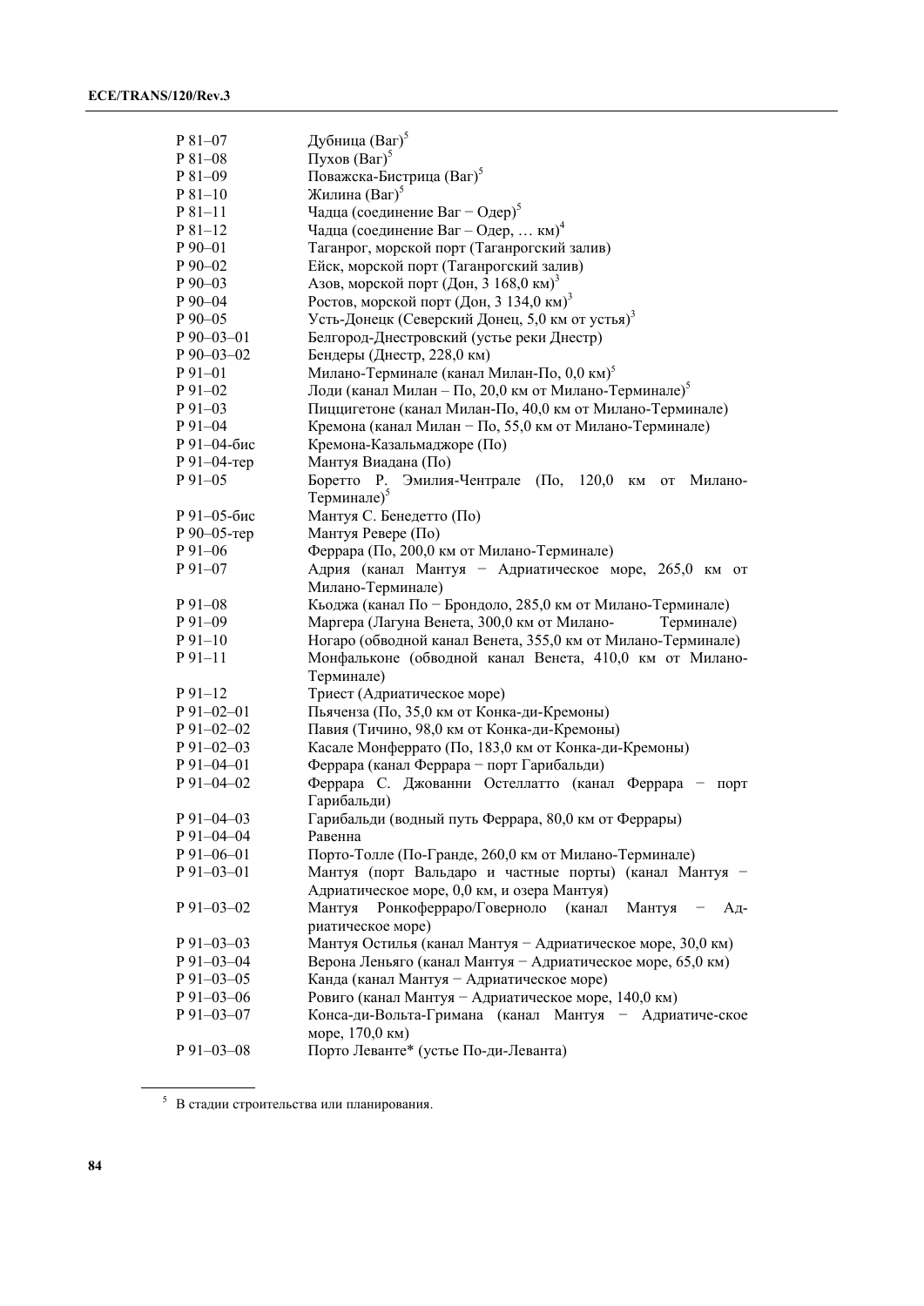| | |
|---|---|
| P 81–07 | Дубница (Ваг)[5] |
| P 81–08 | Пухов (Ваг)[5] |
| P 81–09 | Поважска-Бистрица (Ваг)[5] |
| P 81–10 | Жилина (Ваг)[5] |
| P 81–11 | Чадца (соединение Ваг – Одер)[5] |
| P 81–12 | Чадца (соединение Ваг – Одер, … км)[4] |
| P 90–01 | Таганрог, морской порт (Таганрогский залив) |
| P 90–02 | Ейск, морской порт (Таганрогский залив) |
| P 90–03 | Азов, морской порт (Дон, 3 168,0 км)[3] |
| P 90–04 | Ростов, морской порт (Дон, 3 134,0 км)[3] |
| P 90–05 | Усть-Донецк (Северский Донец, 5,0 км от устья)[3] |
| P 90–03–01 | Белгород-Днестровский (устье реки Днестр) |
| P 90–03–02 | Бендеры (Днестр, 228,0 км) |
| P 91–01 | Милано-Терминале (канал Милан-По, 0,0 км)[5] |
| P 91–02 | Лоди (канал Милан – По, 20,0 км от Милано-Терминале)[5] |
| P 91–03 | Пиццигетоне (канал Милан-По, 40,0 км от Милано-Терминале) |
| P 91–04 | Кремона (канал Милан − По, 55,0 км от Милано-Терминале) |
| P 91–04-бис | Кремона-Казальмаджоре (По) |
| P 91–04-тер | Мантуя Виадана (По) |
| P 91–05 | Боретто Р. Эмилия-Чентрале (По, 120,0 км от Милано-Терминале)[5] |
| P 91–05-бис | Мантуя С. Бенедетто (По) |
| P 90–05-тер | Мантуя Ревере (По) |
| P 91–06 | Феррара (По, 200,0 км от Милано-Терминале) |
| P 91–07 | Адрия (канал Мантуя − Адриатическое море, 265,0 км от Милано-Терминале) |
| P 91–08 | Кьоджа (канал По − Брондоло, 285,0 км от Милано-Терминале) |
| P 91–09 | Маргера (Лагуна Венета, 300,0 км от Милано- Терминале) |
| P 91–10 | Ногаро (обводной канал Венета, 355,0 км от Милано-Терминале) |
| P 91–11 | Монфальконе (обводной канал Венета, 410,0 км от Милано-Терминале) |
| P 91–12 | Триест (Адриатическое море) |
| P 91–02–01 | Пьяченза (По, 35,0 км от Конка-ди-Кремоны) |
| P 91–02–02 | Павия (Тичино, 98,0 км от Конка-ди-Кремоны) |
| P 91–02–03 | Касале Монферрато (По, 183,0 км от Конка-ди-Кремоны) |
| P 91–04–01 | Феррара (канал Феррара − порт Гарибальди) |
| P 91–04–02 | Феррара С. Джованни Остеллатто (канал Феррара − порт Гарибальди) |
| P 91–04–03 | Гарибальди (водный путь Феррара, 80,0 км от Феррары) |
| P 91–04–04 | Равенна |
| P 91–06–01 | Порто-Толле (По-Гранде, 260,0 км от Милано-Терминале) |
| P 91–03–01 | Мантуя (порт Вальдаро и частные порты) (канал Мантуя − Адриатическое море, 0,0 км, и озера Мантуя) |
| P 91–03–02 | Мантуя Ронкоферраро/Говерноло (канал Мантуя − Адриатическое море) |
| P 91–03–03 | Мантуя Остилья (канал Мантуя − Адриатическое море, 30,0 км) |
| P 91–03–04 | Верона Леньяго (канал Мантуя − Адриатическое море, 65,0 км) |
| P 91–03–05 | Канда (канал Мантуя − Адриатическое море) |
| P 91–03–06 | Ровиго (канал Мантуя − Адриатическое море, 140,0 км) |
| P 91–03–07 | Конса-ди-Вольта-Гримана (канал Мантуя − Адриатическое море, 170,0 км) |
| P 91–03–08 | Порто Леванте* (устье По-ди-Леванта) |

[5] В стадии строительства или планирования.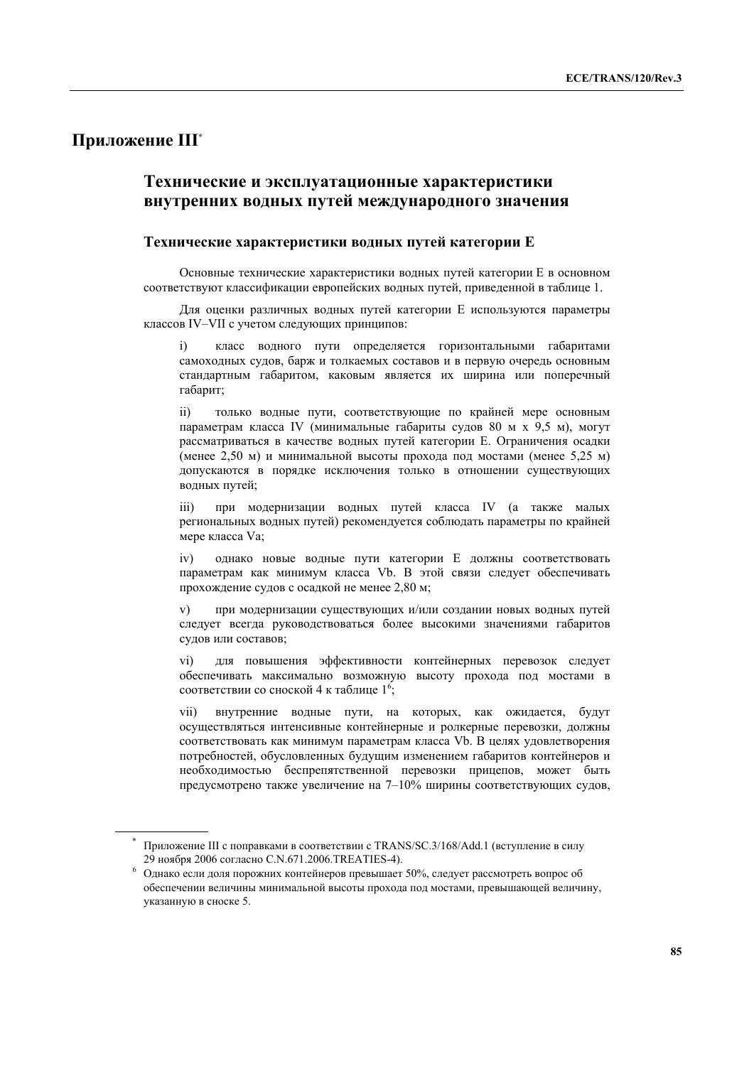# Приложение III[*]

## Технические и эксплуатационные характеристики внутренних водных путей международного значения

### Технические характеристики водных путей категории Е

Основные технические характеристики водных путей категории Е в основном соответствуют классификации европейских водных путей, приведенной в таблице 1.

Для оценки различных водных путей категории Е используются параметры классов IV–VII с учетом следующих принципов:

i) класс водного пути определяется горизонтальными габаритами самоходных судов, барж и толкаемых составов и в первую очередь основным стандартным габаритом, каковым является их ширина или поперечный габарит;

ii) только водные пути, соответствующие по крайней мере основным параметрам класса IV (минимальные габариты судов 80 м x 9,5 м), могут рассматриваться в качестве водных путей категории Е. Ограничения осадки (менее 2,50 м) и минимальной высоты прохода под мостами (менее 5,25 м) допускаются в порядке исключения только в отношении существующих водных путей;

iii) при модернизации водных путей класса IV (а также малых региональных водных путей) рекомендуется соблюдать параметры по крайней мере класса Va;

iv) однако новые водные пути категории Е должны соответствовать параметрам как минимум класса Vb. В этой связи следует обеспечивать прохождение судов с осадкой не менее 2,80 м;

v) при модернизации существующих и/или создании новых водных путей следует всегда руководствоваться более высокими значениями габаритов судов или составов;

vi) для повышения эффективности контейнерных перевозок следует обеспечивать максимально возможную высоту прохода под мостами в соответствии со сноской 4 к таблице 1[6];

vii) внутренние водные пути, на которых, как ожидается, будут осуществляться интенсивные контейнерные и ролкерные перевозки, должны соответствовать как минимум параметрам класса Vb. В целях удовлетворения потребностей, обусловленных будущим изменением габаритов контейнеров и необходимостью беспрепятственной перевозки прицепов, может быть предусмотрено также увеличение на 7–10% ширины соответствующих судов,

---

[*] Приложение III с поправками в соответствии с TRANS/SC.3/168/Add.1 (вступление в силу 29 ноября 2006 согласно C.N.671.2006.TREATIES-4).

[6] Однако если доля порожних контейнеров превышает 50%, следует рассмотреть вопрос об обеспечении величины минимальной высоты прохода под мостами, превышающей величину, указанную в сноске 5.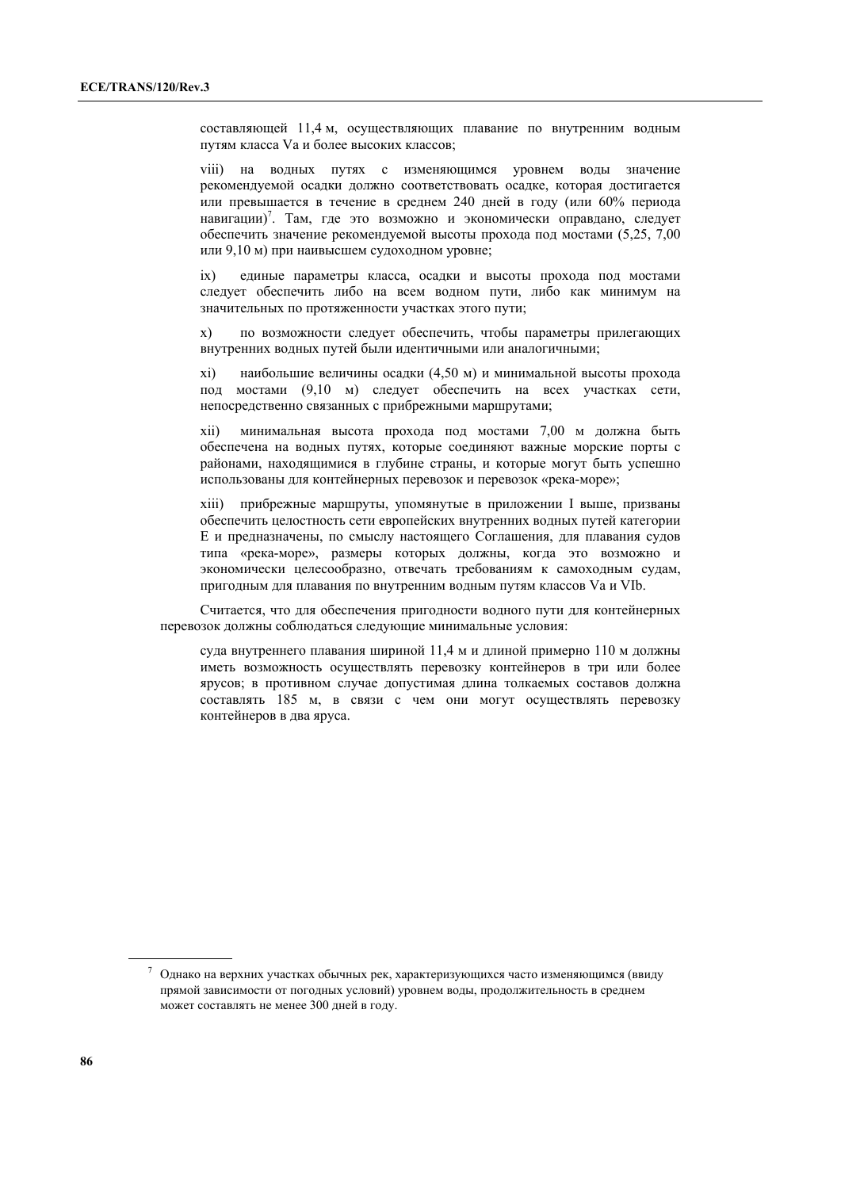составляющей 11,4 м, осуществляющих плавание по внутренним водным путям класса Va и более высоких классов;

viii) на водных путях с изменяющимся уровнем воды значение рекомендуемой осадки должно соответствовать осадке, которая достигается или превышается в течение в среднем 240 дней в году (или 60% периода навигации)[7]. Там, где это возможно и экономически оправдано, следует обеспечить значение рекомендуемой высоты прохода под мостами (5,25, 7,00 или 9,10 м) при наивысшем судоходном уровне;

ix) единые параметры класса, осадки и высоты прохода под мостами следует обеспечить либо на всем водном пути, либо как минимум на значительных по протяженности участках этого пути;

x) по возможности следует обеспечить, чтобы параметры прилегающих внутренних водных путей были идентичными или аналогичными;

xi) наибольшие величины осадки (4,50 м) и минимальной высоты прохода под мостами (9,10 м) следует обеспечить на всех участках сети, непосредственно связанных с прибрежными маршрутами;

xii) минимальная высота прохода под мостами 7,00 м должна быть обеспечена на водных путях, которые соединяют важные морские порты с районами, находящимися в глубине страны, и которые могут быть успешно использованы для контейнерных перевозок и перевозок «река-море»;

xiii) прибрежные маршруты, упомянутые в приложении I выше, призваны обеспечить целостность сети европейских внутренних водных путей категории Е и предназначены, по смыслу настоящего Соглашения, для плавания судов типа «река-море», размеры которых должны, когда это возможно и экономически целесообразно, отвечать требованиям к самоходным судам, пригодным для плавания по внутренним водным путям классов Va и VIb.

Считается, что для обеспечения пригодности водного пути для контейнерных перевозок должны соблюдаться следующие минимальные условия:

суда внутреннего плавания шириной 11,4 м и длиной примерно 110 м должны иметь возможность осуществлять перевозку контейнеров в три или более ярусов; в противном случае допустимая длина толкаемых составов должна составлять 185 м, в связи с чем они могут осуществлять перевозку контейнеров в два яруса.

---

[7] Однако на верхних участках обычных рек, характеризующихся часто изменяющимся (ввиду прямой зависимости от погодных условий) уровнем воды, продолжительность в среднем может составлять не менее 300 дней в году.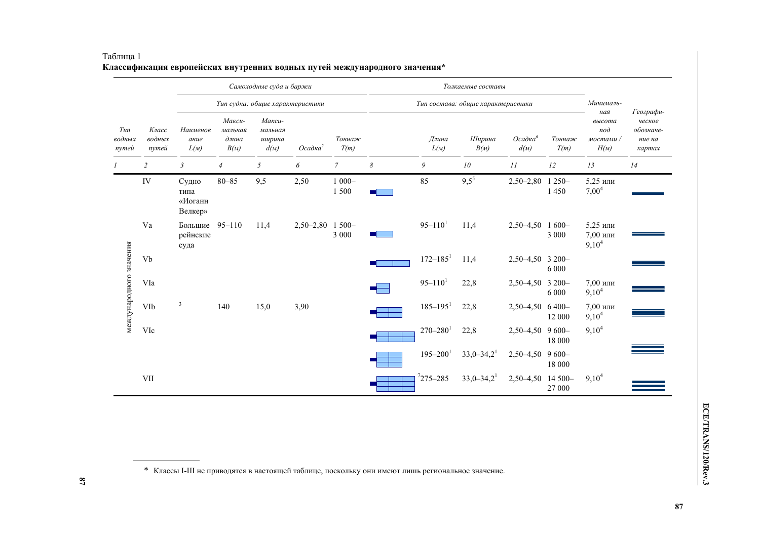Таблица 1
**Классификация европейских внутренних водных путей международного значения***

| Тип водных путей | Класс водных путей | Самоходные суда и баржи | | | | | Толкаемые составы | | | | | Минимальная высота под мостами / H(м) | Географическое обозначение на картах |
|---|---|---|---|---|---|---|---|---|---|---|---|---|---|
| | | Тип судна: общие характеристики | | | | | Тип состава: общие характеристики | | | | | | |
| | | Наименование L(м) | Максимальная длина B(м) | Максимальная ширина d(м) | Осадка[2] | Тоннаж T(m) | | Длина L(м) | Ширина B(м) | Осадка[6] d(м) | Тоннаж T(m) | | |
| 1 | 2 | 3 | 4 | 5 | 6 | 7 | 8 | 9 | 10 | 11 | 12 | 13 | 14 |
| международного значения | IV | Судно типа «Иоганн Велкер» | 80–85 | 9,5 | 2,50 | 1 000–1 500 | | 85 | 9,5[5] | 2,50–2,80 | 1 250–1 450 | 5,25 или 7,00[4] | |
| | Va | Большие рейнские суда | 95–110 | 11,4 | 2,50–2,80 | 1 500–3 000 | | 95–110[1] | 11,4 | 2,50–4,50 | 1 600–3 000 | 5,25 или 7,00 или 9,10[4] | |
| | Vb | | | | | | | 172–185[1] | 11,4 | 2,50–4,50 | 3 200–6 000 | | |
| | VIa | | | | | | | 95–110[1] | 22,8 | 2,50–4,50 | 3 200–6 000 | 7,00 или 9,10[4] | |
| | VIb | [3] | 140 | 15,0 | 3,90 | | | 185–195[1] | 22,8 | 2,50–4,50 | 6 400–12 000 | 7,00 или 9,10[4] | |
| | VIc | | | | | | | 270–280[1] | 22,8 | 2,50–4,50 | 9 600–18 000 | 9,10[4] | |
| | | | | | | | | 195–200[1] | 33,0–34,2[1] | 2,50–4,50 | 9 600–18 000 | | |
| | VII | | | | | | | [7]275–285 | 33,0–34,2[1] | 2,50–4,50 | 14 500–27 000 | 9,10[4] | |

\* Классы I-III не приводятся в настоящей таблице, поскольку они имеют лишь региональное значение.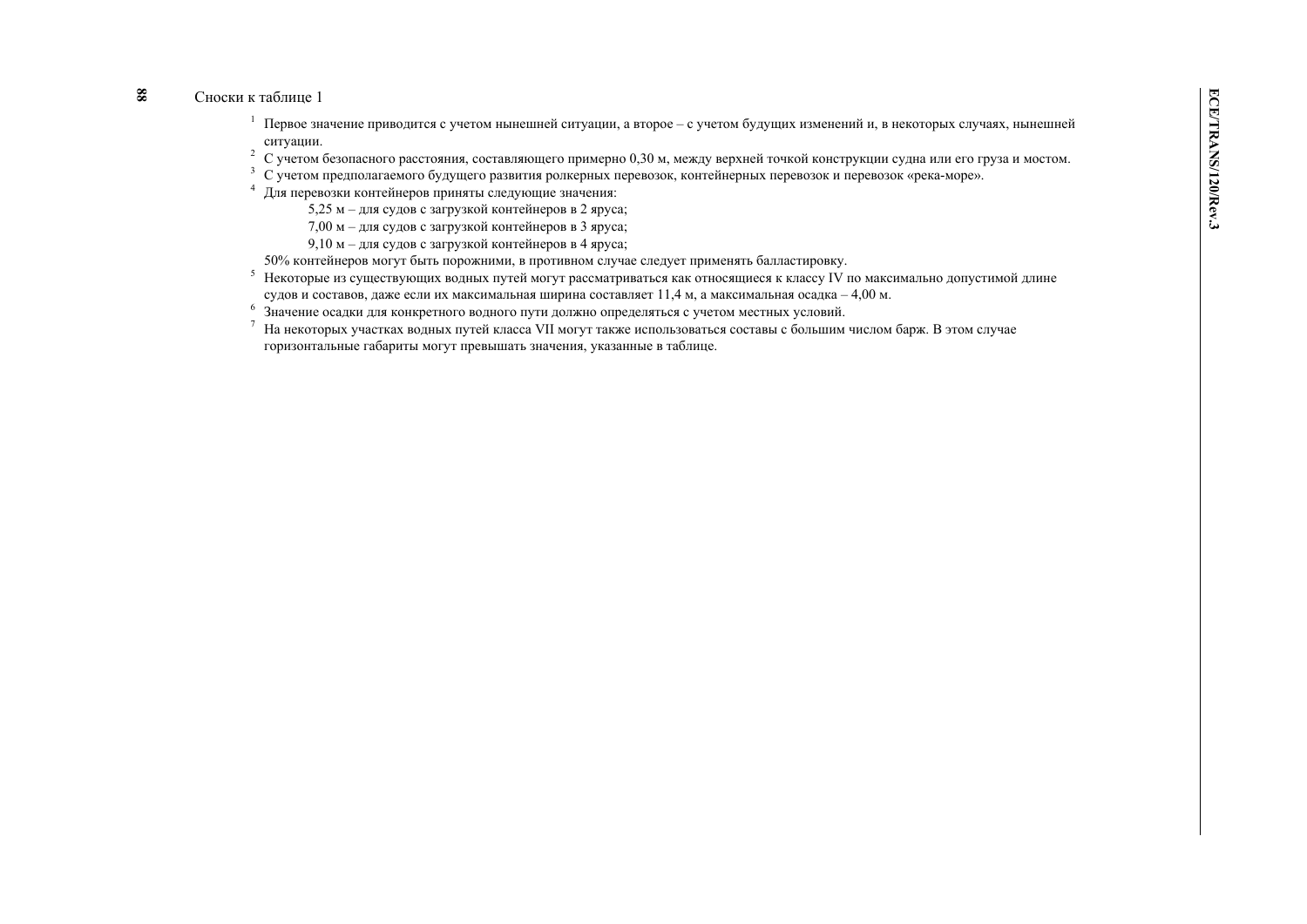Сноски к таблице 1

[1] Первое значение приводится с учетом нынешней ситуации, а второе – с учетом будущих изменений и, в некоторых случаях, нынешней ситуации.

[2] С учетом безопасного расстояния, составляющего примерно 0,30 м, между верхней точкой конструкции судна или его груза и мостом.

[3] С учетом предполагаемого будущего развития ролкерных перевозок, контейнерных перевозок и перевозок «река-море».

[4] Для перевозки контейнеров приняты следующие значения:

5,25 м – для судов с загрузкой контейнеров в 2 яруса;
7,00 м – для судов с загрузкой контейнеров в 3 яруса;
9,10 м – для судов с загрузкой контейнеров в 4 яруса;

50% контейнеров могут быть порожними, в противном случае следует применять балластировку.

[5] Некоторые из существующих водных путей могут рассматриваться как относящиеся к классу IV по максимально допустимой длине судов и составов, даже если их максимальная ширина составляет 11,4 м, а максимальная осадка – 4,00 м.

[6] Значение осадки для конкретного водного пути должно определяться с учетом местных условий.

[7] На некоторых участках водных путей класса VII могут также использоваться составы с большим числом барж. В этом случае горизонтальные габариты могут превышать значения, указанные в таблице.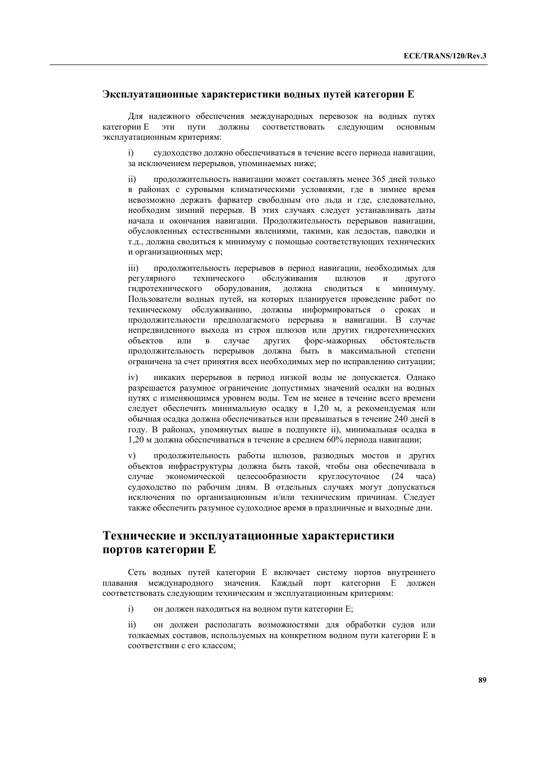### Эксплуатационные характеристики водных путей категории E

Для надежного обеспечения международных перевозок на водных путях категории E эти пути должны соответствовать следующим основным эксплуатационным критериям:

i) судоходство должно обеспечиваться в течение всего периода навигации, за исключением перерывов, упоминаемых ниже;

ii) продолжительность навигации может составлять менее 365 дней только в районах с суровыми климатическими условиями, где в зимнее время невозможно держать фарватер свободным ото льда и где, следовательно, необходим зимний перерыв. В этих случаях следует устанавливать даты начала и окончания навигации. Продолжительность перерывов навигации, обусловленных естественными явлениями, такими, как ледостав, паводки и т.д., должна сводиться к минимуму с помощью соответствующих технических и организационных мер;

iii) продолжительность перерывов в период навигации, необходимых для регулярного технического обслуживания шлюзов и другого гидротехнического оборудования, должна сводиться к минимуму. Пользователи водных путей, на которых планируется проведение работ по техническому обслуживанию, должны информироваться о сроках и продолжительности предполагаемого перерыва в навигации. В случае непредвиденного выхода из строя шлюзов или других гидротехнических объектов или в случае других форс-мажорных обстоятельств продолжительность перерывов должна быть в максимальной степени ограничена за счет принятия всех необходимых мер по исправлению ситуации;

iv) никаких перерывов в период низкой воды не допускается. Однако разрешается разумное ограничение допустимых значений осадки на водных путях с изменяющимся уровнем воды. Тем не менее в течение всего времени следует обеспечить минимальную осадку в 1,20 м, а рекомендуемая или обычная осадка должна обеспечиваться или превышаться в течение 240 дней в году. В районах, упомянутых выше в подпункте ii), минимальная осадка в 1,20 м должна обеспечиваться в течение в среднем 60% периода навигации;

v) продолжительность работы шлюзов, разводных мостов и других объектов инфраструктуры должна быть такой, чтобы она обеспечивала в случае экономической целесообразности круглосуточное (24 часа) судоходство по рабочим дням. В отдельных случаях могут допускаться исключения по организационным и/или техническим причинам. Следует также обеспечить разумное судоходное время в праздничные и выходные дни.

## Технические и эксплуатационные характеристики портов категории E

Сеть водных путей категории E включает систему портов внутреннего плавания международного значения. Каждый порт категории E должен соответствовать следующим техническим и эксплуатационным критериям:

i) он должен находиться на водном пути категории E;

ii) он должен располагать возможностями для обработки судов или толкаемых составов, используемых на конкретном водном пути категории E в соответствии с его классом;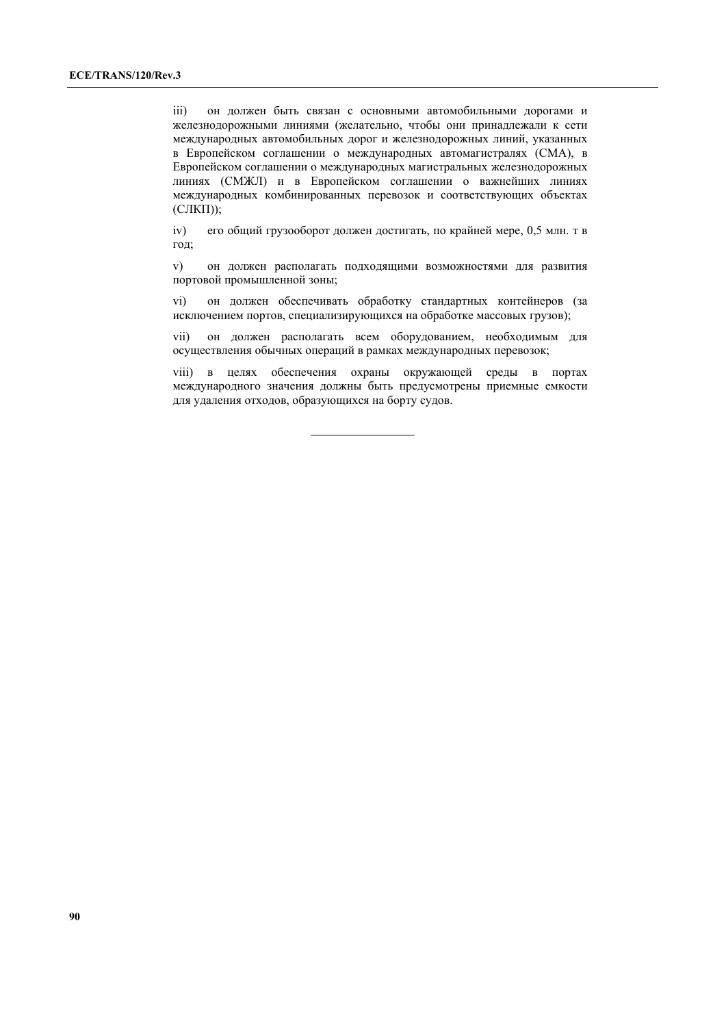iii) он должен быть связан с основными автомобильными дорогами и железнодорожными линиями (желательно, чтобы они принадлежали к сети международных автомобильных дорог и железнодорожных линий, указанных в Европейском соглашении о международных автомагистралях (СМА), в Европейском соглашении о международных магистральных железнодорожных линиях (СМЖЛ) и в Европейском соглашении о важнейших линиях международных комбинированных перевозок и соответствующих объектах (СЛКП));

iv) его общий грузооборот должен достигать, по крайней мере, 0,5 млн. т в год;

v) он должен располагать подходящими возможностями для развития портовой промышленной зоны;

vi) он должен обеспечивать обработку стандартных контейнеров (за исключением портов, специализирующихся на обработке массовых грузов);

vii) он должен располагать всем оборудованием, необходимым для осуществления обычных операций в рамках международных перевозок;

viii) в целях обеспечения охраны окружающей среды в портах международного значения должны быть предусмотрены приемные емкости для удаления отходов, образующихся на борту судов.

---